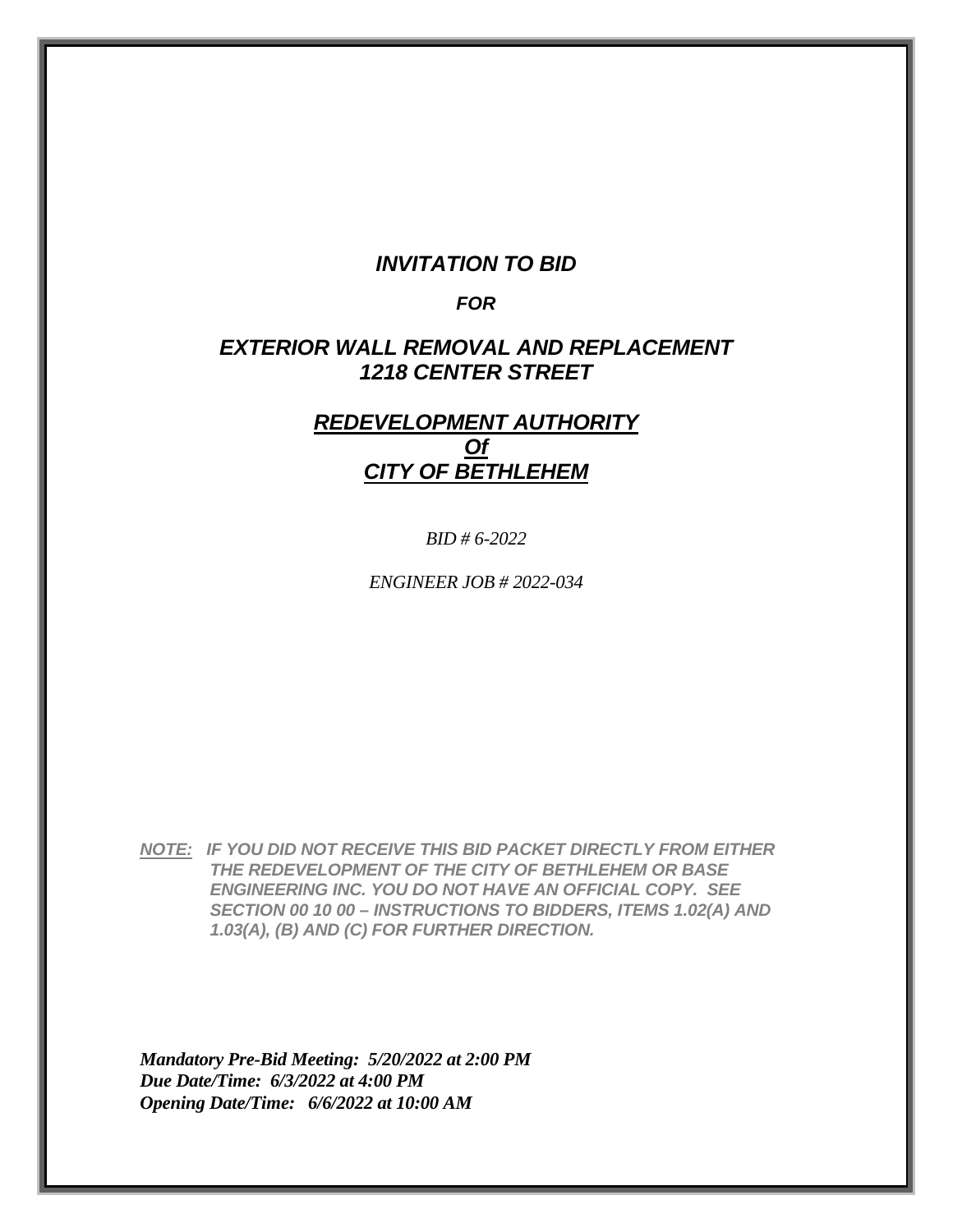# *INVITATION TO BID*

***FOR***

## *EXTERIOR WALL REMOVAL AND REPLACEMENT*
## *1218 CENTER STREET*

## ***REDEVELOPMENT AUTHORITY***
## ***Of***
## ***CITY OF BETHLEHEM***

*BID # 6-2022*

*ENGINEER JOB # 2022-034*

***NOTE:*** ***IF YOU DID NOT RECEIVE THIS BID PACKET DIRECTLY FROM EITHER THE REDEVELOPMENT OF THE CITY OF BETHLEHEM OR BASE ENGINEERING INC. YOU DO NOT HAVE AN OFFICIAL COPY. SEE SECTION 00 10 00 – INSTRUCTIONS TO BIDDERS, ITEMS 1.02(A) AND 1.03(A), (B) AND (C) FOR FURTHER DIRECTION.***

***Mandatory Pre-Bid Meeting: 5/20/2022 at 2:00 PM***
***Due Date/Time: 6/3/2022 at 4:00 PM***
***Opening Date/Time: 6/6/2022 at 10:00 AM***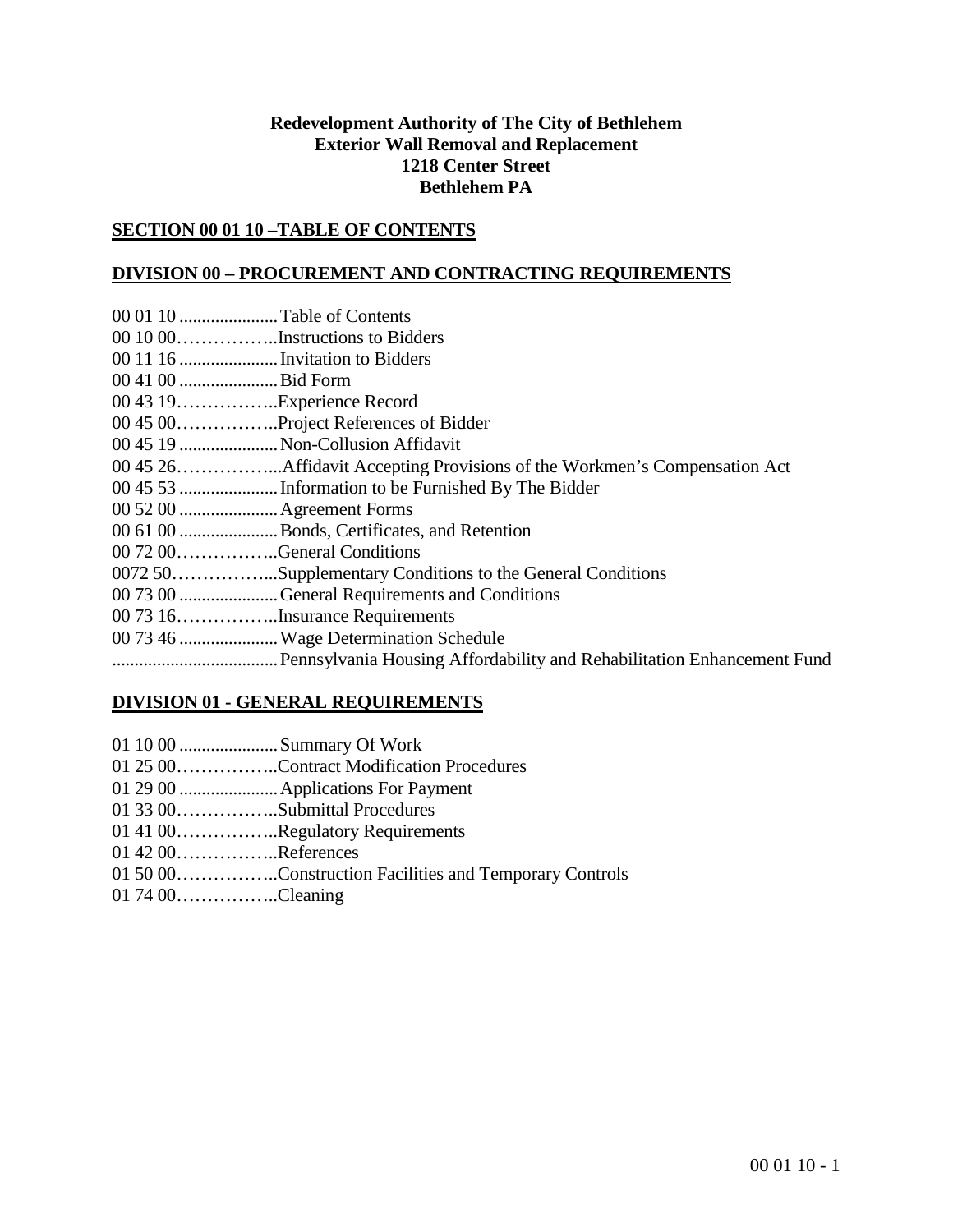**Redevelopment Authority of The City of Bethlehem**
**Exterior Wall Removal and Replacement**
**1218 Center Street**
**Bethlehem PA**

## SECTION 00 01 10 –TABLE OF CONTENTS

## DIVISION 00 – PROCUREMENT AND CONTRACTING REQUIREMENTS

00 01 10 ......................Table of Contents
00 10 00……………..Instructions to Bidders
00 11 16 ......................Invitation to Bidders
00 41 00 ......................Bid Form
00 43 19……………..Experience Record
00 45 00……………..Project References of Bidder
00 45 19 ......................Non-Collusion Affidavit
00 45 26……………...Affidavit Accepting Provisions of the Workmen's Compensation Act
00 45 53 ......................Information to be Furnished By The Bidder
00 52 00 ......................Agreement Forms
00 61 00 ......................Bonds, Certificates, and Retention
00 72 00……………..General Conditions
0072 50……………...Supplementary Conditions to the General Conditions
00 73 00 ......................General Requirements and Conditions
00 73 16……………..Insurance Requirements
00 73 46 ......................Wage Determination Schedule
.....................................Pennsylvania Housing Affordability and Rehabilitation Enhancement Fund

## DIVISION 01 - GENERAL REQUIREMENTS

01 10 00 ......................Summary Of Work
01 25 00……………..Contract Modification Procedures
01 29 00 ......................Applications For Payment
01 33 00……………..Submittal Procedures
01 41 00……………..Regulatory Requirements
01 42 00……………..References
01 50 00……………..Construction Facilities and Temporary Controls
01 74 00……………..Cleaning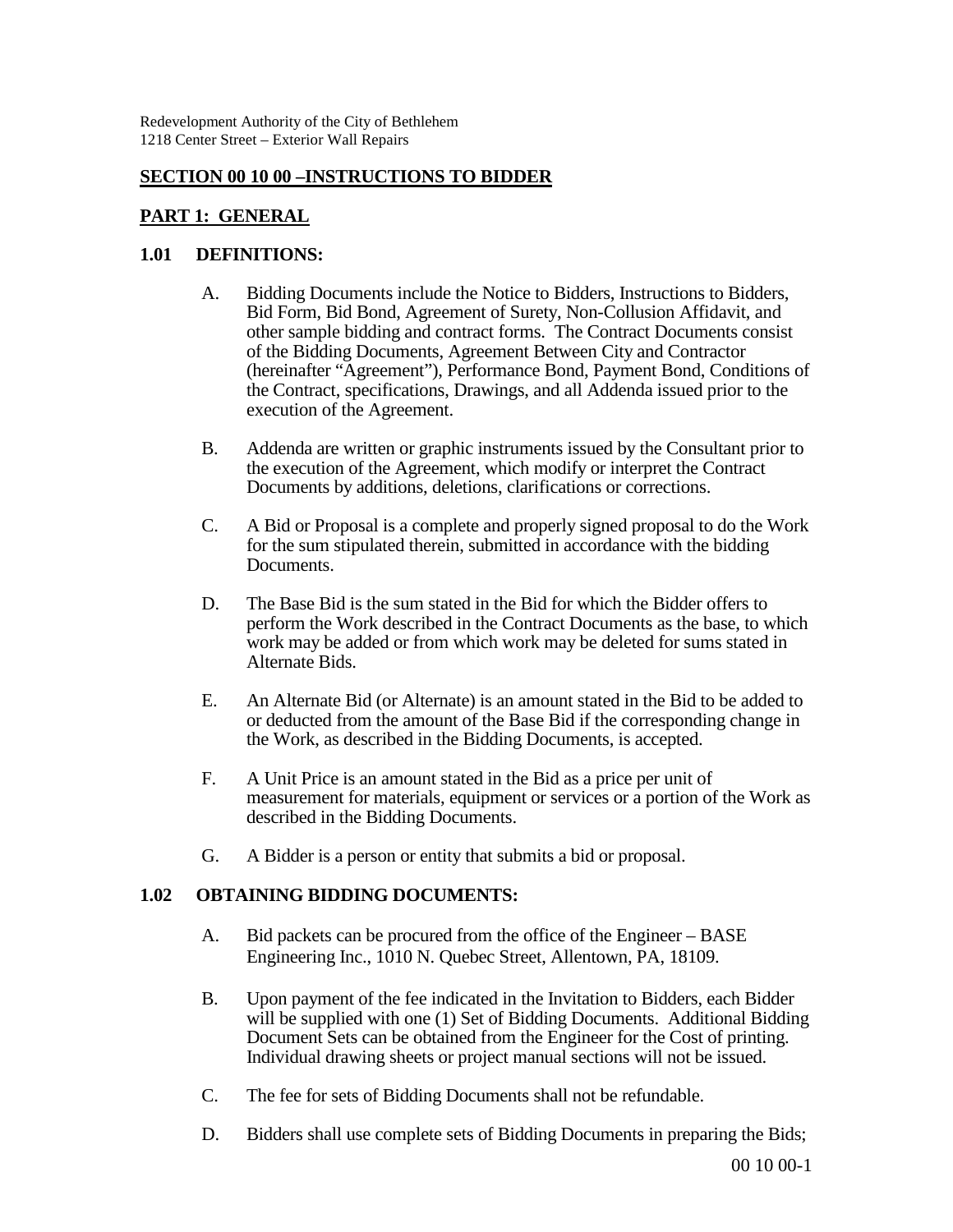Redevelopment Authority of the City of Bethlehem
1218 Center Street – Exterior Wall Repairs

## SECTION 00 10 00 –INSTRUCTIONS TO BIDDER

## PART 1: GENERAL

### 1.01 DEFINITIONS:

A. Bidding Documents include the Notice to Bidders, Instructions to Bidders, Bid Form, Bid Bond, Agreement of Surety, Non-Collusion Affidavit, and other sample bidding and contract forms. The Contract Documents consist of the Bidding Documents, Agreement Between City and Contractor (hereinafter "Agreement"), Performance Bond, Payment Bond, Conditions of the Contract, specifications, Drawings, and all Addenda issued prior to the execution of the Agreement.

B. Addenda are written or graphic instruments issued by the Consultant prior to the execution of the Agreement, which modify or interpret the Contract Documents by additions, deletions, clarifications or corrections.

C. A Bid or Proposal is a complete and properly signed proposal to do the Work for the sum stipulated therein, submitted in accordance with the bidding Documents.

D. The Base Bid is the sum stated in the Bid for which the Bidder offers to perform the Work described in the Contract Documents as the base, to which work may be added or from which work may be deleted for sums stated in Alternate Bids.

E. An Alternate Bid (or Alternate) is an amount stated in the Bid to be added to or deducted from the amount of the Base Bid if the corresponding change in the Work, as described in the Bidding Documents, is accepted.

F. A Unit Price is an amount stated in the Bid as a price per unit of measurement for materials, equipment or services or a portion of the Work as described in the Bidding Documents.

G. A Bidder is a person or entity that submits a bid or proposal.

### 1.02 OBTAINING BIDDING DOCUMENTS:

A. Bid packets can be procured from the office of the Engineer – BASE Engineering Inc., 1010 N. Quebec Street, Allentown, PA, 18109.

B. Upon payment of the fee indicated in the Invitation to Bidders, each Bidder will be supplied with one (1) Set of Bidding Documents. Additional Bidding Document Sets can be obtained from the Engineer for the Cost of printing. Individual drawing sheets or project manual sections will not be issued.

C. The fee for sets of Bidding Documents shall not be refundable.

D. Bidders shall use complete sets of Bidding Documents in preparing the Bids;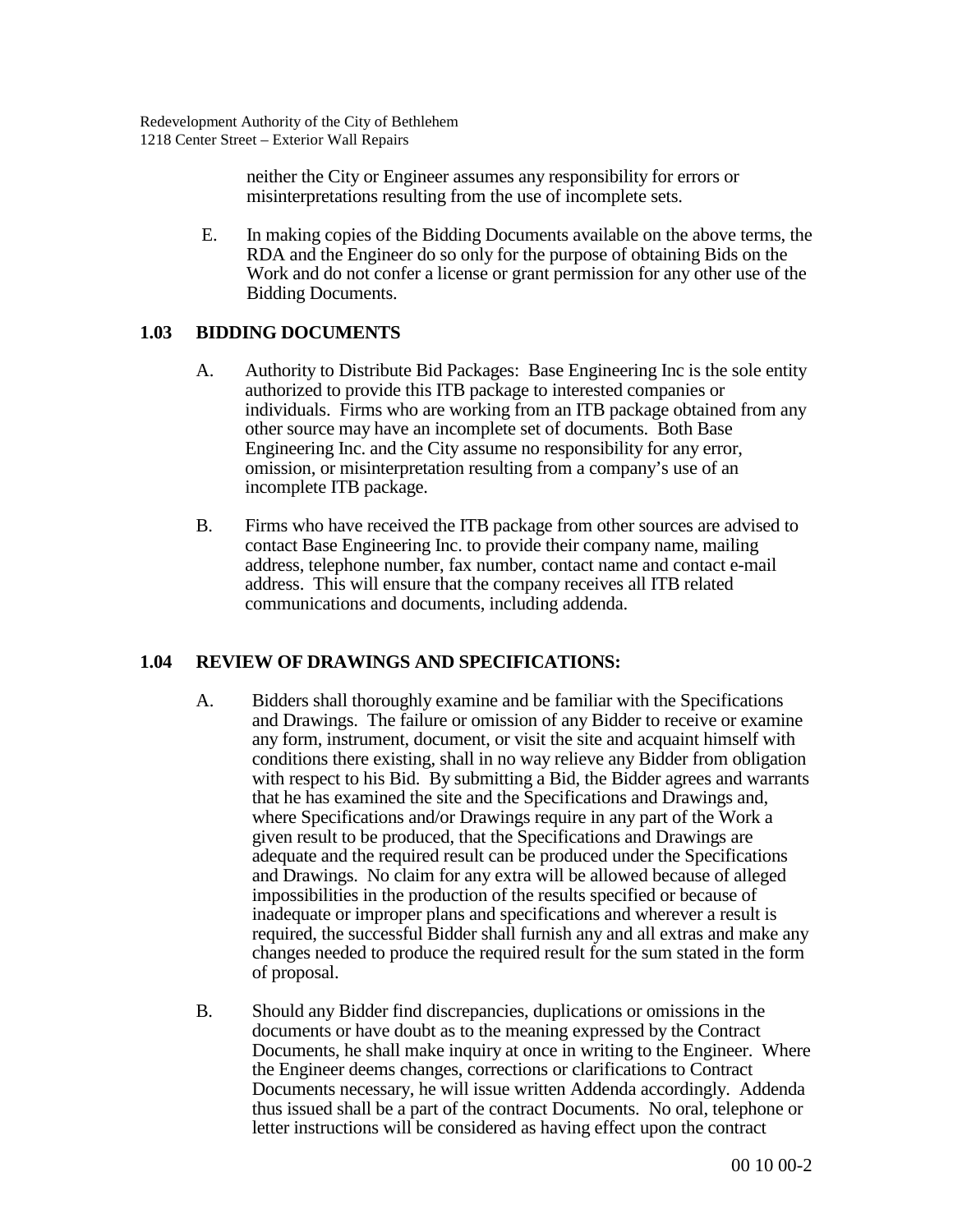neither the City or Engineer assumes any responsibility for errors or misinterpretations resulting from the use of incomplete sets.

E. In making copies of the Bidding Documents available on the above terms, the RDA and the Engineer do so only for the purpose of obtaining Bids on the Work and do not confer a license or grant permission for any other use of the Bidding Documents.

## 1.03 BIDDING DOCUMENTS

A. Authority to Distribute Bid Packages: Base Engineering Inc is the sole entity authorized to provide this ITB package to interested companies or individuals. Firms who are working from an ITB package obtained from any other source may have an incomplete set of documents. Both Base Engineering Inc. and the City assume no responsibility for any error, omission, or misinterpretation resulting from a company's use of an incomplete ITB package.

B. Firms who have received the ITB package from other sources are advised to contact Base Engineering Inc. to provide their company name, mailing address, telephone number, fax number, contact name and contact e-mail address. This will ensure that the company receives all ITB related communications and documents, including addenda.

## 1.04 REVIEW OF DRAWINGS AND SPECIFICATIONS:

A. Bidders shall thoroughly examine and be familiar with the Specifications and Drawings. The failure or omission of any Bidder to receive or examine any form, instrument, document, or visit the site and acquaint himself with conditions there existing, shall in no way relieve any Bidder from obligation with respect to his Bid. By submitting a Bid, the Bidder agrees and warrants that he has examined the site and the Specifications and Drawings and, where Specifications and/or Drawings require in any part of the Work a given result to be produced, that the Specifications and Drawings are adequate and the required result can be produced under the Specifications and Drawings. No claim for any extra will be allowed because of alleged impossibilities in the production of the results specified or because of inadequate or improper plans and specifications and wherever a result is required, the successful Bidder shall furnish any and all extras and make any changes needed to produce the required result for the sum stated in the form of proposal.

B. Should any Bidder find discrepancies, duplications or omissions in the documents or have doubt as to the meaning expressed by the Contract Documents, he shall make inquiry at once in writing to the Engineer. Where the Engineer deems changes, corrections or clarifications to Contract Documents necessary, he will issue written Addenda accordingly. Addenda thus issued shall be a part of the contract Documents. No oral, telephone or letter instructions will be considered as having effect upon the contract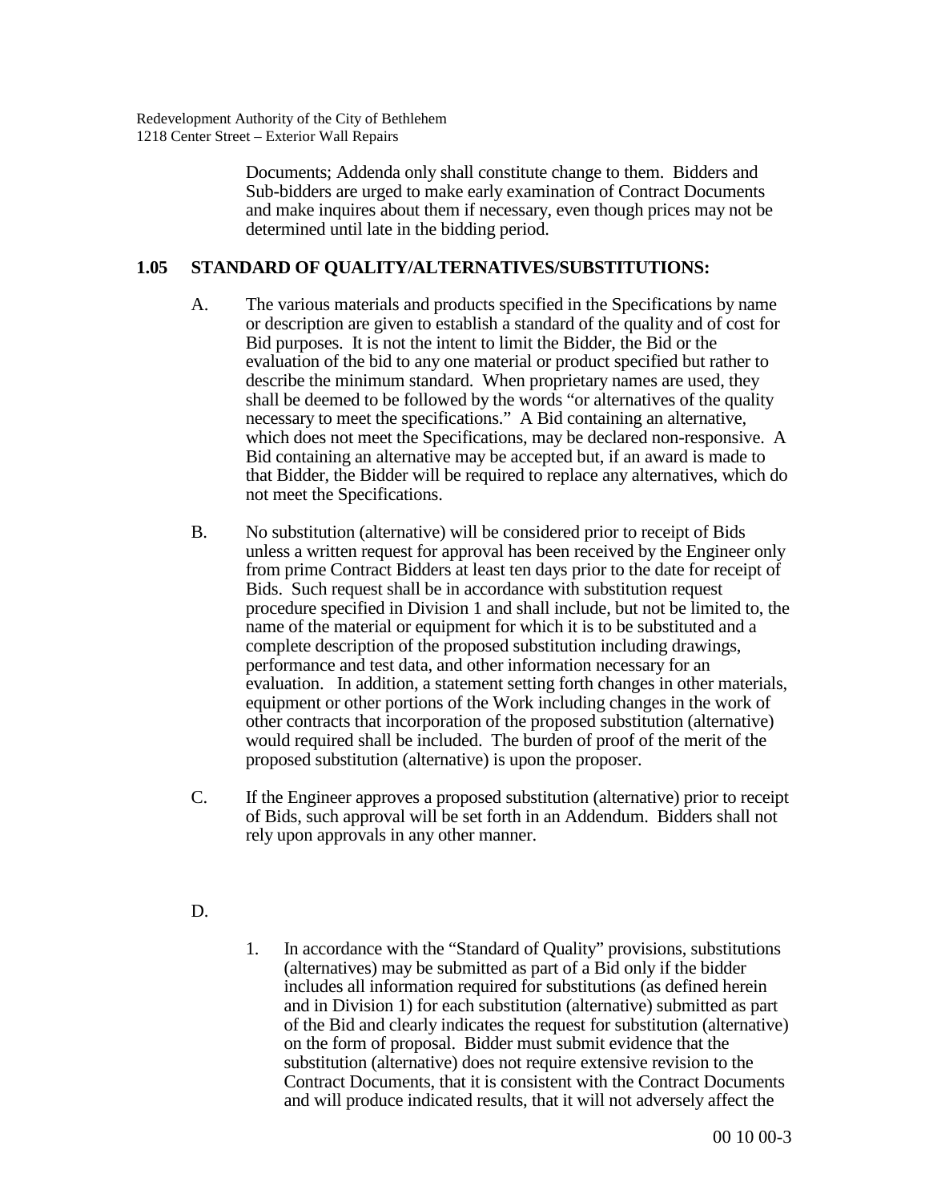Documents; Addenda only shall constitute change to them. Bidders and Sub-bidders are urged to make early examination of Contract Documents and make inquires about them if necessary, even though prices may not be determined until late in the bidding period.

## 1.05 STANDARD OF QUALITY/ALTERNATIVES/SUBSTITUTIONS:

A. The various materials and products specified in the Specifications by name or description are given to establish a standard of the quality and of cost for Bid purposes. It is not the intent to limit the Bidder, the Bid or the evaluation of the bid to any one material or product specified but rather to describe the minimum standard. When proprietary names are used, they shall be deemed to be followed by the words "or alternatives of the quality necessary to meet the specifications." A Bid containing an alternative, which does not meet the Specifications, may be declared non-responsive. A Bid containing an alternative may be accepted but, if an award is made to that Bidder, the Bidder will be required to replace any alternatives, which do not meet the Specifications.

B. No substitution (alternative) will be considered prior to receipt of Bids unless a written request for approval has been received by the Engineer only from prime Contract Bidders at least ten days prior to the date for receipt of Bids. Such request shall be in accordance with substitution request procedure specified in Division 1 and shall include, but not be limited to, the name of the material or equipment for which it is to be substituted and a complete description of the proposed substitution including drawings, performance and test data, and other information necessary for an evaluation. In addition, a statement setting forth changes in other materials, equipment or other portions of the Work including changes in the work of other contracts that incorporation of the proposed substitution (alternative) would required shall be included. The burden of proof of the merit of the proposed substitution (alternative) is upon the proposer.

C. If the Engineer approves a proposed substitution (alternative) prior to receipt of Bids, such approval will be set forth in an Addendum. Bidders shall not rely upon approvals in any other manner.

D.

1. In accordance with the "Standard of Quality" provisions, substitutions (alternatives) may be submitted as part of a Bid only if the bidder includes all information required for substitutions (as defined herein and in Division 1) for each substitution (alternative) submitted as part of the Bid and clearly indicates the request for substitution (alternative) on the form of proposal. Bidder must submit evidence that the substitution (alternative) does not require extensive revision to the Contract Documents, that it is consistent with the Contract Documents and will produce indicated results, that it will not adversely affect the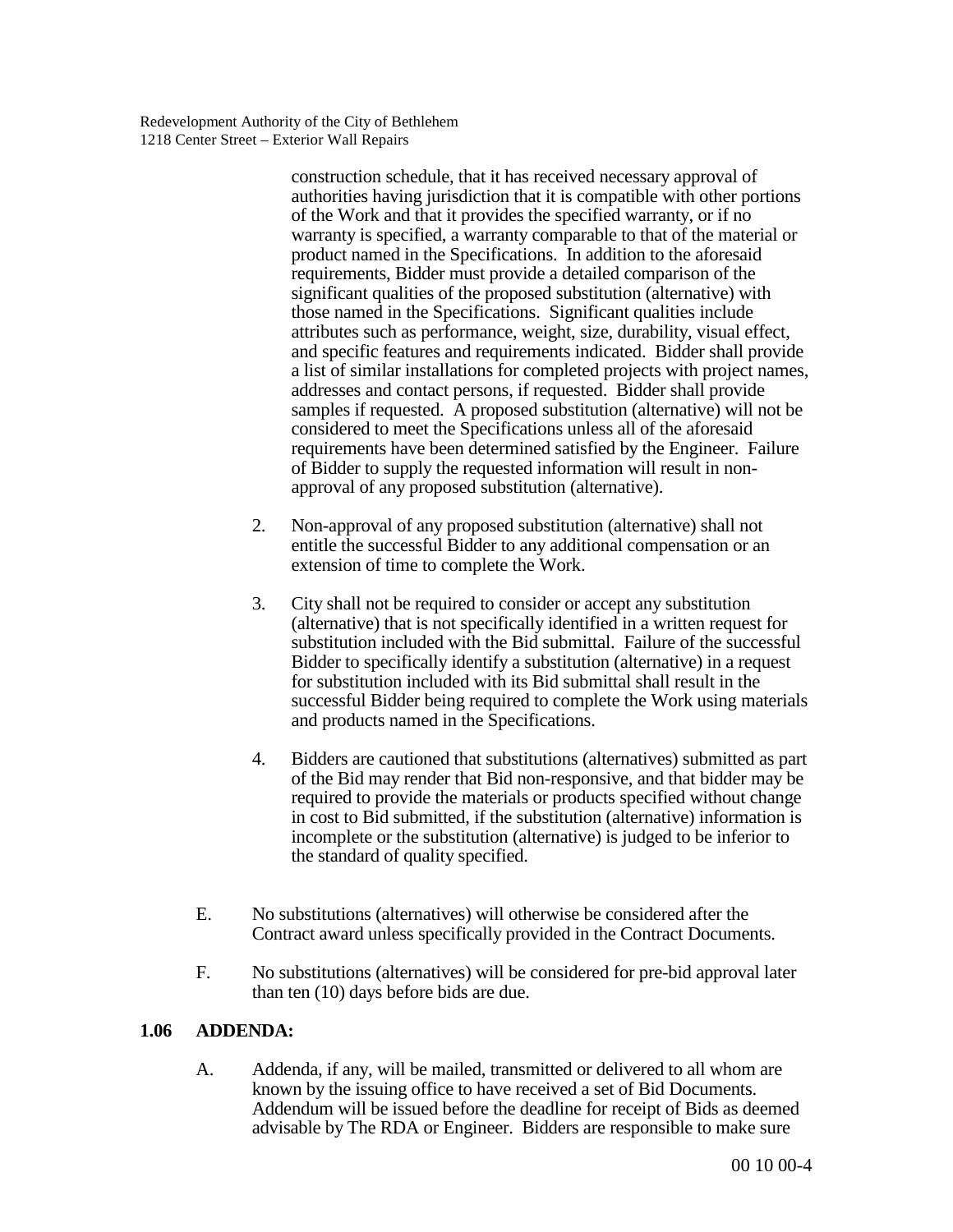construction schedule, that it has received necessary approval of authorities having jurisdiction that it is compatible with other portions of the Work and that it provides the specified warranty, or if no warranty is specified, a warranty comparable to that of the material or product named in the Specifications. In addition to the aforesaid requirements, Bidder must provide a detailed comparison of the significant qualities of the proposed substitution (alternative) with those named in the Specifications. Significant qualities include attributes such as performance, weight, size, durability, visual effect, and specific features and requirements indicated. Bidder shall provide a list of similar installations for completed projects with project names, addresses and contact persons, if requested. Bidder shall provide samples if requested. A proposed substitution (alternative) will not be considered to meet the Specifications unless all of the aforesaid requirements have been determined satisfied by the Engineer. Failure of Bidder to supply the requested information will result in non-approval of any proposed substitution (alternative).

2. Non-approval of any proposed substitution (alternative) shall not entitle the successful Bidder to any additional compensation or an extension of time to complete the Work.

3. City shall not be required to consider or accept any substitution (alternative) that is not specifically identified in a written request for substitution included with the Bid submittal. Failure of the successful Bidder to specifically identify a substitution (alternative) in a request for substitution included with its Bid submittal shall result in the successful Bidder being required to complete the Work using materials and products named in the Specifications.

4. Bidders are cautioned that substitutions (alternatives) submitted as part of the Bid may render that Bid non-responsive, and that bidder may be required to provide the materials or products specified without change in cost to Bid submitted, if the substitution (alternative) information is incomplete or the substitution (alternative) is judged to be inferior to the standard of quality specified.

E. No substitutions (alternatives) will otherwise be considered after the Contract award unless specifically provided in the Contract Documents.

F. No substitutions (alternatives) will be considered for pre-bid approval later than ten (10) days before bids are due.

## 1.06 ADDENDA:

A. Addenda, if any, will be mailed, transmitted or delivered to all whom are known by the issuing office to have received a set of Bid Documents. Addendum will be issued before the deadline for receipt of Bids as deemed advisable by The RDA or Engineer. Bidders are responsible to make sure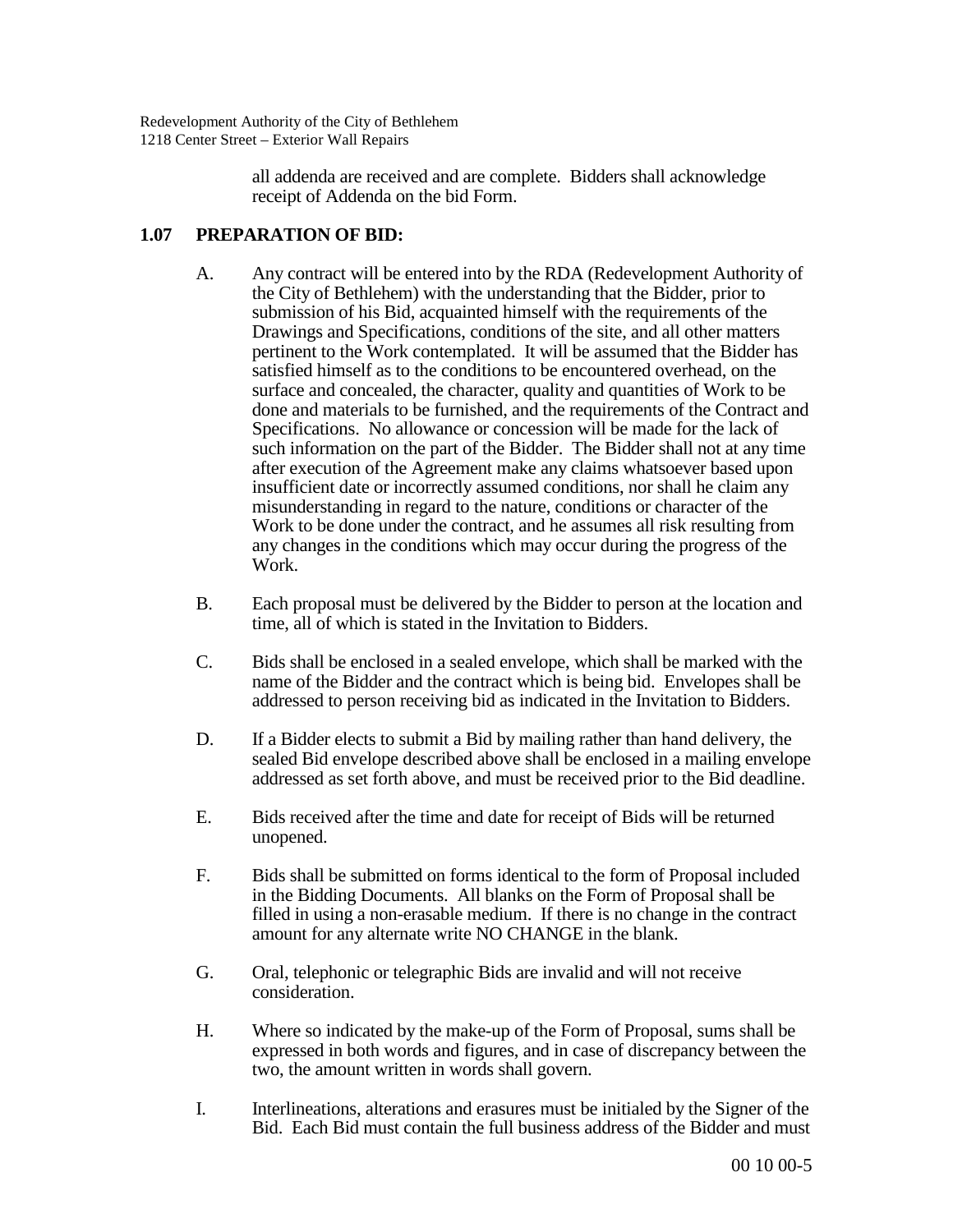all addenda are received and are complete. Bidders shall acknowledge receipt of Addenda on the bid Form.

## 1.07 PREPARATION OF BID:

A. Any contract will be entered into by the RDA (Redevelopment Authority of the City of Bethlehem) with the understanding that the Bidder, prior to submission of his Bid, acquainted himself with the requirements of the Drawings and Specifications, conditions of the site, and all other matters pertinent to the Work contemplated. It will be assumed that the Bidder has satisfied himself as to the conditions to be encountered overhead, on the surface and concealed, the character, quality and quantities of Work to be done and materials to be furnished, and the requirements of the Contract and Specifications. No allowance or concession will be made for the lack of such information on the part of the Bidder. The Bidder shall not at any time after execution of the Agreement make any claims whatsoever based upon insufficient date or incorrectly assumed conditions, nor shall he claim any misunderstanding in regard to the nature, conditions or character of the Work to be done under the contract, and he assumes all risk resulting from any changes in the conditions which may occur during the progress of the Work.

B. Each proposal must be delivered by the Bidder to person at the location and time, all of which is stated in the Invitation to Bidders.

C. Bids shall be enclosed in a sealed envelope, which shall be marked with the name of the Bidder and the contract which is being bid. Envelopes shall be addressed to person receiving bid as indicated in the Invitation to Bidders.

D. If a Bidder elects to submit a Bid by mailing rather than hand delivery, the sealed Bid envelope described above shall be enclosed in a mailing envelope addressed as set forth above, and must be received prior to the Bid deadline.

E. Bids received after the time and date for receipt of Bids will be returned unopened.

F. Bids shall be submitted on forms identical to the form of Proposal included in the Bidding Documents. All blanks on the Form of Proposal shall be filled in using a non-erasable medium. If there is no change in the contract amount for any alternate write NO CHANGE in the blank.

G. Oral, telephonic or telegraphic Bids are invalid and will not receive consideration.

H. Where so indicated by the make-up of the Form of Proposal, sums shall be expressed in both words and figures, and in case of discrepancy between the two, the amount written in words shall govern.

I. Interlineations, alterations and erasures must be initialed by the Signer of the Bid. Each Bid must contain the full business address of the Bidder and must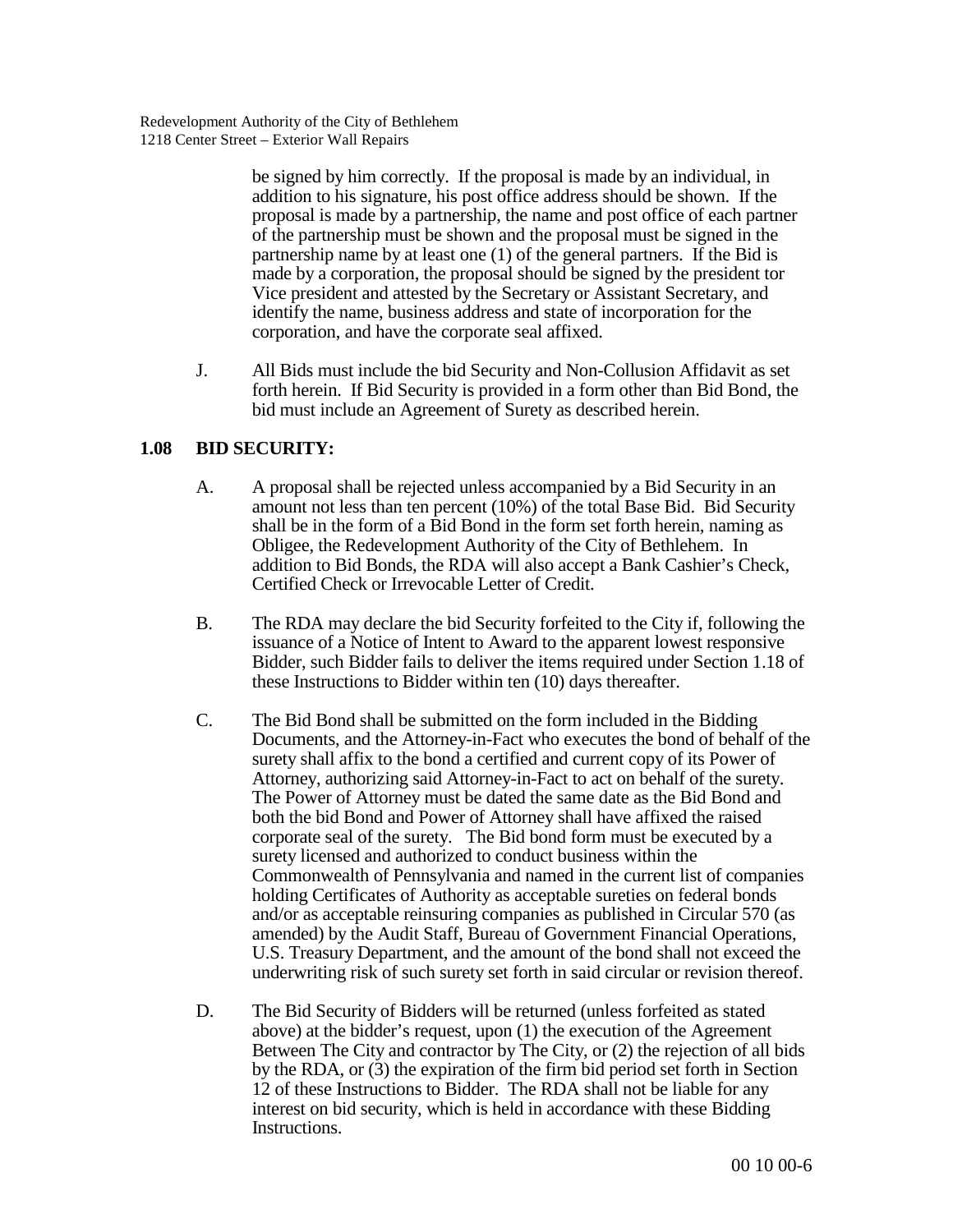be signed by him correctly. If the proposal is made by an individual, in addition to his signature, his post office address should be shown. If the proposal is made by a partnership, the name and post office of each partner of the partnership must be shown and the proposal must be signed in the partnership name by at least one (1) of the general partners. If the Bid is made by a corporation, the proposal should be signed by the president tor Vice president and attested by the Secretary or Assistant Secretary, and identify the name, business address and state of incorporation for the corporation, and have the corporate seal affixed.

J. All Bids must include the bid Security and Non-Collusion Affidavit as set forth herein. If Bid Security is provided in a form other than Bid Bond, the bid must include an Agreement of Surety as described herein.

## 1.08 BID SECURITY:

A. A proposal shall be rejected unless accompanied by a Bid Security in an amount not less than ten percent (10%) of the total Base Bid. Bid Security shall be in the form of a Bid Bond in the form set forth herein, naming as Obligee, the Redevelopment Authority of the City of Bethlehem. In addition to Bid Bonds, the RDA will also accept a Bank Cashier's Check, Certified Check or Irrevocable Letter of Credit.

B. The RDA may declare the bid Security forfeited to the City if, following the issuance of a Notice of Intent to Award to the apparent lowest responsive Bidder, such Bidder fails to deliver the items required under Section 1.18 of these Instructions to Bidder within ten (10) days thereafter.

C. The Bid Bond shall be submitted on the form included in the Bidding Documents, and the Attorney-in-Fact who executes the bond of behalf of the surety shall affix to the bond a certified and current copy of its Power of Attorney, authorizing said Attorney-in-Fact to act on behalf of the surety. The Power of Attorney must be dated the same date as the Bid Bond and both the bid Bond and Power of Attorney shall have affixed the raised corporate seal of the surety. The Bid bond form must be executed by a surety licensed and authorized to conduct business within the Commonwealth of Pennsylvania and named in the current list of companies holding Certificates of Authority as acceptable sureties on federal bonds and/or as acceptable reinsuring companies as published in Circular 570 (as amended) by the Audit Staff, Bureau of Government Financial Operations, U.S. Treasury Department, and the amount of the bond shall not exceed the underwriting risk of such surety set forth in said circular or revision thereof.

D. The Bid Security of Bidders will be returned (unless forfeited as stated above) at the bidder's request, upon (1) the execution of the Agreement Between The City and contractor by The City, or (2) the rejection of all bids by the RDA, or (3) the expiration of the firm bid period set forth in Section 12 of these Instructions to Bidder. The RDA shall not be liable for any interest on bid security, which is held in accordance with these Bidding Instructions.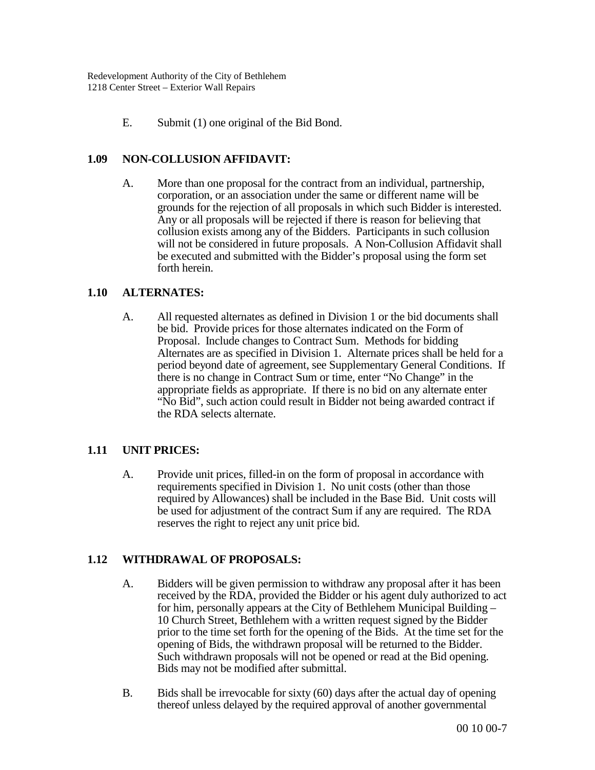E. Submit (1) one original of the Bid Bond.

## 1.09 NON-COLLUSION AFFIDAVIT:

A. More than one proposal for the contract from an individual, partnership, corporation, or an association under the same or different name will be grounds for the rejection of all proposals in which such Bidder is interested. Any or all proposals will be rejected if there is reason for believing that collusion exists among any of the Bidders. Participants in such collusion will not be considered in future proposals. A Non-Collusion Affidavit shall be executed and submitted with the Bidder's proposal using the form set forth herein.

## 1.10 ALTERNATES:

A. All requested alternates as defined in Division 1 or the bid documents shall be bid. Provide prices for those alternates indicated on the Form of Proposal. Include changes to Contract Sum. Methods for bidding Alternates are as specified in Division 1. Alternate prices shall be held for a period beyond date of agreement, see Supplementary General Conditions. If there is no change in Contract Sum or time, enter "No Change" in the appropriate fields as appropriate. If there is no bid on any alternate enter "No Bid", such action could result in Bidder not being awarded contract if the RDA selects alternate.

## 1.11 UNIT PRICES:

A. Provide unit prices, filled-in on the form of proposal in accordance with requirements specified in Division 1. No unit costs (other than those required by Allowances) shall be included in the Base Bid. Unit costs will be used for adjustment of the contract Sum if any are required. The RDA reserves the right to reject any unit price bid.

## 1.12 WITHDRAWAL OF PROPOSALS:

A. Bidders will be given permission to withdraw any proposal after it has been received by the RDA, provided the Bidder or his agent duly authorized to act for him, personally appears at the City of Bethlehem Municipal Building – 10 Church Street, Bethlehem with a written request signed by the Bidder prior to the time set forth for the opening of the Bids. At the time set for the opening of Bids, the withdrawn proposal will be returned to the Bidder. Such withdrawn proposals will not be opened or read at the Bid opening. Bids may not be modified after submittal.

B. Bids shall be irrevocable for sixty (60) days after the actual day of opening thereof unless delayed by the required approval of another governmental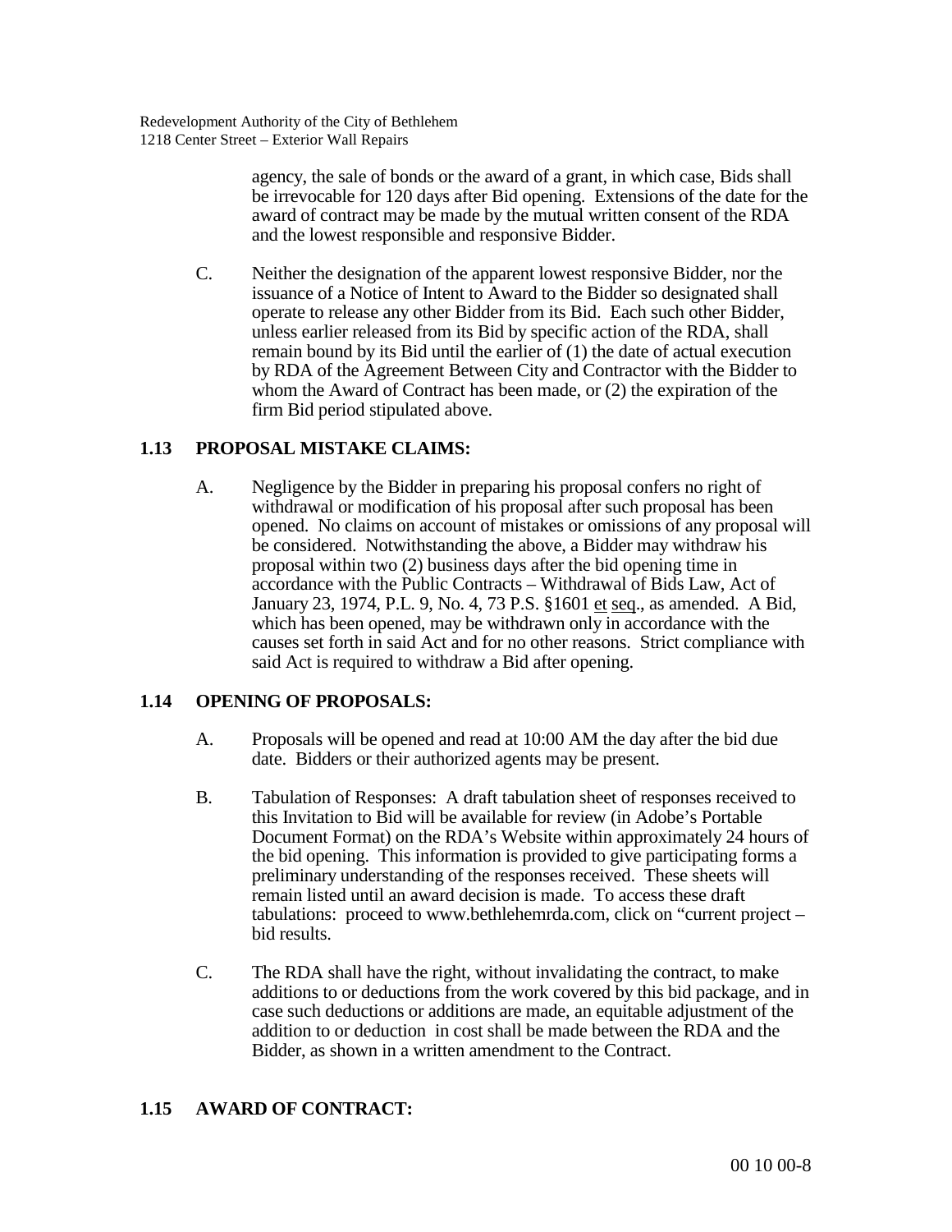agency, the sale of bonds or the award of a grant, in which case, Bids shall be irrevocable for 120 days after Bid opening. Extensions of the date for the award of contract may be made by the mutual written consent of the RDA and the lowest responsible and responsive Bidder.

C. Neither the designation of the apparent lowest responsive Bidder, nor the issuance of a Notice of Intent to Award to the Bidder so designated shall operate to release any other Bidder from its Bid. Each such other Bidder, unless earlier released from its Bid by specific action of the RDA, shall remain bound by its Bid until the earlier of (1) the date of actual execution by RDA of the Agreement Between City and Contractor with the Bidder to whom the Award of Contract has been made, or (2) the expiration of the firm Bid period stipulated above.

## 1.13 PROPOSAL MISTAKE CLAIMS:

A. Negligence by the Bidder in preparing his proposal confers no right of withdrawal or modification of his proposal after such proposal has been opened. No claims on account of mistakes or omissions of any proposal will be considered. Notwithstanding the above, a Bidder may withdraw his proposal within two (2) business days after the bid opening time in accordance with the Public Contracts – Withdrawal of Bids Law, Act of January 23, 1974, P.L. 9, No. 4, 73 P.S. §1601 et seq., as amended. A Bid, which has been opened, may be withdrawn only in accordance with the causes set forth in said Act and for no other reasons. Strict compliance with said Act is required to withdraw a Bid after opening.

## 1.14 OPENING OF PROPOSALS:

A. Proposals will be opened and read at 10:00 AM the day after the bid due date. Bidders or their authorized agents may be present.

B. Tabulation of Responses: A draft tabulation sheet of responses received to this Invitation to Bid will be available for review (in Adobe's Portable Document Format) on the RDA's Website within approximately 24 hours of the bid opening. This information is provided to give participating forms a preliminary understanding of the responses received. These sheets will remain listed until an award decision is made. To access these draft tabulations: proceed to www.bethlehemrda.com, click on "current project – bid results.

C. The RDA shall have the right, without invalidating the contract, to make additions to or deductions from the work covered by this bid package, and in case such deductions or additions are made, an equitable adjustment of the addition to or deduction in cost shall be made between the RDA and the Bidder, as shown in a written amendment to the Contract.

## 1.15 AWARD OF CONTRACT: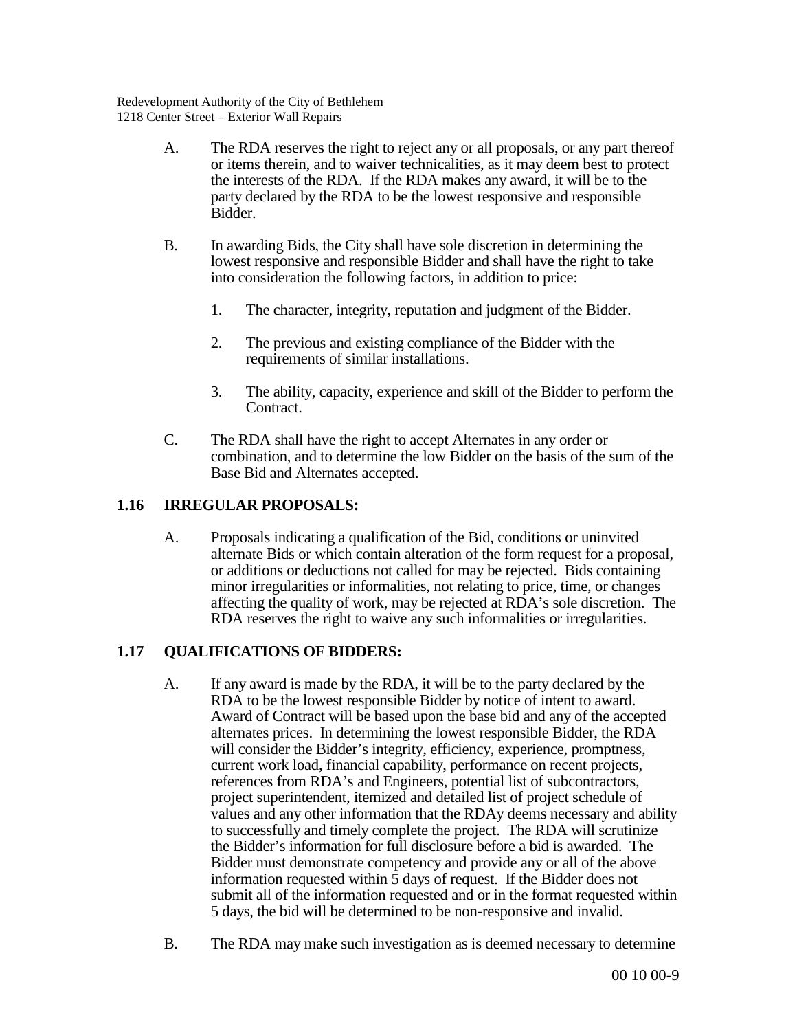A. The RDA reserves the right to reject any or all proposals, or any part thereof or items therein, and to waiver technicalities, as it may deem best to protect the interests of the RDA. If the RDA makes any award, it will be to the party declared by the RDA to be the lowest responsive and responsible Bidder.

B. In awarding Bids, the City shall have sole discretion in determining the lowest responsive and responsible Bidder and shall have the right to take into consideration the following factors, in addition to price:

1. The character, integrity, reputation and judgment of the Bidder.

2. The previous and existing compliance of the Bidder with the requirements of similar installations.

3. The ability, capacity, experience and skill of the Bidder to perform the Contract.

C. The RDA shall have the right to accept Alternates in any order or combination, and to determine the low Bidder on the basis of the sum of the Base Bid and Alternates accepted.

## 1.16 IRREGULAR PROPOSALS:

A. Proposals indicating a qualification of the Bid, conditions or uninvited alternate Bids or which contain alteration of the form request for a proposal, or additions or deductions not called for may be rejected. Bids containing minor irregularities or informalities, not relating to price, time, or changes affecting the quality of work, may be rejected at RDA's sole discretion. The RDA reserves the right to waive any such informalities or irregularities.

## 1.17 QUALIFICATIONS OF BIDDERS:

A. If any award is made by the RDA, it will be to the party declared by the RDA to be the lowest responsible Bidder by notice of intent to award. Award of Contract will be based upon the base bid and any of the accepted alternates prices. In determining the lowest responsible Bidder, the RDA will consider the Bidder's integrity, efficiency, experience, promptness, current work load, financial capability, performance on recent projects, references from RDA's and Engineers, potential list of subcontractors, project superintendent, itemized and detailed list of project schedule of values and any other information that the RDAy deems necessary and ability to successfully and timely complete the project. The RDA will scrutinize the Bidder's information for full disclosure before a bid is awarded. The Bidder must demonstrate competency and provide any or all of the above information requested within 5 days of request. If the Bidder does not submit all of the information requested and or in the format requested within 5 days, the bid will be determined to be non-responsive and invalid.

B. The RDA may make such investigation as is deemed necessary to determine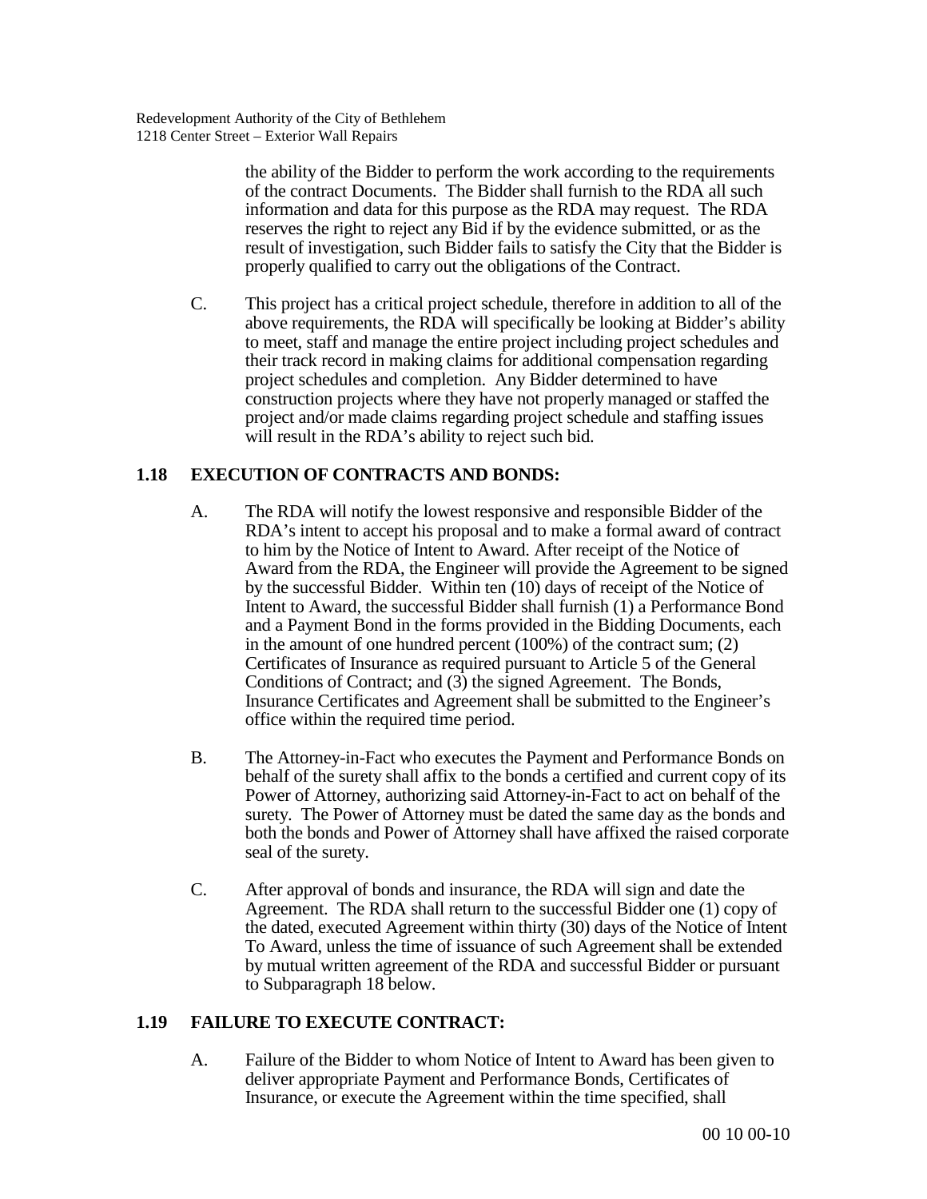the ability of the Bidder to perform the work according to the requirements of the contract Documents. The Bidder shall furnish to the RDA all such information and data for this purpose as the RDA may request. The RDA reserves the right to reject any Bid if by the evidence submitted, or as the result of investigation, such Bidder fails to satisfy the City that the Bidder is properly qualified to carry out the obligations of the Contract.

C. This project has a critical project schedule, therefore in addition to all of the above requirements, the RDA will specifically be looking at Bidder's ability to meet, staff and manage the entire project including project schedules and their track record in making claims for additional compensation regarding project schedules and completion. Any Bidder determined to have construction projects where they have not properly managed or staffed the project and/or made claims regarding project schedule and staffing issues will result in the RDA's ability to reject such bid.

## 1.18 EXECUTION OF CONTRACTS AND BONDS:

A. The RDA will notify the lowest responsive and responsible Bidder of the RDA's intent to accept his proposal and to make a formal award of contract to him by the Notice of Intent to Award. After receipt of the Notice of Award from the RDA, the Engineer will provide the Agreement to be signed by the successful Bidder. Within ten (10) days of receipt of the Notice of Intent to Award, the successful Bidder shall furnish (1) a Performance Bond and a Payment Bond in the forms provided in the Bidding Documents, each in the amount of one hundred percent (100%) of the contract sum; (2) Certificates of Insurance as required pursuant to Article 5 of the General Conditions of Contract; and (3) the signed Agreement. The Bonds, Insurance Certificates and Agreement shall be submitted to the Engineer's office within the required time period.

B. The Attorney-in-Fact who executes the Payment and Performance Bonds on behalf of the surety shall affix to the bonds a certified and current copy of its Power of Attorney, authorizing said Attorney-in-Fact to act on behalf of the surety. The Power of Attorney must be dated the same day as the bonds and both the bonds and Power of Attorney shall have affixed the raised corporate seal of the surety.

C. After approval of bonds and insurance, the RDA will sign and date the Agreement. The RDA shall return to the successful Bidder one (1) copy of the dated, executed Agreement within thirty (30) days of the Notice of Intent To Award, unless the time of issuance of such Agreement shall be extended by mutual written agreement of the RDA and successful Bidder or pursuant to Subparagraph 18 below.

## 1.19 FAILURE TO EXECUTE CONTRACT:

A. Failure of the Bidder to whom Notice of Intent to Award has been given to deliver appropriate Payment and Performance Bonds, Certificates of Insurance, or execute the Agreement within the time specified, shall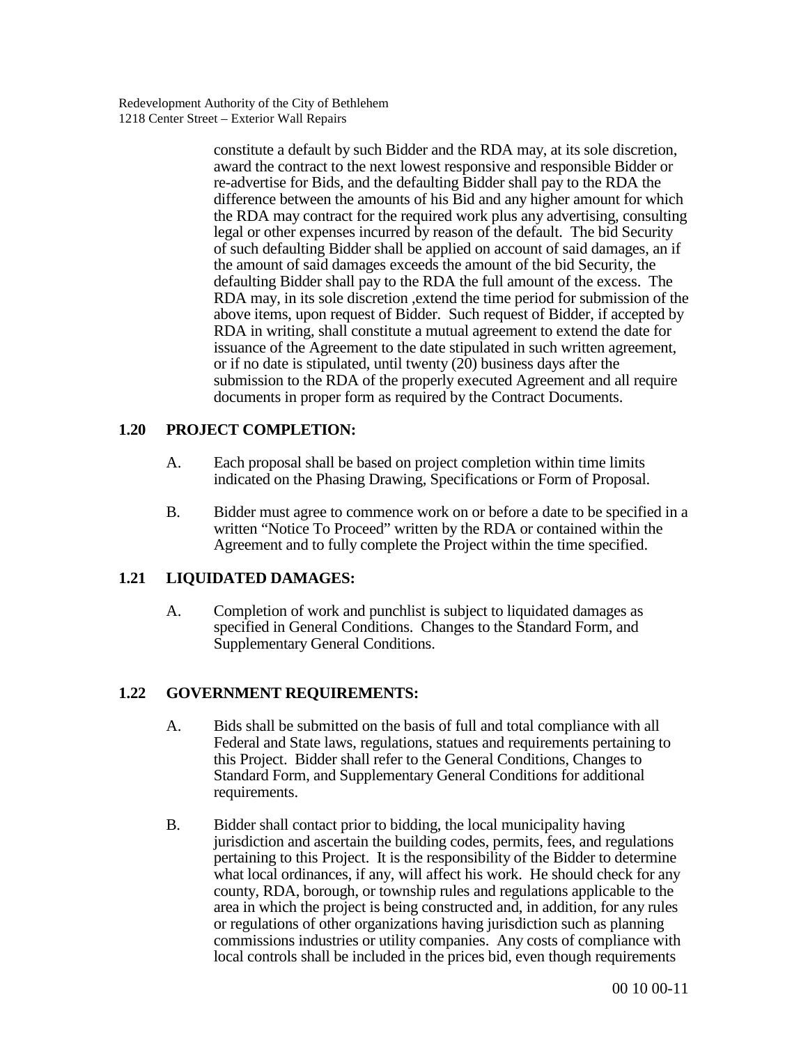constitute a default by such Bidder and the RDA may, at its sole discretion, award the contract to the next lowest responsive and responsible Bidder or re-advertise for Bids, and the defaulting Bidder shall pay to the RDA the difference between the amounts of his Bid and any higher amount for which the RDA may contract for the required work plus any advertising, consulting legal or other expenses incurred by reason of the default. The bid Security of such defaulting Bidder shall be applied on account of said damages, an if the amount of said damages exceeds the amount of the bid Security, the defaulting Bidder shall pay to the RDA the full amount of the excess. The RDA may, in its sole discretion ,extend the time period for submission of the above items, upon request of Bidder. Such request of Bidder, if accepted by RDA in writing, shall constitute a mutual agreement to extend the date for issuance of the Agreement to the date stipulated in such written agreement, or if no date is stipulated, until twenty (20) business days after the submission to the RDA of the properly executed Agreement and all require documents in proper form as required by the Contract Documents.

## 1.20 PROJECT COMPLETION:

A. Each proposal shall be based on project completion within time limits indicated on the Phasing Drawing, Specifications or Form of Proposal.

B. Bidder must agree to commence work on or before a date to be specified in a written "Notice To Proceed" written by the RDA or contained within the Agreement and to fully complete the Project within the time specified.

## 1.21 LIQUIDATED DAMAGES:

A. Completion of work and punchlist is subject to liquidated damages as specified in General Conditions. Changes to the Standard Form, and Supplementary General Conditions.

## 1.22 GOVERNMENT REQUIREMENTS:

A. Bids shall be submitted on the basis of full and total compliance with all Federal and State laws, regulations, statues and requirements pertaining to this Project. Bidder shall refer to the General Conditions, Changes to Standard Form, and Supplementary General Conditions for additional requirements.

B. Bidder shall contact prior to bidding, the local municipality having jurisdiction and ascertain the building codes, permits, fees, and regulations pertaining to this Project. It is the responsibility of the Bidder to determine what local ordinances, if any, will affect his work. He should check for any county, RDA, borough, or township rules and regulations applicable to the area in which the project is being constructed and, in addition, for any rules or regulations of other organizations having jurisdiction such as planning commissions industries or utility companies. Any costs of compliance with local controls shall be included in the prices bid, even though requirements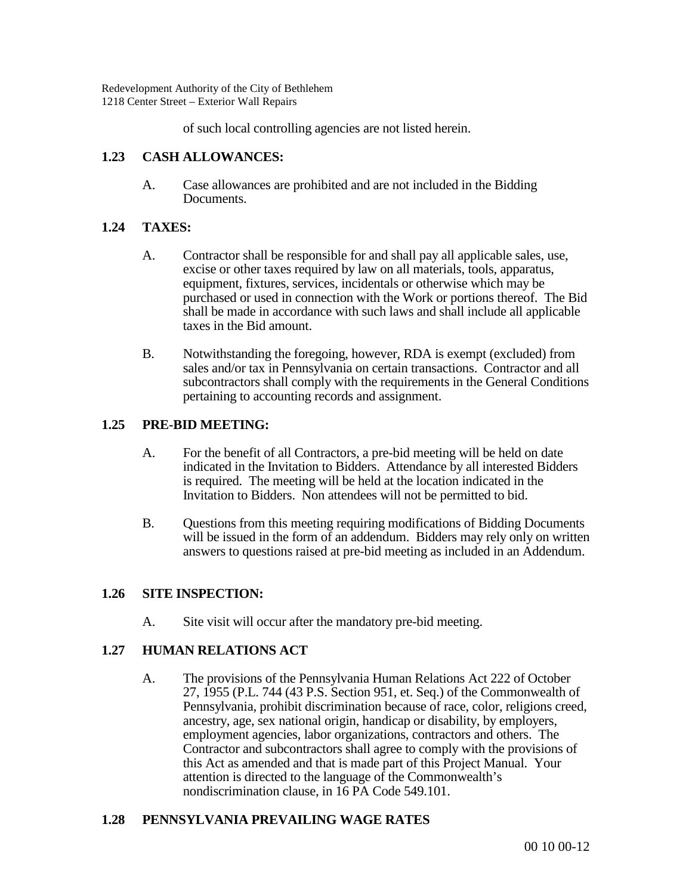of such local controlling agencies are not listed herein.

## 1.23 CASH ALLOWANCES:

A. Case allowances are prohibited and are not included in the Bidding Documents.

## 1.24 TAXES:

A. Contractor shall be responsible for and shall pay all applicable sales, use, excise or other taxes required by law on all materials, tools, apparatus, equipment, fixtures, services, incidentals or otherwise which may be purchased or used in connection with the Work or portions thereof. The Bid shall be made in accordance with such laws and shall include all applicable taxes in the Bid amount.

B. Notwithstanding the foregoing, however, RDA is exempt (excluded) from sales and/or tax in Pennsylvania on certain transactions. Contractor and all subcontractors shall comply with the requirements in the General Conditions pertaining to accounting records and assignment.

## 1.25 PRE-BID MEETING:

A. For the benefit of all Contractors, a pre-bid meeting will be held on date indicated in the Invitation to Bidders. Attendance by all interested Bidders is required. The meeting will be held at the location indicated in the Invitation to Bidders. Non attendees will not be permitted to bid.

B. Questions from this meeting requiring modifications of Bidding Documents will be issued in the form of an addendum. Bidders may rely only on written answers to questions raised at pre-bid meeting as included in an Addendum.

## 1.26 SITE INSPECTION:

A. Site visit will occur after the mandatory pre-bid meeting.

## 1.27 HUMAN RELATIONS ACT

A. The provisions of the Pennsylvania Human Relations Act 222 of October 27, 1955 (P.L. 744 (43 P.S. Section 951, et. Seq.) of the Commonwealth of Pennsylvania, prohibit discrimination because of race, color, religions creed, ancestry, age, sex national origin, handicap or disability, by employers, employment agencies, labor organizations, contractors and others. The Contractor and subcontractors shall agree to comply with the provisions of this Act as amended and that is made part of this Project Manual. Your attention is directed to the language of the Commonwealth's nondiscrimination clause, in 16 PA Code 549.101.

## 1.28 PENNSYLVANIA PREVAILING WAGE RATES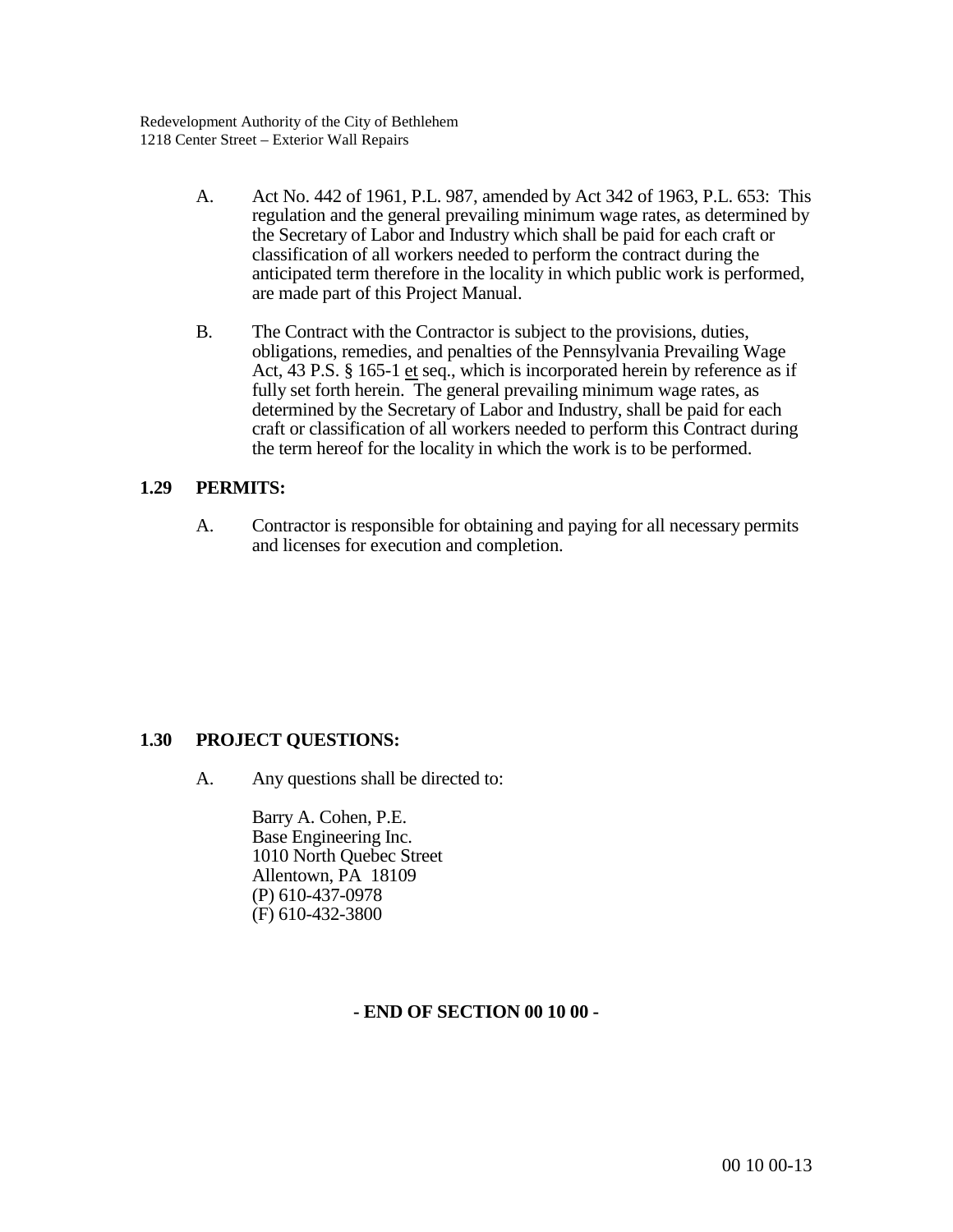A. Act No. 442 of 1961, P.L. 987, amended by Act 342 of 1963, P.L. 653: This regulation and the general prevailing minimum wage rates, as determined by the Secretary of Labor and Industry which shall be paid for each craft or classification of all workers needed to perform the contract during the anticipated term therefore in the locality in which public work is performed, are made part of this Project Manual.

B. The Contract with the Contractor is subject to the provisions, duties, obligations, remedies, and penalties of the Pennsylvania Prevailing Wage Act, 43 P.S. § 165-1 et seq., which is incorporated herein by reference as if fully set forth herein. The general prevailing minimum wage rates, as determined by the Secretary of Labor and Industry, shall be paid for each craft or classification of all workers needed to perform this Contract during the term hereof for the locality in which the work is to be performed.

## 1.29 PERMITS:

A. Contractor is responsible for obtaining and paying for all necessary permits and licenses for execution and completion.

## 1.30 PROJECT QUESTIONS:

A. Any questions shall be directed to:

Barry A. Cohen, P.E.
Base Engineering Inc.
1010 North Quebec Street
Allentown, PA 18109
(P) 610-437-0978
(F) 610-432-3800

**- END OF SECTION 00 10 00 -**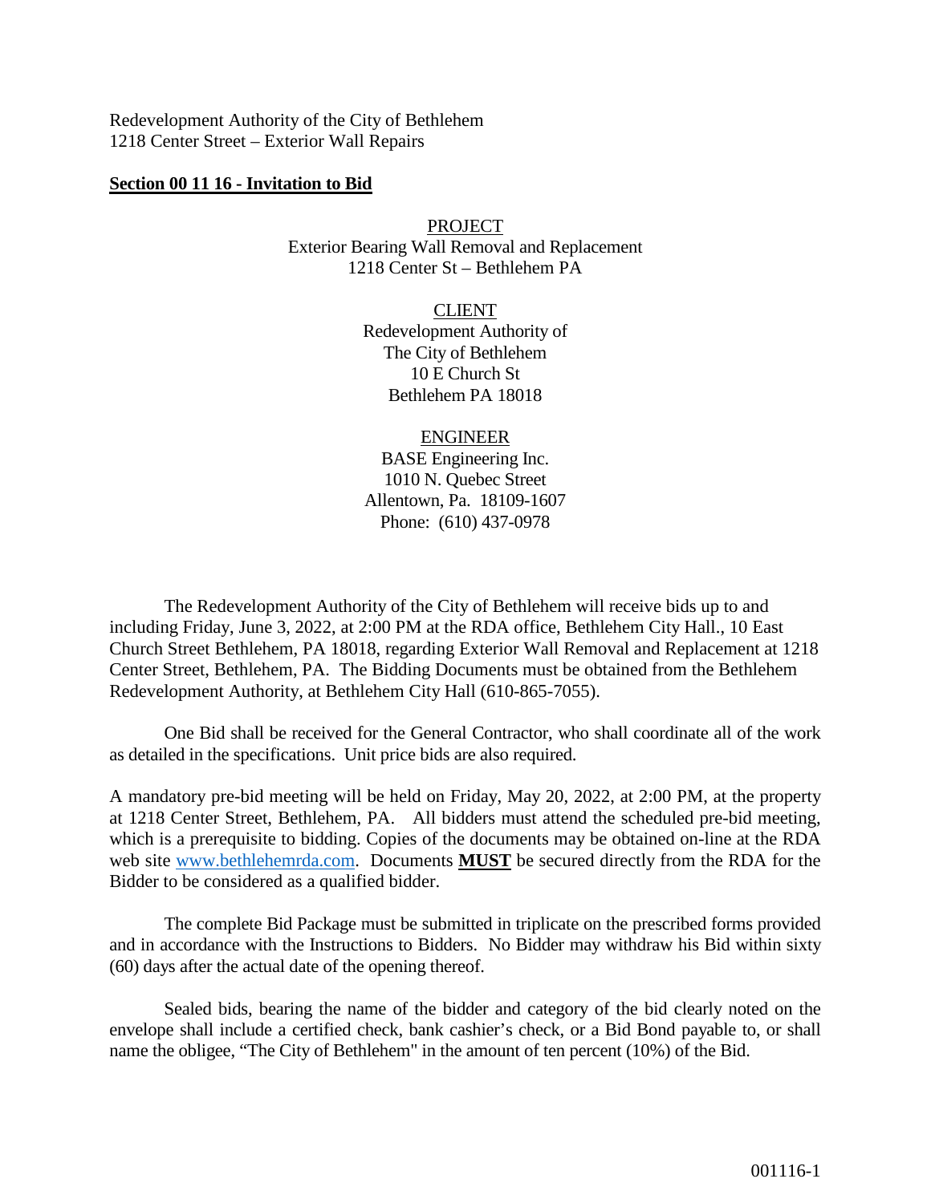Redevelopment Authority of the City of Bethlehem
1218 Center Street – Exterior Wall Repairs

## Section 00 11 16 - Invitation to Bid

PROJECT
Exterior Bearing Wall Removal and Replacement
1218 Center St – Bethlehem PA

CLIENT
Redevelopment Authority of
The City of Bethlehem
10 E Church St
Bethlehem PA 18018

ENGINEER
BASE Engineering Inc.
1010 N. Quebec Street
Allentown, Pa. 18109-1607
Phone: (610) 437-0978

The Redevelopment Authority of the City of Bethlehem will receive bids up to and including Friday, June 3, 2022, at 2:00 PM at the RDA office, Bethlehem City Hall., 10 East Church Street Bethlehem, PA 18018, regarding Exterior Wall Removal and Replacement at 1218 Center Street, Bethlehem, PA. The Bidding Documents must be obtained from the Bethlehem Redevelopment Authority, at Bethlehem City Hall (610-865-7055).

One Bid shall be received for the General Contractor, who shall coordinate all of the work as detailed in the specifications. Unit price bids are also required.

A mandatory pre-bid meeting will be held on Friday, May 20, 2022, at 2:00 PM, at the property at 1218 Center Street, Bethlehem, PA. All bidders must attend the scheduled pre-bid meeting, which is a prerequisite to bidding. Copies of the documents may be obtained on-line at the RDA web site www.bethlehemrda.com. Documents **MUST** be secured directly from the RDA for the Bidder to be considered as a qualified bidder.

The complete Bid Package must be submitted in triplicate on the prescribed forms provided and in accordance with the Instructions to Bidders. No Bidder may withdraw his Bid within sixty (60) days after the actual date of the opening thereof.

Sealed bids, bearing the name of the bidder and category of the bid clearly noted on the envelope shall include a certified check, bank cashier's check, or a Bid Bond payable to, or shall name the obligee, "The City of Bethlehem" in the amount of ten percent (10%) of the Bid.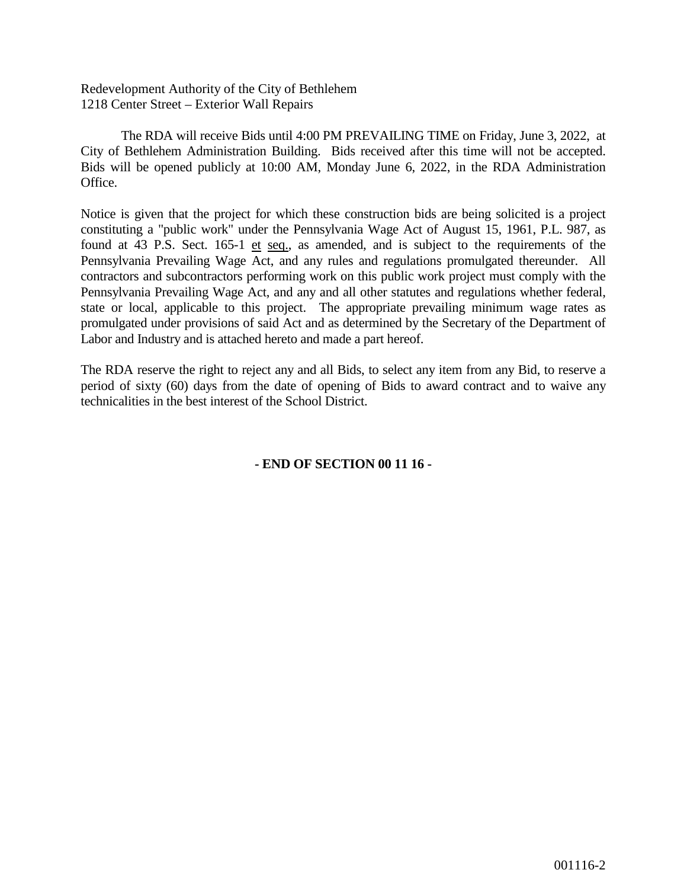Redevelopment Authority of the City of Bethlehem
1218 Center Street – Exterior Wall Repairs

The RDA will receive Bids until 4:00 PM PREVAILING TIME on Friday, June 3, 2022, at City of Bethlehem Administration Building. Bids received after this time will not be accepted. Bids will be opened publicly at 10:00 AM, Monday June 6, 2022, in the RDA Administration Office.

Notice is given that the project for which these construction bids are being solicited is a project constituting a "public work" under the Pennsylvania Wage Act of August 15, 1961, P.L. 987, as found at 43 P.S. Sect. 165-1 et seq., as amended, and is subject to the requirements of the Pennsylvania Prevailing Wage Act, and any rules and regulations promulgated thereunder. All contractors and subcontractors performing work on this public work project must comply with the Pennsylvania Prevailing Wage Act, and any and all other statutes and regulations whether federal, state or local, applicable to this project. The appropriate prevailing minimum wage rates as promulgated under provisions of said Act and as determined by the Secretary of the Department of Labor and Industry and is attached hereto and made a part hereof.

The RDA reserve the right to reject any and all Bids, to select any item from any Bid, to reserve a period of sixty (60) days from the date of opening of Bids to award contract and to waive any technicalities in the best interest of the School District.

**- END OF SECTION 00 11 16 -**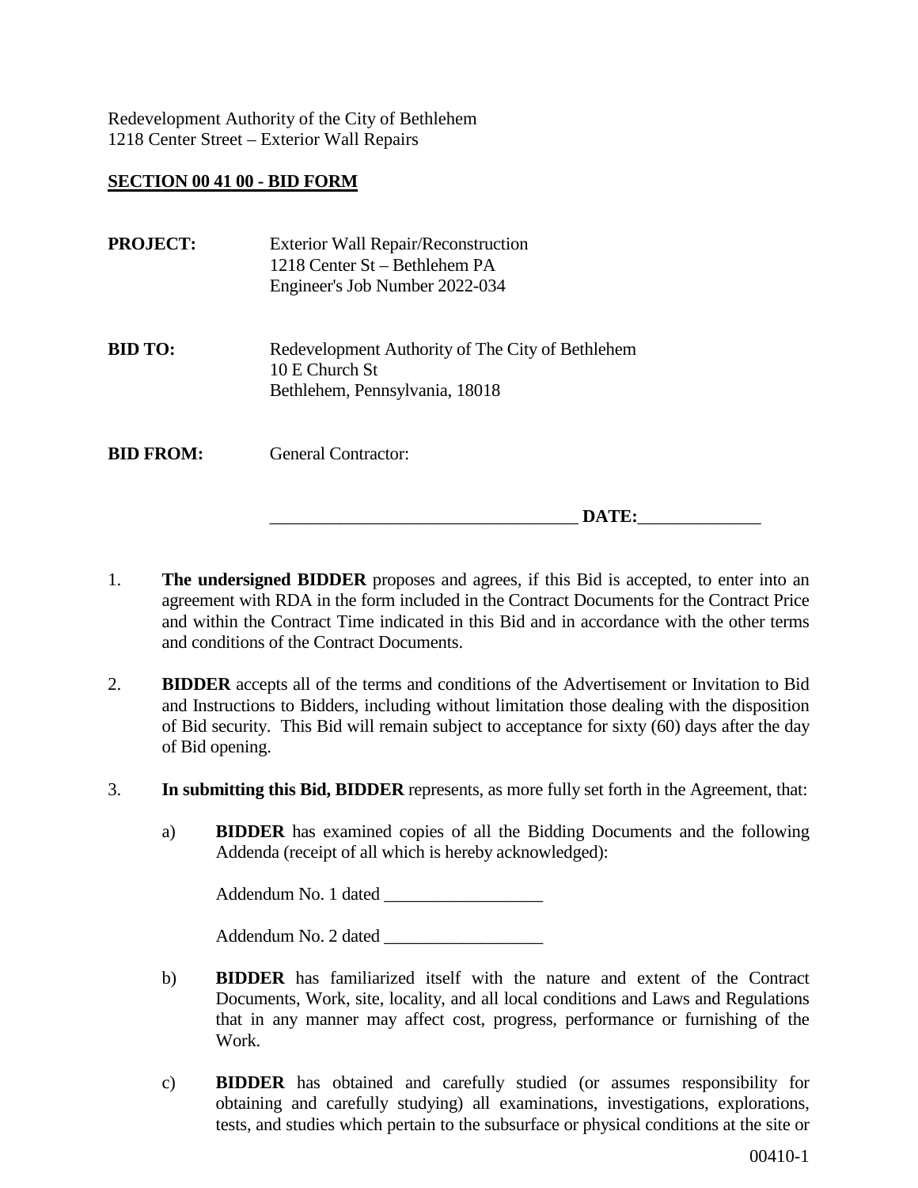Redevelopment Authority of the City of Bethlehem
1218 Center Street – Exterior Wall Repairs

## SECTION 00 41 00 - BID FORM

**PROJECT:** Exterior Wall Repair/Reconstruction
1218 Center St – Bethlehem PA
Engineer's Job Number 2022-034

**BID TO:** Redevelopment Authority of The City of Bethlehem
10 E Church St
Bethlehem, Pennsylvania, 18018

**BID FROM:** General Contractor:

___________________________________ **DATE:**______________

1. **The undersigned BIDDER** proposes and agrees, if this Bid is accepted, to enter into an agreement with RDA in the form included in the Contract Documents for the Contract Price and within the Contract Time indicated in this Bid and in accordance with the other terms and conditions of the Contract Documents.

2. **BIDDER** accepts all of the terms and conditions of the Advertisement or Invitation to Bid and Instructions to Bidders, including without limitation those dealing with the disposition of Bid security. This Bid will remain subject to acceptance for sixty (60) days after the day of Bid opening.

3. **In submitting this Bid, BIDDER** represents, as more fully set forth in the Agreement, that:

   a) **BIDDER** has examined copies of all the Bidding Documents and the following Addenda (receipt of all which is hereby acknowledged):

      Addendum No. 1 dated __________________

      Addendum No. 2 dated __________________

   b) **BIDDER** has familiarized itself with the nature and extent of the Contract Documents, Work, site, locality, and all local conditions and Laws and Regulations that in any manner may affect cost, progress, performance or furnishing of the Work.

   c) **BIDDER** has obtained and carefully studied (or assumes responsibility for obtaining and carefully studying) all examinations, investigations, explorations, tests, and studies which pertain to the subsurface or physical conditions at the site or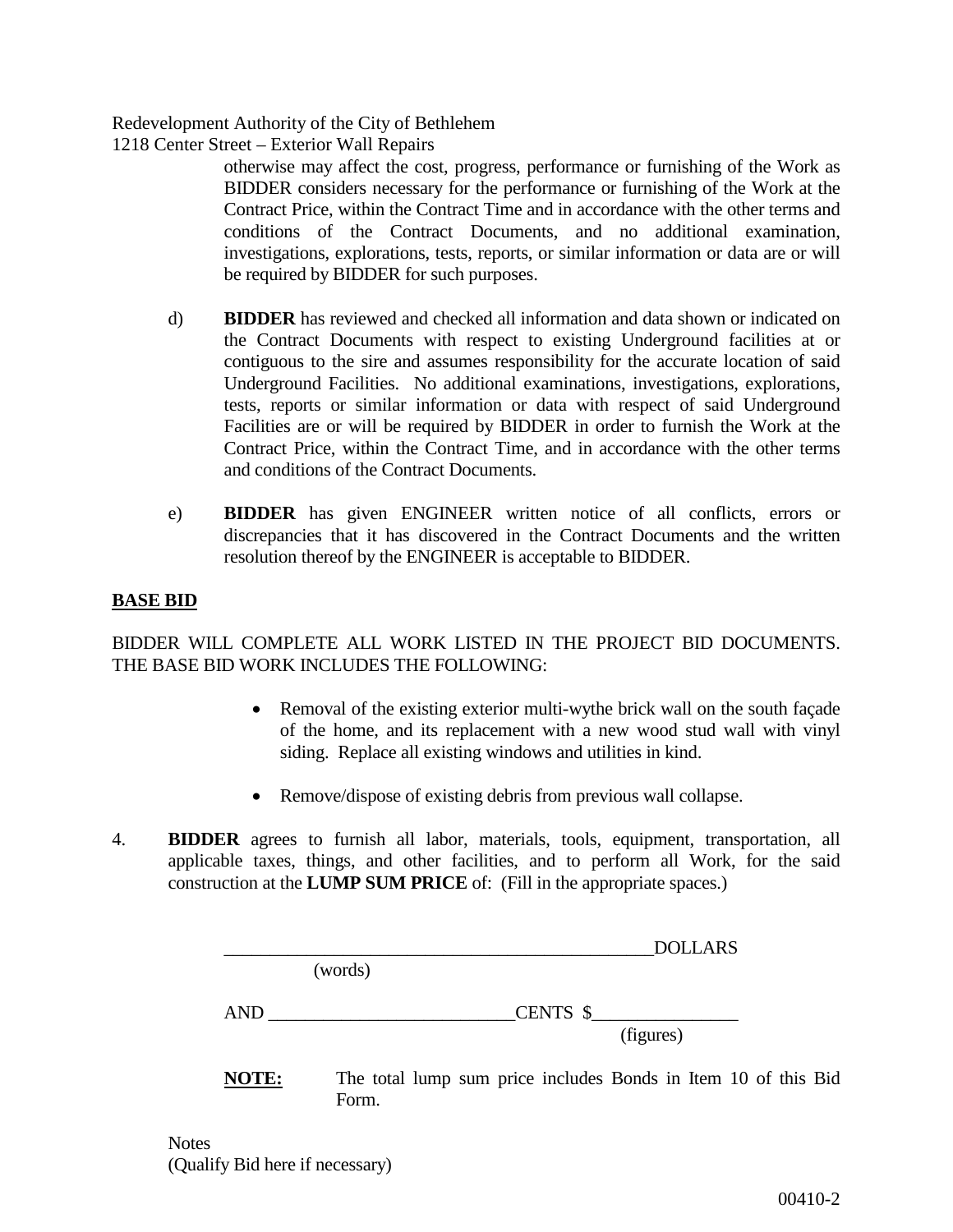otherwise may affect the cost, progress, performance or furnishing of the Work as BIDDER considers necessary for the performance or furnishing of the Work at the Contract Price, within the Contract Time and in accordance with the other terms and conditions of the Contract Documents, and no additional examination, investigations, explorations, tests, reports, or similar information or data are or will be required by BIDDER for such purposes.

d) **BIDDER** has reviewed and checked all information and data shown or indicated on the Contract Documents with respect to existing Underground facilities at or contiguous to the sire and assumes responsibility for the accurate location of said Underground Facilities. No additional examinations, investigations, explorations, tests, reports or similar information or data with respect of said Underground Facilities are or will be required by BIDDER in order to furnish the Work at the Contract Price, within the Contract Time, and in accordance with the other terms and conditions of the Contract Documents.

e) **BIDDER** has given ENGINEER written notice of all conflicts, errors or discrepancies that it has discovered in the Contract Documents and the written resolution thereof by the ENGINEER is acceptable to BIDDER.

**BASE BID**

BIDDER WILL COMPLETE ALL WORK LISTED IN THE PROJECT BID DOCUMENTS. THE BASE BID WORK INCLUDES THE FOLLOWING:

- Removal of the existing exterior multi-wythe brick wall on the south façade of the home, and its replacement with a new wood stud wall with vinyl siding. Replace all existing windows and utilities in kind.
- Remove/dispose of existing debris from previous wall collapse.

4. **BIDDER** agrees to furnish all labor, materials, tools, equipment, transportation, all applicable taxes, things, and other facilities, and to perform all Work, for the said construction at the **LUMP SUM PRICE** of: (Fill in the appropriate spaces.)

_______________________________________________DOLLARS
(words)

AND ___________________________CENTS $________________
(figures)

**NOTE:** The total lump sum price includes Bonds in Item 10 of this Bid Form.

Notes
(Qualify Bid here if necessary)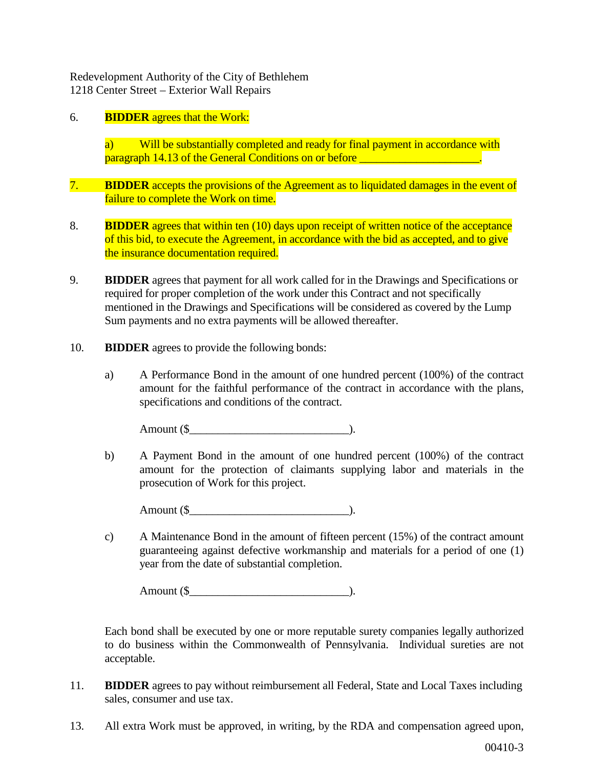Redevelopment Authority of the City of Bethlehem
1218 Center Street – Exterior Wall Repairs

6. **BIDDER** agrees that the Work:

   a) Will be substantially completed and ready for final payment in accordance with paragraph 14.13 of the General Conditions on or before ____________________.

7. **BIDDER** accepts the provisions of the Agreement as to liquidated damages in the event of failure to complete the Work on time.

8. **BIDDER** agrees that within ten (10) days upon receipt of written notice of the acceptance of this bid, to execute the Agreement, in accordance with the bid as accepted, and to give the insurance documentation required.

9. **BIDDER** agrees that payment for all work called for in the Drawings and Specifications or required for proper completion of the work under this Contract and not specifically mentioned in the Drawings and Specifications will be considered as covered by the Lump Sum payments and no extra payments will be allowed thereafter.

10. **BIDDER** agrees to provide the following bonds:

    a) A Performance Bond in the amount of one hundred percent (100%) of the contract amount for the faithful performance of the contract in accordance with the plans, specifications and conditions of the contract.

       Amount ($____________________________).

    b) A Payment Bond in the amount of one hundred percent (100%) of the contract amount for the protection of claimants supplying labor and materials in the prosecution of Work for this project.

       Amount ($____________________________).

    c) A Maintenance Bond in the amount of fifteen percent (15%) of the contract amount guaranteeing against defective workmanship and materials for a period of one (1) year from the date of substantial completion.

       Amount ($____________________________).

    Each bond shall be executed by one or more reputable surety companies legally authorized to do business within the Commonwealth of Pennsylvania. Individual sureties are not acceptable.

11. **BIDDER** agrees to pay without reimbursement all Federal, State and Local Taxes including sales, consumer and use tax.

13. All extra Work must be approved, in writing, by the RDA and compensation agreed upon,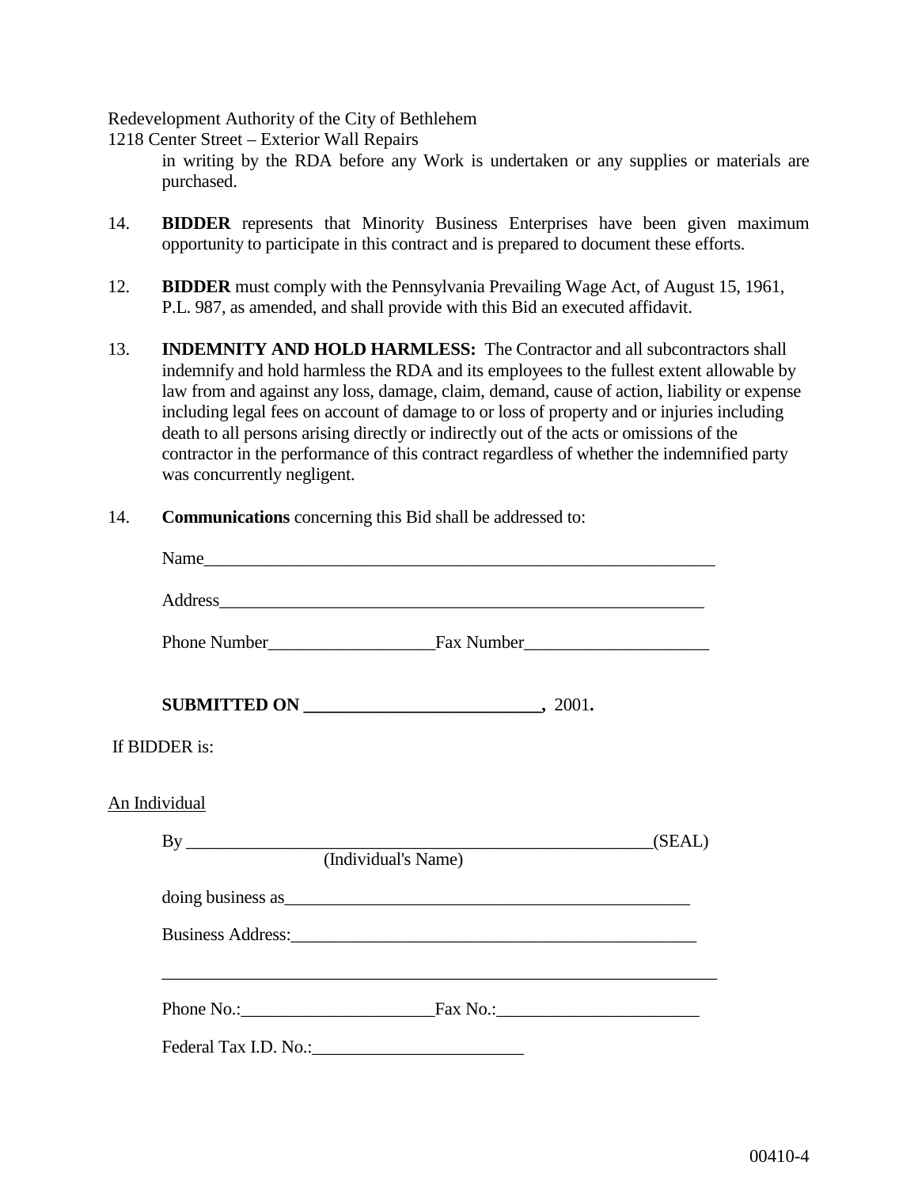in writing by the RDA before any Work is undertaken or any supplies or materials are purchased.

14. **BIDDER** represents that Minority Business Enterprises have been given maximum opportunity to participate in this contract and is prepared to document these efforts.

12. **BIDDER** must comply with the Pennsylvania Prevailing Wage Act, of August 15, 1961, P.L. 987, as amended, and shall provide with this Bid an executed affidavit.

13. **INDEMNITY AND HOLD HARMLESS:** The Contractor and all subcontractors shall indemnify and hold harmless the RDA and its employees to the fullest extent allowable by law from and against any loss, damage, claim, demand, cause of action, liability or expense including legal fees on account of damage to or loss of property and or injuries including death to all persons arising directly or indirectly out of the acts or omissions of the contractor in the performance of this contract regardless of whether the indemnified party was concurrently negligent.

14. **Communications** concerning this Bid shall be addressed to:

    Name_____________________________________________________________

    Address__________________________________________________________

    Phone Number___________________Fax Number_____________________

    **SUBMITTED ON ___________________________,** 2001**.**

If BIDDER is:

An Individual

By ______________________________________________________(SEAL)
(Individual's Name)

doing business as_______________________________________________

Business Address:_______________________________________________

_________________________________________________________________

Phone No.:______________________Fax No.:_______________________

Federal Tax I.D. No.:________________________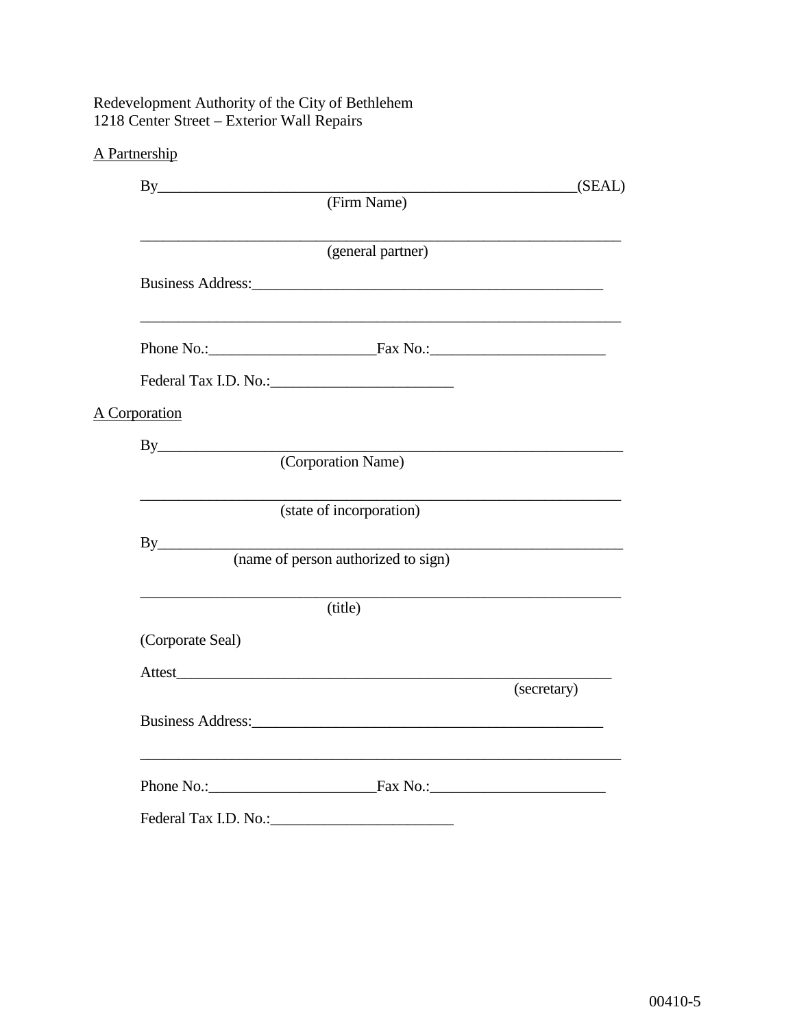Redevelopment Authority of the City of Bethlehem
1218 Center Street – Exterior Wall Repairs

<u>A Partnership</u>

By_____________________________________________________(SEAL)
(Firm Name)

_______________________________________________________________
(general partner)

Business Address:____________________________________________

_______________________________________________________________

Phone No.:_____________________Fax No.:______________________

Federal Tax I.D. No.:______________________

<u>A Corporation</u>

By_____________________________________________________________
(Corporation Name)

_______________________________________________________________
(state of incorporation)

By_____________________________________________________________
(name of person authorized to sign)

_______________________________________________________________
(title)

(Corporate Seal)

Attest_________________________________________________________
(secretary)

Business Address:____________________________________________

_______________________________________________________________

Phone No.:_____________________Fax No.:______________________

Federal Tax I.D. No.:______________________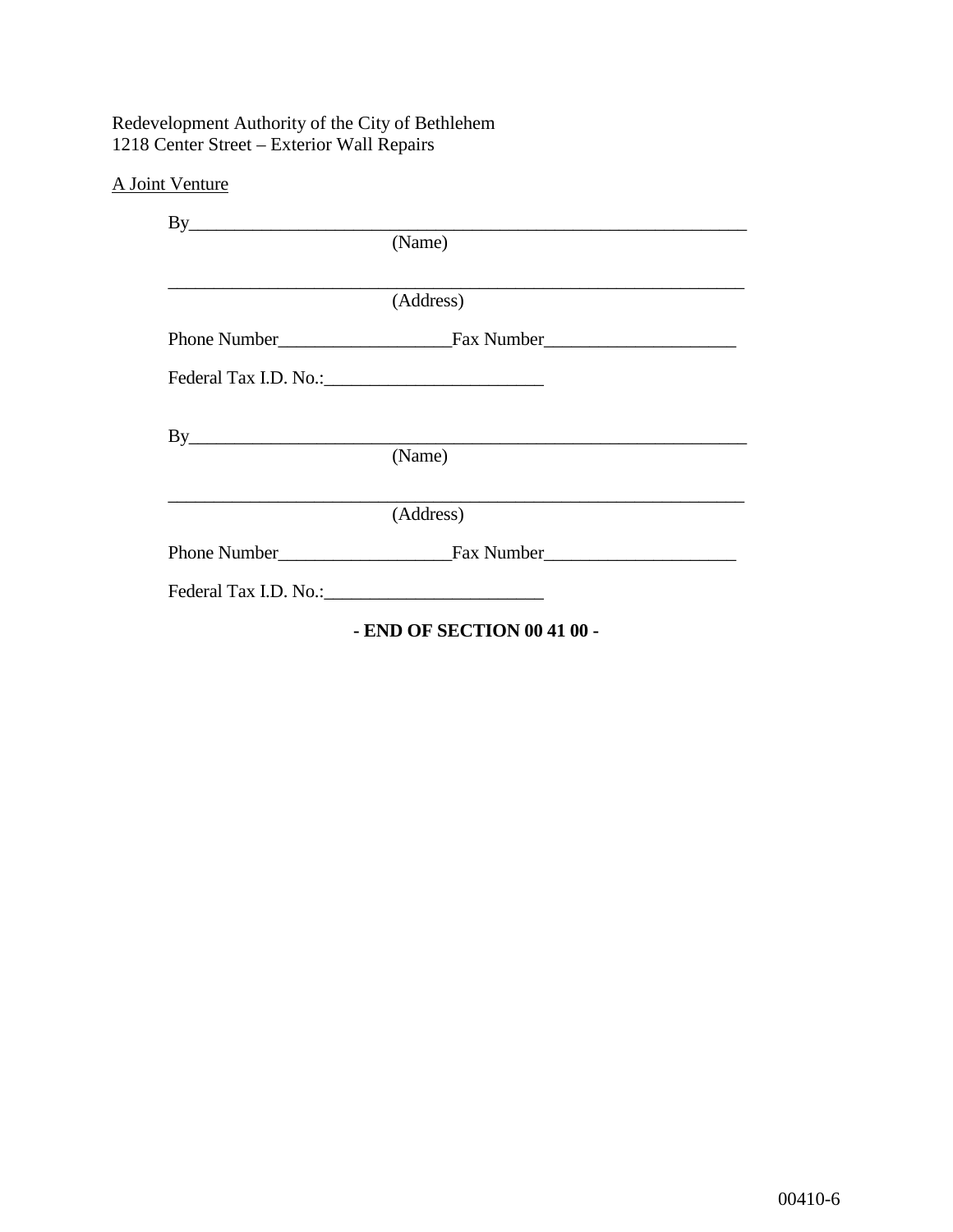Redevelopment Authority of the City of Bethlehem
1218 Center Street – Exterior Wall Repairs

A Joint Venture

By_______________________________________________________________
(Name)

_______________________________________________________________
(Address)

Phone Number___________________Fax Number_____________________

Federal Tax I.D. No.:________________________

By_______________________________________________________________
(Name)

_______________________________________________________________
(Address)

Phone Number___________________Fax Number_____________________

Federal Tax I.D. No.:________________________

**- END OF SECTION 00 41 00 -**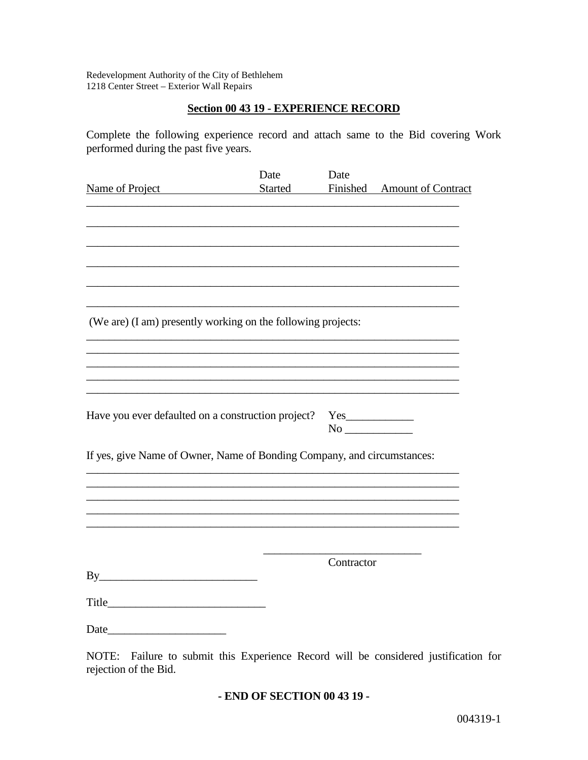Redevelopment Authority of the City of Bethlehem
1218 Center Street – Exterior Wall Repairs

## Section 00 43 19 - EXPERIENCE RECORD

Complete the following experience record and attach same to the Bid covering Work performed during the past five years.

| Name of Project | Date Started | Date Finished | Amount of Contract |
|---|---|---|---|
| | | | |
| | | | |
| | | | |
| | | | |
| | | | |
| | | | |

(We are) (I am) presently working on the following projects:

_____________________________________________________________________

_____________________________________________________________________

_____________________________________________________________________

_____________________________________________________________________

_____________________________________________________________________

Have you ever defaulted on a construction project? Yes____________
No ____________

If yes, give Name of Owner, Name of Bonding Company, and circumstances:

_____________________________________________________________________

_____________________________________________________________________

_____________________________________________________________________

_____________________________________________________________________

_____________________________________________________________________

____________________________
Contractor

By____________________________

Title____________________________

Date_____________________

NOTE: Failure to submit this Experience Record will be considered justification for rejection of the Bid.

**- END OF SECTION 00 43 19 -**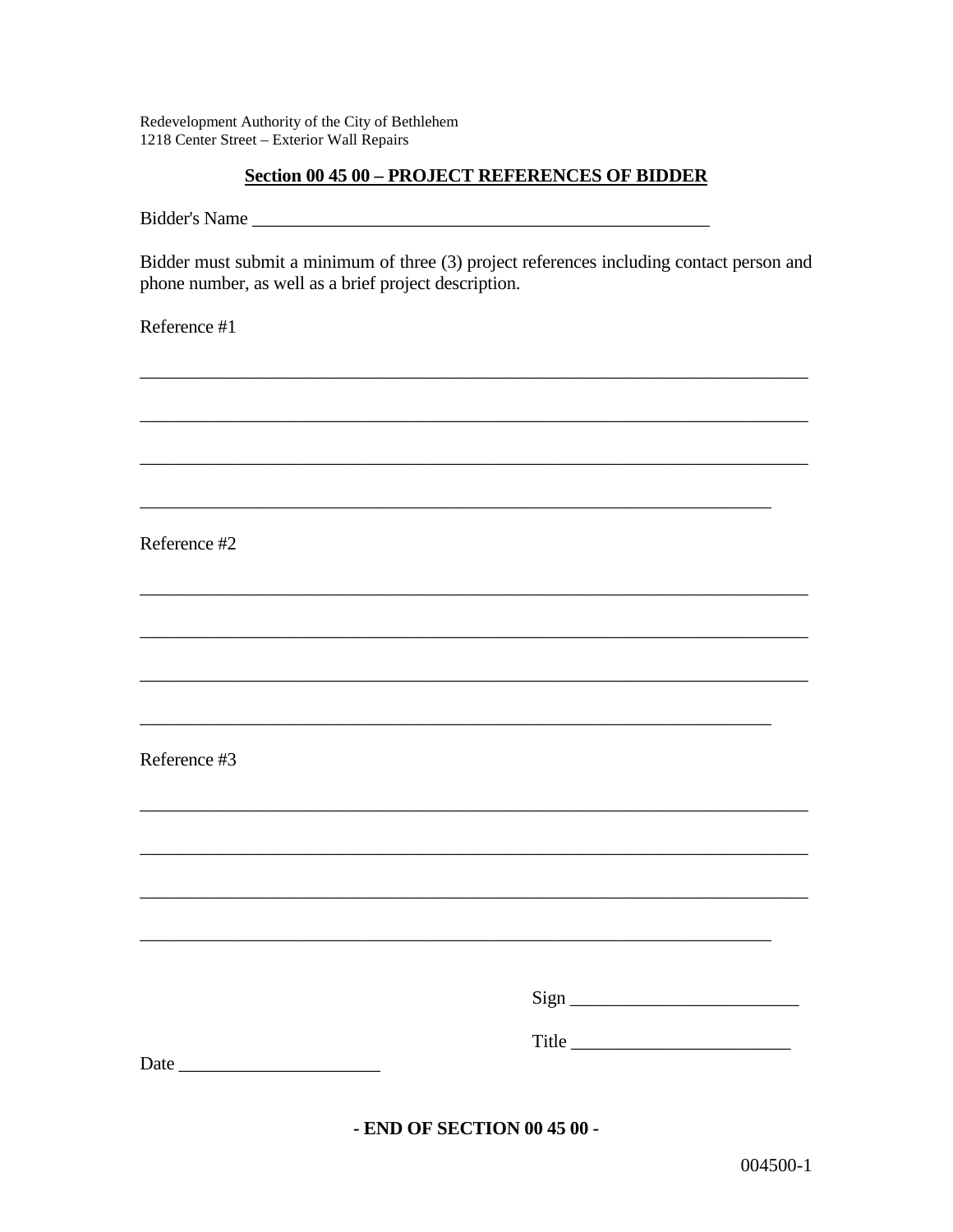Redevelopment Authority of the City of Bethlehem
1218 Center Street – Exterior Wall Repairs

## Section 00 45 00 – PROJECT REFERENCES OF BIDDER

Bidder's Name ___________________________________________________

Bidder must submit a minimum of three (3) project references including contact person and phone number, as well as a brief project description.

Reference #1

___________________________________________________________________________

___________________________________________________________________________

___________________________________________________________________________

_______________________________________________________________________

Reference #2

___________________________________________________________________________

___________________________________________________________________________

___________________________________________________________________________

_______________________________________________________________________

Reference #3

___________________________________________________________________________

___________________________________________________________________________

___________________________________________________________________________

_______________________________________________________________________

Sign _________________________

Title ________________________

Date ______________________

**- END OF SECTION 00 45 00 -**

004500-1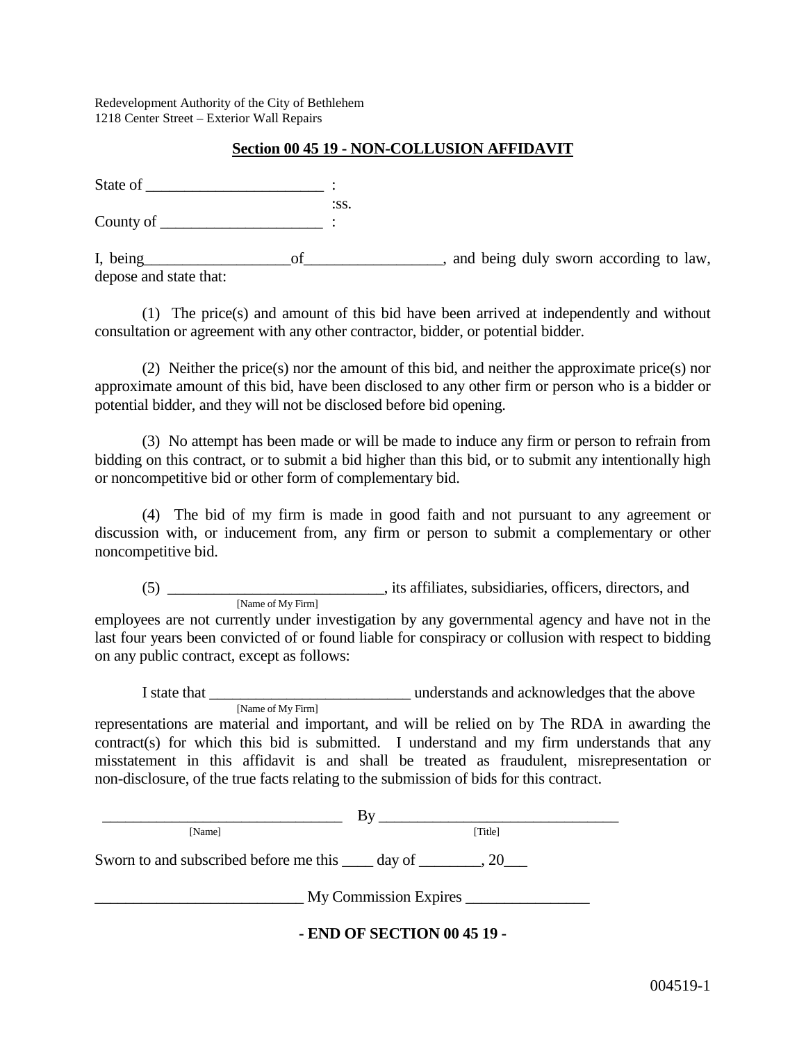Redevelopment Authority of the City of Bethlehem
1218 Center Street – Exterior Wall Repairs

## Section 00 45 19 - NON-COLLUSION AFFIDAVIT

State of ______________________ :
:ss.
County of ____________________ :

I, being__________________of_________________, and being duly sworn according to law, depose and state that:

(1) The price(s) and amount of this bid have been arrived at independently and without consultation or agreement with any other contractor, bidder, or potential bidder.

(2) Neither the price(s) nor the amount of this bid, and neither the approximate price(s) nor approximate amount of this bid, have been disclosed to any other firm or person who is a bidder or potential bidder, and they will not be disclosed before bid opening.

(3) No attempt has been made or will be made to induce any firm or person to refrain from bidding on this contract, or to submit a bid higher than this bid, or to submit any intentionally high or noncompetitive bid or other form of complementary bid.

(4) The bid of my firm is made in good faith and not pursuant to any agreement or discussion with, or inducement from, any firm or person to submit a complementary or other noncompetitive bid.

(5) ___________________________, its affiliates, subsidiaries, officers, directors, and
[Name of My Firm]
employees are not currently under investigation by any governmental agency and have not in the last four years been convicted of or found liable for conspiracy or collusion with respect to bidding on any public contract, except as follows:

I state that _________________________ understands and acknowledges that the above
[Name of My Firm]
representations are material and important, and will be relied on by The RDA in awarding the contract(s) for which this bid is submitted. I understand and my firm understands that any misstatement in this affidavit is and shall be treated as fraudulent, misrepresentation or non-disclosure, of the true facts relating to the submission of bids for this contract.

______________________________ By ______________________________
[Name] [Title]

Sworn to and subscribed before me this ____ day of ________, 20___

__________________________ My Commission Expires ________________

**- END OF SECTION 00 45 19 -**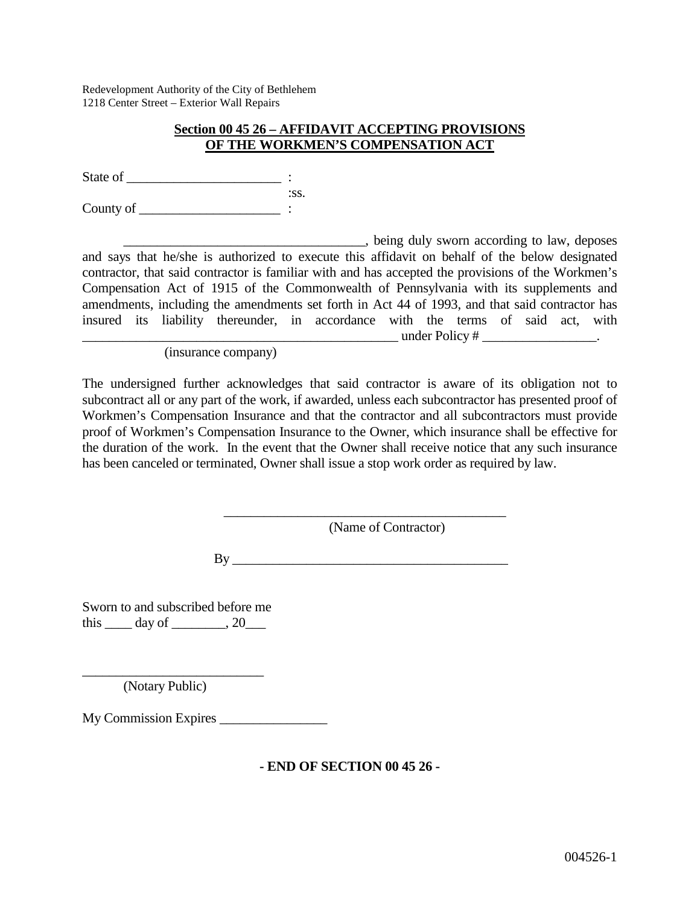Redevelopment Authority of the City of Bethlehem
1218 Center Street – Exterior Wall Repairs

## Section 00 45 26 – AFFIDAVIT ACCEPTING PROVISIONS OF THE WORKMEN'S COMPENSATION ACT

State of ______________________ :
:ss.
County of ____________________ :

___________________________________, being duly sworn according to law, deposes and says that he/she is authorized to execute this affidavit on behalf of the below designated contractor, that said contractor is familiar with and has accepted the provisions of the Workmen's Compensation Act of 1915 of the Commonwealth of Pennsylvania with its supplements and amendments, including the amendments set forth in Act 44 of 1993, and that said contractor has insured its liability thereunder, in accordance with the terms of said act, with _______________________________________________ under Policy # _________________.
(insurance company)

The undersigned further acknowledges that said contractor is aware of its obligation not to subcontract all or any part of the work, if awarded, unless each subcontractor has presented proof of Workmen's Compensation Insurance and that the contractor and all subcontractors must provide proof of Workmen's Compensation Insurance to the Owner, which insurance shall be effective for the duration of the work. In the event that the Owner shall receive notice that any such insurance has been canceled or terminated, Owner shall issue a stop work order as required by law.

___________________________________________
(Name of Contractor)

By _________________________________________

Sworn to and subscribed before me
this ____ day of ________, 20___

___________________________
(Notary Public)

My Commission Expires ________________

**- END OF SECTION 00 45 26 -**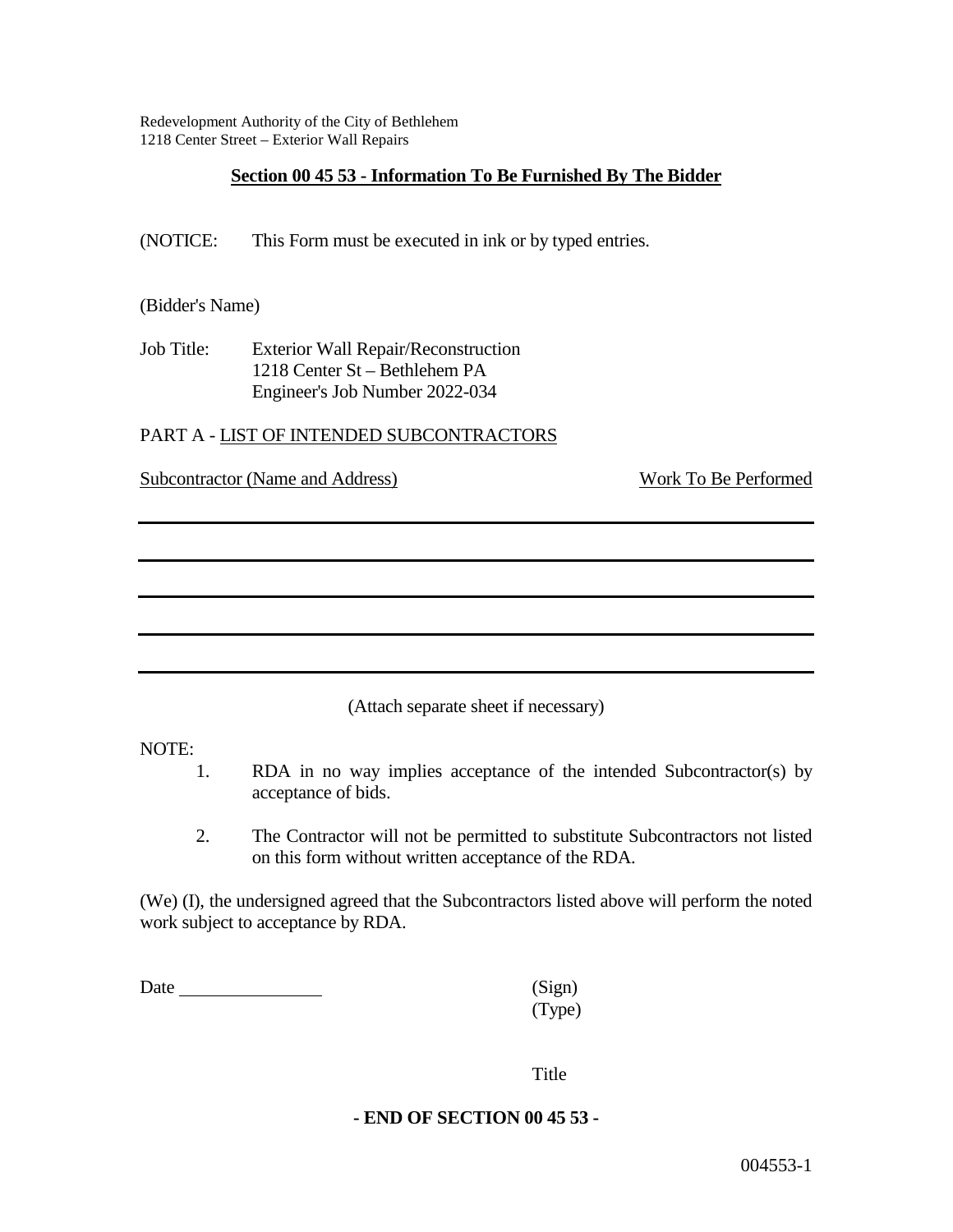Redevelopment Authority of the City of Bethlehem
1218 Center Street – Exterior Wall Repairs

## Section 00 45 53 - Information To Be Furnished By The Bidder

(NOTICE: This Form must be executed in ink or by typed entries.

(Bidder's Name)

Job Title: Exterior Wall Repair/Reconstruction
1218 Center St – Bethlehem PA
Engineer's Job Number 2022-034

PART A - LIST OF INTENDED SUBCONTRACTORS

| Subcontractor (Name and Address) | Work To Be Performed |
|---|---|
| | |
| | |
| | |
| | |
| | |

(Attach separate sheet if necessary)

NOTE:

1. RDA in no way implies acceptance of the intended Subcontractor(s) by acceptance of bids.
2. The Contractor will not be permitted to substitute Subcontractors not listed on this form without written acceptance of the RDA.

(We) (I), the undersigned agreed that the Subcontractors listed above will perform the noted work subject to acceptance by RDA.

Date ________________

(Sign)
(Type)

Title

**- END OF SECTION 00 45 53 -**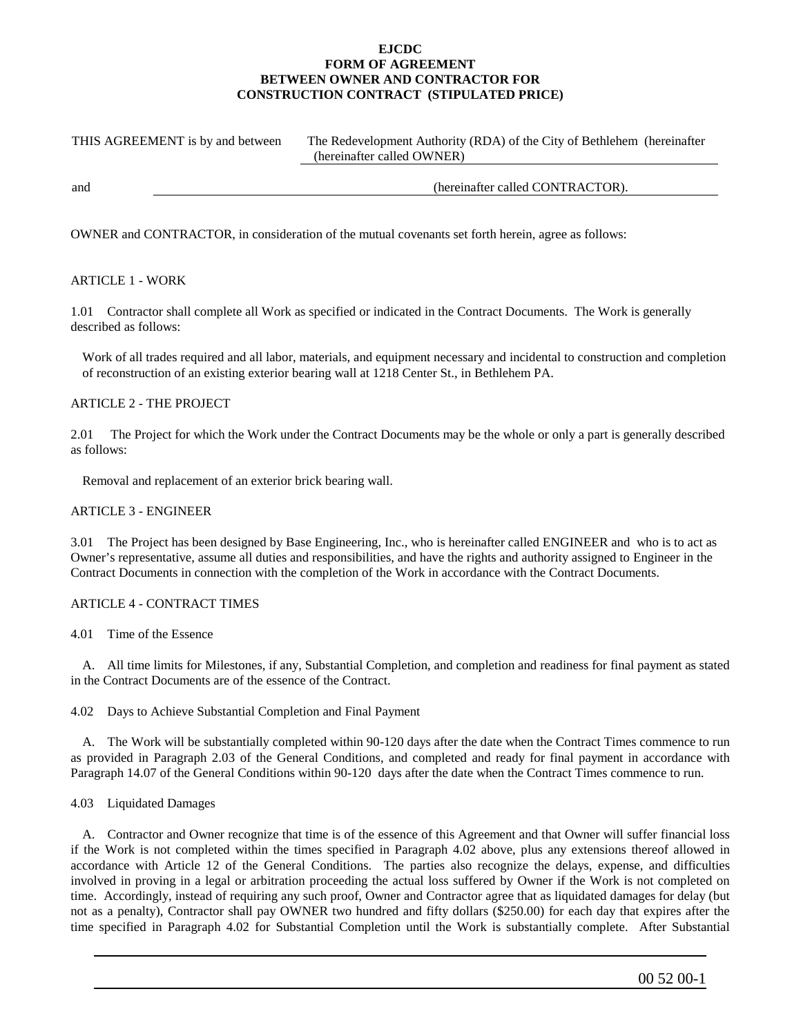**EJCDC**
**FORM OF AGREEMENT**
**BETWEEN OWNER AND CONTRACTOR FOR**
**CONSTRUCTION CONTRACT (STIPULATED PRICE)**

THIS AGREEMENT is by and between The Redevelopment Authority (RDA) of the City of Bethlehem (hereinafter (hereinafter called OWNER)

and (hereinafter called CONTRACTOR).

OWNER and CONTRACTOR, in consideration of the mutual covenants set forth herein, agree as follows:

ARTICLE 1 - WORK

1.01 Contractor shall complete all Work as specified or indicated in the Contract Documents. The Work is generally described as follows:

Work of all trades required and all labor, materials, and equipment necessary and incidental to construction and completion of reconstruction of an existing exterior bearing wall at 1218 Center St., in Bethlehem PA.

ARTICLE 2 - THE PROJECT

2.01 The Project for which the Work under the Contract Documents may be the whole or only a part is generally described as follows:

Removal and replacement of an exterior brick bearing wall.

ARTICLE 3 - ENGINEER

3.01 The Project has been designed by Base Engineering, Inc., who is hereinafter called ENGINEER and who is to act as Owner's representative, assume all duties and responsibilities, and have the rights and authority assigned to Engineer in the Contract Documents in connection with the completion of the Work in accordance with the Contract Documents.

ARTICLE 4 - CONTRACT TIMES

4.01 Time of the Essence

A. All time limits for Milestones, if any, Substantial Completion, and completion and readiness for final payment as stated in the Contract Documents are of the essence of the Contract.

4.02 Days to Achieve Substantial Completion and Final Payment

A. The Work will be substantially completed within 90-120 days after the date when the Contract Times commence to run as provided in Paragraph 2.03 of the General Conditions, and completed and ready for final payment in accordance with Paragraph 14.07 of the General Conditions within 90-120 days after the date when the Contract Times commence to run.

4.03 Liquidated Damages

A. Contractor and Owner recognize that time is of the essence of this Agreement and that Owner will suffer financial loss if the Work is not completed within the times specified in Paragraph 4.02 above, plus any extensions thereof allowed in accordance with Article 12 of the General Conditions. The parties also recognize the delays, expense, and difficulties involved in proving in a legal or arbitration proceeding the actual loss suffered by Owner if the Work is not completed on time. Accordingly, instead of requiring any such proof, Owner and Contractor agree that as liquidated damages for delay (but not as a penalty), Contractor shall pay OWNER two hundred and fifty dollars ($250.00) for each day that expires after the time specified in Paragraph 4.02 for Substantial Completion until the Work is substantially complete. After Substantial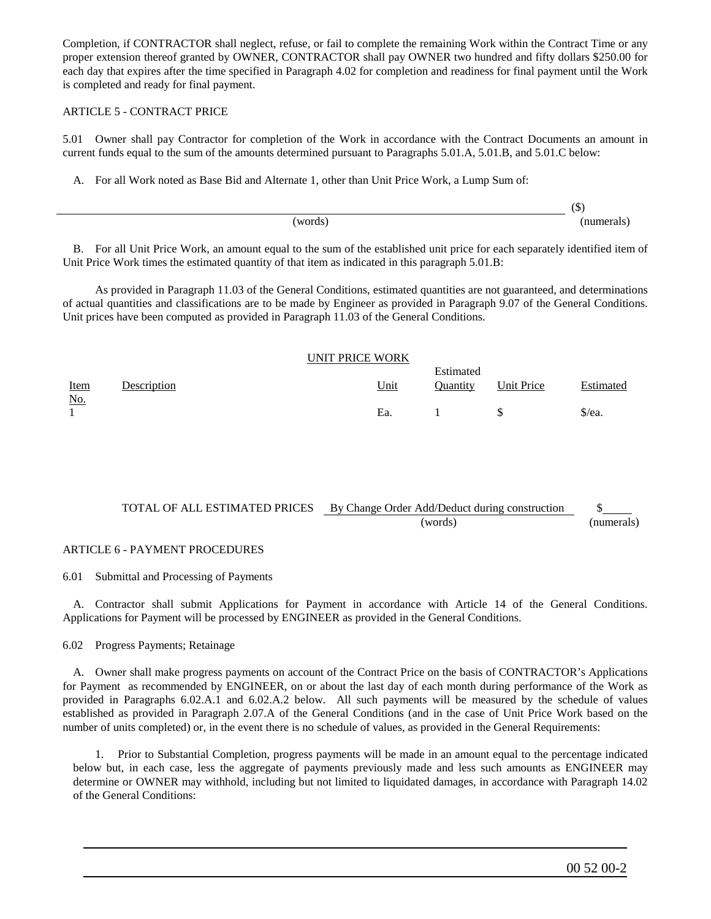Completion, if CONTRACTOR shall neglect, refuse, or fail to complete the remaining Work within the Contract Time or any proper extension thereof granted by OWNER, CONTRACTOR shall pay OWNER two hundred and fifty dollars $250.00 for each day that expires after the time specified in Paragraph 4.02 for completion and readiness for final payment until the Work is completed and ready for final payment.

ARTICLE 5 - CONTRACT PRICE

5.01 Owner shall pay Contractor for completion of the Work in accordance with the Contract Documents an amount in current funds equal to the sum of the amounts determined pursuant to Paragraphs 5.01.A, 5.01.B, and 5.01.C below:

A. For all Work noted as Base Bid and Alternate 1, other than Unit Price Work, a Lump Sum of:

\_\_\_\_\_\_\_\_\_\_\_\_\_\_\_\_\_\_\_\_\_\_\_\_\_\_\_\_\_\_\_\_\_\_\_\_\_\_\_\_\_\_\_\_\_\_\_\_\_\_\_\_\_\_\_\_\_\_\_\_ ($)
(words) (numerals)

B. For all Unit Price Work, an amount equal to the sum of the established unit price for each separately identified item of Unit Price Work times the estimated quantity of that item as indicated in this paragraph 5.01.B:

As provided in Paragraph 11.03 of the General Conditions, estimated quantities are not guaranteed, and determinations of actual quantities and classifications are to be made by Engineer as provided in Paragraph 9.07 of the General Conditions. Unit prices have been computed as provided in Paragraph 11.03 of the General Conditions.

UNIT PRICE WORK

| Item No. | Description | Unit | Estimated Quantity | Unit Price | Estimated |
|---|---|---|---|---|---|
| 1 | | Ea. | 1 | $ | $/ea. |

TOTAL OF ALL ESTIMATED PRICES By Change Order Add/Deduct during construction $\_\_\_\_\_
(words) (numerals)

ARTICLE 6 - PAYMENT PROCEDURES

6.01 Submittal and Processing of Payments

A. Contractor shall submit Applications for Payment in accordance with Article 14 of the General Conditions. Applications for Payment will be processed by ENGINEER as provided in the General Conditions.

6.02 Progress Payments; Retainage

A. Owner shall make progress payments on account of the Contract Price on the basis of CONTRACTOR's Applications for Payment as recommended by ENGINEER, on or about the last day of each month during performance of the Work as provided in Paragraphs 6.02.A.1 and 6.02.A.2 below. All such payments will be measured by the schedule of values established as provided in Paragraph 2.07.A of the General Conditions (and in the case of Unit Price Work based on the number of units completed) or, in the event there is no schedule of values, as provided in the General Requirements:

1. Prior to Substantial Completion, progress payments will be made in an amount equal to the percentage indicated below but, in each case, less the aggregate of payments previously made and less such amounts as ENGINEER may determine or OWNER may withhold, including but not limited to liquidated damages, in accordance with Paragraph 14.02 of the General Conditions: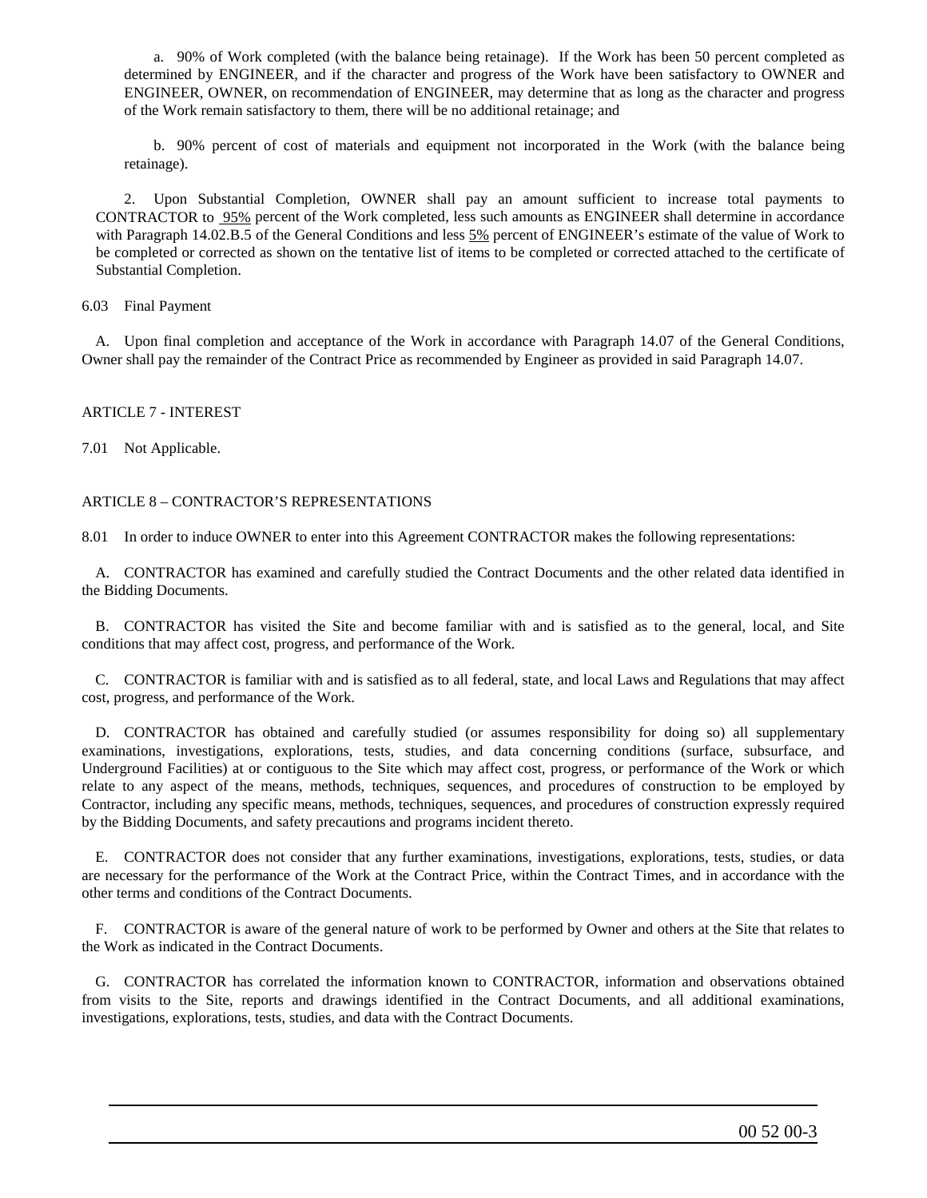a. 90% of Work completed (with the balance being retainage). If the Work has been 50 percent completed as determined by ENGINEER, and if the character and progress of the Work have been satisfactory to OWNER and ENGINEER, OWNER, on recommendation of ENGINEER, may determine that as long as the character and progress of the Work remain satisfactory to them, there will be no additional retainage; and

b. 90% percent of cost of materials and equipment not incorporated in the Work (with the balance being retainage).

2. Upon Substantial Completion, OWNER shall pay an amount sufficient to increase total payments to CONTRACTOR to 95% percent of the Work completed, less such amounts as ENGINEER shall determine in accordance with Paragraph 14.02.B.5 of the General Conditions and less 5% percent of ENGINEER's estimate of the value of Work to be completed or corrected as shown on the tentative list of items to be completed or corrected attached to the certificate of Substantial Completion.

6.03 Final Payment

A. Upon final completion and acceptance of the Work in accordance with Paragraph 14.07 of the General Conditions, Owner shall pay the remainder of the Contract Price as recommended by Engineer as provided in said Paragraph 14.07.

ARTICLE 7 - INTEREST

7.01 Not Applicable.

ARTICLE 8 – CONTRACTOR'S REPRESENTATIONS

8.01 In order to induce OWNER to enter into this Agreement CONTRACTOR makes the following representations:

A. CONTRACTOR has examined and carefully studied the Contract Documents and the other related data identified in the Bidding Documents.

B. CONTRACTOR has visited the Site and become familiar with and is satisfied as to the general, local, and Site conditions that may affect cost, progress, and performance of the Work.

C. CONTRACTOR is familiar with and is satisfied as to all federal, state, and local Laws and Regulations that may affect cost, progress, and performance of the Work.

D. CONTRACTOR has obtained and carefully studied (or assumes responsibility for doing so) all supplementary examinations, investigations, explorations, tests, studies, and data concerning conditions (surface, subsurface, and Underground Facilities) at or contiguous to the Site which may affect cost, progress, or performance of the Work or which relate to any aspect of the means, methods, techniques, sequences, and procedures of construction to be employed by Contractor, including any specific means, methods, techniques, sequences, and procedures of construction expressly required by the Bidding Documents, and safety precautions and programs incident thereto.

E. CONTRACTOR does not consider that any further examinations, investigations, explorations, tests, studies, or data are necessary for the performance of the Work at the Contract Price, within the Contract Times, and in accordance with the other terms and conditions of the Contract Documents.

F. CONTRACTOR is aware of the general nature of work to be performed by Owner and others at the Site that relates to the Work as indicated in the Contract Documents.

G. CONTRACTOR has correlated the information known to CONTRACTOR, information and observations obtained from visits to the Site, reports and drawings identified in the Contract Documents, and all additional examinations, investigations, explorations, tests, studies, and data with the Contract Documents.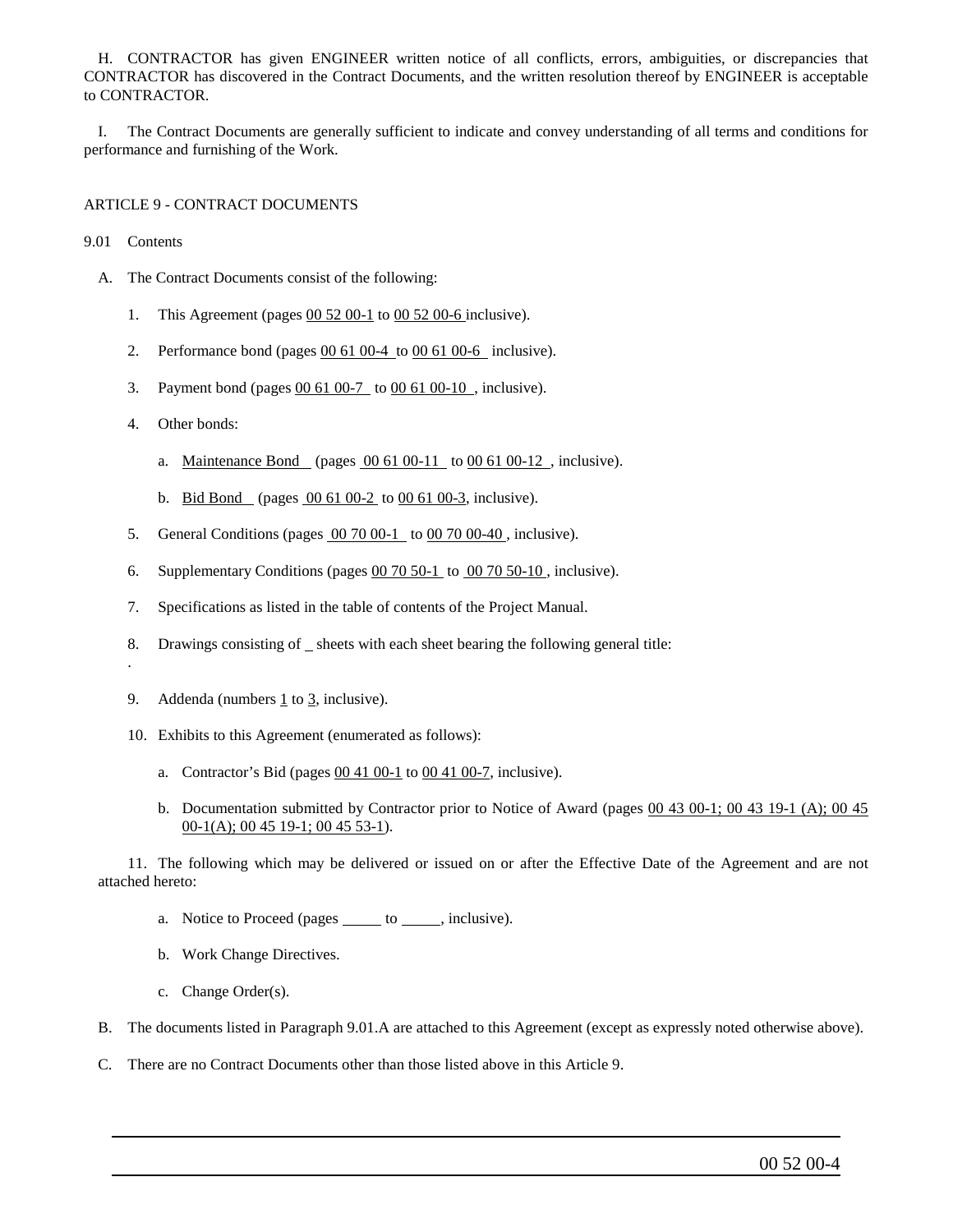H. CONTRACTOR has given ENGINEER written notice of all conflicts, errors, ambiguities, or discrepancies that CONTRACTOR has discovered in the Contract Documents, and the written resolution thereof by ENGINEER is acceptable to CONTRACTOR.

I. The Contract Documents are generally sufficient to indicate and convey understanding of all terms and conditions for performance and furnishing of the Work.

ARTICLE 9 - CONTRACT DOCUMENTS

9.01 Contents

A. The Contract Documents consist of the following:

1. This Agreement (pages 00 52 00-1 to 00 52 00-6 inclusive).

2. Performance bond (pages 00 61 00-4 to 00 61 00-6 inclusive).

3. Payment bond (pages 00 61 00-7 to 00 61 00-10 , inclusive).

4. Other bonds:

   a. Maintenance Bond (pages 00 61 00-11 to 00 61 00-12 , inclusive).

   b. Bid Bond (pages 00 61 00-2 to 00 61 00-3, inclusive).

5. General Conditions (pages 00 70 00-1 to 00 70 00-40 , inclusive).

6. Supplementary Conditions (pages 00 70 50-1 to 00 70 50-10 , inclusive).

7. Specifications as listed in the table of contents of the Project Manual.

8. Drawings consisting of _ sheets with each sheet bearing the following general title:
.

9. Addenda (numbers 1 to 3, inclusive).

10. Exhibits to this Agreement (enumerated as follows):

   a. Contractor's Bid (pages 00 41 00-1 to 00 41 00-7, inclusive).

   b. Documentation submitted by Contractor prior to Notice of Award (pages 00 43 00-1; 00 43 19-1 (A); 00 45 00-1(A); 00 45 19-1; 00 45 53-1).

11. The following which may be delivered or issued on or after the Effective Date of the Agreement and are not attached hereto:

   a. Notice to Proceed (pages _____ to _____, inclusive).

   b. Work Change Directives.

   c. Change Order(s).

B. The documents listed in Paragraph 9.01.A are attached to this Agreement (except as expressly noted otherwise above).

C. There are no Contract Documents other than those listed above in this Article 9.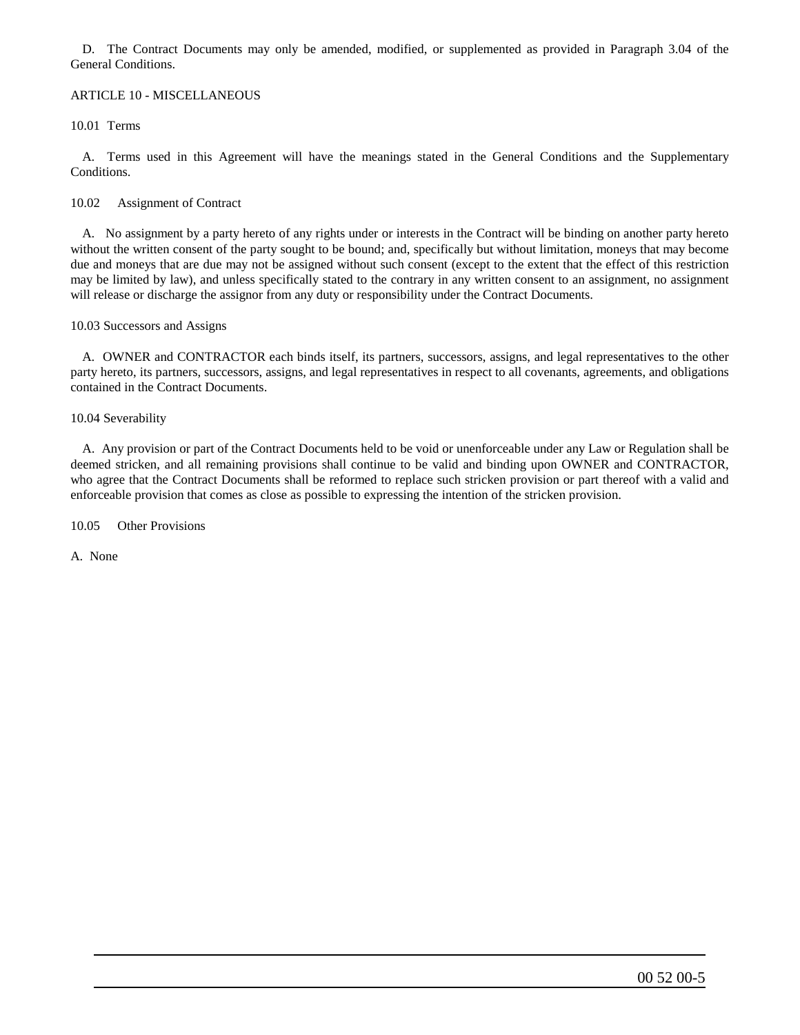D. The Contract Documents may only be amended, modified, or supplemented as provided in Paragraph 3.04 of the General Conditions.

## ARTICLE 10 - MISCELLANEOUS

### 10.01 Terms

A. Terms used in this Agreement will have the meanings stated in the General Conditions and the Supplementary Conditions.

### 10.02 Assignment of Contract

A. No assignment by a party hereto of any rights under or interests in the Contract will be binding on another party hereto without the written consent of the party sought to be bound; and, specifically but without limitation, moneys that may become due and moneys that are due may not be assigned without such consent (except to the extent that the effect of this restriction may be limited by law), and unless specifically stated to the contrary in any written consent to an assignment, no assignment will release or discharge the assignor from any duty or responsibility under the Contract Documents.

### 10.03 Successors and Assigns

A. OWNER and CONTRACTOR each binds itself, its partners, successors, assigns, and legal representatives to the other party hereto, its partners, successors, assigns, and legal representatives in respect to all covenants, agreements, and obligations contained in the Contract Documents.

### 10.04 Severability

A. Any provision or part of the Contract Documents held to be void or unenforceable under any Law or Regulation shall be deemed stricken, and all remaining provisions shall continue to be valid and binding upon OWNER and CONTRACTOR, who agree that the Contract Documents shall be reformed to replace such stricken provision or part thereof with a valid and enforceable provision that comes as close as possible to expressing the intention of the stricken provision.

### 10.05 Other Provisions

A. None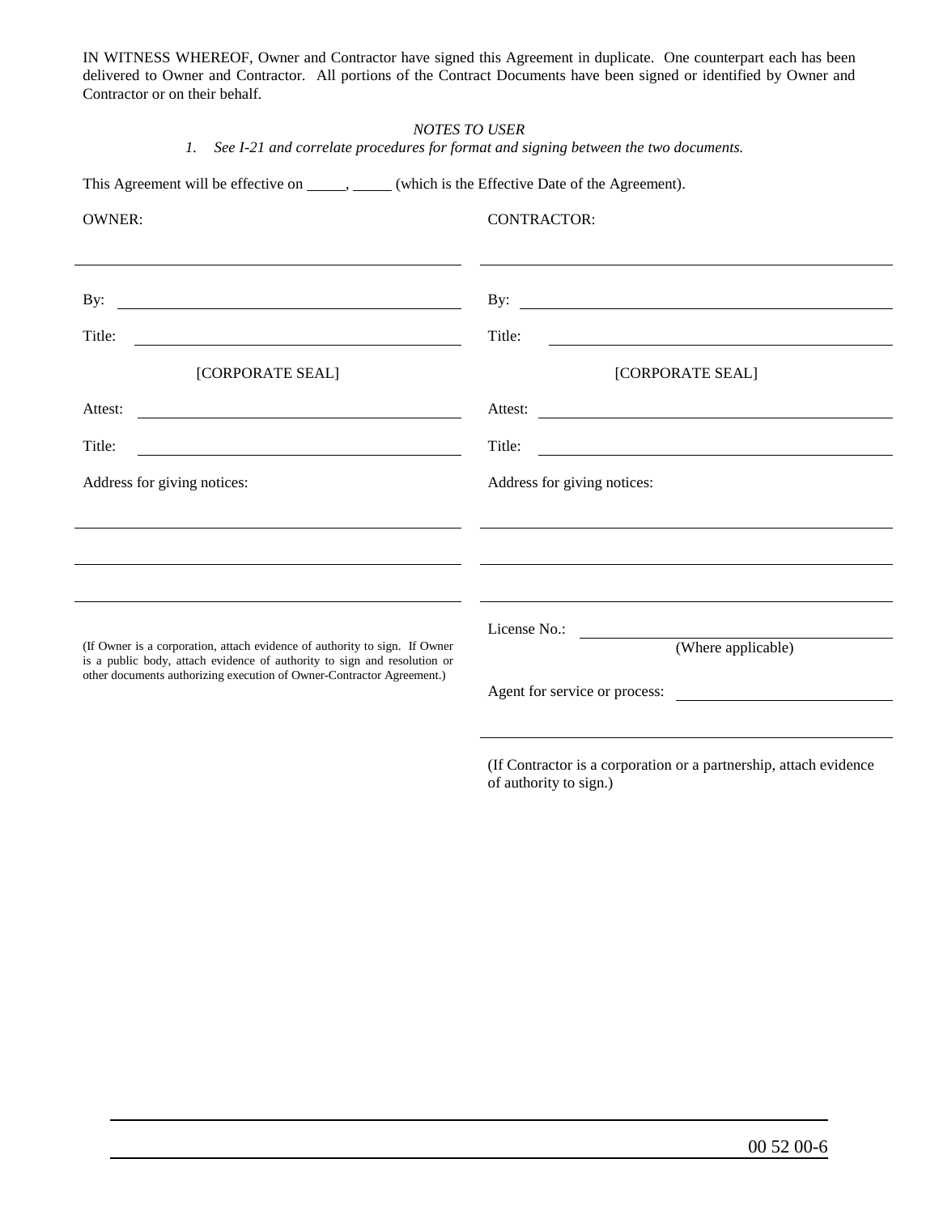IN WITNESS WHEREOF, Owner and Contractor have signed this Agreement in duplicate. One counterpart each has been delivered to Owner and Contractor. All portions of the Contract Documents have been signed or identified by Owner and Contractor or on their behalf.

*NOTES TO USER*

*1. See I-21 and correlate procedures for format and signing between the two documents.*

This Agreement will be effective on _____, _____ (which is the Effective Date of the Agreement).

| OWNER: | CONTRACTOR: |
|---|---|
| ______________________________ | ______________________________ |
| By: ______________________________ | By: ______________________________ |
| Title: ______________________________ | Title: ______________________________ |
| [CORPORATE SEAL] | [CORPORATE SEAL] |
| Attest: ______________________________ | Attest: ______________________________ |
| Title: ______________________________ | Title: ______________________________ |
| Address for giving notices: | Address for giving notices: |
| ______________________________ | ______________________________ |
| ______________________________ | ______________________________ |
| ______________________________ | ______________________________ |
| (If Owner is a corporation, attach evidence of authority to sign. If Owner is a public body, attach evidence of authority to sign and resolution or other documents authorizing execution of Owner-Contractor Agreement.) | License No.: ______________________________ (Where applicable) |
| | Agent for service or process: ______________________________ |
| | ______________________________ |
| | (If Contractor is a corporation or a partnership, attach evidence of authority to sign.) |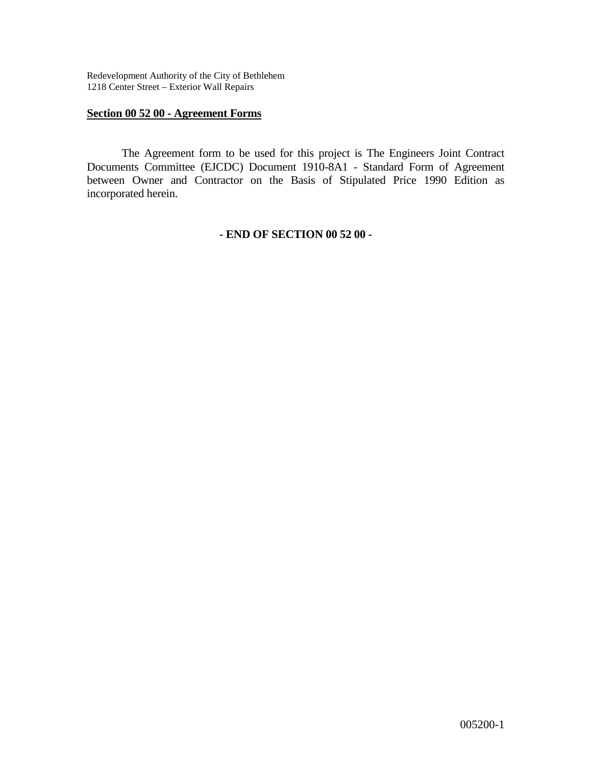## Section 00 52 00 - Agreement Forms

The Agreement form to be used for this project is The Engineers Joint Contract Documents Committee (EJCDC) Document 1910-8A1 - Standard Form of Agreement between Owner and Contractor on the Basis of Stipulated Price 1990 Edition as incorporated herein.

**- END OF SECTION 00 52 00 -**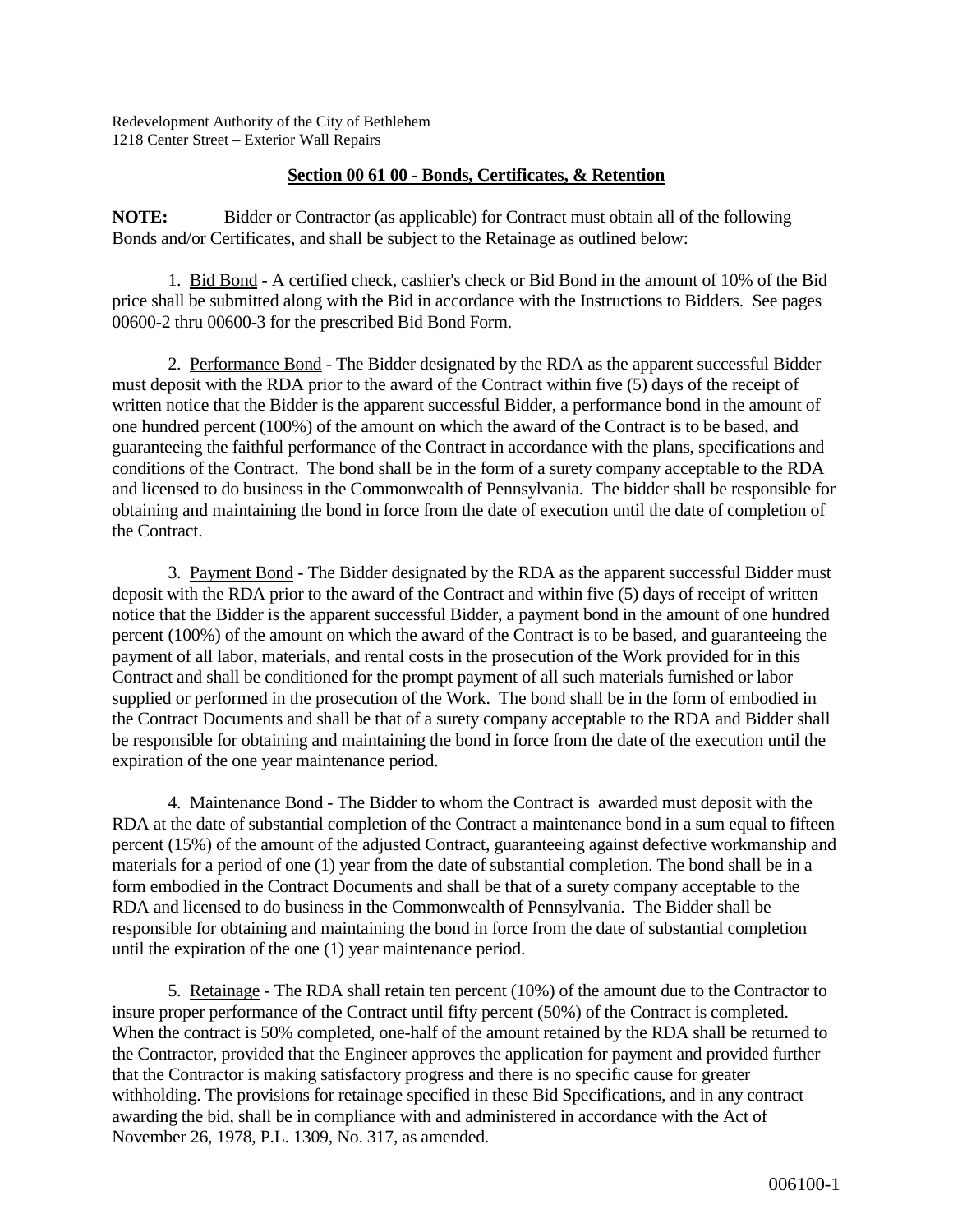Redevelopment Authority of the City of Bethlehem
1218 Center Street – Exterior Wall Repairs

## Section 00 61 00 - Bonds, Certificates, & Retention

**NOTE:** Bidder or Contractor (as applicable) for Contract must obtain all of the following Bonds and/or Certificates, and shall be subject to the Retainage as outlined below:

1. Bid Bond - A certified check, cashier's check or Bid Bond in the amount of 10% of the Bid price shall be submitted along with the Bid in accordance with the Instructions to Bidders. See pages 00600-2 thru 00600-3 for the prescribed Bid Bond Form.

2. Performance Bond - The Bidder designated by the RDA as the apparent successful Bidder must deposit with the RDA prior to the award of the Contract within five (5) days of the receipt of written notice that the Bidder is the apparent successful Bidder, a performance bond in the amount of one hundred percent (100%) of the amount on which the award of the Contract is to be based, and guaranteeing the faithful performance of the Contract in accordance with the plans, specifications and conditions of the Contract. The bond shall be in the form of a surety company acceptable to the RDA and licensed to do business in the Commonwealth of Pennsylvania. The bidder shall be responsible for obtaining and maintaining the bond in force from the date of execution until the date of completion of the Contract.

3. Payment Bond - The Bidder designated by the RDA as the apparent successful Bidder must deposit with the RDA prior to the award of the Contract and within five (5) days of receipt of written notice that the Bidder is the apparent successful Bidder, a payment bond in the amount of one hundred percent (100%) of the amount on which the award of the Contract is to be based, and guaranteeing the payment of all labor, materials, and rental costs in the prosecution of the Work provided for in this Contract and shall be conditioned for the prompt payment of all such materials furnished or labor supplied or performed in the prosecution of the Work. The bond shall be in the form of embodied in the Contract Documents and shall be that of a surety company acceptable to the RDA and Bidder shall be responsible for obtaining and maintaining the bond in force from the date of the execution until the expiration of the one year maintenance period.

4. Maintenance Bond - The Bidder to whom the Contract is awarded must deposit with the RDA at the date of substantial completion of the Contract a maintenance bond in a sum equal to fifteen percent (15%) of the amount of the adjusted Contract, guaranteeing against defective workmanship and materials for a period of one (1) year from the date of substantial completion. The bond shall be in a form embodied in the Contract Documents and shall be that of a surety company acceptable to the RDA and licensed to do business in the Commonwealth of Pennsylvania. The Bidder shall be responsible for obtaining and maintaining the bond in force from the date of substantial completion until the expiration of the one (1) year maintenance period.

5. Retainage - The RDA shall retain ten percent (10%) of the amount due to the Contractor to insure proper performance of the Contract until fifty percent (50%) of the Contract is completed. When the contract is 50% completed, one-half of the amount retained by the RDA shall be returned to the Contractor, provided that the Engineer approves the application for payment and provided further that the Contractor is making satisfactory progress and there is no specific cause for greater withholding. The provisions for retainage specified in these Bid Specifications, and in any contract awarding the bid, shall be in compliance with and administered in accordance with the Act of November 26, 1978, P.L. 1309, No. 317, as amended.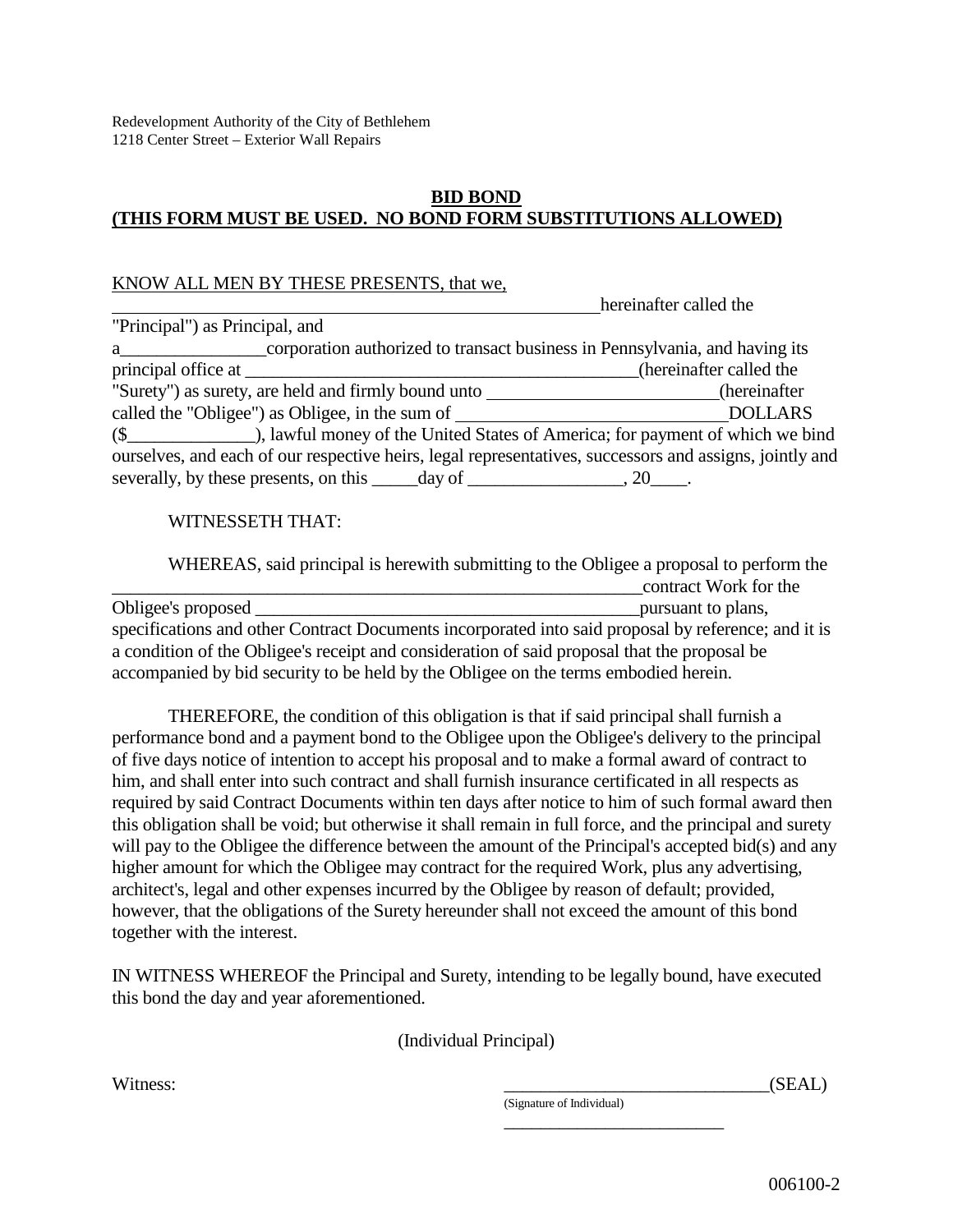Redevelopment Authority of the City of Bethlehem
1218 Center Street – Exterior Wall Repairs

**BID BOND**
**(THIS FORM MUST BE USED. NO BOND FORM SUBSTITUTIONS ALLOWED)**

KNOW ALL MEN BY THESE PRESENTS, that we, ______________________________________________________ hereinafter called the "Principal") as Principal, and a________________corporation authorized to transact business in Pennsylvania, and having its principal office at ____________________________________________(hereinafter called the "Surety") as surety, are held and firmly bound unto _________________________(hereinafter called the "Obligee") as Obligee, in the sum of ____________________________DOLLARS ($______________), lawful money of the United States of America; for payment of which we bind ourselves, and each of our respective heirs, legal representatives, successors and assigns, jointly and severally, by these presents, on this _____day of _________________, 20____.

WITNESSETH THAT:

WHEREAS, said principal is herewith submitting to the Obligee a proposal to perform the ___________________________________________________________contract Work for the Obligee's proposed ___________________________________________pursuant to plans, specifications and other Contract Documents incorporated into said proposal by reference; and it is a condition of the Obligee's receipt and consideration of said proposal that the proposal be accompanied by bid security to be held by the Obligee on the terms embodied herein.

THEREFORE, the condition of this obligation is that if said principal shall furnish a performance bond and a payment bond to the Obligee upon the Obligee's delivery to the principal of five days notice of intention to accept his proposal and to make a formal award of contract to him, and shall enter into such contract and shall furnish insurance certificated in all respects as required by said Contract Documents within ten days after notice to him of such formal award then this obligation shall be void; but otherwise it shall remain in full force, and the principal and surety will pay to the Obligee the difference between the amount of the Principal's accepted bid(s) and any higher amount for which the Obligee may contract for the required Work, plus any advertising, architect's, legal and other expenses incurred by the Obligee by reason of default; provided, however, that the obligations of the Surety hereunder shall not exceed the amount of this bond together with the interest.

IN WITNESS WHEREOF the Principal and Surety, intending to be legally bound, have executed this bond the day and year aforementioned.

(Individual Principal)

Witness: ______________________________(SEAL)
(Signature of Individual)

__________________________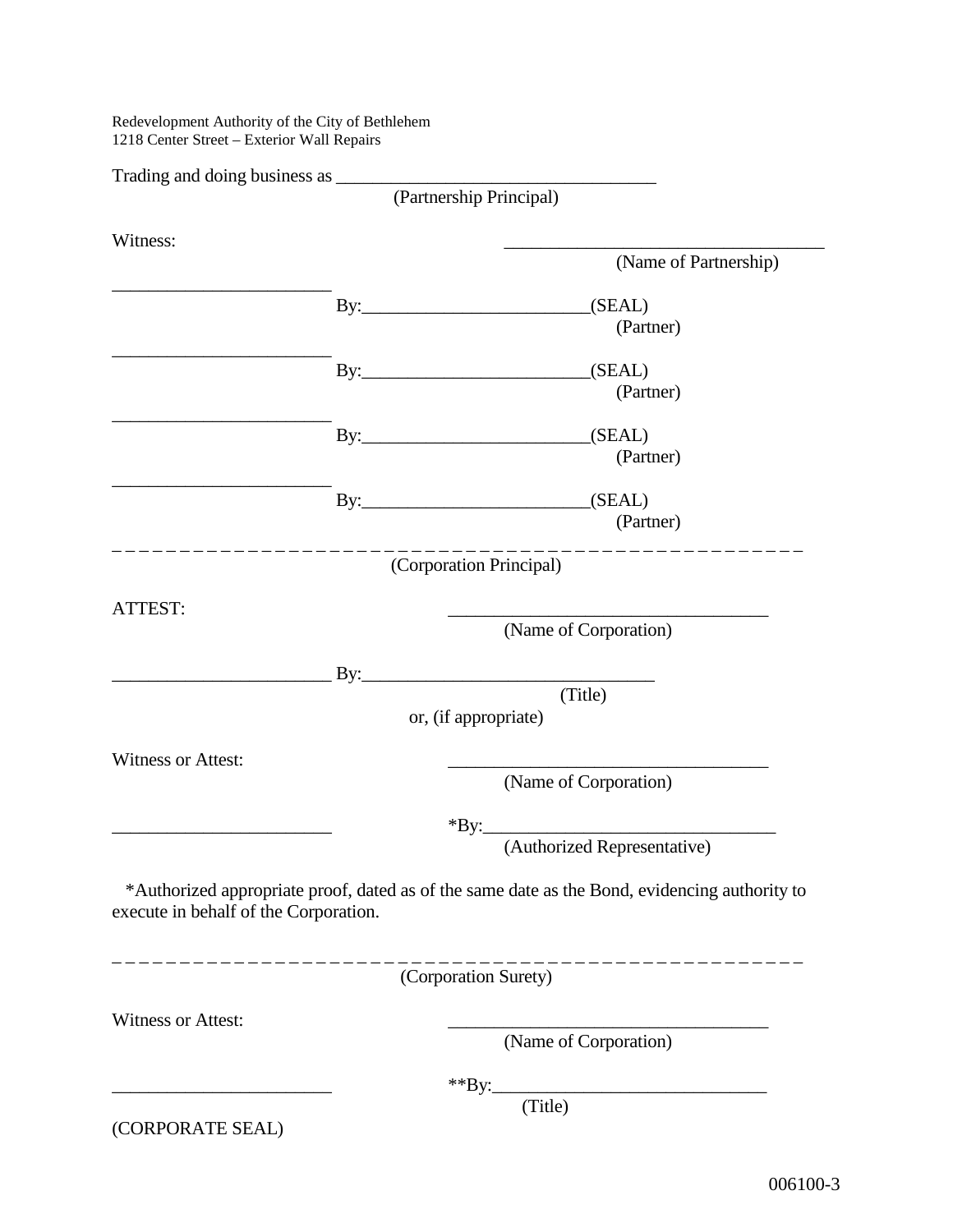Redevelopment Authority of the City of Bethlehem
1218 Center Street – Exterior Wall Repairs

Trading and doing business as ___________________________________
(Partnership Principal)

Witness: ___________________________________
(Name of Partnership)

________________________ By:________________________(SEAL)
(Partner)

________________________ By:________________________(SEAL)
(Partner)

________________________ By:________________________(SEAL)
(Partner)

________________________ By:________________________(SEAL)
(Partner)

---

(Corporation Principal)

ATTEST: ___________________________________
(Name of Corporation)

________________________ By:________________________________
(Title)

or, (if appropriate)

Witness or Attest: ___________________________________
(Name of Corporation)

________________________ *By:_______________________________
(Authorized Representative)

*Authorized appropriate proof, dated as of the same date as the Bond, evidencing authority to execute in behalf of the Corporation.

---

(Corporation Surety)

Witness or Attest: ___________________________________
(Name of Corporation)

________________________ **By:______________________________
(Title)

(CORPORATE SEAL)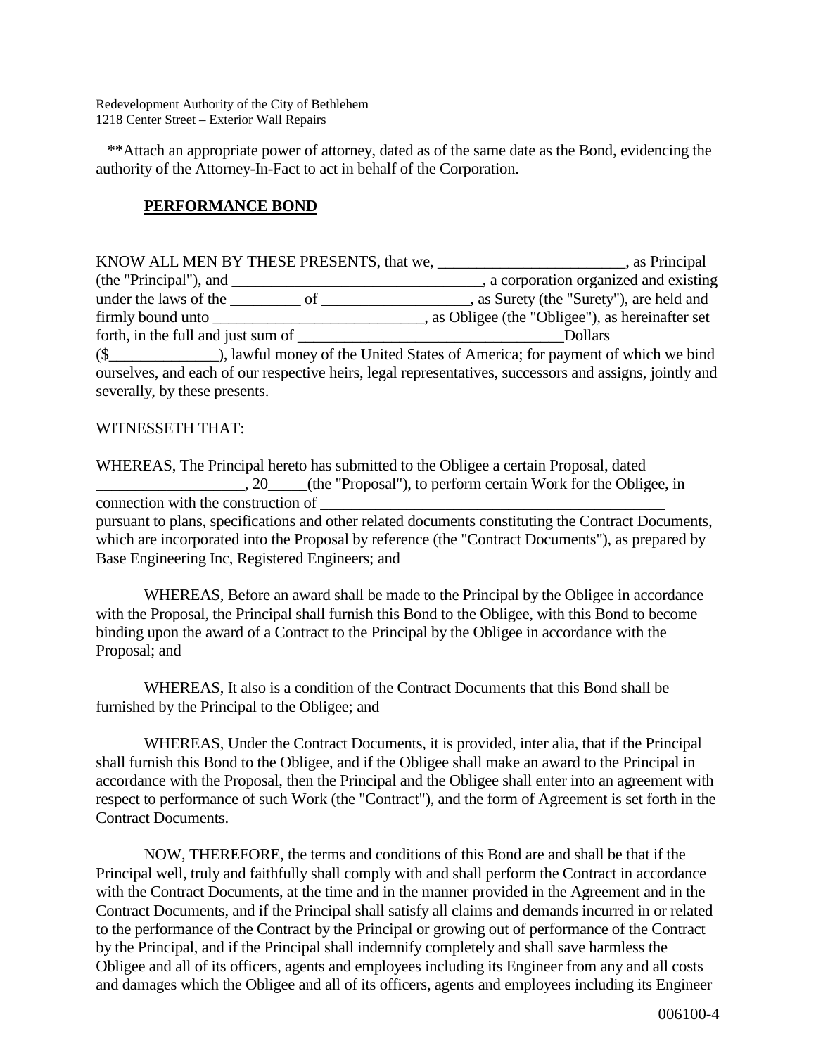**Attach an appropriate power of attorney, dated as of the same date as the Bond, evidencing the authority of the Attorney-In-Fact to act in behalf of the Corporation.

## PERFORMANCE BOND

KNOW ALL MEN BY THESE PRESENTS, that we, ________________________, as Principal (the "Principal"), and ________________________________, a corporation organized and existing under the laws of the _________ of __________________, as Surety (the "Surety"), are held and firmly bound unto ___________________________, as Obligee (the "Obligee"), as hereinafter set forth, in the full and just sum of __________________________________Dollars ($______________), lawful money of the United States of America; for payment of which we bind ourselves, and each of our respective heirs, legal representatives, successors and assigns, jointly and severally, by these presents.

WITNESSETH THAT:

WHEREAS, The Principal hereto has submitted to the Obligee a certain Proposal, dated __________________, 20_____(the "Proposal"), to perform certain Work for the Obligee, in connection with the construction of _____________________________________________ pursuant to plans, specifications and other related documents constituting the Contract Documents, which are incorporated into the Proposal by reference (the "Contract Documents"), as prepared by Base Engineering Inc, Registered Engineers; and

WHEREAS, Before an award shall be made to the Principal by the Obligee in accordance with the Proposal, the Principal shall furnish this Bond to the Obligee, with this Bond to become binding upon the award of a Contract to the Principal by the Obligee in accordance with the Proposal; and

WHEREAS, It also is a condition of the Contract Documents that this Bond shall be furnished by the Principal to the Obligee; and

WHEREAS, Under the Contract Documents, it is provided, inter alia, that if the Principal shall furnish this Bond to the Obligee, and if the Obligee shall make an award to the Principal in accordance with the Proposal, then the Principal and the Obligee shall enter into an agreement with respect to performance of such Work (the "Contract"), and the form of Agreement is set forth in the Contract Documents.

NOW, THEREFORE, the terms and conditions of this Bond are and shall be that if the Principal well, truly and faithfully shall comply with and shall perform the Contract in accordance with the Contract Documents, at the time and in the manner provided in the Agreement and in the Contract Documents, and if the Principal shall satisfy all claims and demands incurred in or related to the performance of the Contract by the Principal or growing out of performance of the Contract by the Principal, and if the Principal shall indemnify completely and shall save harmless the Obligee and all of its officers, agents and employees including its Engineer from any and all costs and damages which the Obligee and all of its officers, agents and employees including its Engineer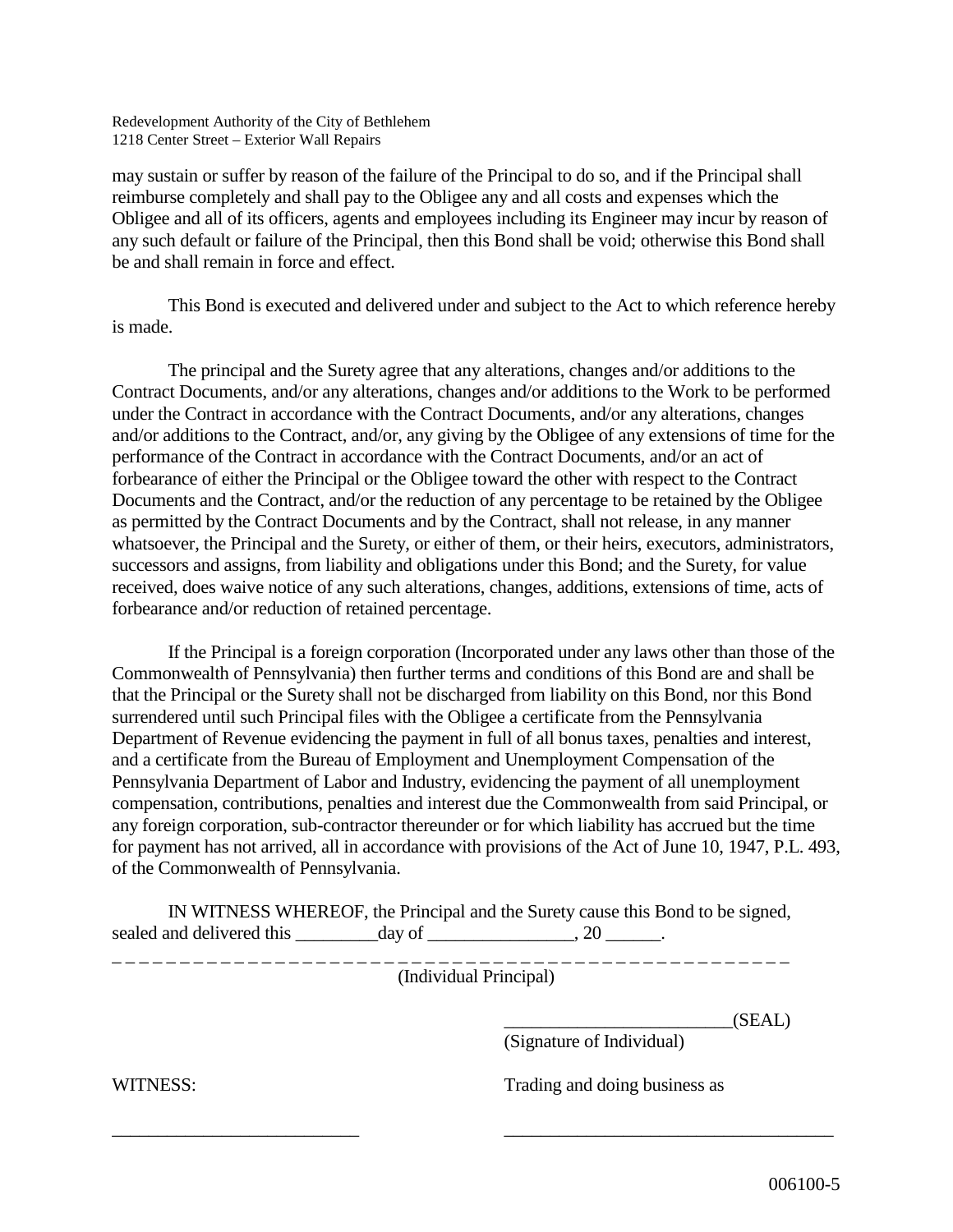may sustain or suffer by reason of the failure of the Principal to do so, and if the Principal shall reimburse completely and shall pay to the Obligee any and all costs and expenses which the Obligee and all of its officers, agents and employees including its Engineer may incur by reason of any such default or failure of the Principal, then this Bond shall be void; otherwise this Bond shall be and shall remain in force and effect.

This Bond is executed and delivered under and subject to the Act to which reference hereby is made.

The principal and the Surety agree that any alterations, changes and/or additions to the Contract Documents, and/or any alterations, changes and/or additions to the Work to be performed under the Contract in accordance with the Contract Documents, and/or any alterations, changes and/or additions to the Contract, and/or, any giving by the Obligee of any extensions of time for the performance of the Contract in accordance with the Contract Documents, and/or an act of forbearance of either the Principal or the Obligee toward the other with respect to the Contract Documents and the Contract, and/or the reduction of any percentage to be retained by the Obligee as permitted by the Contract Documents and by the Contract, shall not release, in any manner whatsoever, the Principal and the Surety, or either of them, or their heirs, executors, administrators, successors and assigns, from liability and obligations under this Bond; and the Surety, for value received, does waive notice of any such alterations, changes, additions, extensions of time, acts of forbearance and/or reduction of retained percentage.

If the Principal is a foreign corporation (Incorporated under any laws other than those of the Commonwealth of Pennsylvania) then further terms and conditions of this Bond are and shall be that the Principal or the Surety shall not be discharged from liability on this Bond, nor this Bond surrendered until such Principal files with the Obligee a certificate from the Pennsylvania Department of Revenue evidencing the payment in full of all bonus taxes, penalties and interest, and a certificate from the Bureau of Employment and Unemployment Compensation of the Pennsylvania Department of Labor and Industry, evidencing the payment of all unemployment compensation, contributions, penalties and interest due the Commonwealth from said Principal, or any foreign corporation, sub-contractor thereunder or for which liability has accrued but the time for payment has not arrived, all in accordance with provisions of the Act of June 10, 1947, P.L. 493, of the Commonwealth of Pennsylvania.

IN WITNESS WHEREOF, the Principal and the Surety cause this Bond to be signed, sealed and delivered this _________day of ________________, 20 ______.

\- - - - - - - - - - - - - - - - - - - - - - - - - - - - - - - - - - - - - - - - - - - - - - - - - - - - - -

(Individual Principal)

_________________________(SEAL)
(Signature of Individual)

WITNESS: Trading and doing business as

___________________________ ____________________________________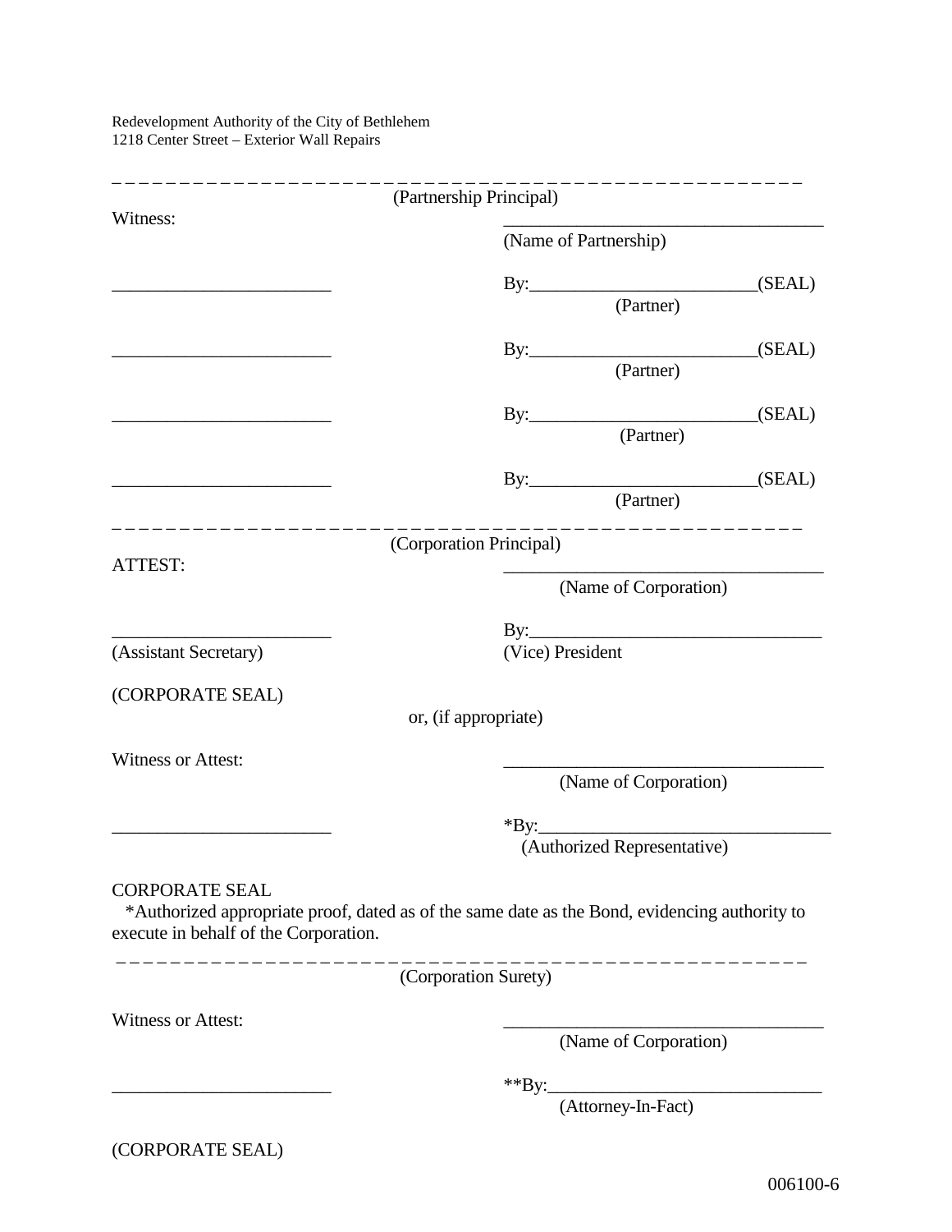(Partnership Principal)

Witness: ___________________________________

(Name of Partnership)

________________________ By:________________________(SEAL)

(Partner)

________________________ By:________________________(SEAL)

(Partner)

________________________ By:________________________(SEAL)

(Partner)

________________________ By:________________________(SEAL)

(Partner)

---

(Corporation Principal)

ATTEST: ___________________________________

(Name of Corporation)

________________________ By:_______________________________

(Assistant Secretary) (Vice) President

(CORPORATE SEAL)

or, (if appropriate)

Witness or Attest: ___________________________________

(Name of Corporation)

________________________ *By:_______________________________

(Authorized Representative)

CORPORATE SEAL

*Authorized appropriate proof, dated as of the same date as the Bond, evidencing authority to execute in behalf of the Corporation.

---

(Corporation Surety)

Witness or Attest: ___________________________________

(Name of Corporation)

________________________ **By:_____________________________

(Attorney-In-Fact)

(CORPORATE SEAL)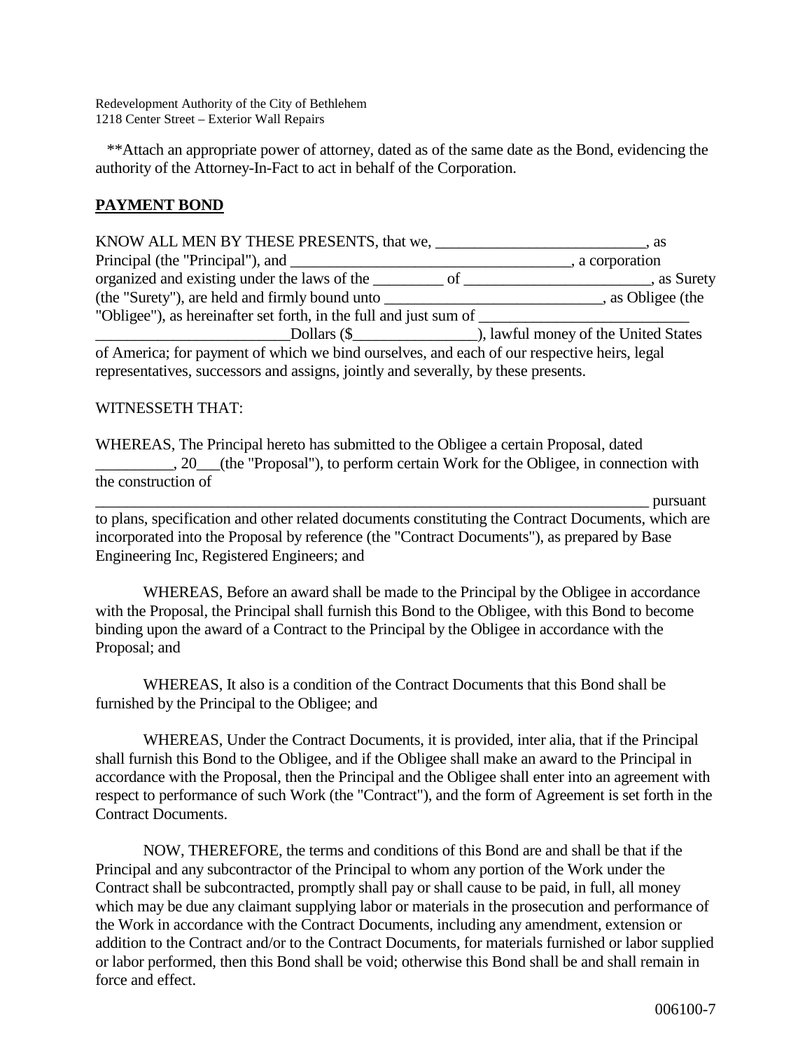**Attach an appropriate power of attorney, dated as of the same date as the Bond, evidencing the authority of the Attorney-In-Fact to act in behalf of the Corporation.

**PAYMENT BOND**

KNOW ALL MEN BY THESE PRESENTS, that we, ___________________________, as Principal (the "Principal"), and ____________________________________, a corporation organized and existing under the laws of the _________ of ________________________, as Surety (the "Surety"), are held and firmly bound unto ____________________________, as Obligee (the "Obligee"), as hereinafter set forth, in the full and just sum of ___________________________ _________________________Dollars ($________________), lawful money of the United States of America; for payment of which we bind ourselves, and each of our respective heirs, legal representatives, successors and assigns, jointly and severally, by these presents.

WITNESSETH THAT:

WHEREAS, The Principal hereto has submitted to the Obligee a certain Proposal, dated __________, 20___(the "Proposal"), to perform certain Work for the Obligee, in connection with the construction of ___________________________________________________________________________ pursuant to plans, specification and other related documents constituting the Contract Documents, which are incorporated into the Proposal by reference (the "Contract Documents"), as prepared by Base Engineering Inc, Registered Engineers; and

WHEREAS, Before an award shall be made to the Principal by the Obligee in accordance with the Proposal, the Principal shall furnish this Bond to the Obligee, with this Bond to become binding upon the award of a Contract to the Principal by the Obligee in accordance with the Proposal; and

WHEREAS, It also is a condition of the Contract Documents that this Bond shall be furnished by the Principal to the Obligee; and

WHEREAS, Under the Contract Documents, it is provided, inter alia, that if the Principal shall furnish this Bond to the Obligee, and if the Obligee shall make an award to the Principal in accordance with the Proposal, then the Principal and the Obligee shall enter into an agreement with respect to performance of such Work (the "Contract"), and the form of Agreement is set forth in the Contract Documents.

NOW, THEREFORE, the terms and conditions of this Bond are and shall be that if the Principal and any subcontractor of the Principal to whom any portion of the Work under the Contract shall be subcontracted, promptly shall pay or shall cause to be paid, in full, all money which may be due any claimant supplying labor or materials in the prosecution and performance of the Work in accordance with the Contract Documents, including any amendment, extension or addition to the Contract and/or to the Contract Documents, for materials furnished or labor supplied or labor performed, then this Bond shall be void; otherwise this Bond shall be and shall remain in force and effect.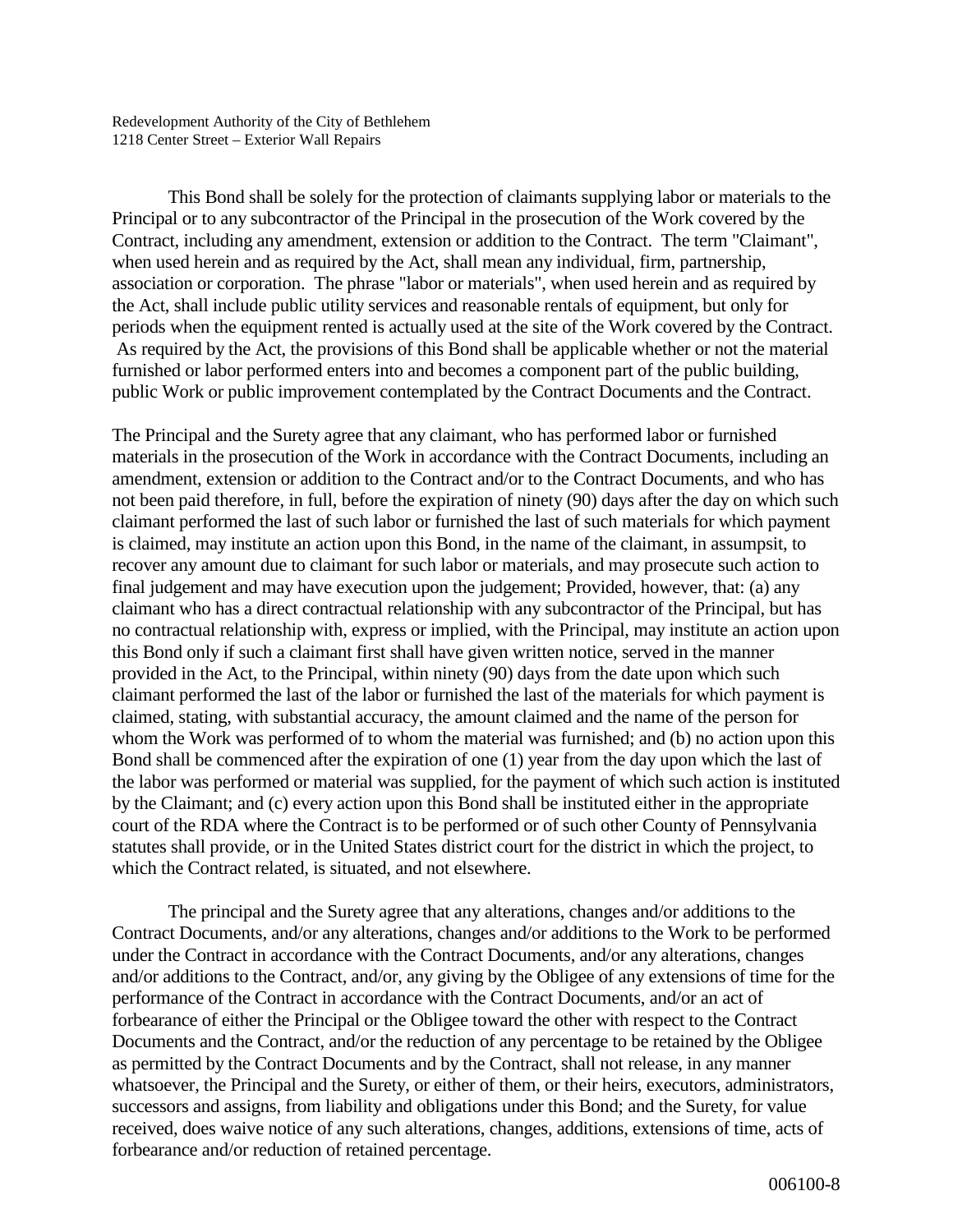This Bond shall be solely for the protection of claimants supplying labor or materials to the Principal or to any subcontractor of the Principal in the prosecution of the Work covered by the Contract, including any amendment, extension or addition to the Contract. The term "Claimant", when used herein and as required by the Act, shall mean any individual, firm, partnership, association or corporation. The phrase "labor or materials", when used herein and as required by the Act, shall include public utility services and reasonable rentals of equipment, but only for periods when the equipment rented is actually used at the site of the Work covered by the Contract. As required by the Act, the provisions of this Bond shall be applicable whether or not the material furnished or labor performed enters into and becomes a component part of the public building, public Work or public improvement contemplated by the Contract Documents and the Contract.

The Principal and the Surety agree that any claimant, who has performed labor or furnished materials in the prosecution of the Work in accordance with the Contract Documents, including an amendment, extension or addition to the Contract and/or to the Contract Documents, and who has not been paid therefore, in full, before the expiration of ninety (90) days after the day on which such claimant performed the last of such labor or furnished the last of such materials for which payment is claimed, may institute an action upon this Bond, in the name of the claimant, in assumpsit, to recover any amount due to claimant for such labor or materials, and may prosecute such action to final judgement and may have execution upon the judgement; Provided, however, that: (a) any claimant who has a direct contractual relationship with any subcontractor of the Principal, but has no contractual relationship with, express or implied, with the Principal, may institute an action upon this Bond only if such a claimant first shall have given written notice, served in the manner provided in the Act, to the Principal, within ninety (90) days from the date upon which such claimant performed the last of the labor or furnished the last of the materials for which payment is claimed, stating, with substantial accuracy, the amount claimed and the name of the person for whom the Work was performed of to whom the material was furnished; and (b) no action upon this Bond shall be commenced after the expiration of one (1) year from the day upon which the last of the labor was performed or material was supplied, for the payment of which such action is instituted by the Claimant; and (c) every action upon this Bond shall be instituted either in the appropriate court of the RDA where the Contract is to be performed or of such other County of Pennsylvania statutes shall provide, or in the United States district court for the district in which the project, to which the Contract related, is situated, and not elsewhere.

The principal and the Surety agree that any alterations, changes and/or additions to the Contract Documents, and/or any alterations, changes and/or additions to the Work to be performed under the Contract in accordance with the Contract Documents, and/or any alterations, changes and/or additions to the Contract, and/or, any giving by the Obligee of any extensions of time for the performance of the Contract in accordance with the Contract Documents, and/or an act of forbearance of either the Principal or the Obligee toward the other with respect to the Contract Documents and the Contract, and/or the reduction of any percentage to be retained by the Obligee as permitted by the Contract Documents and by the Contract, shall not release, in any manner whatsoever, the Principal and the Surety, or either of them, or their heirs, executors, administrators, successors and assigns, from liability and obligations under this Bond; and the Surety, for value received, does waive notice of any such alterations, changes, additions, extensions of time, acts of forbearance and/or reduction of retained percentage.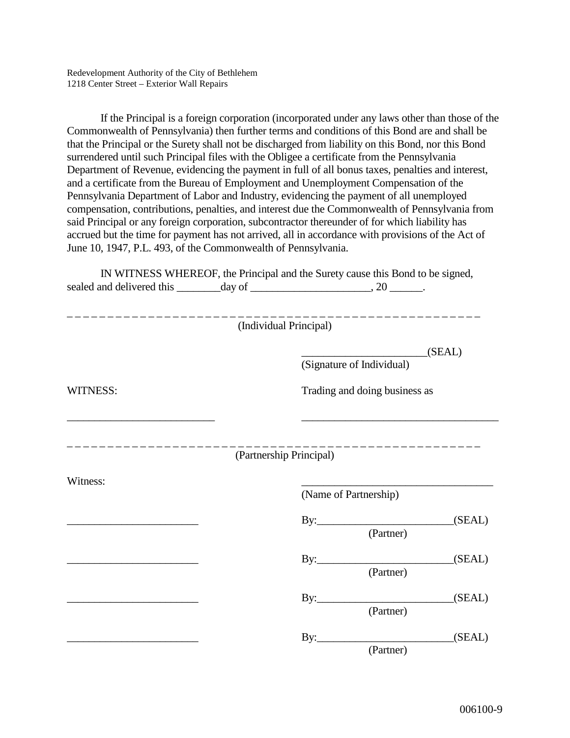If the Principal is a foreign corporation (incorporated under any laws other than those of the Commonwealth of Pennsylvania) then further terms and conditions of this Bond are and shall be that the Principal or the Surety shall not be discharged from liability on this Bond, nor this Bond surrendered until such Principal files with the Obligee a certificate from the Pennsylvania Department of Revenue, evidencing the payment in full of all bonus taxes, penalties and interest, and a certificate from the Bureau of Employment and Unemployment Compensation of the Pennsylvania Department of Labor and Industry, evidencing the payment of all unemployed compensation, contributions, penalties, and interest due the Commonwealth of Pennsylvania from said Principal or any foreign corporation, subcontractor thereunder of for which liability has accrued but the time for payment has not arrived, all in accordance with provisions of the Act of June 10, 1947, P.L. 493, of the Commonwealth of Pennsylvania.

IN WITNESS WHEREOF, the Principal and the Surety cause this Bond to be signed, sealed and delivered this ________day of ______________________, 20 ______.

- - - - - - - - - - - - - - - - - - - - - - - - - - - - - - - - - - - - - - - - - - - - - - - - - - - - - - - -

(Individual Principal)

______________________(SEAL)
(Signature of Individual)

WITNESS: Trading and doing business as

___________________________ ____________________________________

- - - - - - - - - - - - - - - - - - - - - - - - - - - - - - - - - - - - - - - - - - - - - - - - - - - - - - - -

(Partnership Principal)

Witness: ___________________________________
(Name of Partnership)

________________________ By:________________________(SEAL)
(Partner)

________________________ By:________________________(SEAL)
(Partner)

________________________ By:________________________(SEAL)
(Partner)

________________________ By:________________________(SEAL)
(Partner)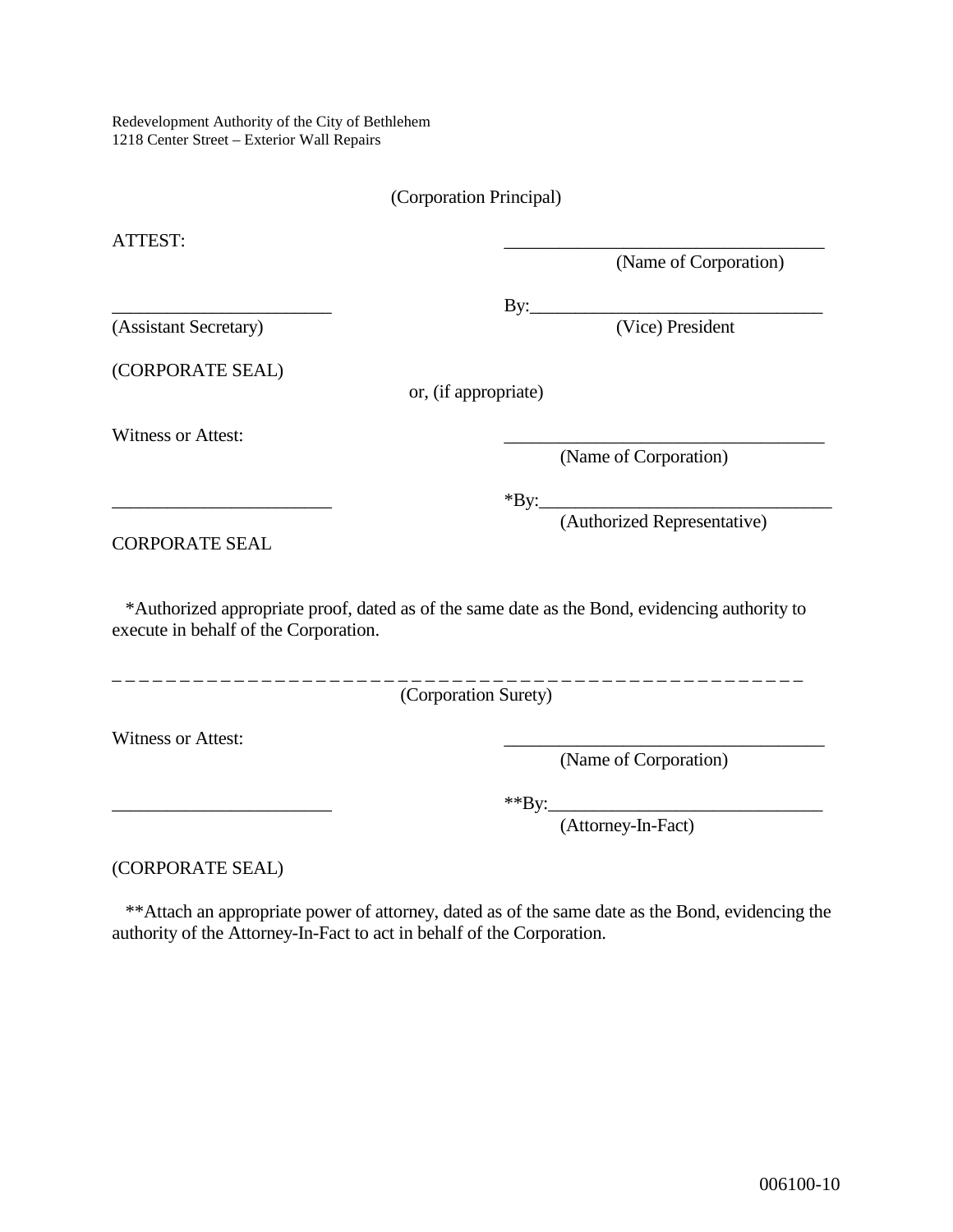Redevelopment Authority of the City of Bethlehem
1218 Center Street – Exterior Wall Repairs

(Corporation Principal)

ATTEST: ____________________________________
(Name of Corporation)

________________________ By:________________________________
(Assistant Secretary) (Vice) President

(CORPORATE SEAL)

or, (if appropriate)

Witness or Attest: ____________________________________
(Name of Corporation)

________________________ *By:________________________________
(Authorized Representative)

CORPORATE SEAL

*Authorized appropriate proof, dated as of the same date as the Bond, evidencing authority to execute in behalf of the Corporation.

- - - - - - - - - - - - - - - - - - - - - - - - - - - - - - - - - - - - - - - - - - - - - - - - - - - -

(Corporation Surety)

Witness or Attest: ____________________________________
(Name of Corporation)

________________________ **By:______________________________
(Attorney-In-Fact)

(CORPORATE SEAL)

**Attach an appropriate power of attorney, dated as of the same date as the Bond, evidencing the authority of the Attorney-In-Fact to act in behalf of the Corporation.

006100-10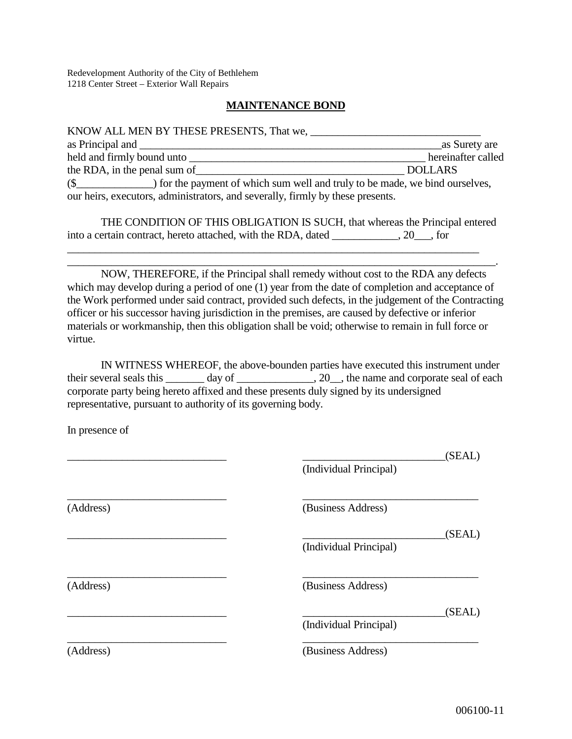Redevelopment Authority of the City of Bethlehem
1218 Center Street – Exterior Wall Repairs

## MAINTENANCE BOND

KNOW ALL MEN BY THESE PRESENTS, That we, ________________________________ as Principal and ____________________________________________________________as Surety are held and firmly bound unto ______________________________________________ hereinafter called the RDA, in the penal sum of_______________________________________ DOLLARS ($______________) for the payment of which sum well and truly to be made, we bind ourselves, our heirs, executors, administrators, and severally, firmly by these presents.

THE CONDITION OF THIS OBLIGATION IS SUCH, that whereas the Principal entered into a certain contract, hereto attached, with the RDA, dated ____________, 20___, for _________________________________________________________________________________ _________________________________________________________________________________.

NOW, THEREFORE, if the Principal shall remedy without cost to the RDA any defects which may develop during a period of one (1) year from the date of completion and acceptance of the Work performed under said contract, provided such defects, in the judgement of the Contracting officer or his successor having jurisdiction in the premises, are caused by defective or inferior materials or workmanship, then this obligation shall be void; otherwise to remain in full force or virtue.

IN WITNESS WHEREOF, the above-bounden parties have executed this instrument under their several seals this _______ day of ______________, 20__, the name and corporate seal of each corporate party being hereto affixed and these presents duly signed by its undersigned representative, pursuant to authority of its governing body.

In presence of

| | |
|---|---|
| ______________________________ | ___________________________(SEAL) (Individual Principal) |
| ______________________________ (Address) | _________________________________ (Business Address) |
| ______________________________ | ___________________________(SEAL) (Individual Principal) |
| ______________________________ (Address) | _________________________________ (Business Address) |
| ______________________________ | ___________________________(SEAL) (Individual Principal) |
| ______________________________ (Address) | _________________________________ (Business Address) |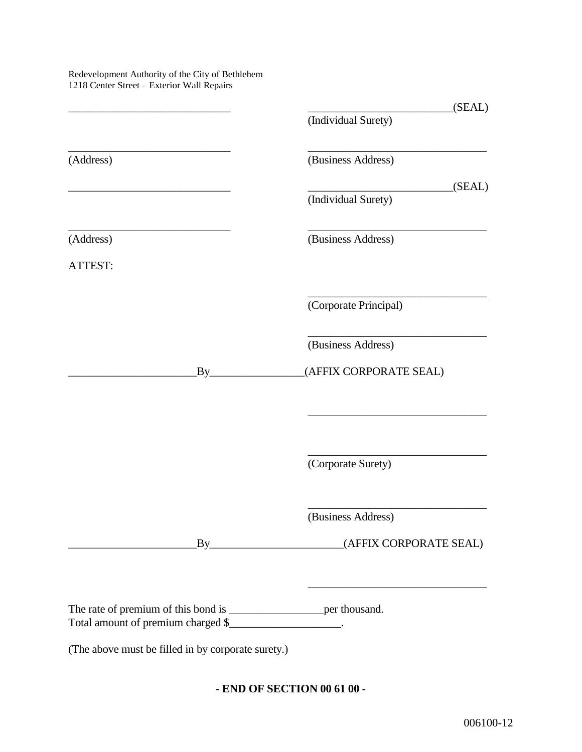Redevelopment Authority of the City of Bethlehem
1218 Center Street – Exterior Wall Repairs

| | |
|---|---|
| ______________________________ | __________________________(SEAL) |
| | (Individual Surety) |
| ______________________________ | ________________________________ |
| (Address) | (Business Address) |
| ______________________________ | __________________________(SEAL) |
| | (Individual Surety) |
| ______________________________ | ________________________________ |
| (Address) | (Business Address) |

ATTEST:

________________________________
(Corporate Principal)

________________________________
(Business Address)

_______________________By_________________(AFFIX CORPORATE SEAL)

________________________________

________________________________
(Corporate Surety)

________________________________
(Business Address)

_______________________By________________________(AFFIX CORPORATE SEAL)

________________________________

The rate of premium of this bond is _________________per thousand.
Total amount of premium charged $____________________.

(The above must be filled in by corporate surety.)

**- END OF SECTION 00 61 00 -**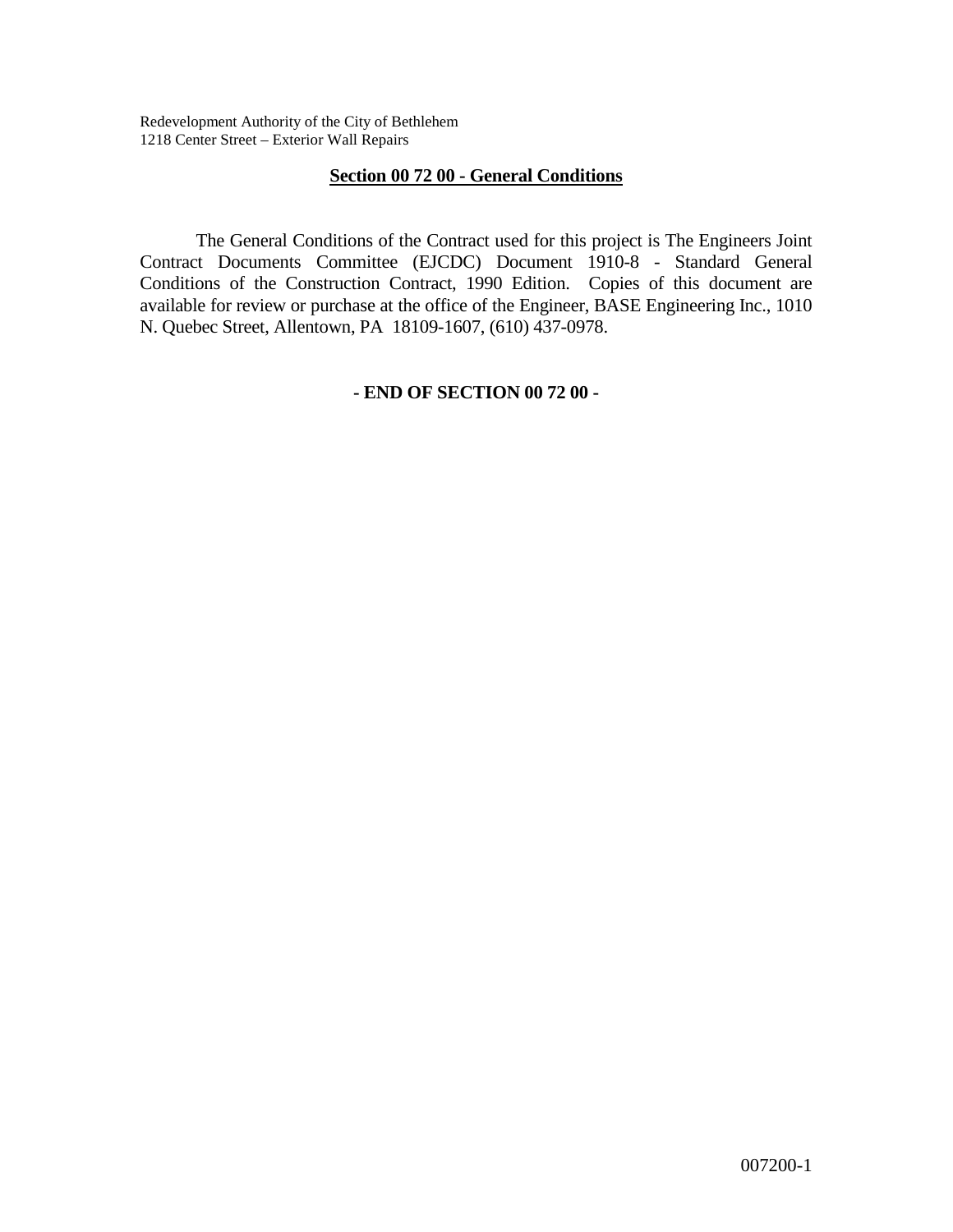## Section 00 72 00 - General Conditions

The General Conditions of the Contract used for this project is The Engineers Joint Contract Documents Committee (EJCDC) Document 1910-8 - Standard General Conditions of the Construction Contract, 1990 Edition. Copies of this document are available for review or purchase at the office of the Engineer, BASE Engineering Inc., 1010 N. Quebec Street, Allentown, PA 18109-1607, (610) 437-0978.

**- END OF SECTION 00 72 00 -**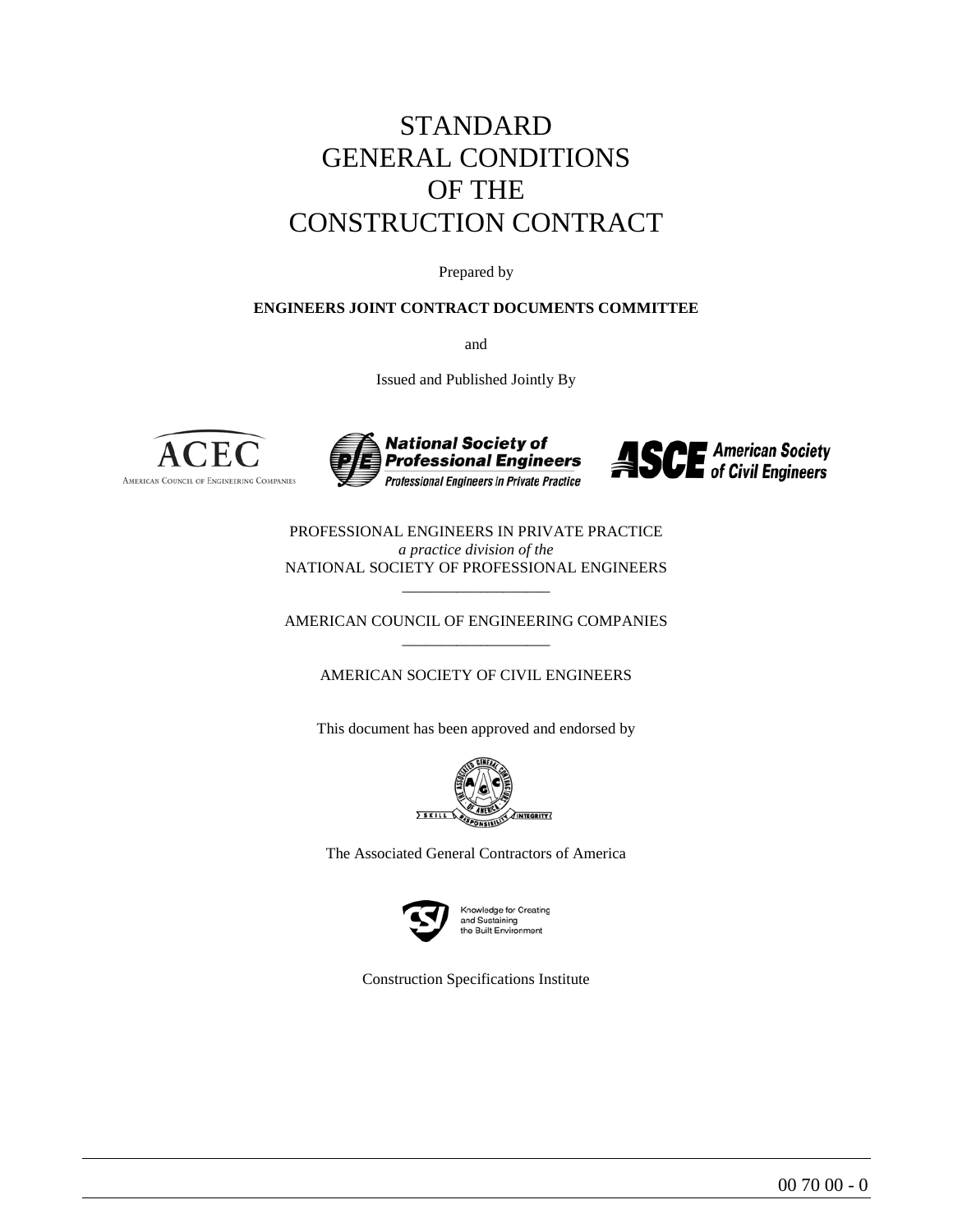# STANDARD GENERAL CONDITIONS OF THE CONSTRUCTION CONTRACT

Prepared by

**ENGINEERS JOINT CONTRACT DOCUMENTS COMMITTEE**

and

Issued and Published Jointly By

PROFESSIONAL ENGINEERS IN PRIVATE PRACTICE
*a practice division of the*
NATIONAL SOCIETY OF PROFESSIONAL ENGINEERS

---

AMERICAN COUNCIL OF ENGINEERING COMPANIES

---

AMERICAN SOCIETY OF CIVIL ENGINEERS

This document has been approved and endorsed by

The Associated General Contractors of America

Construction Specifications Institute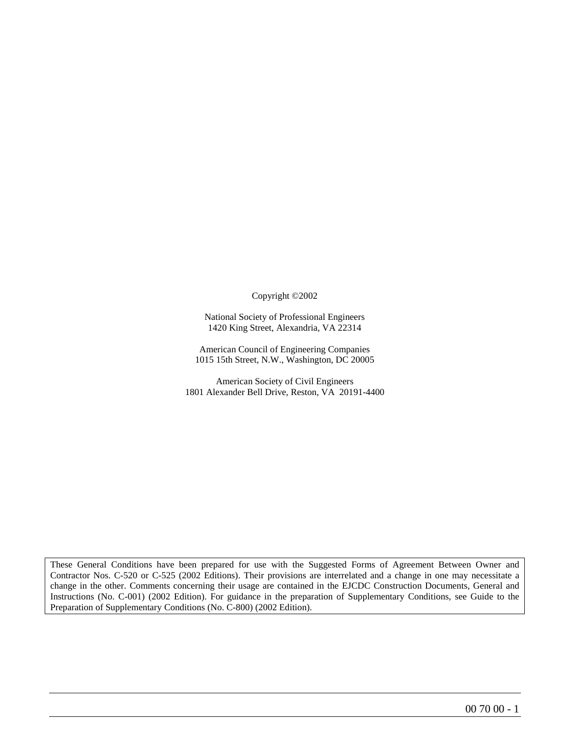Copyright ©2002

National Society of Professional Engineers
1420 King Street, Alexandria, VA 22314

American Council of Engineering Companies
1015 15th Street, N.W., Washington, DC 20005

American Society of Civil Engineers
1801 Alexander Bell Drive, Reston, VA 20191-4400

These General Conditions have been prepared for use with the Suggested Forms of Agreement Between Owner and Contractor Nos. C-520 or C-525 (2002 Editions). Their provisions are interrelated and a change in one may necessitate a change in the other. Comments concerning their usage are contained in the EJCDC Construction Documents, General and Instructions (No. C-001) (2002 Edition). For guidance in the preparation of Supplementary Conditions, see Guide to the Preparation of Supplementary Conditions (No. C-800) (2002 Edition).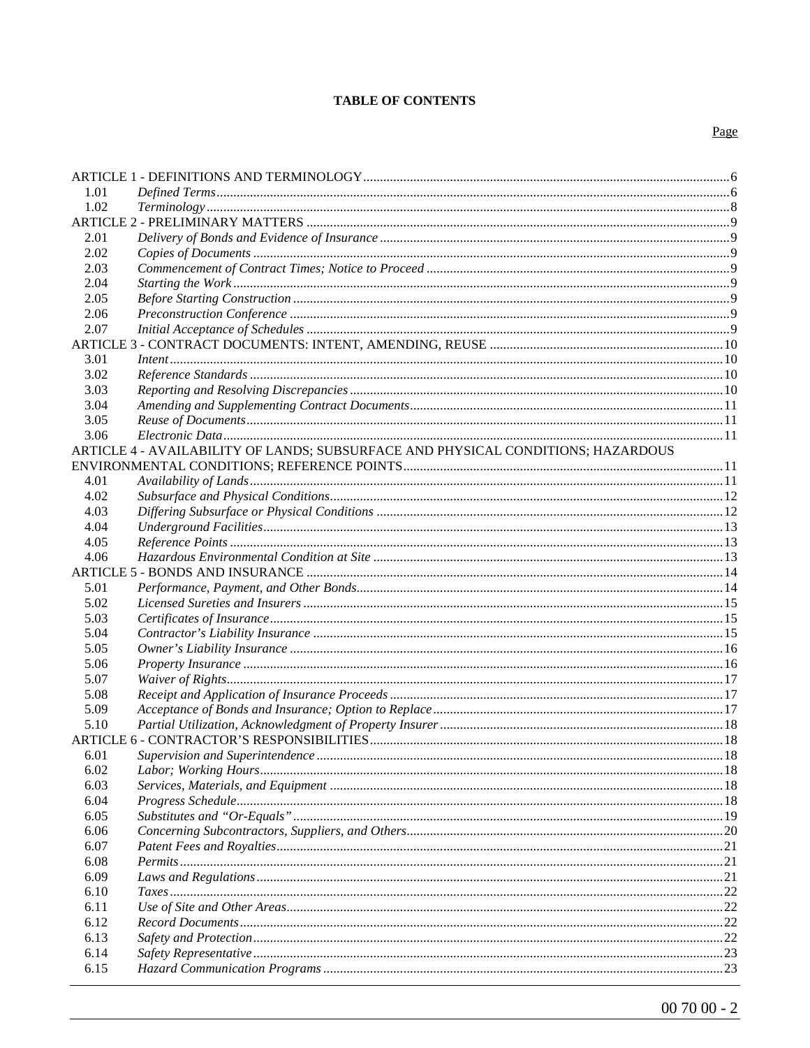**TABLE OF CONTENTS**

| | | Page |
|---|---|---|
| ARTICLE 1 - DEFINITIONS AND TERMINOLOGY | | 6 |
| 1.01 | *Defined Terms* | 6 |
| 1.02 | *Terminology* | 8 |
| ARTICLE 2 - PRELIMINARY MATTERS | | 9 |
| 2.01 | *Delivery of Bonds and Evidence of Insurance* | 9 |
| 2.02 | *Copies of Documents* | 9 |
| 2.03 | *Commencement of Contract Times; Notice to Proceed* | 9 |
| 2.04 | *Starting the Work* | 9 |
| 2.05 | *Before Starting Construction* | 9 |
| 2.06 | *Preconstruction Conference* | 9 |
| 2.07 | *Initial Acceptance of Schedules* | 9 |
| ARTICLE 3 - CONTRACT DOCUMENTS: INTENT, AMENDING, REUSE | | 10 |
| 3.01 | *Intent* | 10 |
| 3.02 | *Reference Standards* | 10 |
| 3.03 | *Reporting and Resolving Discrepancies* | 10 |
| 3.04 | *Amending and Supplementing Contract Documents* | 11 |
| 3.05 | *Reuse of Documents* | 11 |
| 3.06 | *Electronic Data* | 11 |
| ARTICLE 4 - AVAILABILITY OF LANDS; SUBSURFACE AND PHYSICAL CONDITIONS; HAZARDOUS ENVIRONMENTAL CONDITIONS; REFERENCE POINTS | | 11 |
| 4.01 | *Availability of Lands* | 11 |
| 4.02 | *Subsurface and Physical Conditions* | 12 |
| 4.03 | *Differing Subsurface or Physical Conditions* | 12 |
| 4.04 | *Underground Facilities* | 13 |
| 4.05 | *Reference Points* | 13 |
| 4.06 | *Hazardous Environmental Condition at Site* | 13 |
| ARTICLE 5 - BONDS AND INSURANCE | | 14 |
| 5.01 | *Performance, Payment, and Other Bonds* | 14 |
| 5.02 | *Licensed Sureties and Insurers* | 15 |
| 5.03 | *Certificates of Insurance* | 15 |
| 5.04 | *Contractor's Liability Insurance* | 15 |
| 5.05 | *Owner's Liability Insurance* | 16 |
| 5.06 | *Property Insurance* | 16 |
| 5.07 | *Waiver of Rights* | 17 |
| 5.08 | *Receipt and Application of Insurance Proceeds* | 17 |
| 5.09 | *Acceptance of Bonds and Insurance; Option to Replace* | 17 |
| 5.10 | *Partial Utilization, Acknowledgment of Property Insurer* | 18 |
| ARTICLE 6 - CONTRACTOR'S RESPONSIBILITIES | | 18 |
| 6.01 | *Supervision and Superintendence* | 18 |
| 6.02 | *Labor; Working Hours* | 18 |
| 6.03 | *Services, Materials, and Equipment* | 18 |
| 6.04 | *Progress Schedule* | 18 |
| 6.05 | *Substitutes and "Or-Equals"* | 19 |
| 6.06 | *Concerning Subcontractors, Suppliers, and Others* | 20 |
| 6.07 | *Patent Fees and Royalties* | 21 |
| 6.08 | *Permits* | 21 |
| 6.09 | *Laws and Regulations* | 21 |
| 6.10 | *Taxes* | 22 |
| 6.11 | *Use of Site and Other Areas* | 22 |
| 6.12 | *Record Documents* | 22 |
| 6.13 | *Safety and Protection* | 22 |
| 6.14 | *Safety Representative* | 23 |
| 6.15 | *Hazard Communication Programs* | 23 |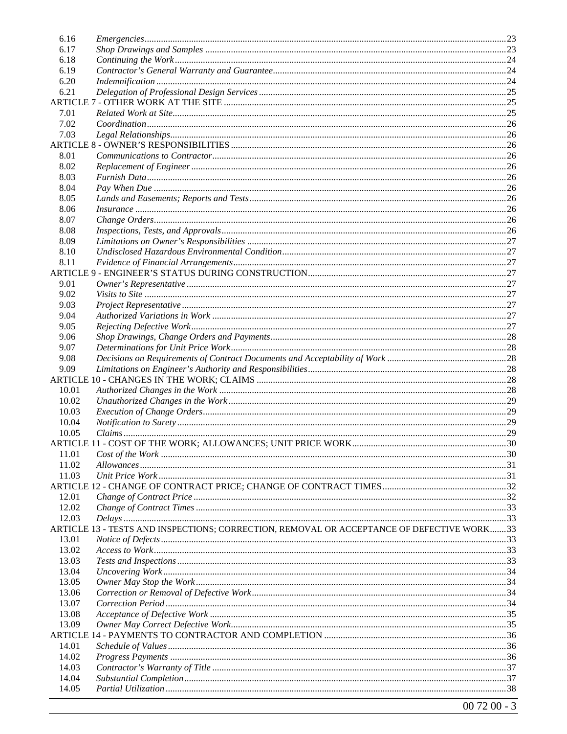| | | |
|---|---|---|
| 6.16 | *Emergencies* | 23 |
| 6.17 | *Shop Drawings and Samples* | 23 |
| 6.18 | *Continuing the Work* | 24 |
| 6.19 | *Contractor's General Warranty and Guarantee* | 24 |
| 6.20 | *Indemnification* | 24 |
| 6.21 | *Delegation of Professional Design Services* | 25 |
| ARTICLE 7 - OTHER WORK AT THE SITE | | 25 |
| 7.01 | *Related Work at Site* | 25 |
| 7.02 | *Coordination* | 26 |
| 7.03 | *Legal Relationships* | 26 |
| ARTICLE 8 - OWNER'S RESPONSIBILITIES | | 26 |
| 8.01 | *Communications to Contractor* | 26 |
| 8.02 | *Replacement of Engineer* | 26 |
| 8.03 | *Furnish Data* | 26 |
| 8.04 | *Pay When Due* | 26 |
| 8.05 | *Lands and Easements; Reports and Tests* | 26 |
| 8.06 | *Insurance* | 26 |
| 8.07 | *Change Orders* | 26 |
| 8.08 | *Inspections, Tests, and Approvals* | 26 |
| 8.09 | *Limitations on Owner's Responsibilities* | 27 |
| 8.10 | *Undisclosed Hazardous Environmental Condition* | 27 |
| 8.11 | *Evidence of Financial Arrangements* | 27 |
| ARTICLE 9 - ENGINEER'S STATUS DURING CONSTRUCTION | | 27 |
| 9.01 | *Owner's Representative* | 27 |
| 9.02 | *Visits to Site* | 27 |
| 9.03 | *Project Representative* | 27 |
| 9.04 | *Authorized Variations in Work* | 27 |
| 9.05 | *Rejecting Defective Work* | 27 |
| 9.06 | *Shop Drawings, Change Orders and Payments* | 28 |
| 9.07 | *Determinations for Unit Price Work* | 28 |
| 9.08 | *Decisions on Requirements of Contract Documents and Acceptability of Work* | 28 |
| 9.09 | *Limitations on Engineer's Authority and Responsibilities* | 28 |
| ARTICLE 10 - CHANGES IN THE WORK; CLAIMS | | 28 |
| 10.01 | *Authorized Changes in the Work* | 28 |
| 10.02 | *Unauthorized Changes in the Work* | 29 |
| 10.03 | *Execution of Change Orders* | 29 |
| 10.04 | *Notification to Surety* | 29 |
| 10.05 | *Claims* | 29 |
| ARTICLE 11 - COST OF THE WORK; ALLOWANCES; UNIT PRICE WORK | | 30 |
| 11.01 | *Cost of the Work* | 30 |
| 11.02 | *Allowances* | 31 |
| 11.03 | *Unit Price Work* | 31 |
| ARTICLE 12 - CHANGE OF CONTRACT PRICE; CHANGE OF CONTRACT TIMES | | 32 |
| 12.01 | *Change of Contract Price* | 32 |
| 12.02 | *Change of Contract Times* | 33 |
| 12.03 | *Delays* | 33 |
| ARTICLE 13 - TESTS AND INSPECTIONS; CORRECTION, REMOVAL OR ACCEPTANCE OF DEFECTIVE WORK | | 33 |
| 13.01 | *Notice of Defects* | 33 |
| 13.02 | *Access to Work* | 33 |
| 13.03 | *Tests and Inspections* | 33 |
| 13.04 | *Uncovering Work* | 34 |
| 13.05 | *Owner May Stop the Work* | 34 |
| 13.06 | *Correction or Removal of Defective Work* | 34 |
| 13.07 | *Correction Period* | 34 |
| 13.08 | *Acceptance of Defective Work* | 35 |
| 13.09 | *Owner May Correct Defective Work* | 35 |
| ARTICLE 14 - PAYMENTS TO CONTRACTOR AND COMPLETION | | 36 |
| 14.01 | *Schedule of Values* | 36 |
| 14.02 | *Progress Payments* | 36 |
| 14.03 | *Contractor's Warranty of Title* | 37 |
| 14.04 | *Substantial Completion* | 37 |
| 14.05 | *Partial Utilization* | 38 |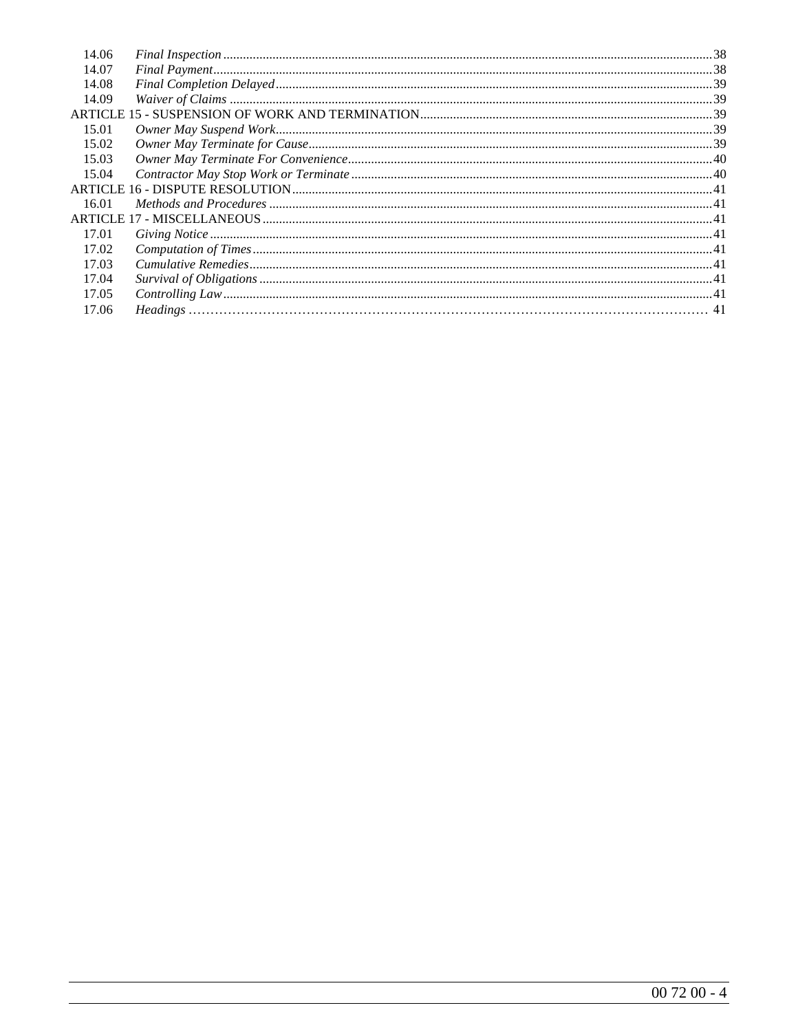| | | |
|---|---|---|
| 14.06 | *Final Inspection* | 38 |
| 14.07 | *Final Payment* | 38 |
| 14.08 | *Final Completion Delayed* | 39 |
| 14.09 | *Waiver of Claims* | 39 |
| ARTICLE 15 - SUSPENSION OF WORK AND TERMINATION | | 39 |
| 15.01 | *Owner May Suspend Work* | 39 |
| 15.02 | *Owner May Terminate for Cause* | 39 |
| 15.03 | *Owner May Terminate For Convenience* | 40 |
| 15.04 | *Contractor May Stop Work or Terminate* | 40 |
| ARTICLE 16 - DISPUTE RESOLUTION | | 41 |
| 16.01 | *Methods and Procedures* | 41 |
| ARTICLE 17 - MISCELLANEOUS | | 41 |
| 17.01 | *Giving Notice* | 41 |
| 17.02 | *Computation of Times* | 41 |
| 17.03 | *Cumulative Remedies* | 41 |
| 17.04 | *Survival of Obligations* | 41 |
| 17.05 | *Controlling Law* | 41 |
| 17.06 | *Headings* | 41 |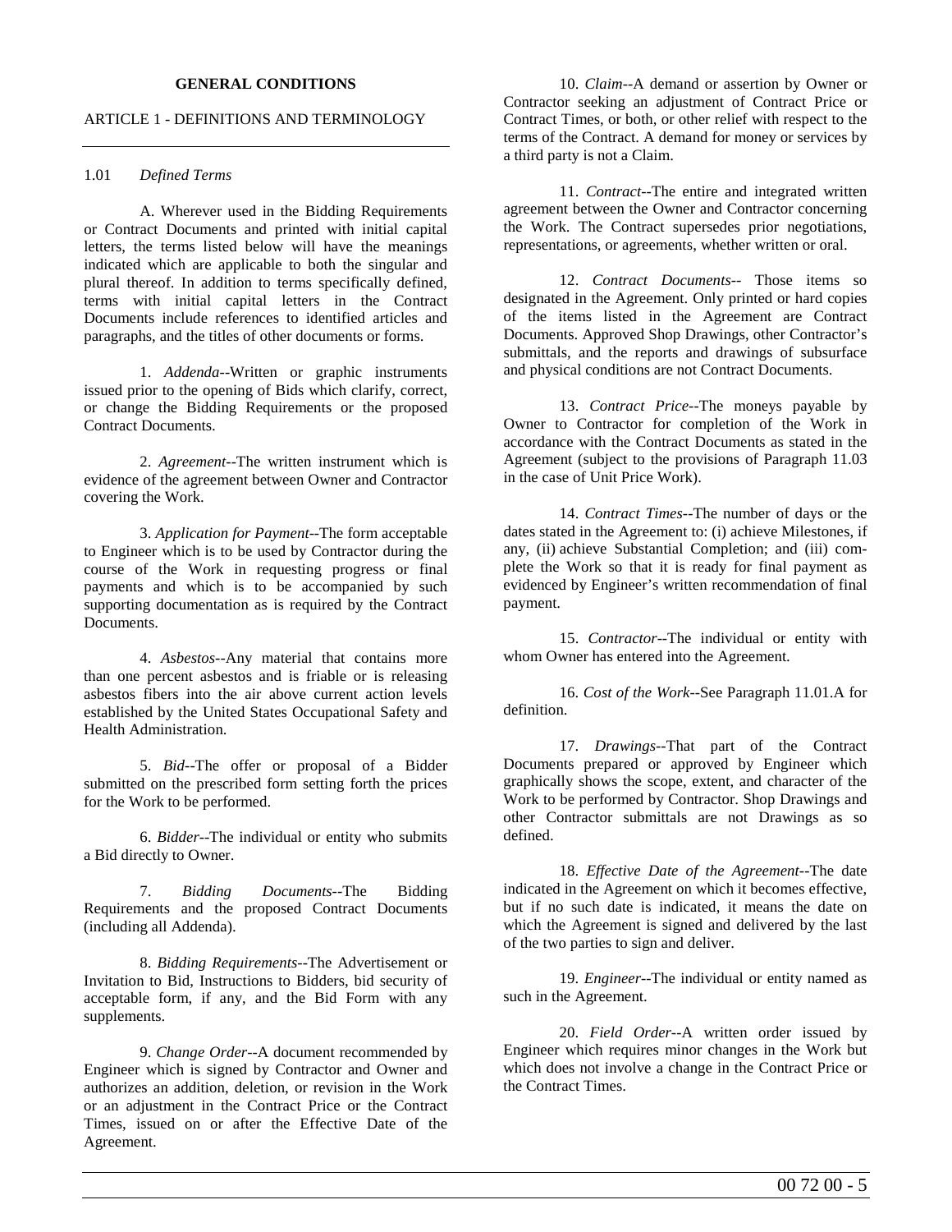## GENERAL CONDITIONS

### ARTICLE 1 - DEFINITIONS AND TERMINOLOGY

1.01 *Defined Terms*

A. Wherever used in the Bidding Requirements or Contract Documents and printed with initial capital letters, the terms listed below will have the meanings indicated which are applicable to both the singular and plural thereof. In addition to terms specifically defined, terms with initial capital letters in the Contract Documents include references to identified articles and paragraphs, and the titles of other documents or forms.

1. *Addenda*--Written or graphic instruments issued prior to the opening of Bids which clarify, correct, or change the Bidding Requirements or the proposed Contract Documents.

2. *Agreement*--The written instrument which is evidence of the agreement between Owner and Contractor covering the Work.

3. *Application for Payment*--The form acceptable to Engineer which is to be used by Contractor during the course of the Work in requesting progress or final payments and which is to be accompanied by such supporting documentation as is required by the Contract Documents.

4. *Asbestos*--Any material that contains more than one percent asbestos and is friable or is releasing asbestos fibers into the air above current action levels established by the United States Occupational Safety and Health Administration.

5. *Bid*--The offer or proposal of a Bidder submitted on the prescribed form setting forth the prices for the Work to be performed.

6. *Bidder*--The individual or entity who submits a Bid directly to Owner.

7. *Bidding Documents*--The Bidding Requirements and the proposed Contract Documents (including all Addenda).

8. *Bidding Requirements*--The Advertisement or Invitation to Bid, Instructions to Bidders, bid security of acceptable form, if any, and the Bid Form with any supplements.

9. *Change Order*--A document recommended by Engineer which is signed by Contractor and Owner and authorizes an addition, deletion, or revision in the Work or an adjustment in the Contract Price or the Contract Times, issued on or after the Effective Date of the Agreement.

10. *Claim*--A demand or assertion by Owner or Contractor seeking an adjustment of Contract Price or Contract Times, or both, or other relief with respect to the terms of the Contract. A demand for money or services by a third party is not a Claim.

11. *Contract*--The entire and integrated written agreement between the Owner and Contractor concerning the Work. The Contract supersedes prior negotiations, representations, or agreements, whether written or oral.

12. *Contract Documents*-- Those items so designated in the Agreement. Only printed or hard copies of the items listed in the Agreement are Contract Documents. Approved Shop Drawings, other Contractor's submittals, and the reports and drawings of subsurface and physical conditions are not Contract Documents.

13. *Contract Price*--The moneys payable by Owner to Contractor for completion of the Work in accordance with the Contract Documents as stated in the Agreement (subject to the provisions of Paragraph 11.03 in the case of Unit Price Work).

14. *Contract Times*--The number of days or the dates stated in the Agreement to: (i) achieve Milestones, if any, (ii) achieve Substantial Completion; and (iii) complete the Work so that it is ready for final payment as evidenced by Engineer's written recommendation of final payment.

15. *Contractor*--The individual or entity with whom Owner has entered into the Agreement.

16. *Cost of the Work*--See Paragraph 11.01.A for definition.

17. *Drawings*--That part of the Contract Documents prepared or approved by Engineer which graphically shows the scope, extent, and character of the Work to be performed by Contractor. Shop Drawings and other Contractor submittals are not Drawings as so defined.

18. *Effective Date of the Agreement*--The date indicated in the Agreement on which it becomes effective, but if no such date is indicated, it means the date on which the Agreement is signed and delivered by the last of the two parties to sign and deliver.

19. *Engineer*--The individual or entity named as such in the Agreement.

20. *Field Order*--A written order issued by Engineer which requires minor changes in the Work but which does not involve a change in the Contract Price or the Contract Times.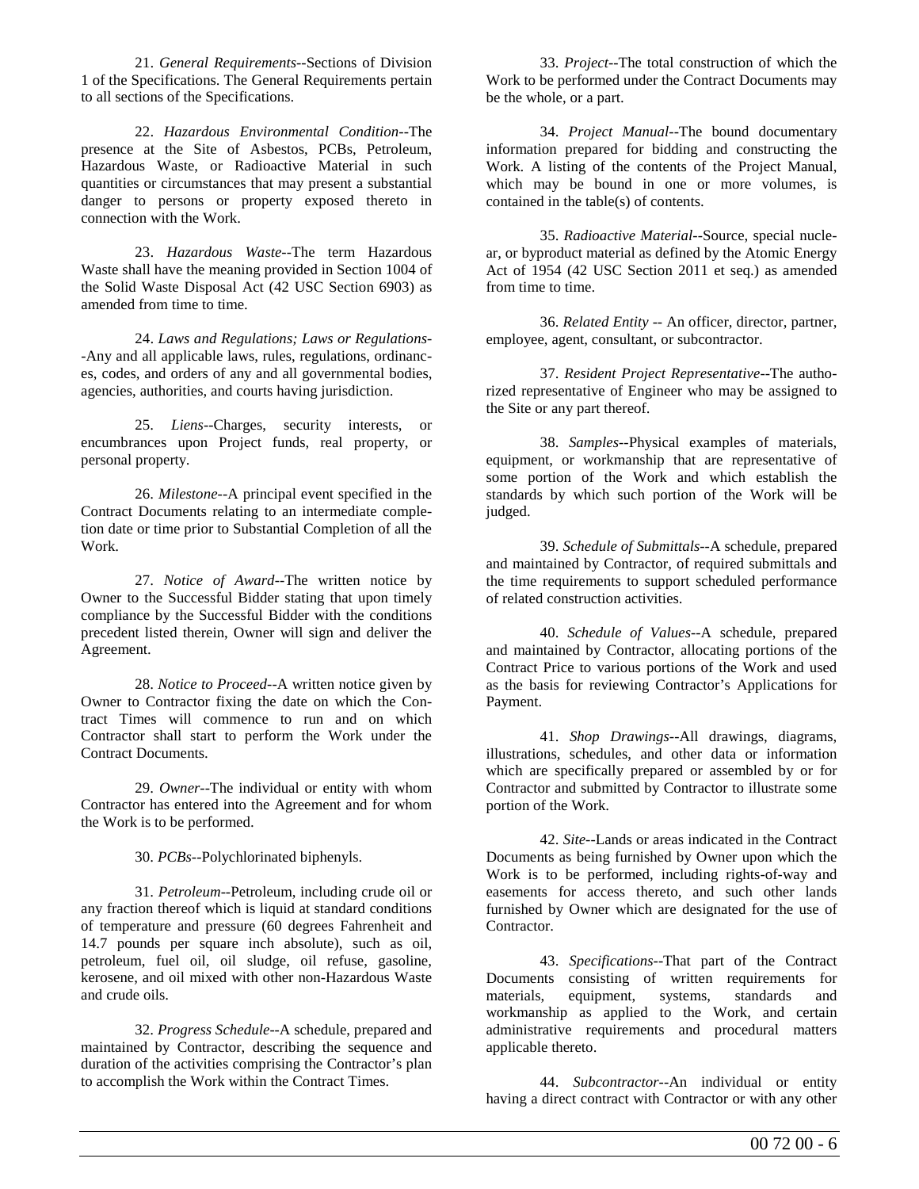21. *General Requirements*--Sections of Division 1 of the Specifications. The General Requirements pertain to all sections of the Specifications.

22. *Hazardous Environmental Condition*--The presence at the Site of Asbestos, PCBs, Petroleum, Hazardous Waste, or Radioactive Material in such quantities or circumstances that may present a substantial danger to persons or property exposed thereto in connection with the Work.

23. *Hazardous Waste*--The term Hazardous Waste shall have the meaning provided in Section 1004 of the Solid Waste Disposal Act (42 USC Section 6903) as amended from time to time.

24. *Laws and Regulations; Laws or Regulations*--Any and all applicable laws, rules, regulations, ordinances, codes, and orders of any and all governmental bodies, agencies, authorities, and courts having jurisdiction.

25. *Liens*--Charges, security interests, or encumbrances upon Project funds, real property, or personal property.

26. *Milestone*--A principal event specified in the Contract Documents relating to an intermediate completion date or time prior to Substantial Completion of all the Work.

27. *Notice of Award*--The written notice by Owner to the Successful Bidder stating that upon timely compliance by the Successful Bidder with the conditions precedent listed therein, Owner will sign and deliver the Agreement.

28. *Notice to Proceed*--A written notice given by Owner to Contractor fixing the date on which the Contract Times will commence to run and on which Contractor shall start to perform the Work under the Contract Documents.

29. *Owner*--The individual or entity with whom Contractor has entered into the Agreement and for whom the Work is to be performed.

30. *PCBs*--Polychlorinated biphenyls.

31. *Petroleum*--Petroleum, including crude oil or any fraction thereof which is liquid at standard conditions of temperature and pressure (60 degrees Fahrenheit and 14.7 pounds per square inch absolute), such as oil, petroleum, fuel oil, oil sludge, oil refuse, gasoline, kerosene, and oil mixed with other non-Hazardous Waste and crude oils.

32. *Progress Schedule*--A schedule, prepared and maintained by Contractor, describing the sequence and duration of the activities comprising the Contractor's plan to accomplish the Work within the Contract Times.

33. *Project*--The total construction of which the Work to be performed under the Contract Documents may be the whole, or a part.

34. *Project Manual*--The bound documentary information prepared for bidding and constructing the Work. A listing of the contents of the Project Manual, which may be bound in one or more volumes, is contained in the table(s) of contents.

35. *Radioactive Material*--Source, special nuclear, or byproduct material as defined by the Atomic Energy Act of 1954 (42 USC Section 2011 et seq.) as amended from time to time.

36. *Related Entity* -- An officer, director, partner, employee, agent, consultant, or subcontractor.

37. *Resident Project Representative*--The authorized representative of Engineer who may be assigned to the Site or any part thereof.

38. *Samples*--Physical examples of materials, equipment, or workmanship that are representative of some portion of the Work and which establish the standards by which such portion of the Work will be judged.

39. *Schedule of Submittals*--A schedule, prepared and maintained by Contractor, of required submittals and the time requirements to support scheduled performance of related construction activities.

40. *Schedule of Values*--A schedule, prepared and maintained by Contractor, allocating portions of the Contract Price to various portions of the Work and used as the basis for reviewing Contractor's Applications for Payment.

41. *Shop Drawings*--All drawings, diagrams, illustrations, schedules, and other data or information which are specifically prepared or assembled by or for Contractor and submitted by Contractor to illustrate some portion of the Work.

42. *Site*--Lands or areas indicated in the Contract Documents as being furnished by Owner upon which the Work is to be performed, including rights-of-way and easements for access thereto, and such other lands furnished by Owner which are designated for the use of Contractor.

43. *Specifications*--That part of the Contract Documents consisting of written requirements for materials, equipment, systems, standards and workmanship as applied to the Work, and certain administrative requirements and procedural matters applicable thereto.

44. *Subcontractor*--An individual or entity having a direct contract with Contractor or with any other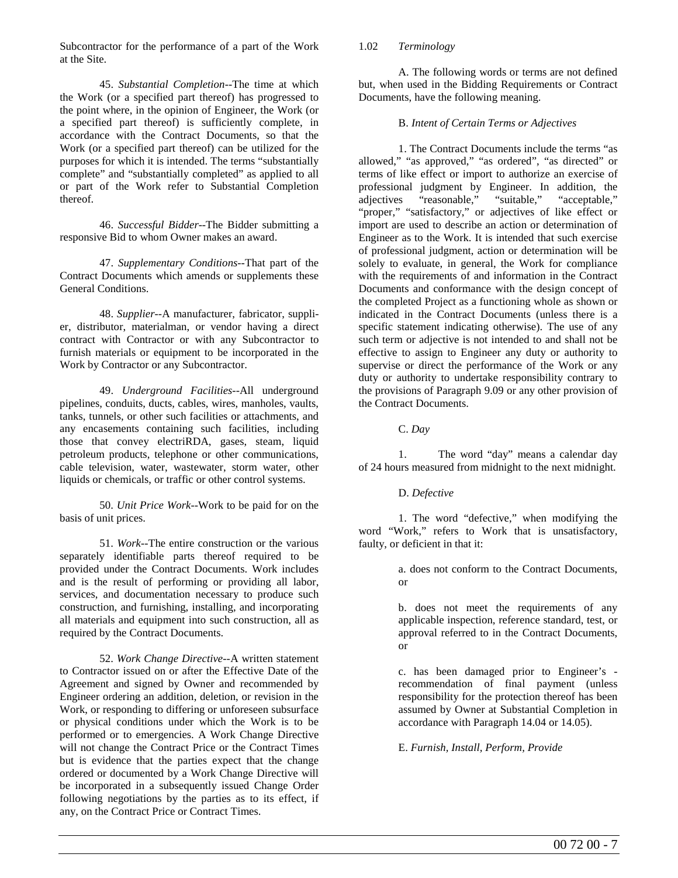Subcontractor for the performance of a part of the Work at the Site.

45. *Substantial Completion*--The time at which the Work (or a specified part thereof) has progressed to the point where, in the opinion of Engineer, the Work (or a specified part thereof) is sufficiently complete, in accordance with the Contract Documents, so that the Work (or a specified part thereof) can be utilized for the purposes for which it is intended. The terms "substantially complete" and "substantially completed" as applied to all or part of the Work refer to Substantial Completion thereof.

46. *Successful Bidder*--The Bidder submitting a responsive Bid to whom Owner makes an award.

47. *Supplementary Conditions*--That part of the Contract Documents which amends or supplements these General Conditions.

48. *Supplier*--A manufacturer, fabricator, supplier, distributor, materialman, or vendor having a direct contract with Contractor or with any Subcontractor to furnish materials or equipment to be incorporated in the Work by Contractor or any Subcontractor.

49. *Underground Facilities*--All underground pipelines, conduits, ducts, cables, wires, manholes, vaults, tanks, tunnels, or other such facilities or attachments, and any encasements containing such facilities, including those that convey electriRDA, gases, steam, liquid petroleum products, telephone or other communications, cable television, water, wastewater, storm water, other liquids or chemicals, or traffic or other control systems.

50. *Unit Price Work*--Work to be paid for on the basis of unit prices.

51. *Work*--The entire construction or the various separately identifiable parts thereof required to be provided under the Contract Documents. Work includes and is the result of performing or providing all labor, services, and documentation necessary to produce such construction, and furnishing, installing, and incorporating all materials and equipment into such construction, all as required by the Contract Documents.

52. *Work Change Directive*--A written statement to Contractor issued on or after the Effective Date of the Agreement and signed by Owner and recommended by Engineer ordering an addition, deletion, or revision in the Work, or responding to differing or unforeseen subsurface or physical conditions under which the Work is to be performed or to emergencies. A Work Change Directive will not change the Contract Price or the Contract Times but is evidence that the parties expect that the change ordered or documented by a Work Change Directive will be incorporated in a subsequently issued Change Order following negotiations by the parties as to its effect, if any, on the Contract Price or Contract Times.

### 1.02 *Terminology*

A. The following words or terms are not defined but, when used in the Bidding Requirements or Contract Documents, have the following meaning.

B. *Intent of Certain Terms or Adjectives*

1. The Contract Documents include the terms "as allowed," "as approved," "as ordered", "as directed" or terms of like effect or import to authorize an exercise of professional judgment by Engineer. In addition, the adjectives "reasonable," "suitable," "acceptable," "proper," "satisfactory," or adjectives of like effect or import are used to describe an action or determination of Engineer as to the Work. It is intended that such exercise of professional judgment, action or determination will be solely to evaluate, in general, the Work for compliance with the requirements of and information in the Contract Documents and conformance with the design concept of the completed Project as a functioning whole as shown or indicated in the Contract Documents (unless there is a specific statement indicating otherwise). The use of any such term or adjective is not intended to and shall not be effective to assign to Engineer any duty or authority to supervise or direct the performance of the Work or any duty or authority to undertake responsibility contrary to the provisions of Paragraph 9.09 or any other provision of the Contract Documents.

C. *Day*

1. The word "day" means a calendar day of 24 hours measured from midnight to the next midnight.

D. *Defective*

1. The word "defective," when modifying the word "Work," refers to Work that is unsatisfactory, faulty, or deficient in that it:

a. does not conform to the Contract Documents, or

b. does not meet the requirements of any applicable inspection, reference standard, test, or approval referred to in the Contract Documents, or

c. has been damaged prior to Engineer's - recommendation of final payment (unless responsibility for the protection thereof has been assumed by Owner at Substantial Completion in accordance with Paragraph 14.04 or 14.05).

E. *Furnish, Install, Perform, Provide*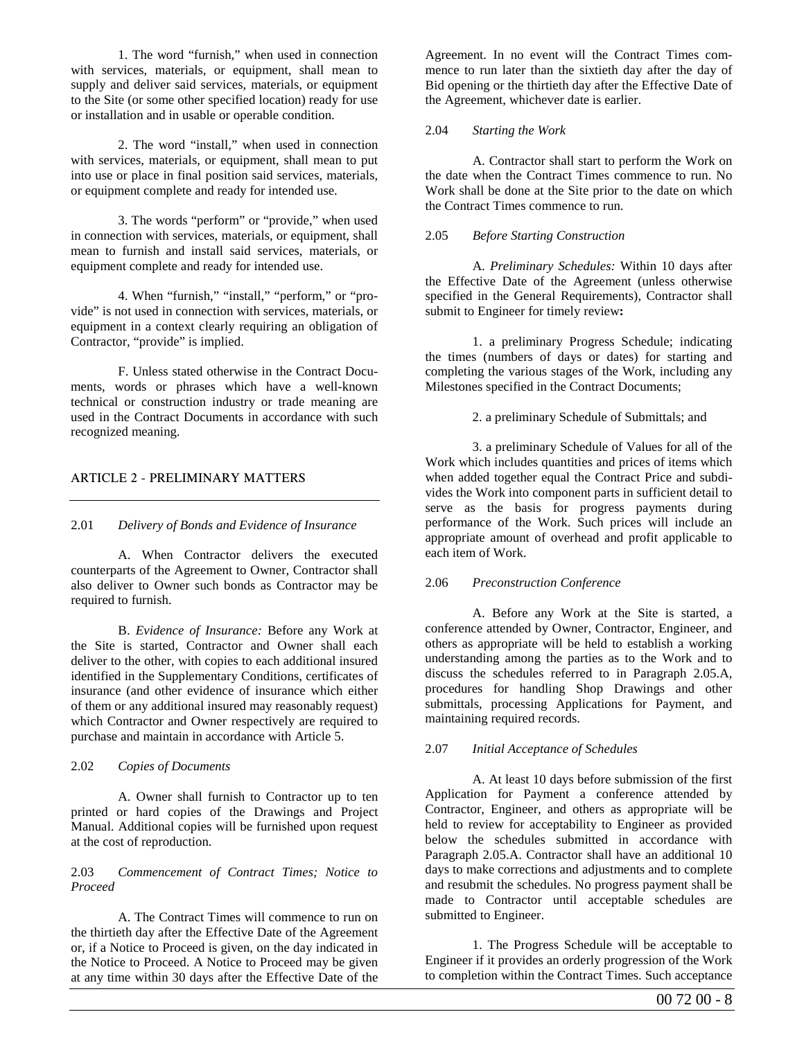1. The word "furnish," when used in connection with services, materials, or equipment, shall mean to supply and deliver said services, materials, or equipment to the Site (or some other specified location) ready for use or installation and in usable or operable condition.

2. The word "install," when used in connection with services, materials, or equipment, shall mean to put into use or place in final position said services, materials, or equipment complete and ready for intended use.

3. The words "perform" or "provide," when used in connection with services, materials, or equipment, shall mean to furnish and install said services, materials, or equipment complete and ready for intended use.

4. When "furnish," "install," "perform," or "provide" is not used in connection with services, materials, or equipment in a context clearly requiring an obligation of Contractor, "provide" is implied.

F. Unless stated otherwise in the Contract Documents, words or phrases which have a well-known technical or construction industry or trade meaning are used in the Contract Documents in accordance with such recognized meaning.

## ARTICLE 2 - PRELIMINARY MATTERS

### 2.01 *Delivery of Bonds and Evidence of Insurance*

A. When Contractor delivers the executed counterparts of the Agreement to Owner, Contractor shall also deliver to Owner such bonds as Contractor may be required to furnish.

B. *Evidence of Insurance:* Before any Work at the Site is started, Contractor and Owner shall each deliver to the other, with copies to each additional insured identified in the Supplementary Conditions, certificates of insurance (and other evidence of insurance which either of them or any additional insured may reasonably request) which Contractor and Owner respectively are required to purchase and maintain in accordance with Article 5.

### 2.02 *Copies of Documents*

A. Owner shall furnish to Contractor up to ten printed or hard copies of the Drawings and Project Manual. Additional copies will be furnished upon request at the cost of reproduction.

### 2.03 *Commencement of Contract Times; Notice to Proceed*

A. The Contract Times will commence to run on the thirtieth day after the Effective Date of the Agreement or, if a Notice to Proceed is given, on the day indicated in the Notice to Proceed. A Notice to Proceed may be given at any time within 30 days after the Effective Date of the Agreement. In no event will the Contract Times commence to run later than the sixtieth day after the day of Bid opening or the thirtieth day after the Effective Date of the Agreement, whichever date is earlier.

### 2.04 *Starting the Work*

A. Contractor shall start to perform the Work on the date when the Contract Times commence to run. No Work shall be done at the Site prior to the date on which the Contract Times commence to run.

### 2.05 *Before Starting Construction*

A. *Preliminary Schedules:* Within 10 days after the Effective Date of the Agreement (unless otherwise specified in the General Requirements), Contractor shall submit to Engineer for timely review**:**

1. a preliminary Progress Schedule; indicating the times (numbers of days or dates) for starting and completing the various stages of the Work, including any Milestones specified in the Contract Documents;

2. a preliminary Schedule of Submittals; and

3. a preliminary Schedule of Values for all of the Work which includes quantities and prices of items which when added together equal the Contract Price and subdivides the Work into component parts in sufficient detail to serve as the basis for progress payments during performance of the Work. Such prices will include an appropriate amount of overhead and profit applicable to each item of Work.

### 2.06 *Preconstruction Conference*

A. Before any Work at the Site is started, a conference attended by Owner, Contractor, Engineer, and others as appropriate will be held to establish a working understanding among the parties as to the Work and to discuss the schedules referred to in Paragraph 2.05.A, procedures for handling Shop Drawings and other submittals, processing Applications for Payment, and maintaining required records.

### 2.07 *Initial Acceptance of Schedules*

A. At least 10 days before submission of the first Application for Payment a conference attended by Contractor, Engineer, and others as appropriate will be held to review for acceptability to Engineer as provided below the schedules submitted in accordance with Paragraph 2.05.A. Contractor shall have an additional 10 days to make corrections and adjustments and to complete and resubmit the schedules. No progress payment shall be made to Contractor until acceptable schedules are submitted to Engineer.

1. The Progress Schedule will be acceptable to Engineer if it provides an orderly progression of the Work to completion within the Contract Times. Such acceptance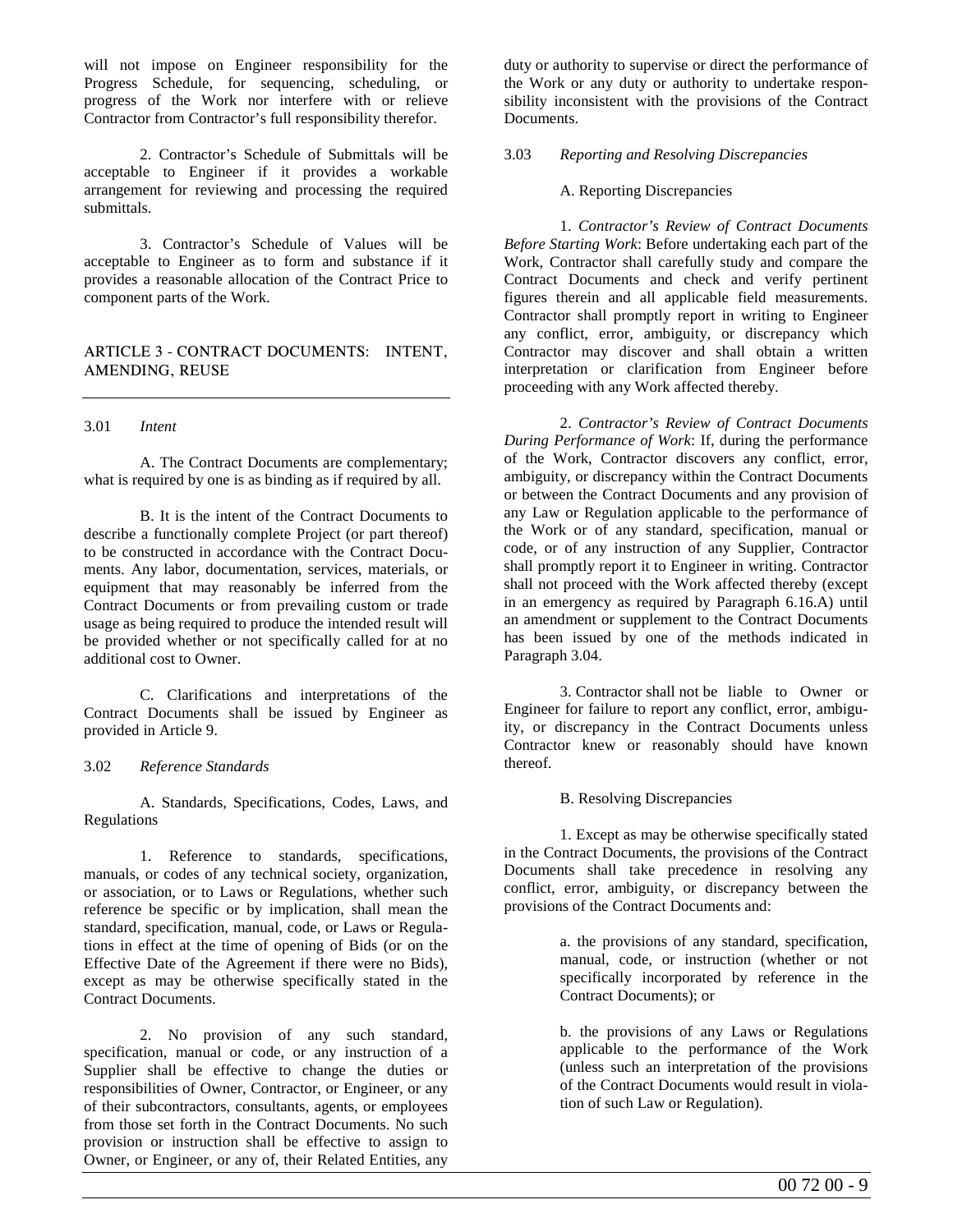will not impose on Engineer responsibility for the Progress Schedule, for sequencing, scheduling, or progress of the Work nor interfere with or relieve Contractor from Contractor's full responsibility therefor.

2. Contractor's Schedule of Submittals will be acceptable to Engineer if it provides a workable arrangement for reviewing and processing the required submittals.

3. Contractor's Schedule of Values will be acceptable to Engineer as to form and substance if it provides a reasonable allocation of the Contract Price to component parts of the Work.

## ARTICLE 3 - CONTRACT DOCUMENTS: INTENT, AMENDING, REUSE

3.01 *Intent*

A. The Contract Documents are complementary; what is required by one is as binding as if required by all.

B. It is the intent of the Contract Documents to describe a functionally complete Project (or part thereof) to be constructed in accordance with the Contract Documents. Any labor, documentation, services, materials, or equipment that may reasonably be inferred from the Contract Documents or from prevailing custom or trade usage as being required to produce the intended result will be provided whether or not specifically called for at no additional cost to Owner.

C. Clarifications and interpretations of the Contract Documents shall be issued by Engineer as provided in Article 9.

3.02 *Reference Standards*

A. Standards, Specifications, Codes, Laws, and Regulations

1. Reference to standards, specifications, manuals, or codes of any technical society, organization, or association, or to Laws or Regulations, whether such reference be specific or by implication, shall mean the standard, specification, manual, code, or Laws or Regulations in effect at the time of opening of Bids (or on the Effective Date of the Agreement if there were no Bids), except as may be otherwise specifically stated in the Contract Documents.

2. No provision of any such standard, specification, manual or code, or any instruction of a Supplier shall be effective to change the duties or responsibilities of Owner, Contractor, or Engineer, or any of their subcontractors, consultants, agents, or employees from those set forth in the Contract Documents. No such provision or instruction shall be effective to assign to Owner, or Engineer, or any of, their Related Entities, any duty or authority to supervise or direct the performance of the Work or any duty or authority to undertake responsibility inconsistent with the provisions of the Contract Documents.

3.03 *Reporting and Resolving Discrepancies*

A. Reporting Discrepancies

1. *Contractor's Review of Contract Documents Before Starting Work*: Before undertaking each part of the Work, Contractor shall carefully study and compare the Contract Documents and check and verify pertinent figures therein and all applicable field measurements. Contractor shall promptly report in writing to Engineer any conflict, error, ambiguity, or discrepancy which Contractor may discover and shall obtain a written interpretation or clarification from Engineer before proceeding with any Work affected thereby.

2. *Contractor's Review of Contract Documents During Performance of Work*: If, during the performance of the Work, Contractor discovers any conflict, error, ambiguity, or discrepancy within the Contract Documents or between the Contract Documents and any provision of any Law or Regulation applicable to the performance of the Work or of any standard, specification, manual or code, or of any instruction of any Supplier, Contractor shall promptly report it to Engineer in writing. Contractor shall not proceed with the Work affected thereby (except in an emergency as required by Paragraph 6.16.A) until an amendment or supplement to the Contract Documents has been issued by one of the methods indicated in Paragraph 3.04.

3. Contractor shall not be liable to Owner or Engineer for failure to report any conflict, error, ambiguity, or discrepancy in the Contract Documents unless Contractor knew or reasonably should have known thereof.

B. Resolving Discrepancies

1. Except as may be otherwise specifically stated in the Contract Documents, the provisions of the Contract Documents shall take precedence in resolving any conflict, error, ambiguity, or discrepancy between the provisions of the Contract Documents and:

a. the provisions of any standard, specification, manual, code, or instruction (whether or not specifically incorporated by reference in the Contract Documents); or

b. the provisions of any Laws or Regulations applicable to the performance of the Work (unless such an interpretation of the provisions of the Contract Documents would result in violation of such Law or Regulation).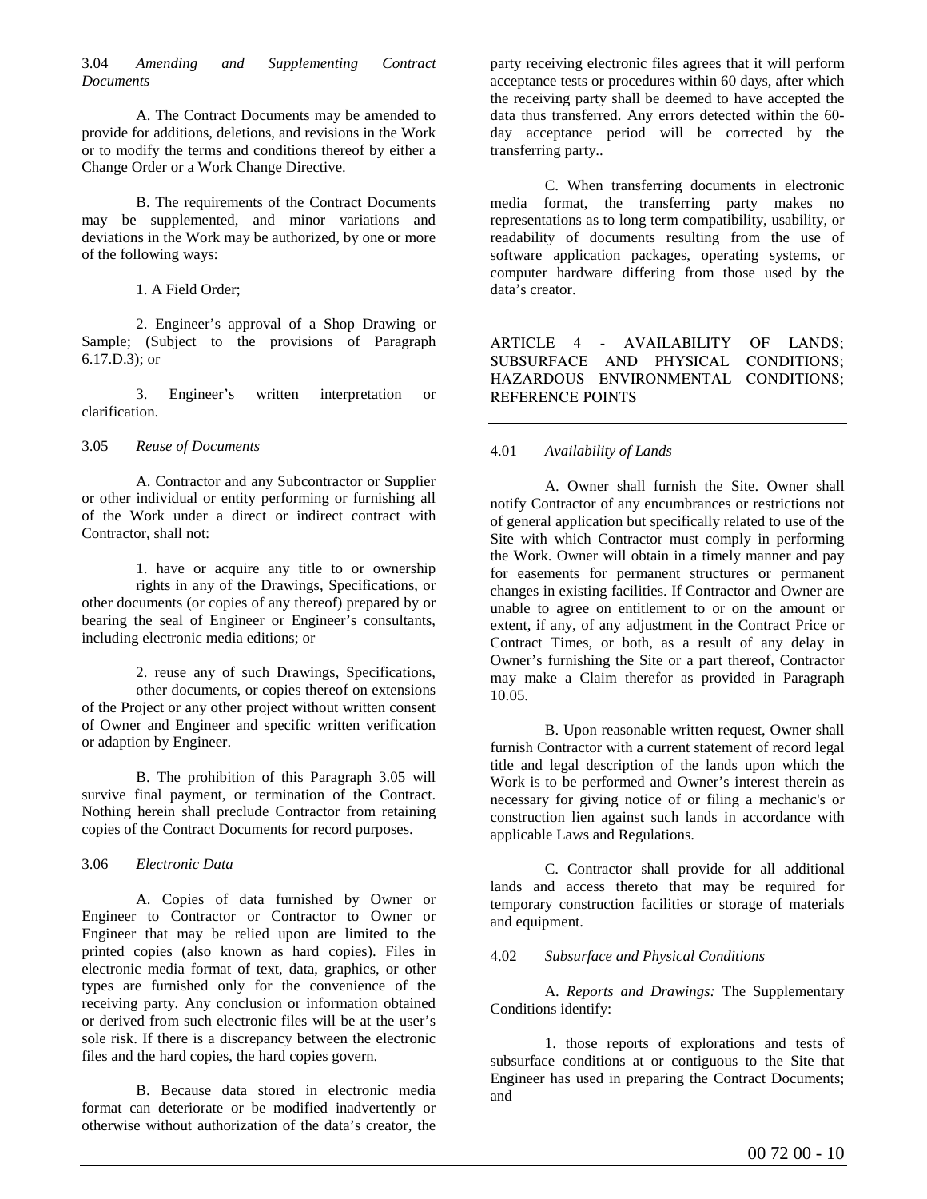3.04 *Amending and Supplementing Contract Documents*

A. The Contract Documents may be amended to provide for additions, deletions, and revisions in the Work or to modify the terms and conditions thereof by either a Change Order or a Work Change Directive.

B. The requirements of the Contract Documents may be supplemented, and minor variations and deviations in the Work may be authorized, by one or more of the following ways:

1. A Field Order;

2. Engineer's approval of a Shop Drawing or Sample; (Subject to the provisions of Paragraph 6.17.D.3); or

3. Engineer's written interpretation or clarification.

3.05 *Reuse of Documents*

A. Contractor and any Subcontractor or Supplier or other individual or entity performing or furnishing all of the Work under a direct or indirect contract with Contractor, shall not:

1. have or acquire any title to or ownership rights in any of the Drawings, Specifications, or other documents (or copies of any thereof) prepared by or bearing the seal of Engineer or Engineer's consultants, including electronic media editions; or

2. reuse any of such Drawings, Specifications, other documents, or copies thereof on extensions of the Project or any other project without written consent of Owner and Engineer and specific written verification or adaption by Engineer.

B. The prohibition of this Paragraph 3.05 will survive final payment, or termination of the Contract. Nothing herein shall preclude Contractor from retaining copies of the Contract Documents for record purposes.

3.06 *Electronic Data*

A. Copies of data furnished by Owner or Engineer to Contractor or Contractor to Owner or Engineer that may be relied upon are limited to the printed copies (also known as hard copies). Files in electronic media format of text, data, graphics, or other types are furnished only for the convenience of the receiving party. Any conclusion or information obtained or derived from such electronic files will be at the user's sole risk. If there is a discrepancy between the electronic files and the hard copies, the hard copies govern.

B. Because data stored in electronic media format can deteriorate or be modified inadvertently or otherwise without authorization of the data's creator, the party receiving electronic files agrees that it will perform acceptance tests or procedures within 60 days, after which the receiving party shall be deemed to have accepted the data thus transferred. Any errors detected within the 60-day acceptance period will be corrected by the transferring party..

C. When transferring documents in electronic media format, the transferring party makes no representations as to long term compatibility, usability, or readability of documents resulting from the use of software application packages, operating systems, or computer hardware differing from those used by the data's creator.

## ARTICLE 4 - AVAILABILITY OF LANDS; SUBSURFACE AND PHYSICAL CONDITIONS; HAZARDOUS ENVIRONMENTAL CONDITIONS; REFERENCE POINTS

4.01 *Availability of Lands*

A. Owner shall furnish the Site. Owner shall notify Contractor of any encumbrances or restrictions not of general application but specifically related to use of the Site with which Contractor must comply in performing the Work. Owner will obtain in a timely manner and pay for easements for permanent structures or permanent changes in existing facilities. If Contractor and Owner are unable to agree on entitlement to or on the amount or extent, if any, of any adjustment in the Contract Price or Contract Times, or both, as a result of any delay in Owner's furnishing the Site or a part thereof, Contractor may make a Claim therefor as provided in Paragraph 10.05.

B. Upon reasonable written request, Owner shall furnish Contractor with a current statement of record legal title and legal description of the lands upon which the Work is to be performed and Owner's interest therein as necessary for giving notice of or filing a mechanic's or construction lien against such lands in accordance with applicable Laws and Regulations.

C. Contractor shall provide for all additional lands and access thereto that may be required for temporary construction facilities or storage of materials and equipment.

4.02 *Subsurface and Physical Conditions*

A. *Reports and Drawings:* The Supplementary Conditions identify:

1. those reports of explorations and tests of subsurface conditions at or contiguous to the Site that Engineer has used in preparing the Contract Documents; and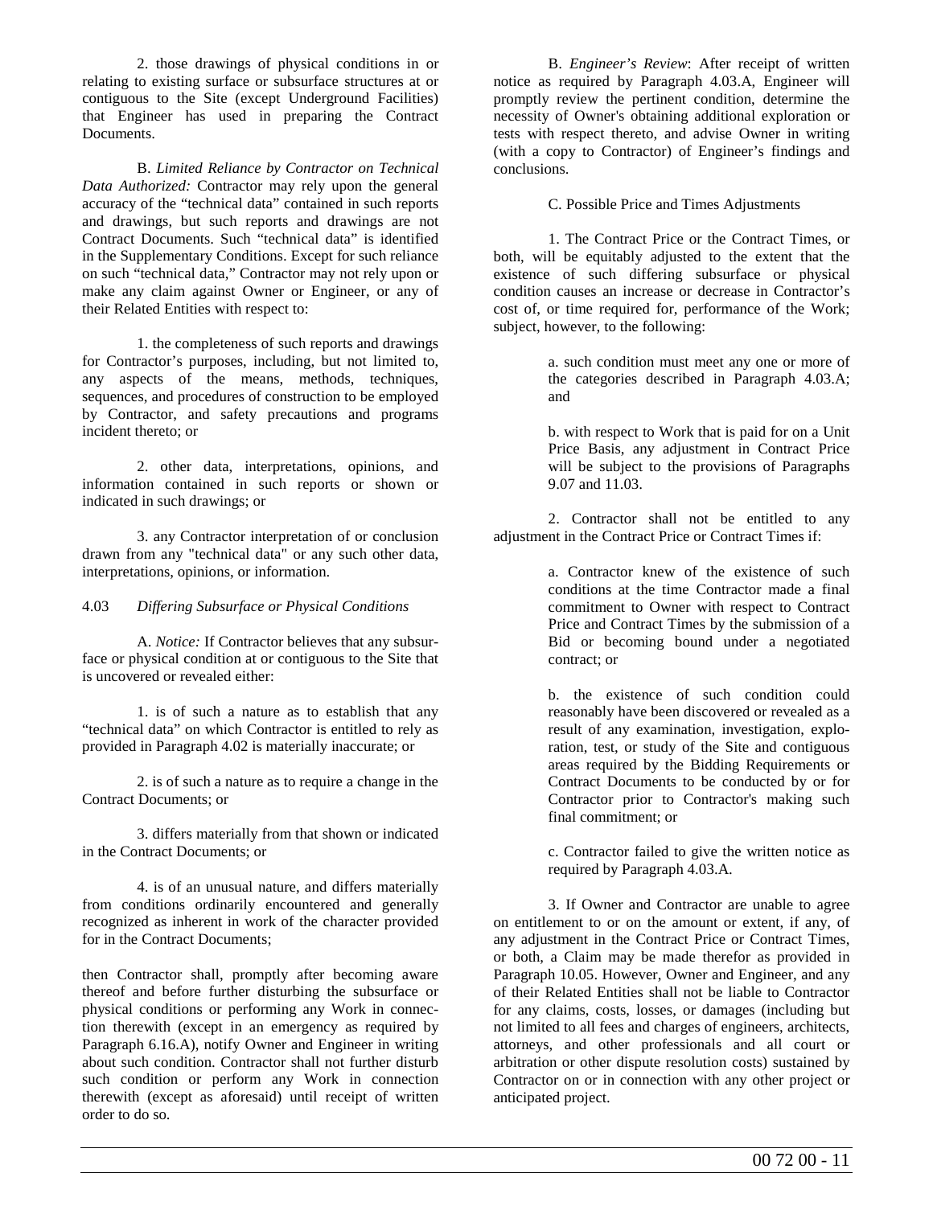2. those drawings of physical conditions in or relating to existing surface or subsurface structures at or contiguous to the Site (except Underground Facilities) that Engineer has used in preparing the Contract Documents.

B. *Limited Reliance by Contractor on Technical Data Authorized:* Contractor may rely upon the general accuracy of the "technical data" contained in such reports and drawings, but such reports and drawings are not Contract Documents. Such "technical data" is identified in the Supplementary Conditions. Except for such reliance on such "technical data," Contractor may not rely upon or make any claim against Owner or Engineer, or any of their Related Entities with respect to:

1. the completeness of such reports and drawings for Contractor's purposes, including, but not limited to, any aspects of the means, methods, techniques, sequences, and procedures of construction to be employed by Contractor, and safety precautions and programs incident thereto; or

2. other data, interpretations, opinions, and information contained in such reports or shown or indicated in such drawings; or

3. any Contractor interpretation of or conclusion drawn from any "technical data" or any such other data, interpretations, opinions, or information.

4.03 *Differing Subsurface or Physical Conditions*

A. *Notice:* If Contractor believes that any subsurface or physical condition at or contiguous to the Site that is uncovered or revealed either:

1. is of such a nature as to establish that any "technical data" on which Contractor is entitled to rely as provided in Paragraph 4.02 is materially inaccurate; or

2. is of such a nature as to require a change in the Contract Documents; or

3. differs materially from that shown or indicated in the Contract Documents; or

4. is of an unusual nature, and differs materially from conditions ordinarily encountered and generally recognized as inherent in work of the character provided for in the Contract Documents;

then Contractor shall, promptly after becoming aware thereof and before further disturbing the subsurface or physical conditions or performing any Work in connection therewith (except in an emergency as required by Paragraph 6.16.A), notify Owner and Engineer in writing about such condition. Contractor shall not further disturb such condition or perform any Work in connection therewith (except as aforesaid) until receipt of written order to do so.

B. *Engineer's Review*: After receipt of written notice as required by Paragraph 4.03.A, Engineer will promptly review the pertinent condition, determine the necessity of Owner's obtaining additional exploration or tests with respect thereto, and advise Owner in writing (with a copy to Contractor) of Engineer's findings and conclusions.

C. Possible Price and Times Adjustments

1. The Contract Price or the Contract Times, or both, will be equitably adjusted to the extent that the existence of such differing subsurface or physical condition causes an increase or decrease in Contractor's cost of, or time required for, performance of the Work; subject, however, to the following:

a. such condition must meet any one or more of the categories described in Paragraph 4.03.A; and

b. with respect to Work that is paid for on a Unit Price Basis, any adjustment in Contract Price will be subject to the provisions of Paragraphs 9.07 and 11.03.

2. Contractor shall not be entitled to any adjustment in the Contract Price or Contract Times if:

a. Contractor knew of the existence of such conditions at the time Contractor made a final commitment to Owner with respect to Contract Price and Contract Times by the submission of a Bid or becoming bound under a negotiated contract; or

b. the existence of such condition could reasonably have been discovered or revealed as a result of any examination, investigation, exploration, test, or study of the Site and contiguous areas required by the Bidding Requirements or Contract Documents to be conducted by or for Contractor prior to Contractor's making such final commitment; or

c. Contractor failed to give the written notice as required by Paragraph 4.03.A.

3. If Owner and Contractor are unable to agree on entitlement to or on the amount or extent, if any, of any adjustment in the Contract Price or Contract Times, or both, a Claim may be made therefor as provided in Paragraph 10.05. However, Owner and Engineer, and any of their Related Entities shall not be liable to Contractor for any claims, costs, losses, or damages (including but not limited to all fees and charges of engineers, architects, attorneys, and other professionals and all court or arbitration or other dispute resolution costs) sustained by Contractor on or in connection with any other project or anticipated project.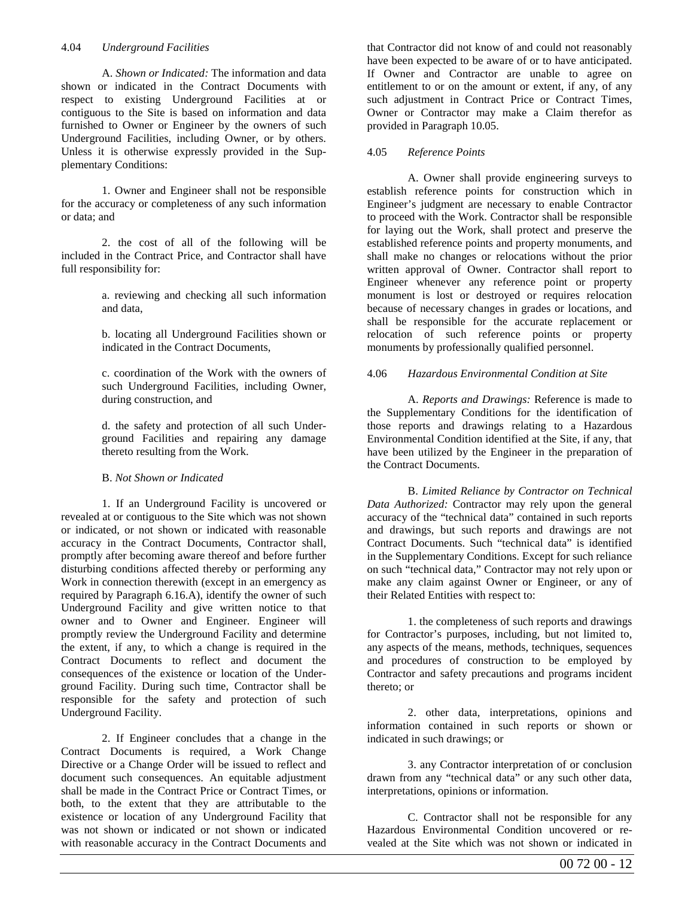4.04 *Underground Facilities*

A. *Shown or Indicated:* The information and data shown or indicated in the Contract Documents with respect to existing Underground Facilities at or contiguous to the Site is based on information and data furnished to Owner or Engineer by the owners of such Underground Facilities, including Owner, or by others. Unless it is otherwise expressly provided in the Supplementary Conditions:

1. Owner and Engineer shall not be responsible for the accuracy or completeness of any such information or data; and

2. the cost of all of the following will be included in the Contract Price, and Contractor shall have full responsibility for:

a. reviewing and checking all such information and data,

b. locating all Underground Facilities shown or indicated in the Contract Documents,

c. coordination of the Work with the owners of such Underground Facilities, including Owner, during construction, and

d. the safety and protection of all such Underground Facilities and repairing any damage thereto resulting from the Work.

B. *Not Shown or Indicated*

1. If an Underground Facility is uncovered or revealed at or contiguous to the Site which was not shown or indicated, or not shown or indicated with reasonable accuracy in the Contract Documents, Contractor shall, promptly after becoming aware thereof and before further disturbing conditions affected thereby or performing any Work in connection therewith (except in an emergency as required by Paragraph 6.16.A), identify the owner of such Underground Facility and give written notice to that owner and to Owner and Engineer. Engineer will promptly review the Underground Facility and determine the extent, if any, to which a change is required in the Contract Documents to reflect and document the consequences of the existence or location of the Underground Facility. During such time, Contractor shall be responsible for the safety and protection of such Underground Facility.

2. If Engineer concludes that a change in the Contract Documents is required, a Work Change Directive or a Change Order will be issued to reflect and document such consequences. An equitable adjustment shall be made in the Contract Price or Contract Times, or both, to the extent that they are attributable to the existence or location of any Underground Facility that was not shown or indicated or not shown or indicated with reasonable accuracy in the Contract Documents and that Contractor did not know of and could not reasonably have been expected to be aware of or to have anticipated. If Owner and Contractor are unable to agree on entitlement to or on the amount or extent, if any, of any such adjustment in Contract Price or Contract Times, Owner or Contractor may make a Claim therefor as provided in Paragraph 10.05.

4.05 *Reference Points*

A. Owner shall provide engineering surveys to establish reference points for construction which in Engineer's judgment are necessary to enable Contractor to proceed with the Work. Contractor shall be responsible for laying out the Work, shall protect and preserve the established reference points and property monuments, and shall make no changes or relocations without the prior written approval of Owner. Contractor shall report to Engineer whenever any reference point or property monument is lost or destroyed or requires relocation because of necessary changes in grades or locations, and shall be responsible for the accurate replacement or relocation of such reference points or property monuments by professionally qualified personnel.

4.06 *Hazardous Environmental Condition at Site*

A. *Reports and Drawings:* Reference is made to the Supplementary Conditions for the identification of those reports and drawings relating to a Hazardous Environmental Condition identified at the Site, if any, that have been utilized by the Engineer in the preparation of the Contract Documents.

B. *Limited Reliance by Contractor on Technical Data Authorized:* Contractor may rely upon the general accuracy of the "technical data" contained in such reports and drawings, but such reports and drawings are not Contract Documents. Such "technical data" is identified in the Supplementary Conditions. Except for such reliance on such "technical data," Contractor may not rely upon or make any claim against Owner or Engineer, or any of their Related Entities with respect to:

1. the completeness of such reports and drawings for Contractor's purposes, including, but not limited to, any aspects of the means, methods, techniques, sequences and procedures of construction to be employed by Contractor and safety precautions and programs incident thereto; or

2. other data, interpretations, opinions and information contained in such reports or shown or indicated in such drawings; or

3. any Contractor interpretation of or conclusion drawn from any "technical data" or any such other data, interpretations, opinions or information.

C. Contractor shall not be responsible for any Hazardous Environmental Condition uncovered or revealed at the Site which was not shown or indicated in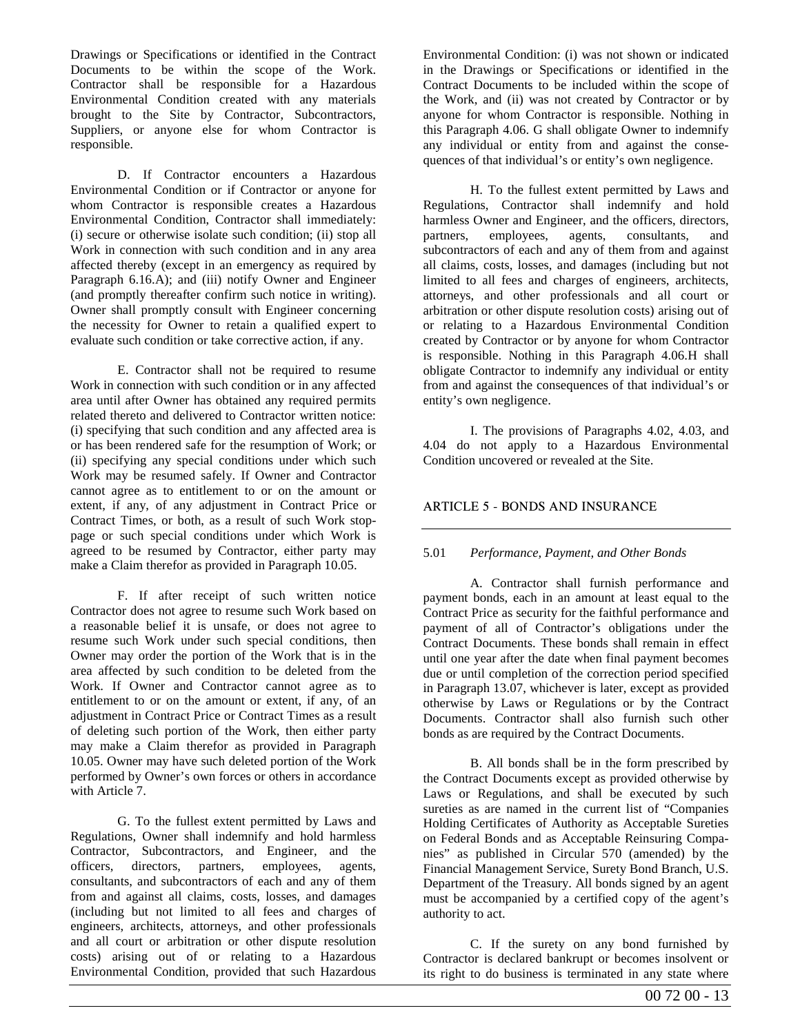Drawings or Specifications or identified in the Contract Documents to be within the scope of the Work. Contractor shall be responsible for a Hazardous Environmental Condition created with any materials brought to the Site by Contractor, Subcontractors, Suppliers, or anyone else for whom Contractor is responsible.

D. If Contractor encounters a Hazardous Environmental Condition or if Contractor or anyone for whom Contractor is responsible creates a Hazardous Environmental Condition, Contractor shall immediately: (i) secure or otherwise isolate such condition; (ii) stop all Work in connection with such condition and in any area affected thereby (except in an emergency as required by Paragraph 6.16.A); and (iii) notify Owner and Engineer (and promptly thereafter confirm such notice in writing). Owner shall promptly consult with Engineer concerning the necessity for Owner to retain a qualified expert to evaluate such condition or take corrective action, if any.

E. Contractor shall not be required to resume Work in connection with such condition or in any affected area until after Owner has obtained any required permits related thereto and delivered to Contractor written notice: (i) specifying that such condition and any affected area is or has been rendered safe for the resumption of Work; or (ii) specifying any special conditions under which such Work may be resumed safely. If Owner and Contractor cannot agree as to entitlement to or on the amount or extent, if any, of any adjustment in Contract Price or Contract Times, or both, as a result of such Work stoppage or such special conditions under which Work is agreed to be resumed by Contractor, either party may make a Claim therefor as provided in Paragraph 10.05.

F. If after receipt of such written notice Contractor does not agree to resume such Work based on a reasonable belief it is unsafe, or does not agree to resume such Work under such special conditions, then Owner may order the portion of the Work that is in the area affected by such condition to be deleted from the Work. If Owner and Contractor cannot agree as to entitlement to or on the amount or extent, if any, of an adjustment in Contract Price or Contract Times as a result of deleting such portion of the Work, then either party may make a Claim therefor as provided in Paragraph 10.05. Owner may have such deleted portion of the Work performed by Owner's own forces or others in accordance with Article 7.

G. To the fullest extent permitted by Laws and Regulations, Owner shall indemnify and hold harmless Contractor, Subcontractors, and Engineer, and the officers, directors, partners, employees, agents, consultants, and subcontractors of each and any of them from and against all claims, costs, losses, and damages (including but not limited to all fees and charges of engineers, architects, attorneys, and other professionals and all court or arbitration or other dispute resolution costs) arising out of or relating to a Hazardous Environmental Condition, provided that such Hazardous Environmental Condition: (i) was not shown or indicated in the Drawings or Specifications or identified in the Contract Documents to be included within the scope of the Work, and (ii) was not created by Contractor or by anyone for whom Contractor is responsible. Nothing in this Paragraph 4.06. G shall obligate Owner to indemnify any individual or entity from and against the consequences of that individual's or entity's own negligence.

H. To the fullest extent permitted by Laws and Regulations, Contractor shall indemnify and hold harmless Owner and Engineer, and the officers, directors, partners, employees, agents, consultants, and subcontractors of each and any of them from and against all claims, costs, losses, and damages (including but not limited to all fees and charges of engineers, architects, attorneys, and other professionals and all court or arbitration or other dispute resolution costs) arising out of or relating to a Hazardous Environmental Condition created by Contractor or by anyone for whom Contractor is responsible. Nothing in this Paragraph 4.06.H shall obligate Contractor to indemnify any individual or entity from and against the consequences of that individual's or entity's own negligence.

I. The provisions of Paragraphs 4.02, 4.03, and 4.04 do not apply to a Hazardous Environmental Condition uncovered or revealed at the Site.

## ARTICLE 5 - BONDS AND INSURANCE

### 5.01 *Performance, Payment, and Other Bonds*

A. Contractor shall furnish performance and payment bonds, each in an amount at least equal to the Contract Price as security for the faithful performance and payment of all of Contractor's obligations under the Contract Documents. These bonds shall remain in effect until one year after the date when final payment becomes due or until completion of the correction period specified in Paragraph 13.07, whichever is later, except as provided otherwise by Laws or Regulations or by the Contract Documents. Contractor shall also furnish such other bonds as are required by the Contract Documents.

B. All bonds shall be in the form prescribed by the Contract Documents except as provided otherwise by Laws or Regulations, and shall be executed by such sureties as are named in the current list of "Companies Holding Certificates of Authority as Acceptable Sureties on Federal Bonds and as Acceptable Reinsuring Companies" as published in Circular 570 (amended) by the Financial Management Service, Surety Bond Branch, U.S. Department of the Treasury. All bonds signed by an agent must be accompanied by a certified copy of the agent's authority to act.

C. If the surety on any bond furnished by Contractor is declared bankrupt or becomes insolvent or its right to do business is terminated in any state where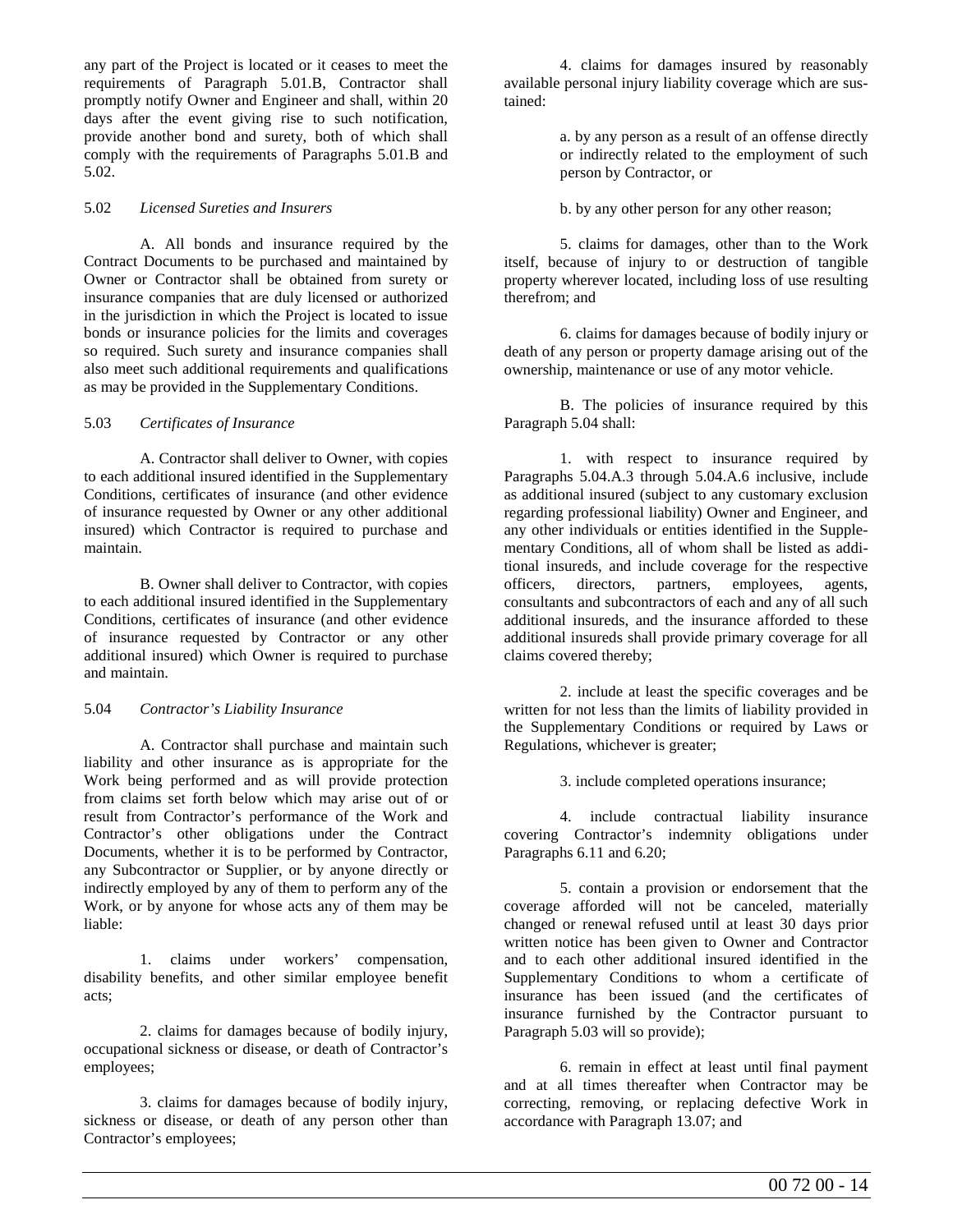any part of the Project is located or it ceases to meet the requirements of Paragraph 5.01.B, Contractor shall promptly notify Owner and Engineer and shall, within 20 days after the event giving rise to such notification, provide another bond and surety, both of which shall comply with the requirements of Paragraphs 5.01.B and 5.02.

5.02 *Licensed Sureties and Insurers*

A. All bonds and insurance required by the Contract Documents to be purchased and maintained by Owner or Contractor shall be obtained from surety or insurance companies that are duly licensed or authorized in the jurisdiction in which the Project is located to issue bonds or insurance policies for the limits and coverages so required. Such surety and insurance companies shall also meet such additional requirements and qualifications as may be provided in the Supplementary Conditions.

5.03 *Certificates of Insurance*

A. Contractor shall deliver to Owner, with copies to each additional insured identified in the Supplementary Conditions, certificates of insurance (and other evidence of insurance requested by Owner or any other additional insured) which Contractor is required to purchase and maintain.

B. Owner shall deliver to Contractor, with copies to each additional insured identified in the Supplementary Conditions, certificates of insurance (and other evidence of insurance requested by Contractor or any other additional insured) which Owner is required to purchase and maintain.

5.04 *Contractor's Liability Insurance*

A. Contractor shall purchase and maintain such liability and other insurance as is appropriate for the Work being performed and as will provide protection from claims set forth below which may arise out of or result from Contractor's performance of the Work and Contractor's other obligations under the Contract Documents, whether it is to be performed by Contractor, any Subcontractor or Supplier, or by anyone directly or indirectly employed by any of them to perform any of the Work, or by anyone for whose acts any of them may be liable:

1. claims under workers' compensation, disability benefits, and other similar employee benefit acts;

2. claims for damages because of bodily injury, occupational sickness or disease, or death of Contractor's employees;

3. claims for damages because of bodily injury, sickness or disease, or death of any person other than Contractor's employees;

4. claims for damages insured by reasonably available personal injury liability coverage which are sustained:

a. by any person as a result of an offense directly or indirectly related to the employment of such person by Contractor, or

b. by any other person for any other reason;

5. claims for damages, other than to the Work itself, because of injury to or destruction of tangible property wherever located, including loss of use resulting therefrom; and

6. claims for damages because of bodily injury or death of any person or property damage arising out of the ownership, maintenance or use of any motor vehicle.

B. The policies of insurance required by this Paragraph 5.04 shall:

1. with respect to insurance required by Paragraphs 5.04.A.3 through 5.04.A.6 inclusive, include as additional insured (subject to any customary exclusion regarding professional liability) Owner and Engineer, and any other individuals or entities identified in the Supplementary Conditions, all of whom shall be listed as additional insureds, and include coverage for the respective officers, directors, partners, employees, agents, consultants and subcontractors of each and any of all such additional insureds, and the insurance afforded to these additional insureds shall provide primary coverage for all claims covered thereby;

2. include at least the specific coverages and be written for not less than the limits of liability provided in the Supplementary Conditions or required by Laws or Regulations, whichever is greater;

3. include completed operations insurance;

4. include contractual liability insurance covering Contractor's indemnity obligations under Paragraphs 6.11 and 6.20;

5. contain a provision or endorsement that the coverage afforded will not be canceled, materially changed or renewal refused until at least 30 days prior written notice has been given to Owner and Contractor and to each other additional insured identified in the Supplementary Conditions to whom a certificate of insurance has been issued (and the certificates of insurance furnished by the Contractor pursuant to Paragraph 5.03 will so provide);

6. remain in effect at least until final payment and at all times thereafter when Contractor may be correcting, removing, or replacing defective Work in accordance with Paragraph 13.07; and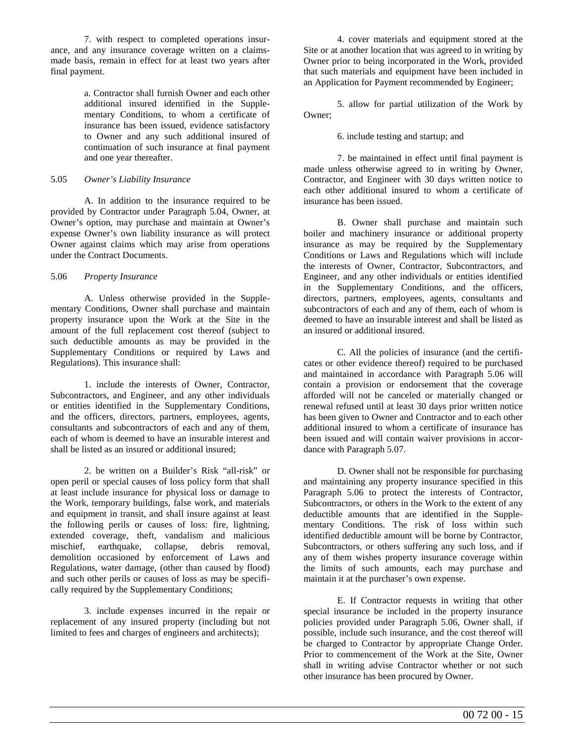7. with respect to completed operations insurance, and any insurance coverage written on a claims-made basis, remain in effect for at least two years after final payment.

a. Contractor shall furnish Owner and each other additional insured identified in the Supplementary Conditions, to whom a certificate of insurance has been issued, evidence satisfactory to Owner and any such additional insured of continuation of such insurance at final payment and one year thereafter.

5.05 *Owner's Liability Insurance*

A. In addition to the insurance required to be provided by Contractor under Paragraph 5.04, Owner, at Owner's option, may purchase and maintain at Owner's expense Owner's own liability insurance as will protect Owner against claims which may arise from operations under the Contract Documents.

5.06 *Property Insurance*

A. Unless otherwise provided in the Supplementary Conditions, Owner shall purchase and maintain property insurance upon the Work at the Site in the amount of the full replacement cost thereof (subject to such deductible amounts as may be provided in the Supplementary Conditions or required by Laws and Regulations). This insurance shall:

1. include the interests of Owner, Contractor, Subcontractors, and Engineer, and any other individuals or entities identified in the Supplementary Conditions, and the officers, directors, partners, employees, agents, consultants and subcontractors of each and any of them, each of whom is deemed to have an insurable interest and shall be listed as an insured or additional insured;

2. be written on a Builder's Risk "all-risk" or open peril or special causes of loss policy form that shall at least include insurance for physical loss or damage to the Work, temporary buildings, false work, and materials and equipment in transit, and shall insure against at least the following perils or causes of loss: fire, lightning, extended coverage, theft, vandalism and malicious mischief, earthquake, collapse, debris removal, demolition occasioned by enforcement of Laws and Regulations, water damage, (other than caused by flood) and such other perils or causes of loss as may be specifically required by the Supplementary Conditions;

3. include expenses incurred in the repair or replacement of any insured property (including but not limited to fees and charges of engineers and architects);

4. cover materials and equipment stored at the Site or at another location that was agreed to in writing by Owner prior to being incorporated in the Work, provided that such materials and equipment have been included in an Application for Payment recommended by Engineer;

5. allow for partial utilization of the Work by Owner;

6. include testing and startup; and

7. be maintained in effect until final payment is made unless otherwise agreed to in writing by Owner, Contractor, and Engineer with 30 days written notice to each other additional insured to whom a certificate of insurance has been issued.

B. Owner shall purchase and maintain such boiler and machinery insurance or additional property insurance as may be required by the Supplementary Conditions or Laws and Regulations which will include the interests of Owner, Contractor, Subcontractors, and Engineer, and any other individuals or entities identified in the Supplementary Conditions, and the officers, directors, partners, employees, agents, consultants and subcontractors of each and any of them, each of whom is deemed to have an insurable interest and shall be listed as an insured or additional insured.

C. All the policies of insurance (and the certificates or other evidence thereof) required to be purchased and maintained in accordance with Paragraph 5.06 will contain a provision or endorsement that the coverage afforded will not be canceled or materially changed or renewal refused until at least 30 days prior written notice has been given to Owner and Contractor and to each other additional insured to whom a certificate of insurance has been issued and will contain waiver provisions in accordance with Paragraph 5.07.

D. Owner shall not be responsible for purchasing and maintaining any property insurance specified in this Paragraph 5.06 to protect the interests of Contractor, Subcontractors, or others in the Work to the extent of any deductible amounts that are identified in the Supplementary Conditions. The risk of loss within such identified deductible amount will be borne by Contractor, Subcontractors, or others suffering any such loss, and if any of them wishes property insurance coverage within the limits of such amounts, each may purchase and maintain it at the purchaser's own expense.

E. If Contractor requests in writing that other special insurance be included in the property insurance policies provided under Paragraph 5.06, Owner shall, if possible, include such insurance, and the cost thereof will be charged to Contractor by appropriate Change Order. Prior to commencement of the Work at the Site, Owner shall in writing advise Contractor whether or not such other insurance has been procured by Owner.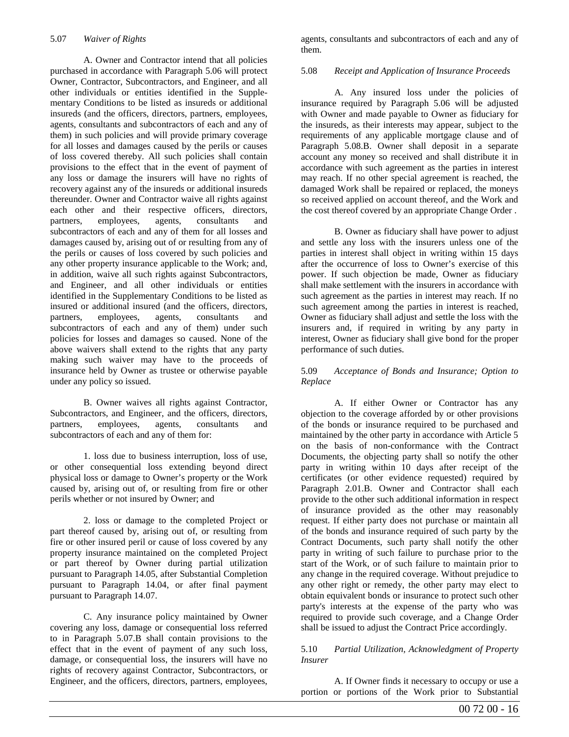### 5.07 *Waiver of Rights*

A. Owner and Contractor intend that all policies purchased in accordance with Paragraph 5.06 will protect Owner, Contractor, Subcontractors, and Engineer, and all other individuals or entities identified in the Supplementary Conditions to be listed as insureds or additional insureds (and the officers, directors, partners, employees, agents, consultants and subcontractors of each and any of them) in such policies and will provide primary coverage for all losses and damages caused by the perils or causes of loss covered thereby. All such policies shall contain provisions to the effect that in the event of payment of any loss or damage the insurers will have no rights of recovery against any of the insureds or additional insureds thereunder. Owner and Contractor waive all rights against each other and their respective officers, directors, partners, employees, agents, consultants and subcontractors of each and any of them for all losses and damages caused by, arising out of or resulting from any of the perils or causes of loss covered by such policies and any other property insurance applicable to the Work; and, in addition, waive all such rights against Subcontractors, and Engineer, and all other individuals or entities identified in the Supplementary Conditions to be listed as insured or additional insured (and the officers, directors, partners, employees, agents, consultants and subcontractors of each and any of them) under such policies for losses and damages so caused. None of the above waivers shall extend to the rights that any party making such waiver may have to the proceeds of insurance held by Owner as trustee or otherwise payable under any policy so issued.

B. Owner waives all rights against Contractor, Subcontractors, and Engineer, and the officers, directors, partners, employees, agents, consultants and subcontractors of each and any of them for:

1. loss due to business interruption, loss of use, or other consequential loss extending beyond direct physical loss or damage to Owner's property or the Work caused by, arising out of, or resulting from fire or other perils whether or not insured by Owner; and

2. loss or damage to the completed Project or part thereof caused by, arising out of, or resulting from fire or other insured peril or cause of loss covered by any property insurance maintained on the completed Project or part thereof by Owner during partial utilization pursuant to Paragraph 14.05, after Substantial Completion pursuant to Paragraph 14.04, or after final payment pursuant to Paragraph 14.07.

C. Any insurance policy maintained by Owner covering any loss, damage or consequential loss referred to in Paragraph 5.07.B shall contain provisions to the effect that in the event of payment of any such loss, damage, or consequential loss, the insurers will have no rights of recovery against Contractor, Subcontractors, or Engineer, and the officers, directors, partners, employees, agents, consultants and subcontractors of each and any of them.

### 5.08 *Receipt and Application of Insurance Proceeds*

A. Any insured loss under the policies of insurance required by Paragraph 5.06 will be adjusted with Owner and made payable to Owner as fiduciary for the insureds, as their interests may appear, subject to the requirements of any applicable mortgage clause and of Paragraph 5.08.B. Owner shall deposit in a separate account any money so received and shall distribute it in accordance with such agreement as the parties in interest may reach. If no other special agreement is reached, the damaged Work shall be repaired or replaced, the moneys so received applied on account thereof, and the Work and the cost thereof covered by an appropriate Change Order .

B. Owner as fiduciary shall have power to adjust and settle any loss with the insurers unless one of the parties in interest shall object in writing within 15 days after the occurrence of loss to Owner's exercise of this power. If such objection be made, Owner as fiduciary shall make settlement with the insurers in accordance with such agreement as the parties in interest may reach. If no such agreement among the parties in interest is reached, Owner as fiduciary shall adjust and settle the loss with the insurers and, if required in writing by any party in interest, Owner as fiduciary shall give bond for the proper performance of such duties.

### 5.09 *Acceptance of Bonds and Insurance; Option to Replace*

A. If either Owner or Contractor has any objection to the coverage afforded by or other provisions of the bonds or insurance required to be purchased and maintained by the other party in accordance with Article 5 on the basis of non-conformance with the Contract Documents, the objecting party shall so notify the other party in writing within 10 days after receipt of the certificates (or other evidence requested) required by Paragraph 2.01.B. Owner and Contractor shall each provide to the other such additional information in respect of insurance provided as the other may reasonably request. If either party does not purchase or maintain all of the bonds and insurance required of such party by the Contract Documents, such party shall notify the other party in writing of such failure to purchase prior to the start of the Work, or of such failure to maintain prior to any change in the required coverage. Without prejudice to any other right or remedy, the other party may elect to obtain equivalent bonds or insurance to protect such other party's interests at the expense of the party who was required to provide such coverage, and a Change Order shall be issued to adjust the Contract Price accordingly.

### 5.10 *Partial Utilization, Acknowledgment of Property Insurer*

A. If Owner finds it necessary to occupy or use a portion or portions of the Work prior to Substantial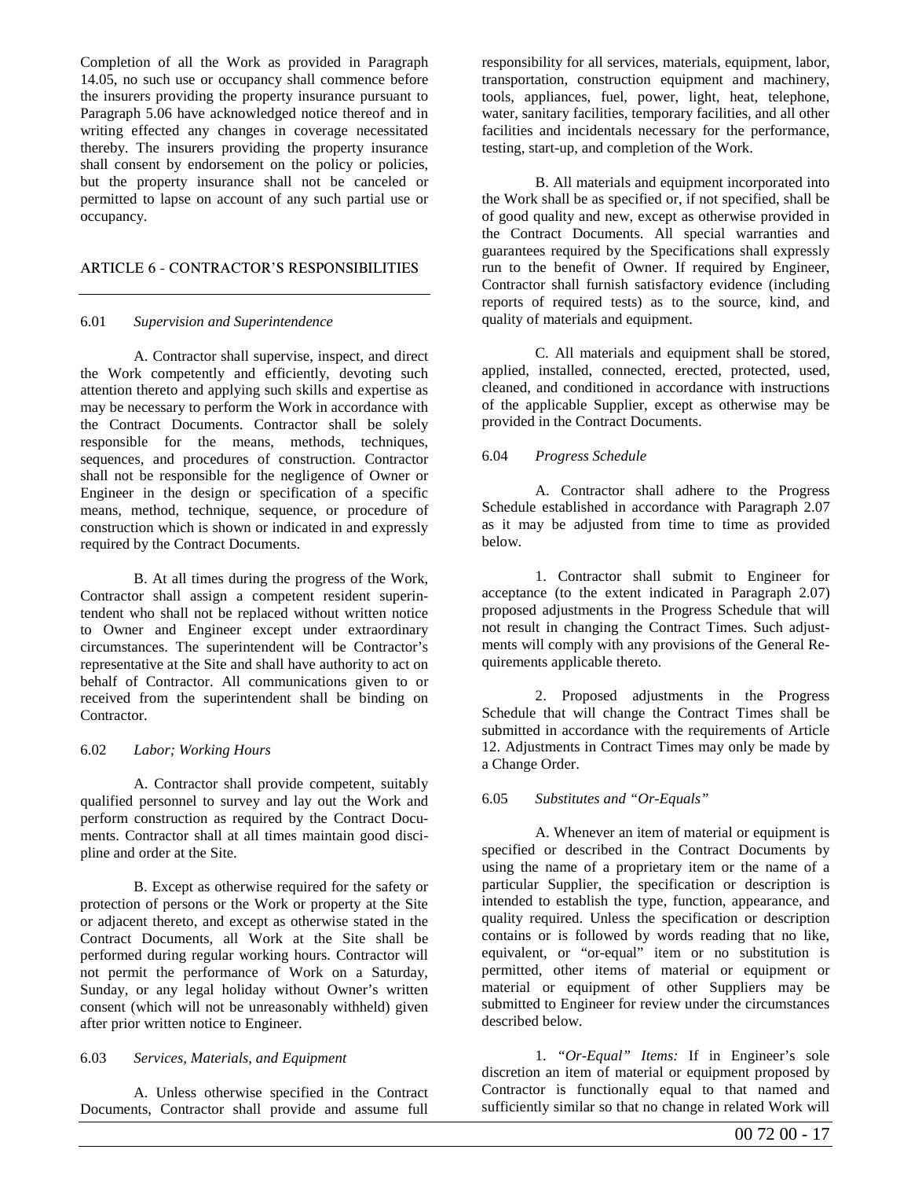Completion of all the Work as provided in Paragraph 14.05, no such use or occupancy shall commence before the insurers providing the property insurance pursuant to Paragraph 5.06 have acknowledged notice thereof and in writing effected any changes in coverage necessitated thereby. The insurers providing the property insurance shall consent by endorsement on the policy or policies, but the property insurance shall not be canceled or permitted to lapse on account of any such partial use or occupancy.

## ARTICLE 6 - CONTRACTOR'S RESPONSIBILITIES

### 6.01 *Supervision and Superintendence*

A. Contractor shall supervise, inspect, and direct the Work competently and efficiently, devoting such attention thereto and applying such skills and expertise as may be necessary to perform the Work in accordance with the Contract Documents. Contractor shall be solely responsible for the means, methods, techniques, sequences, and procedures of construction. Contractor shall not be responsible for the negligence of Owner or Engineer in the design or specification of a specific means, method, technique, sequence, or procedure of construction which is shown or indicated in and expressly required by the Contract Documents.

B. At all times during the progress of the Work, Contractor shall assign a competent resident superintendent who shall not be replaced without written notice to Owner and Engineer except under extraordinary circumstances. The superintendent will be Contractor's representative at the Site and shall have authority to act on behalf of Contractor. All communications given to or received from the superintendent shall be binding on Contractor.

### 6.02 *Labor; Working Hours*

A. Contractor shall provide competent, suitably qualified personnel to survey and lay out the Work and perform construction as required by the Contract Documents. Contractor shall at all times maintain good discipline and order at the Site.

B. Except as otherwise required for the safety or protection of persons or the Work or property at the Site or adjacent thereto, and except as otherwise stated in the Contract Documents, all Work at the Site shall be performed during regular working hours. Contractor will not permit the performance of Work on a Saturday, Sunday, or any legal holiday without Owner's written consent (which will not be unreasonably withheld) given after prior written notice to Engineer.

### 6.03 *Services, Materials, and Equipment*

A. Unless otherwise specified in the Contract Documents, Contractor shall provide and assume full responsibility for all services, materials, equipment, labor, transportation, construction equipment and machinery, tools, appliances, fuel, power, light, heat, telephone, water, sanitary facilities, temporary facilities, and all other facilities and incidentals necessary for the performance, testing, start-up, and completion of the Work.

B. All materials and equipment incorporated into the Work shall be as specified or, if not specified, shall be of good quality and new, except as otherwise provided in the Contract Documents. All special warranties and guarantees required by the Specifications shall expressly run to the benefit of Owner. If required by Engineer, Contractor shall furnish satisfactory evidence (including reports of required tests) as to the source, kind, and quality of materials and equipment.

C. All materials and equipment shall be stored, applied, installed, connected, erected, protected, used, cleaned, and conditioned in accordance with instructions of the applicable Supplier, except as otherwise may be provided in the Contract Documents.

### 6.04 *Progress Schedule*

A. Contractor shall adhere to the Progress Schedule established in accordance with Paragraph 2.07 as it may be adjusted from time to time as provided below.

1. Contractor shall submit to Engineer for acceptance (to the extent indicated in Paragraph 2.07) proposed adjustments in the Progress Schedule that will not result in changing the Contract Times. Such adjustments will comply with any provisions of the General Requirements applicable thereto.

2. Proposed adjustments in the Progress Schedule that will change the Contract Times shall be submitted in accordance with the requirements of Article 12. Adjustments in Contract Times may only be made by a Change Order.

### 6.05 *Substitutes and "Or-Equals"*

A. Whenever an item of material or equipment is specified or described in the Contract Documents by using the name of a proprietary item or the name of a particular Supplier, the specification or description is intended to establish the type, function, appearance, and quality required. Unless the specification or description contains or is followed by words reading that no like, equivalent, or "or-equal" item or no substitution is permitted, other items of material or equipment or material or equipment of other Suppliers may be submitted to Engineer for review under the circumstances described below.

1. *"Or-Equal" Items:* If in Engineer's sole discretion an item of material or equipment proposed by Contractor is functionally equal to that named and sufficiently similar so that no change in related Work will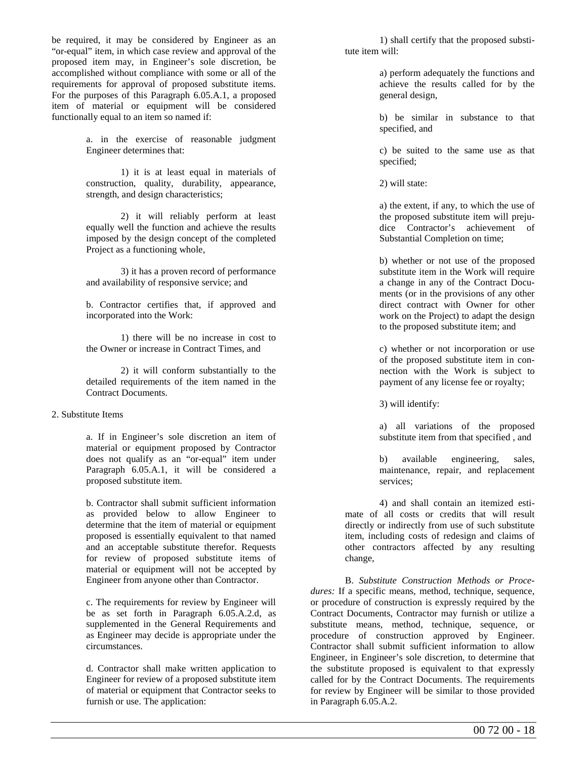be required, it may be considered by Engineer as an "or-equal" item, in which case review and approval of the proposed item may, in Engineer's sole discretion, be accomplished without compliance with some or all of the requirements for approval of proposed substitute items. For the purposes of this Paragraph 6.05.A.1, a proposed item of material or equipment will be considered functionally equal to an item so named if:

a. in the exercise of reasonable judgment Engineer determines that:

1) it is at least equal in materials of construction, quality, durability, appearance, strength, and design characteristics;

2) it will reliably perform at least equally well the function and achieve the results imposed by the design concept of the completed Project as a functioning whole,

3) it has a proven record of performance and availability of responsive service; and

b. Contractor certifies that, if approved and incorporated into the Work:

1) there will be no increase in cost to the Owner or increase in Contract Times, and

2) it will conform substantially to the detailed requirements of the item named in the Contract Documents.

2. Substitute Items

a. If in Engineer's sole discretion an item of material or equipment proposed by Contractor does not qualify as an "or-equal" item under Paragraph 6.05.A.1, it will be considered a proposed substitute item.

b. Contractor shall submit sufficient information as provided below to allow Engineer to determine that the item of material or equipment proposed is essentially equivalent to that named and an acceptable substitute therefor. Requests for review of proposed substitute items of material or equipment will not be accepted by Engineer from anyone other than Contractor.

c. The requirements for review by Engineer will be as set forth in Paragraph 6.05.A.2.d, as supplemented in the General Requirements and as Engineer may decide is appropriate under the circumstances.

d. Contractor shall make written application to Engineer for review of a proposed substitute item of material or equipment that Contractor seeks to furnish or use. The application:

1) shall certify that the proposed substitute item will:

a) perform adequately the functions and achieve the results called for by the general design,

b) be similar in substance to that specified, and

c) be suited to the same use as that specified;

2) will state:

a) the extent, if any, to which the use of the proposed substitute item will prejudice Contractor's achievement of Substantial Completion on time;

b) whether or not use of the proposed substitute item in the Work will require a change in any of the Contract Documents (or in the provisions of any other direct contract with Owner for other work on the Project) to adapt the design to the proposed substitute item; and

c) whether or not incorporation or use of the proposed substitute item in connection with the Work is subject to payment of any license fee or royalty;

3) will identify:

a) all variations of the proposed substitute item from that specified , and

b) available engineering, sales, maintenance, repair, and replacement services;

4) and shall contain an itemized estimate of all costs or credits that will result directly or indirectly from use of such substitute item, including costs of redesign and claims of other contractors affected by any resulting change,

B. *Substitute Construction Methods or Procedures:* If a specific means, method, technique, sequence, or procedure of construction is expressly required by the Contract Documents, Contractor may furnish or utilize a substitute means, method, technique, sequence, or procedure of construction approved by Engineer. Contractor shall submit sufficient information to allow Engineer, in Engineer's sole discretion, to determine that the substitute proposed is equivalent to that expressly called for by the Contract Documents. The requirements for review by Engineer will be similar to those provided in Paragraph 6.05.A.2.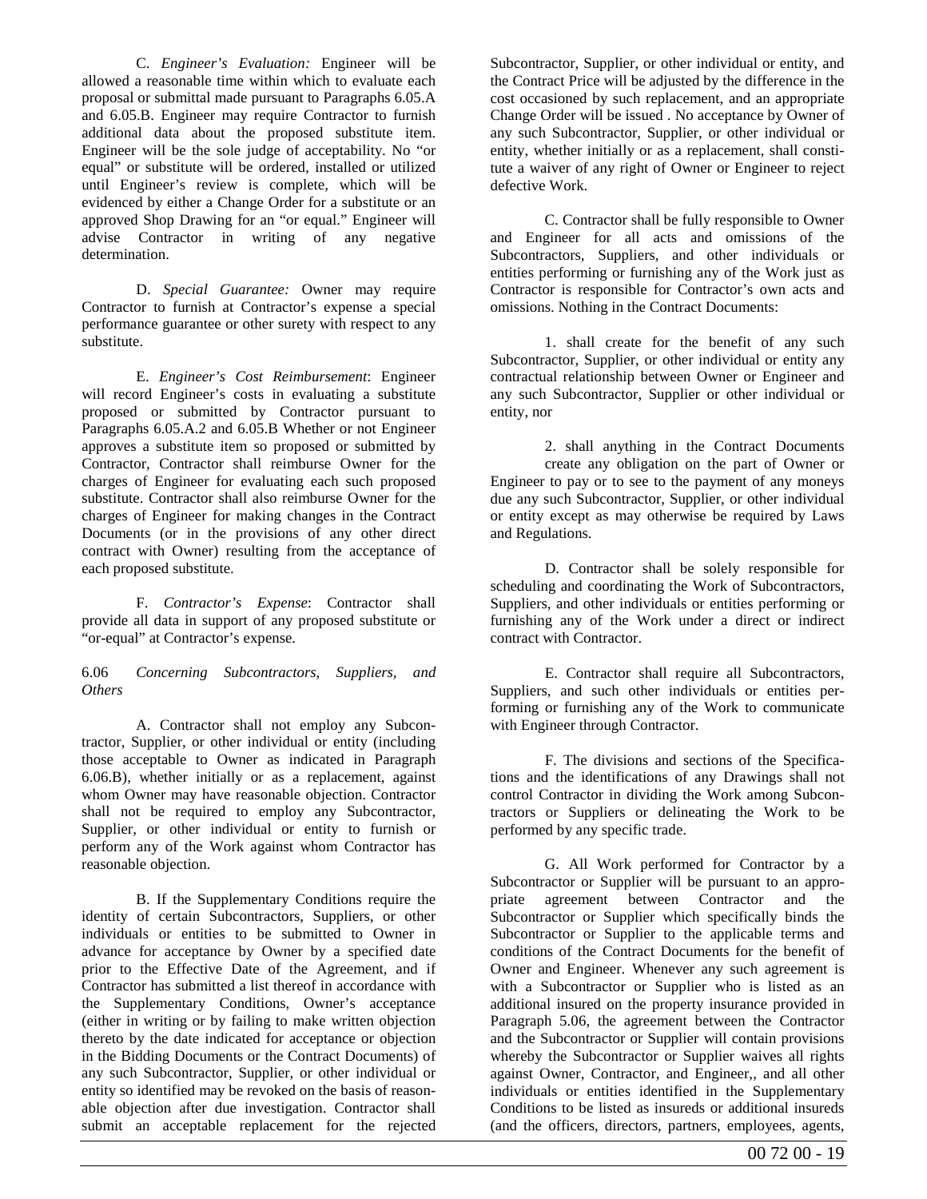C. *Engineer's Evaluation:* Engineer will be allowed a reasonable time within which to evaluate each proposal or submittal made pursuant to Paragraphs 6.05.A and 6.05.B. Engineer may require Contractor to furnish additional data about the proposed substitute item. Engineer will be the sole judge of acceptability. No "or equal" or substitute will be ordered, installed or utilized until Engineer's review is complete, which will be evidenced by either a Change Order for a substitute or an approved Shop Drawing for an "or equal." Engineer will advise Contractor in writing of any negative determination.

D. *Special Guarantee:* Owner may require Contractor to furnish at Contractor's expense a special performance guarantee or other surety with respect to any substitute.

E. *Engineer's Cost Reimbursement*: Engineer will record Engineer's costs in evaluating a substitute proposed or submitted by Contractor pursuant to Paragraphs 6.05.A.2 and 6.05.B Whether or not Engineer approves a substitute item so proposed or submitted by Contractor, Contractor shall reimburse Owner for the charges of Engineer for evaluating each such proposed substitute. Contractor shall also reimburse Owner for the charges of Engineer for making changes in the Contract Documents (or in the provisions of any other direct contract with Owner) resulting from the acceptance of each proposed substitute.

F. *Contractor's Expense*: Contractor shall provide all data in support of any proposed substitute or "or-equal" at Contractor's expense.

6.06 *Concerning Subcontractors, Suppliers, and Others*

A. Contractor shall not employ any Subcontractor, Supplier, or other individual or entity (including those acceptable to Owner as indicated in Paragraph 6.06.B), whether initially or as a replacement, against whom Owner may have reasonable objection. Contractor shall not be required to employ any Subcontractor, Supplier, or other individual or entity to furnish or perform any of the Work against whom Contractor has reasonable objection.

B. If the Supplementary Conditions require the identity of certain Subcontractors, Suppliers, or other individuals or entities to be submitted to Owner in advance for acceptance by Owner by a specified date prior to the Effective Date of the Agreement, and if Contractor has submitted a list thereof in accordance with the Supplementary Conditions, Owner's acceptance (either in writing or by failing to make written objection thereto by the date indicated for acceptance or objection in the Bidding Documents or the Contract Documents) of any such Subcontractor, Supplier, or other individual or entity so identified may be revoked on the basis of reasonable objection after due investigation. Contractor shall submit an acceptable replacement for the rejected Subcontractor, Supplier, or other individual or entity, and the Contract Price will be adjusted by the difference in the cost occasioned by such replacement, and an appropriate Change Order will be issued . No acceptance by Owner of any such Subcontractor, Supplier, or other individual or entity, whether initially or as a replacement, shall constitute a waiver of any right of Owner or Engineer to reject defective Work.

C. Contractor shall be fully responsible to Owner and Engineer for all acts and omissions of the Subcontractors, Suppliers, and other individuals or entities performing or furnishing any of the Work just as Contractor is responsible for Contractor's own acts and omissions. Nothing in the Contract Documents:

1. shall create for the benefit of any such Subcontractor, Supplier, or other individual or entity any contractual relationship between Owner or Engineer and any such Subcontractor, Supplier or other individual or entity, nor

2. shall anything in the Contract Documents create any obligation on the part of Owner or Engineer to pay or to see to the payment of any moneys due any such Subcontractor, Supplier, or other individual or entity except as may otherwise be required by Laws and Regulations.

D. Contractor shall be solely responsible for scheduling and coordinating the Work of Subcontractors, Suppliers, and other individuals or entities performing or furnishing any of the Work under a direct or indirect contract with Contractor.

E. Contractor shall require all Subcontractors, Suppliers, and such other individuals or entities performing or furnishing any of the Work to communicate with Engineer through Contractor.

F. The divisions and sections of the Specifications and the identifications of any Drawings shall not control Contractor in dividing the Work among Subcontractors or Suppliers or delineating the Work to be performed by any specific trade.

G. All Work performed for Contractor by a Subcontractor or Supplier will be pursuant to an appropriate agreement between Contractor and the Subcontractor or Supplier which specifically binds the Subcontractor or Supplier to the applicable terms and conditions of the Contract Documents for the benefit of Owner and Engineer. Whenever any such agreement is with a Subcontractor or Supplier who is listed as an additional insured on the property insurance provided in Paragraph 5.06, the agreement between the Contractor and the Subcontractor or Supplier will contain provisions whereby the Subcontractor or Supplier waives all rights against Owner, Contractor, and Engineer,, and all other individuals or entities identified in the Supplementary Conditions to be listed as insureds or additional insureds (and the officers, directors, partners, employees, agents,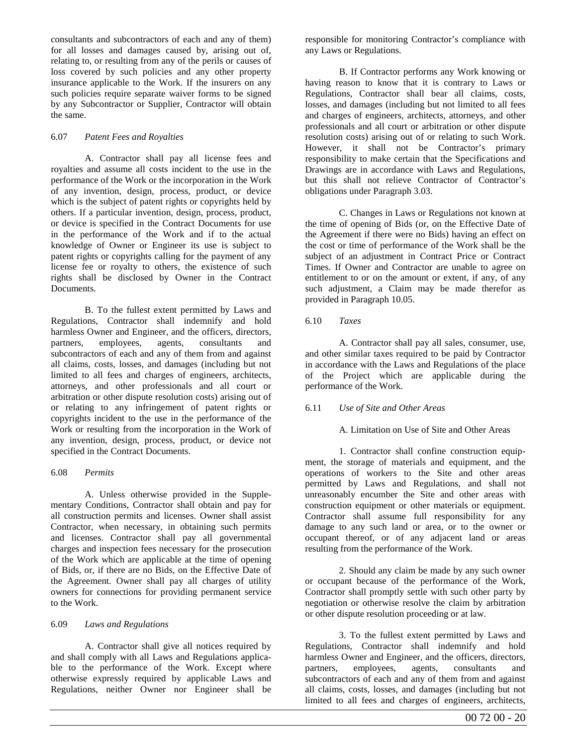consultants and subcontractors of each and any of them) for all losses and damages caused by, arising out of, relating to, or resulting from any of the perils or causes of loss covered by such policies and any other property insurance applicable to the Work. If the insurers on any such policies require separate waiver forms to be signed by any Subcontractor or Supplier, Contractor will obtain the same.

6.07 *Patent Fees and Royalties*

A. Contractor shall pay all license fees and royalties and assume all costs incident to the use in the performance of the Work or the incorporation in the Work of any invention, design, process, product, or device which is the subject of patent rights or copyrights held by others. If a particular invention, design, process, product, or device is specified in the Contract Documents for use in the performance of the Work and if to the actual knowledge of Owner or Engineer its use is subject to patent rights or copyrights calling for the payment of any license fee or royalty to others, the existence of such rights shall be disclosed by Owner in the Contract Documents.

B. To the fullest extent permitted by Laws and Regulations, Contractor shall indemnify and hold harmless Owner and Engineer, and the officers, directors, partners, employees, agents, consultants and subcontractors of each and any of them from and against all claims, costs, losses, and damages (including but not limited to all fees and charges of engineers, architects, attorneys, and other professionals and all court or arbitration or other dispute resolution costs) arising out of or relating to any infringement of patent rights or copyrights incident to the use in the performance of the Work or resulting from the incorporation in the Work of any invention, design, process, product, or device not specified in the Contract Documents.

6.08 *Permits*

A. Unless otherwise provided in the Supplementary Conditions, Contractor shall obtain and pay for all construction permits and licenses. Owner shall assist Contractor, when necessary, in obtaining such permits and licenses. Contractor shall pay all governmental charges and inspection fees necessary for the prosecution of the Work which are applicable at the time of opening of Bids, or, if there are no Bids, on the Effective Date of the Agreement. Owner shall pay all charges of utility owners for connections for providing permanent service to the Work.

6.09 *Laws and Regulations*

A. Contractor shall give all notices required by and shall comply with all Laws and Regulations applicable to the performance of the Work. Except where otherwise expressly required by applicable Laws and Regulations, neither Owner nor Engineer shall be responsible for monitoring Contractor's compliance with any Laws or Regulations.

B. If Contractor performs any Work knowing or having reason to know that it is contrary to Laws or Regulations, Contractor shall bear all claims, costs, losses, and damages (including but not limited to all fees and charges of engineers, architects, attorneys, and other professionals and all court or arbitration or other dispute resolution costs) arising out of or relating to such Work. However, it shall not be Contractor's primary responsibility to make certain that the Specifications and Drawings are in accordance with Laws and Regulations, but this shall not relieve Contractor of Contractor's obligations under Paragraph 3.03.

C. Changes in Laws or Regulations not known at the time of opening of Bids (or, on the Effective Date of the Agreement if there were no Bids) having an effect on the cost or time of performance of the Work shall be the subject of an adjustment in Contract Price or Contract Times. If Owner and Contractor are unable to agree on entitlement to or on the amount or extent, if any, of any such adjustment, a Claim may be made therefor as provided in Paragraph 10.05.

6.10 *Taxes*

A. Contractor shall pay all sales, consumer, use, and other similar taxes required to be paid by Contractor in accordance with the Laws and Regulations of the place of the Project which are applicable during the performance of the Work.

6.11 *Use of Site and Other Areas*

A. Limitation on Use of Site and Other Areas

1. Contractor shall confine construction equipment, the storage of materials and equipment, and the operations of workers to the Site and other areas permitted by Laws and Regulations, and shall not unreasonably encumber the Site and other areas with construction equipment or other materials or equipment. Contractor shall assume full responsibility for any damage to any such land or area, or to the owner or occupant thereof, or of any adjacent land or areas resulting from the performance of the Work.

2. Should any claim be made by any such owner or occupant because of the performance of the Work, Contractor shall promptly settle with such other party by negotiation or otherwise resolve the claim by arbitration or other dispute resolution proceeding or at law.

3. To the fullest extent permitted by Laws and Regulations, Contractor shall indemnify and hold harmless Owner and Engineer, and the officers, directors, partners, employees, agents, consultants and subcontractors of each and any of them from and against all claims, costs, losses, and damages (including but not limited to all fees and charges of engineers, architects,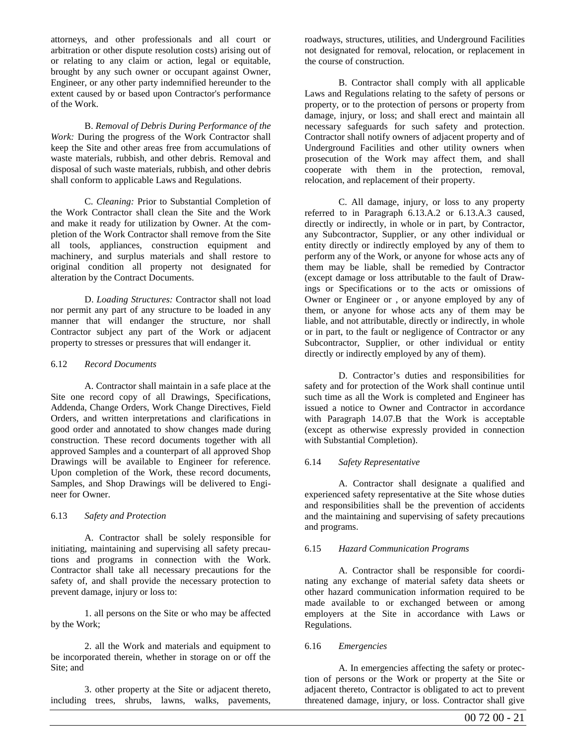attorneys, and other professionals and all court or arbitration or other dispute resolution costs) arising out of or relating to any claim or action, legal or equitable, brought by any such owner or occupant against Owner, Engineer, or any other party indemnified hereunder to the extent caused by or based upon Contractor's performance of the Work.

B. *Removal of Debris During Performance of the Work:* During the progress of the Work Contractor shall keep the Site and other areas free from accumulations of waste materials, rubbish, and other debris. Removal and disposal of such waste materials, rubbish, and other debris shall conform to applicable Laws and Regulations.

C. *Cleaning:* Prior to Substantial Completion of the Work Contractor shall clean the Site and the Work and make it ready for utilization by Owner. At the completion of the Work Contractor shall remove from the Site all tools, appliances, construction equipment and machinery, and surplus materials and shall restore to original condition all property not designated for alteration by the Contract Documents.

D. *Loading Structures:* Contractor shall not load nor permit any part of any structure to be loaded in any manner that will endanger the structure, nor shall Contractor subject any part of the Work or adjacent property to stresses or pressures that will endanger it.

6.12 *Record Documents*

A. Contractor shall maintain in a safe place at the Site one record copy of all Drawings, Specifications, Addenda, Change Orders, Work Change Directives, Field Orders, and written interpretations and clarifications in good order and annotated to show changes made during construction. These record documents together with all approved Samples and a counterpart of all approved Shop Drawings will be available to Engineer for reference. Upon completion of the Work, these record documents, Samples, and Shop Drawings will be delivered to Engineer for Owner.

6.13 *Safety and Protection*

A. Contractor shall be solely responsible for initiating, maintaining and supervising all safety precautions and programs in connection with the Work. Contractor shall take all necessary precautions for the safety of, and shall provide the necessary protection to prevent damage, injury or loss to:

1. all persons on the Site or who may be affected by the Work;

2. all the Work and materials and equipment to be incorporated therein, whether in storage on or off the Site; and

3. other property at the Site or adjacent thereto, including trees, shrubs, lawns, walks, pavements, roadways, structures, utilities, and Underground Facilities not designated for removal, relocation, or replacement in the course of construction.

B. Contractor shall comply with all applicable Laws and Regulations relating to the safety of persons or property, or to the protection of persons or property from damage, injury, or loss; and shall erect and maintain all necessary safeguards for such safety and protection. Contractor shall notify owners of adjacent property and of Underground Facilities and other utility owners when prosecution of the Work may affect them, and shall cooperate with them in the protection, removal, relocation, and replacement of their property.

C. All damage, injury, or loss to any property referred to in Paragraph 6.13.A.2 or 6.13.A.3 caused, directly or indirectly, in whole or in part, by Contractor, any Subcontractor, Supplier, or any other individual or entity directly or indirectly employed by any of them to perform any of the Work, or anyone for whose acts any of them may be liable, shall be remedied by Contractor (except damage or loss attributable to the fault of Drawings or Specifications or to the acts or omissions of Owner or Engineer or , or anyone employed by any of them, or anyone for whose acts any of them may be liable, and not attributable, directly or indirectly, in whole or in part, to the fault or negligence of Contractor or any Subcontractor, Supplier, or other individual or entity directly or indirectly employed by any of them).

D. Contractor's duties and responsibilities for safety and for protection of the Work shall continue until such time as all the Work is completed and Engineer has issued a notice to Owner and Contractor in accordance with Paragraph 14.07.B that the Work is acceptable (except as otherwise expressly provided in connection with Substantial Completion).

6.14 *Safety Representative*

A. Contractor shall designate a qualified and experienced safety representative at the Site whose duties and responsibilities shall be the prevention of accidents and the maintaining and supervising of safety precautions and programs.

6.15 *Hazard Communication Programs*

A. Contractor shall be responsible for coordinating any exchange of material safety data sheets or other hazard communication information required to be made available to or exchanged between or among employers at the Site in accordance with Laws or Regulations.

6.16 *Emergencies*

A. In emergencies affecting the safety or protection of persons or the Work or property at the Site or adjacent thereto, Contractor is obligated to act to prevent threatened damage, injury, or loss. Contractor shall give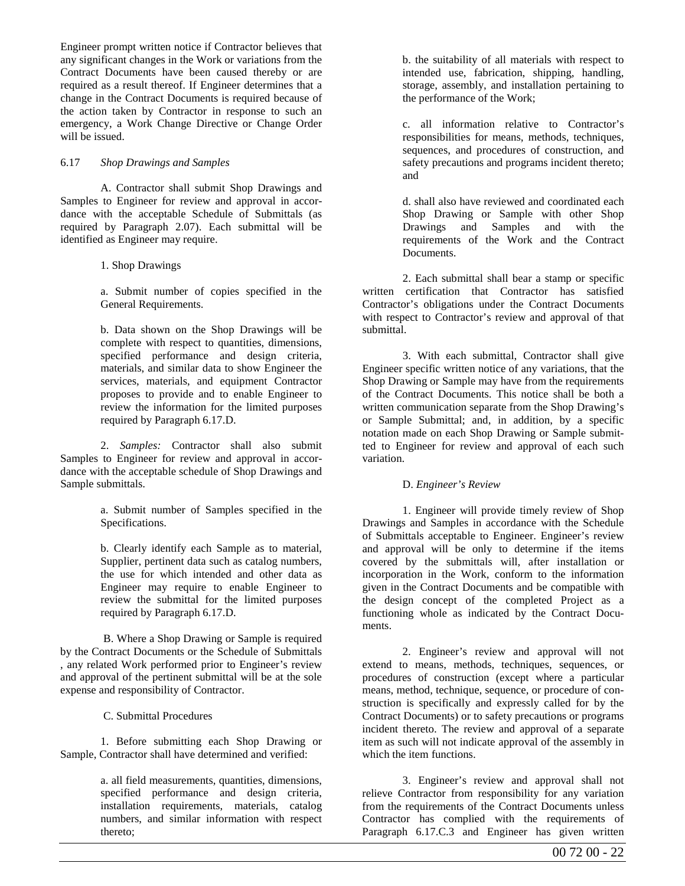Engineer prompt written notice if Contractor believes that any significant changes in the Work or variations from the Contract Documents have been caused thereby or are required as a result thereof. If Engineer determines that a change in the Contract Documents is required because of the action taken by Contractor in response to such an emergency, a Work Change Directive or Change Order will be issued.

6.17 *Shop Drawings and Samples*

A. Contractor shall submit Shop Drawings and Samples to Engineer for review and approval in accordance with the acceptable Schedule of Submittals (as required by Paragraph 2.07). Each submittal will be identified as Engineer may require.

1. Shop Drawings

a. Submit number of copies specified in the General Requirements.

b. Data shown on the Shop Drawings will be complete with respect to quantities, dimensions, specified performance and design criteria, materials, and similar data to show Engineer the services, materials, and equipment Contractor proposes to provide and to enable Engineer to review the information for the limited purposes required by Paragraph 6.17.D.

2. *Samples:* Contractor shall also submit Samples to Engineer for review and approval in accordance with the acceptable schedule of Shop Drawings and Sample submittals.

a. Submit number of Samples specified in the Specifications.

b. Clearly identify each Sample as to material, Supplier, pertinent data such as catalog numbers, the use for which intended and other data as Engineer may require to enable Engineer to review the submittal for the limited purposes required by Paragraph 6.17.D.

B. Where a Shop Drawing or Sample is required by the Contract Documents or the Schedule of Submittals , any related Work performed prior to Engineer's review and approval of the pertinent submittal will be at the sole expense and responsibility of Contractor.

C. Submittal Procedures

1. Before submitting each Shop Drawing or Sample, Contractor shall have determined and verified:

a. all field measurements, quantities, dimensions, specified performance and design criteria, installation requirements, materials, catalog numbers, and similar information with respect thereto;

b. the suitability of all materials with respect to intended use, fabrication, shipping, handling, storage, assembly, and installation pertaining to the performance of the Work;

c. all information relative to Contractor's responsibilities for means, methods, techniques, sequences, and procedures of construction, and safety precautions and programs incident thereto; and

d. shall also have reviewed and coordinated each Shop Drawing or Sample with other Shop Drawings and Samples and with the requirements of the Work and the Contract Documents.

2. Each submittal shall bear a stamp or specific written certification that Contractor has satisfied Contractor's obligations under the Contract Documents with respect to Contractor's review and approval of that submittal.

3. With each submittal, Contractor shall give Engineer specific written notice of any variations, that the Shop Drawing or Sample may have from the requirements of the Contract Documents. This notice shall be both a written communication separate from the Shop Drawing's or Sample Submittal; and, in addition, by a specific notation made on each Shop Drawing or Sample submitted to Engineer for review and approval of each such variation.

D. *Engineer's Review*

1. Engineer will provide timely review of Shop Drawings and Samples in accordance with the Schedule of Submittals acceptable to Engineer. Engineer's review and approval will be only to determine if the items covered by the submittals will, after installation or incorporation in the Work, conform to the information given in the Contract Documents and be compatible with the design concept of the completed Project as a functioning whole as indicated by the Contract Documents.

2. Engineer's review and approval will not extend to means, methods, techniques, sequences, or procedures of construction (except where a particular means, method, technique, sequence, or procedure of construction is specifically and expressly called for by the Contract Documents) or to safety precautions or programs incident thereto. The review and approval of a separate item as such will not indicate approval of the assembly in which the item functions.

3. Engineer's review and approval shall not relieve Contractor from responsibility for any variation from the requirements of the Contract Documents unless Contractor has complied with the requirements of Paragraph 6.17.C.3 and Engineer has given written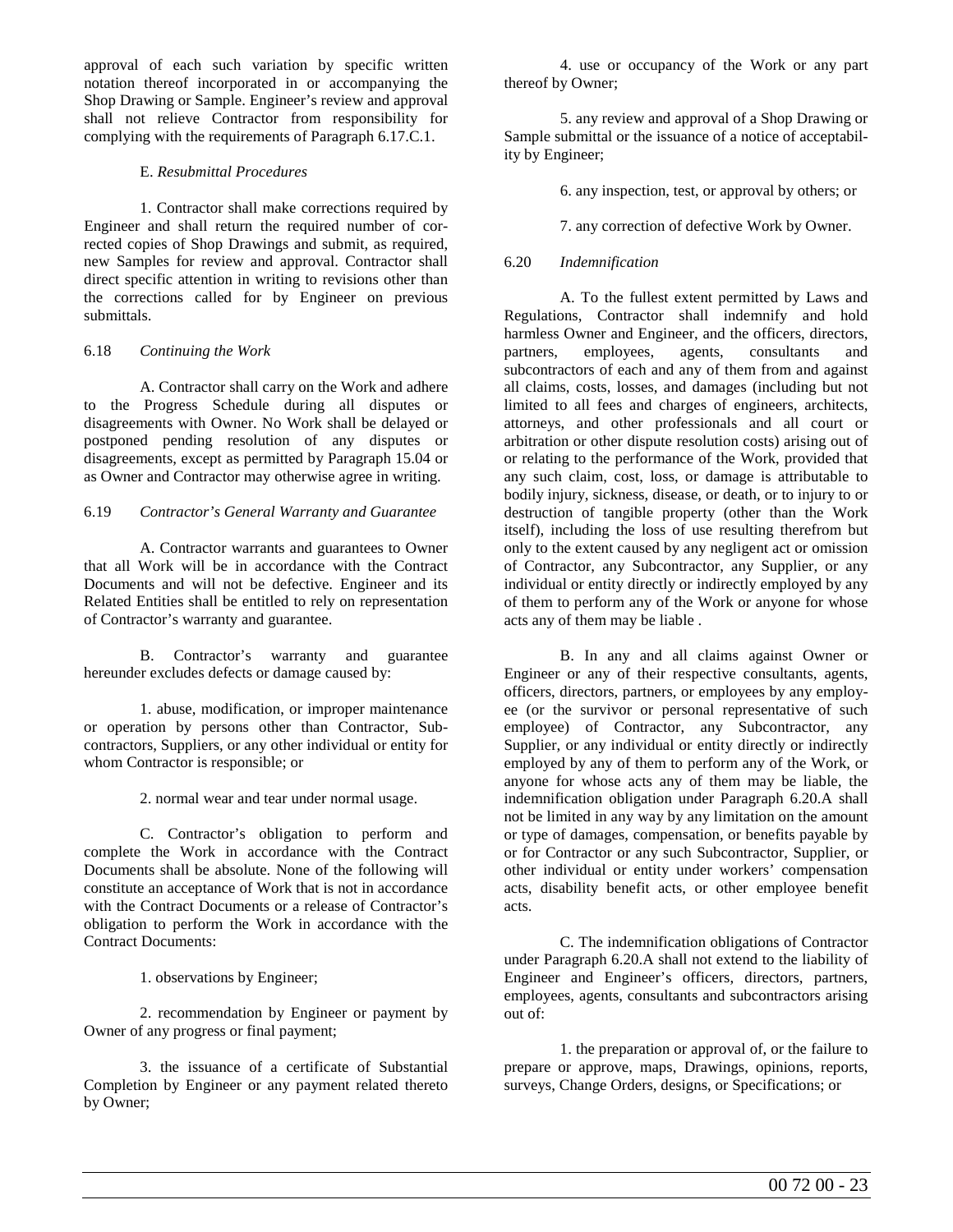approval of each such variation by specific written notation thereof incorporated in or accompanying the Shop Drawing or Sample. Engineer's review and approval shall not relieve Contractor from responsibility for complying with the requirements of Paragraph 6.17.C.1.

E. *Resubmittal Procedures*

1. Contractor shall make corrections required by Engineer and shall return the required number of corrected copies of Shop Drawings and submit, as required, new Samples for review and approval. Contractor shall direct specific attention in writing to revisions other than the corrections called for by Engineer on previous submittals.

6.18 *Continuing the Work*

A. Contractor shall carry on the Work and adhere to the Progress Schedule during all disputes or disagreements with Owner. No Work shall be delayed or postponed pending resolution of any disputes or disagreements, except as permitted by Paragraph 15.04 or as Owner and Contractor may otherwise agree in writing.

6.19 *Contractor's General Warranty and Guarantee*

A. Contractor warrants and guarantees to Owner that all Work will be in accordance with the Contract Documents and will not be defective. Engineer and its Related Entities shall be entitled to rely on representation of Contractor's warranty and guarantee.

B. Contractor's warranty and guarantee hereunder excludes defects or damage caused by:

1. abuse, modification, or improper maintenance or operation by persons other than Contractor, Subcontractors, Suppliers, or any other individual or entity for whom Contractor is responsible; or

2. normal wear and tear under normal usage.

C. Contractor's obligation to perform and complete the Work in accordance with the Contract Documents shall be absolute. None of the following will constitute an acceptance of Work that is not in accordance with the Contract Documents or a release of Contractor's obligation to perform the Work in accordance with the Contract Documents:

1. observations by Engineer;

2. recommendation by Engineer or payment by Owner of any progress or final payment;

3. the issuance of a certificate of Substantial Completion by Engineer or any payment related thereto by Owner;

4. use or occupancy of the Work or any part thereof by Owner;

5. any review and approval of a Shop Drawing or Sample submittal or the issuance of a notice of acceptability by Engineer;

6. any inspection, test, or approval by others; or

7. any correction of defective Work by Owner.

6.20 *Indemnification*

A. To the fullest extent permitted by Laws and Regulations, Contractor shall indemnify and hold harmless Owner and Engineer, and the officers, directors, partners, employees, agents, consultants and subcontractors of each and any of them from and against all claims, costs, losses, and damages (including but not limited to all fees and charges of engineers, architects, attorneys, and other professionals and all court or arbitration or other dispute resolution costs) arising out of or relating to the performance of the Work, provided that any such claim, cost, loss, or damage is attributable to bodily injury, sickness, disease, or death, or to injury to or destruction of tangible property (other than the Work itself), including the loss of use resulting therefrom but only to the extent caused by any negligent act or omission of Contractor, any Subcontractor, any Supplier, or any individual or entity directly or indirectly employed by any of them to perform any of the Work or anyone for whose acts any of them may be liable .

B. In any and all claims against Owner or Engineer or any of their respective consultants, agents, officers, directors, partners, or employees by any employee (or the survivor or personal representative of such employee) of Contractor, any Subcontractor, any Supplier, or any individual or entity directly or indirectly employed by any of them to perform any of the Work, or anyone for whose acts any of them may be liable, the indemnification obligation under Paragraph 6.20.A shall not be limited in any way by any limitation on the amount or type of damages, compensation, or benefits payable by or for Contractor or any such Subcontractor, Supplier, or other individual or entity under workers' compensation acts, disability benefit acts, or other employee benefit acts.

C. The indemnification obligations of Contractor under Paragraph 6.20.A shall not extend to the liability of Engineer and Engineer's officers, directors, partners, employees, agents, consultants and subcontractors arising out of:

1. the preparation or approval of, or the failure to prepare or approve, maps, Drawings, opinions, reports, surveys, Change Orders, designs, or Specifications; or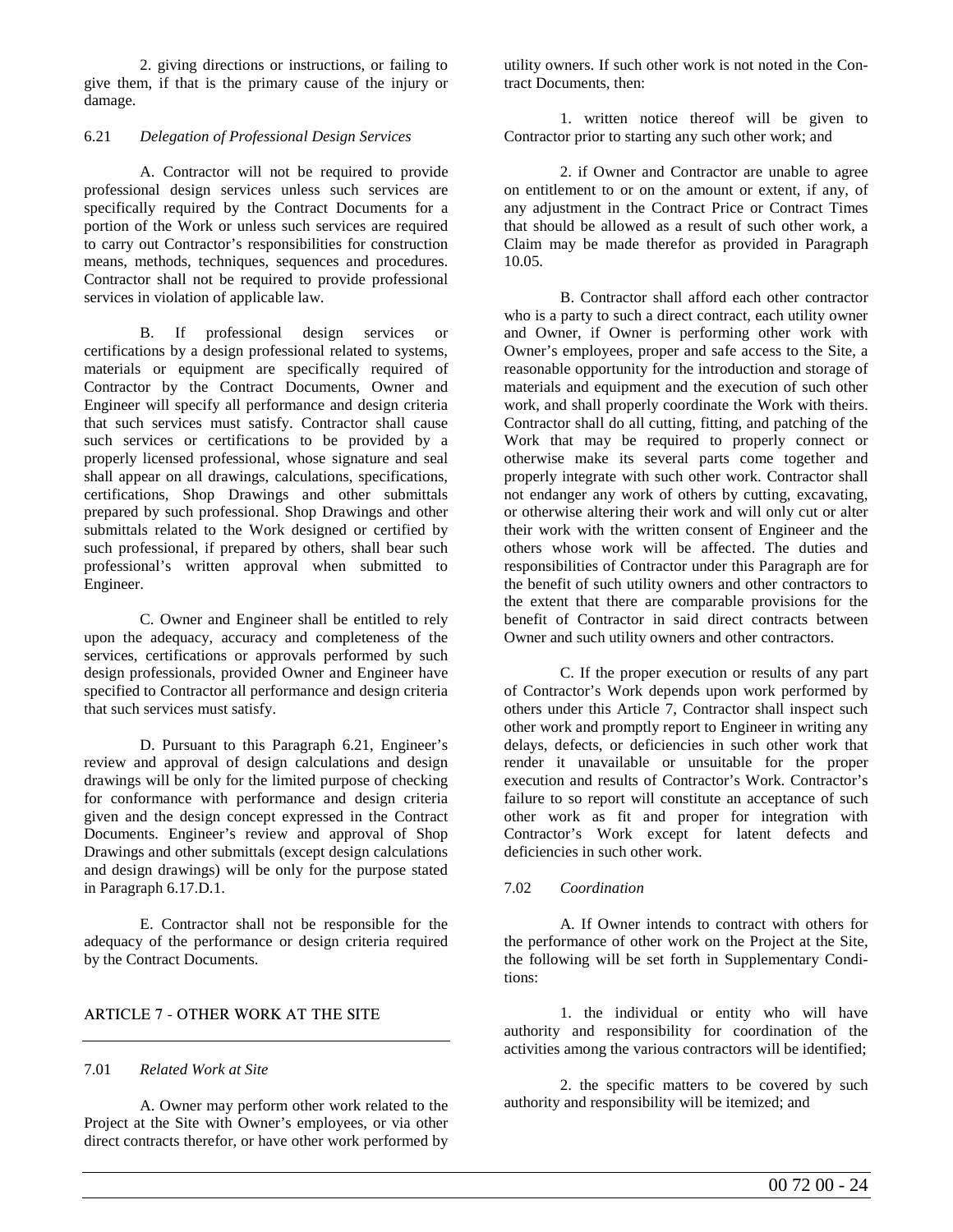2. giving directions or instructions, or failing to give them, if that is the primary cause of the injury or damage.

### 6.21 *Delegation of Professional Design Services*

A. Contractor will not be required to provide professional design services unless such services are specifically required by the Contract Documents for a portion of the Work or unless such services are required to carry out Contractor's responsibilities for construction means, methods, techniques, sequences and procedures. Contractor shall not be required to provide professional services in violation of applicable law.

B. If professional design services or certifications by a design professional related to systems, materials or equipment are specifically required of Contractor by the Contract Documents, Owner and Engineer will specify all performance and design criteria that such services must satisfy. Contractor shall cause such services or certifications to be provided by a properly licensed professional, whose signature and seal shall appear on all drawings, calculations, specifications, certifications, Shop Drawings and other submittals prepared by such professional. Shop Drawings and other submittals related to the Work designed or certified by such professional, if prepared by others, shall bear such professional's written approval when submitted to Engineer.

C. Owner and Engineer shall be entitled to rely upon the adequacy, accuracy and completeness of the services, certifications or approvals performed by such design professionals, provided Owner and Engineer have specified to Contractor all performance and design criteria that such services must satisfy.

D. Pursuant to this Paragraph 6.21, Engineer's review and approval of design calculations and design drawings will be only for the limited purpose of checking for conformance with performance and design criteria given and the design concept expressed in the Contract Documents. Engineer's review and approval of Shop Drawings and other submittals (except design calculations and design drawings) will be only for the purpose stated in Paragraph 6.17.D.1.

E. Contractor shall not be responsible for the adequacy of the performance or design criteria required by the Contract Documents.

## ARTICLE 7 - OTHER WORK AT THE SITE

### 7.01 *Related Work at Site*

A. Owner may perform other work related to the Project at the Site with Owner's employees, or via other direct contracts therefor, or have other work performed by utility owners. If such other work is not noted in the Contract Documents, then:

1. written notice thereof will be given to Contractor prior to starting any such other work; and

2. if Owner and Contractor are unable to agree on entitlement to or on the amount or extent, if any, of any adjustment in the Contract Price or Contract Times that should be allowed as a result of such other work, a Claim may be made therefor as provided in Paragraph 10.05.

B. Contractor shall afford each other contractor who is a party to such a direct contract, each utility owner and Owner, if Owner is performing other work with Owner's employees, proper and safe access to the Site, a reasonable opportunity for the introduction and storage of materials and equipment and the execution of such other work, and shall properly coordinate the Work with theirs. Contractor shall do all cutting, fitting, and patching of the Work that may be required to properly connect or otherwise make its several parts come together and properly integrate with such other work. Contractor shall not endanger any work of others by cutting, excavating, or otherwise altering their work and will only cut or alter their work with the written consent of Engineer and the others whose work will be affected. The duties and responsibilities of Contractor under this Paragraph are for the benefit of such utility owners and other contractors to the extent that there are comparable provisions for the benefit of Contractor in said direct contracts between Owner and such utility owners and other contractors.

C. If the proper execution or results of any part of Contractor's Work depends upon work performed by others under this Article 7, Contractor shall inspect such other work and promptly report to Engineer in writing any delays, defects, or deficiencies in such other work that render it unavailable or unsuitable for the proper execution and results of Contractor's Work. Contractor's failure to so report will constitute an acceptance of such other work as fit and proper for integration with Contractor's Work except for latent defects and deficiencies in such other work.

### 7.02 *Coordination*

A. If Owner intends to contract with others for the performance of other work on the Project at the Site, the following will be set forth in Supplementary Conditions:

1. the individual or entity who will have authority and responsibility for coordination of the activities among the various contractors will be identified;

2. the specific matters to be covered by such authority and responsibility will be itemized; and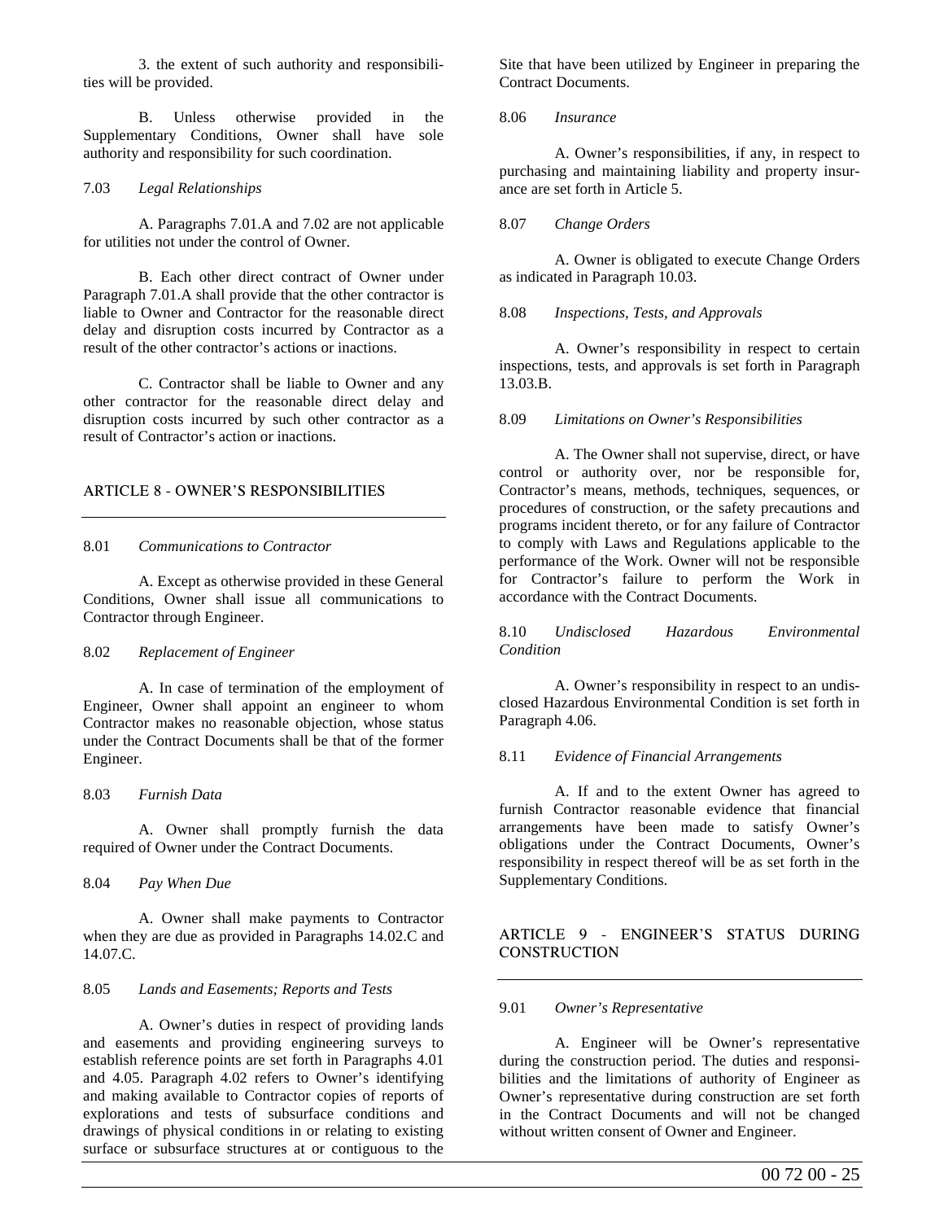3. the extent of such authority and responsibilities will be provided.

B. Unless otherwise provided in the Supplementary Conditions, Owner shall have sole authority and responsibility for such coordination.

7.03 *Legal Relationships*

A. Paragraphs 7.01.A and 7.02 are not applicable for utilities not under the control of Owner.

B. Each other direct contract of Owner under Paragraph 7.01.A shall provide that the other contractor is liable to Owner and Contractor for the reasonable direct delay and disruption costs incurred by Contractor as a result of the other contractor's actions or inactions.

C. Contractor shall be liable to Owner and any other contractor for the reasonable direct delay and disruption costs incurred by such other contractor as a result of Contractor's action or inactions.

## ARTICLE 8 - OWNER'S RESPONSIBILITIES

8.01 *Communications to Contractor*

A. Except as otherwise provided in these General Conditions, Owner shall issue all communications to Contractor through Engineer.

8.02 *Replacement of Engineer*

A. In case of termination of the employment of Engineer, Owner shall appoint an engineer to whom Contractor makes no reasonable objection, whose status under the Contract Documents shall be that of the former Engineer.

8.03 *Furnish Data*

A. Owner shall promptly furnish the data required of Owner under the Contract Documents.

8.04 *Pay When Due*

A. Owner shall make payments to Contractor when they are due as provided in Paragraphs 14.02.C and 14.07.C.

8.05 *Lands and Easements; Reports and Tests*

A. Owner's duties in respect of providing lands and easements and providing engineering surveys to establish reference points are set forth in Paragraphs 4.01 and 4.05. Paragraph 4.02 refers to Owner's identifying and making available to Contractor copies of reports of explorations and tests of subsurface conditions and drawings of physical conditions in or relating to existing surface or subsurface structures at or contiguous to the Site that have been utilized by Engineer in preparing the Contract Documents.

8.06 *Insurance*

A. Owner's responsibilities, if any, in respect to purchasing and maintaining liability and property insurance are set forth in Article 5.

8.07 *Change Orders*

A. Owner is obligated to execute Change Orders as indicated in Paragraph 10.03.

8.08 *Inspections, Tests, and Approvals*

A. Owner's responsibility in respect to certain inspections, tests, and approvals is set forth in Paragraph 13.03.B.

8.09 *Limitations on Owner's Responsibilities*

A. The Owner shall not supervise, direct, or have control or authority over, nor be responsible for, Contractor's means, methods, techniques, sequences, or procedures of construction, or the safety precautions and programs incident thereto, or for any failure of Contractor to comply with Laws and Regulations applicable to the performance of the Work. Owner will not be responsible for Contractor's failure to perform the Work in accordance with the Contract Documents.

8.10 *Undisclosed Hazardous Environmental Condition*

A. Owner's responsibility in respect to an undisclosed Hazardous Environmental Condition is set forth in Paragraph 4.06.

8.11 *Evidence of Financial Arrangements*

A. If and to the extent Owner has agreed to furnish Contractor reasonable evidence that financial arrangements have been made to satisfy Owner's obligations under the Contract Documents, Owner's responsibility in respect thereof will be as set forth in the Supplementary Conditions.

## ARTICLE 9 - ENGINEER'S STATUS DURING CONSTRUCTION

9.01 *Owner's Representative*

A. Engineer will be Owner's representative during the construction period. The duties and responsibilities and the limitations of authority of Engineer as Owner's representative during construction are set forth in the Contract Documents and will not be changed without written consent of Owner and Engineer.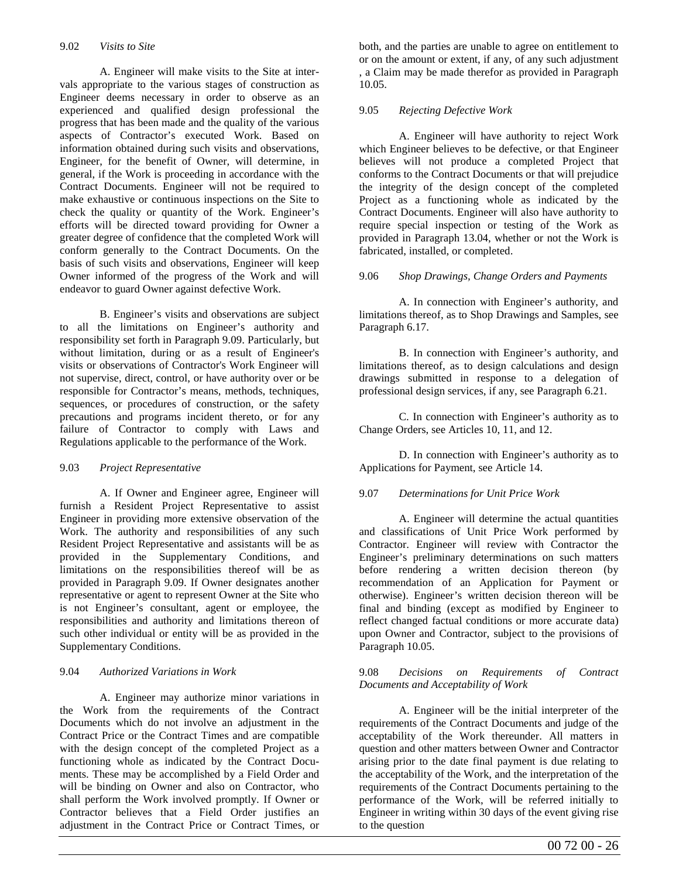### 9.02 *Visits to Site*

A. Engineer will make visits to the Site at intervals appropriate to the various stages of construction as Engineer deems necessary in order to observe as an experienced and qualified design professional the progress that has been made and the quality of the various aspects of Contractor's executed Work. Based on information obtained during such visits and observations, Engineer, for the benefit of Owner, will determine, in general, if the Work is proceeding in accordance with the Contract Documents. Engineer will not be required to make exhaustive or continuous inspections on the Site to check the quality or quantity of the Work. Engineer's efforts will be directed toward providing for Owner a greater degree of confidence that the completed Work will conform generally to the Contract Documents. On the basis of such visits and observations, Engineer will keep Owner informed of the progress of the Work and will endeavor to guard Owner against defective Work.

B. Engineer's visits and observations are subject to all the limitations on Engineer's authority and responsibility set forth in Paragraph 9.09. Particularly, but without limitation, during or as a result of Engineer's visits or observations of Contractor's Work Engineer will not supervise, direct, control, or have authority over or be responsible for Contractor's means, methods, techniques, sequences, or procedures of construction, or the safety precautions and programs incident thereto, or for any failure of Contractor to comply with Laws and Regulations applicable to the performance of the Work.

### 9.03 *Project Representative*

A. If Owner and Engineer agree, Engineer will furnish a Resident Project Representative to assist Engineer in providing more extensive observation of the Work. The authority and responsibilities of any such Resident Project Representative and assistants will be as provided in the Supplementary Conditions, and limitations on the responsibilities thereof will be as provided in Paragraph 9.09. If Owner designates another representative or agent to represent Owner at the Site who is not Engineer's consultant, agent or employee, the responsibilities and authority and limitations thereon of such other individual or entity will be as provided in the Supplementary Conditions.

### 9.04 *Authorized Variations in Work*

A. Engineer may authorize minor variations in the Work from the requirements of the Contract Documents which do not involve an adjustment in the Contract Price or the Contract Times and are compatible with the design concept of the completed Project as a functioning whole as indicated by the Contract Documents. These may be accomplished by a Field Order and will be binding on Owner and also on Contractor, who shall perform the Work involved promptly. If Owner or Contractor believes that a Field Order justifies an adjustment in the Contract Price or Contract Times, or both, and the parties are unable to agree on entitlement to or on the amount or extent, if any, of any such adjustment , a Claim may be made therefor as provided in Paragraph 10.05.

### 9.05 *Rejecting Defective Work*

A. Engineer will have authority to reject Work which Engineer believes to be defective, or that Engineer believes will not produce a completed Project that conforms to the Contract Documents or that will prejudice the integrity of the design concept of the completed Project as a functioning whole as indicated by the Contract Documents. Engineer will also have authority to require special inspection or testing of the Work as provided in Paragraph 13.04, whether or not the Work is fabricated, installed, or completed.

### 9.06 *Shop Drawings, Change Orders and Payments*

A. In connection with Engineer's authority, and limitations thereof, as to Shop Drawings and Samples, see Paragraph 6.17.

B. In connection with Engineer's authority, and limitations thereof, as to design calculations and design drawings submitted in response to a delegation of professional design services, if any, see Paragraph 6.21.

C. In connection with Engineer's authority as to Change Orders, see Articles 10, 11, and 12.

D. In connection with Engineer's authority as to Applications for Payment, see Article 14.

### 9.07 *Determinations for Unit Price Work*

A. Engineer will determine the actual quantities and classifications of Unit Price Work performed by Contractor. Engineer will review with Contractor the Engineer's preliminary determinations on such matters before rendering a written decision thereon (by recommendation of an Application for Payment or otherwise). Engineer's written decision thereon will be final and binding (except as modified by Engineer to reflect changed factual conditions or more accurate data) upon Owner and Contractor, subject to the provisions of Paragraph 10.05.

### 9.08 *Decisions on Requirements of Contract Documents and Acceptability of Work*

A. Engineer will be the initial interpreter of the requirements of the Contract Documents and judge of the acceptability of the Work thereunder. All matters in question and other matters between Owner and Contractor arising prior to the date final payment is due relating to the acceptability of the Work, and the interpretation of the requirements of the Contract Documents pertaining to the performance of the Work, will be referred initially to Engineer in writing within 30 days of the event giving rise to the question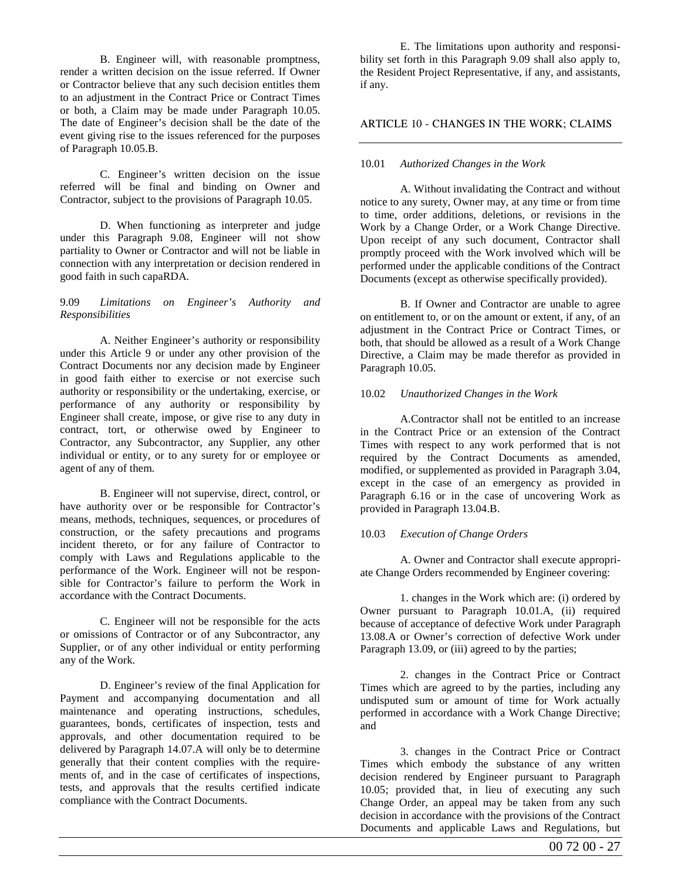B. Engineer will, with reasonable promptness, render a written decision on the issue referred. If Owner or Contractor believe that any such decision entitles them to an adjustment in the Contract Price or Contract Times or both, a Claim may be made under Paragraph 10.05. The date of Engineer's decision shall be the date of the event giving rise to the issues referenced for the purposes of Paragraph 10.05.B.

C. Engineer's written decision on the issue referred will be final and binding on Owner and Contractor, subject to the provisions of Paragraph 10.05.

D. When functioning as interpreter and judge under this Paragraph 9.08, Engineer will not show partiality to Owner or Contractor and will not be liable in connection with any interpretation or decision rendered in good faith in such capaRDA.

9.09 *Limitations on Engineer's Authority and Responsibilities*

A. Neither Engineer's authority or responsibility under this Article 9 or under any other provision of the Contract Documents nor any decision made by Engineer in good faith either to exercise or not exercise such authority or responsibility or the undertaking, exercise, or performance of any authority or responsibility by Engineer shall create, impose, or give rise to any duty in contract, tort, or otherwise owed by Engineer to Contractor, any Subcontractor, any Supplier, any other individual or entity, or to any surety for or employee or agent of any of them.

B. Engineer will not supervise, direct, control, or have authority over or be responsible for Contractor's means, methods, techniques, sequences, or procedures of construction, or the safety precautions and programs incident thereto, or for any failure of Contractor to comply with Laws and Regulations applicable to the performance of the Work. Engineer will not be responsible for Contractor's failure to perform the Work in accordance with the Contract Documents.

C. Engineer will not be responsible for the acts or omissions of Contractor or of any Subcontractor, any Supplier, or of any other individual or entity performing any of the Work.

D. Engineer's review of the final Application for Payment and accompanying documentation and all maintenance and operating instructions, schedules, guarantees, bonds, certificates of inspection, tests and approvals, and other documentation required to be delivered by Paragraph 14.07.A will only be to determine generally that their content complies with the requirements of, and in the case of certificates of inspections, tests, and approvals that the results certified indicate compliance with the Contract Documents.

E. The limitations upon authority and responsibility set forth in this Paragraph 9.09 shall also apply to, the Resident Project Representative, if any, and assistants, if any.

## ARTICLE 10 - CHANGES IN THE WORK; CLAIMS

10.01 *Authorized Changes in the Work*

A. Without invalidating the Contract and without notice to any surety, Owner may, at any time or from time to time, order additions, deletions, or revisions in the Work by a Change Order, or a Work Change Directive. Upon receipt of any such document, Contractor shall promptly proceed with the Work involved which will be performed under the applicable conditions of the Contract Documents (except as otherwise specifically provided).

B. If Owner and Contractor are unable to agree on entitlement to, or on the amount or extent, if any, of an adjustment in the Contract Price or Contract Times, or both, that should be allowed as a result of a Work Change Directive, a Claim may be made therefor as provided in Paragraph 10.05.

10.02 *Unauthorized Changes in the Work*

A.Contractor shall not be entitled to an increase in the Contract Price or an extension of the Contract Times with respect to any work performed that is not required by the Contract Documents as amended, modified, or supplemented as provided in Paragraph 3.04, except in the case of an emergency as provided in Paragraph 6.16 or in the case of uncovering Work as provided in Paragraph 13.04.B.

10.03 *Execution of Change Orders*

A. Owner and Contractor shall execute appropriate Change Orders recommended by Engineer covering:

1. changes in the Work which are: (i) ordered by Owner pursuant to Paragraph 10.01.A, (ii) required because of acceptance of defective Work under Paragraph 13.08.A or Owner's correction of defective Work under Paragraph 13.09, or (iii) agreed to by the parties;

2. changes in the Contract Price or Contract Times which are agreed to by the parties, including any undisputed sum or amount of time for Work actually performed in accordance with a Work Change Directive; and

3. changes in the Contract Price or Contract Times which embody the substance of any written decision rendered by Engineer pursuant to Paragraph 10.05; provided that, in lieu of executing any such Change Order, an appeal may be taken from any such decision in accordance with the provisions of the Contract Documents and applicable Laws and Regulations, but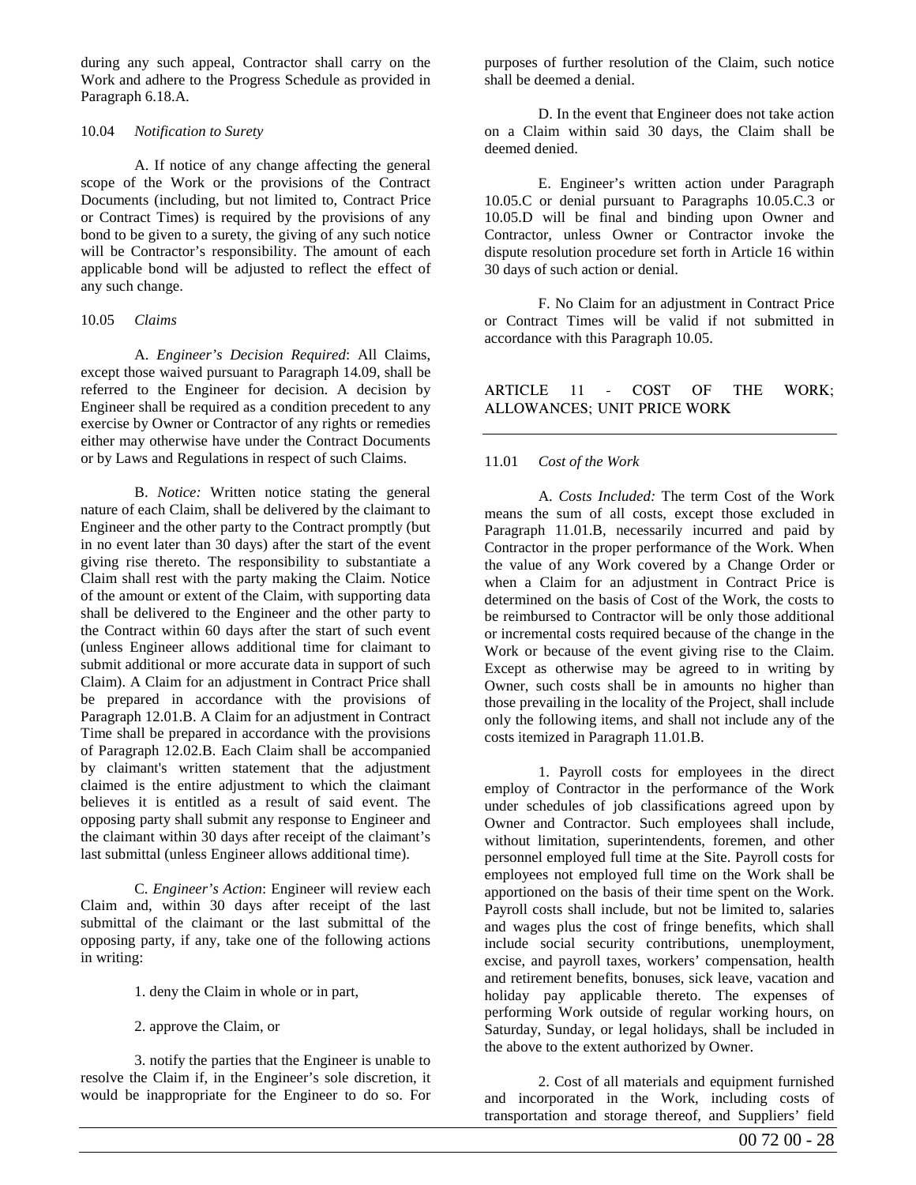during any such appeal, Contractor shall carry on the Work and adhere to the Progress Schedule as provided in Paragraph 6.18.A.

10.04 *Notification to Surety*

A. If notice of any change affecting the general scope of the Work or the provisions of the Contract Documents (including, but not limited to, Contract Price or Contract Times) is required by the provisions of any bond to be given to a surety, the giving of any such notice will be Contractor's responsibility. The amount of each applicable bond will be adjusted to reflect the effect of any such change.

10.05 *Claims*

A. *Engineer's Decision Required*: All Claims, except those waived pursuant to Paragraph 14.09, shall be referred to the Engineer for decision. A decision by Engineer shall be required as a condition precedent to any exercise by Owner or Contractor of any rights or remedies either may otherwise have under the Contract Documents or by Laws and Regulations in respect of such Claims.

B. *Notice:* Written notice stating the general nature of each Claim, shall be delivered by the claimant to Engineer and the other party to the Contract promptly (but in no event later than 30 days) after the start of the event giving rise thereto. The responsibility to substantiate a Claim shall rest with the party making the Claim. Notice of the amount or extent of the Claim, with supporting data shall be delivered to the Engineer and the other party to the Contract within 60 days after the start of such event (unless Engineer allows additional time for claimant to submit additional or more accurate data in support of such Claim). A Claim for an adjustment in Contract Price shall be prepared in accordance with the provisions of Paragraph 12.01.B. A Claim for an adjustment in Contract Time shall be prepared in accordance with the provisions of Paragraph 12.02.B. Each Claim shall be accompanied by claimant's written statement that the adjustment claimed is the entire adjustment to which the claimant believes it is entitled as a result of said event. The opposing party shall submit any response to Engineer and the claimant within 30 days after receipt of the claimant's last submittal (unless Engineer allows additional time).

C. *Engineer's Action*: Engineer will review each Claim and, within 30 days after receipt of the last submittal of the claimant or the last submittal of the opposing party, if any, take one of the following actions in writing:

1. deny the Claim in whole or in part,

2. approve the Claim, or

3. notify the parties that the Engineer is unable to resolve the Claim if, in the Engineer's sole discretion, it would be inappropriate for the Engineer to do so. For purposes of further resolution of the Claim, such notice shall be deemed a denial.

D. In the event that Engineer does not take action on a Claim within said 30 days, the Claim shall be deemed denied.

E. Engineer's written action under Paragraph 10.05.C or denial pursuant to Paragraphs 10.05.C.3 or 10.05.D will be final and binding upon Owner and Contractor, unless Owner or Contractor invoke the dispute resolution procedure set forth in Article 16 within 30 days of such action or denial.

F. No Claim for an adjustment in Contract Price or Contract Times will be valid if not submitted in accordance with this Paragraph 10.05.

## ARTICLE 11 - COST OF THE WORK; ALLOWANCES; UNIT PRICE WORK

11.01 *Cost of the Work*

A. *Costs Included:* The term Cost of the Work means the sum of all costs, except those excluded in Paragraph 11.01.B, necessarily incurred and paid by Contractor in the proper performance of the Work. When the value of any Work covered by a Change Order or when a Claim for an adjustment in Contract Price is determined on the basis of Cost of the Work, the costs to be reimbursed to Contractor will be only those additional or incremental costs required because of the change in the Work or because of the event giving rise to the Claim. Except as otherwise may be agreed to in writing by Owner, such costs shall be in amounts no higher than those prevailing in the locality of the Project, shall include only the following items, and shall not include any of the costs itemized in Paragraph 11.01.B.

1. Payroll costs for employees in the direct employ of Contractor in the performance of the Work under schedules of job classifications agreed upon by Owner and Contractor. Such employees shall include, without limitation, superintendents, foremen, and other personnel employed full time at the Site. Payroll costs for employees not employed full time on the Work shall be apportioned on the basis of their time spent on the Work. Payroll costs shall include, but not be limited to, salaries and wages plus the cost of fringe benefits, which shall include social security contributions, unemployment, excise, and payroll taxes, workers' compensation, health and retirement benefits, bonuses, sick leave, vacation and holiday pay applicable thereto. The expenses of performing Work outside of regular working hours, on Saturday, Sunday, or legal holidays, shall be included in the above to the extent authorized by Owner.

2. Cost of all materials and equipment furnished and incorporated in the Work, including costs of transportation and storage thereof, and Suppliers' field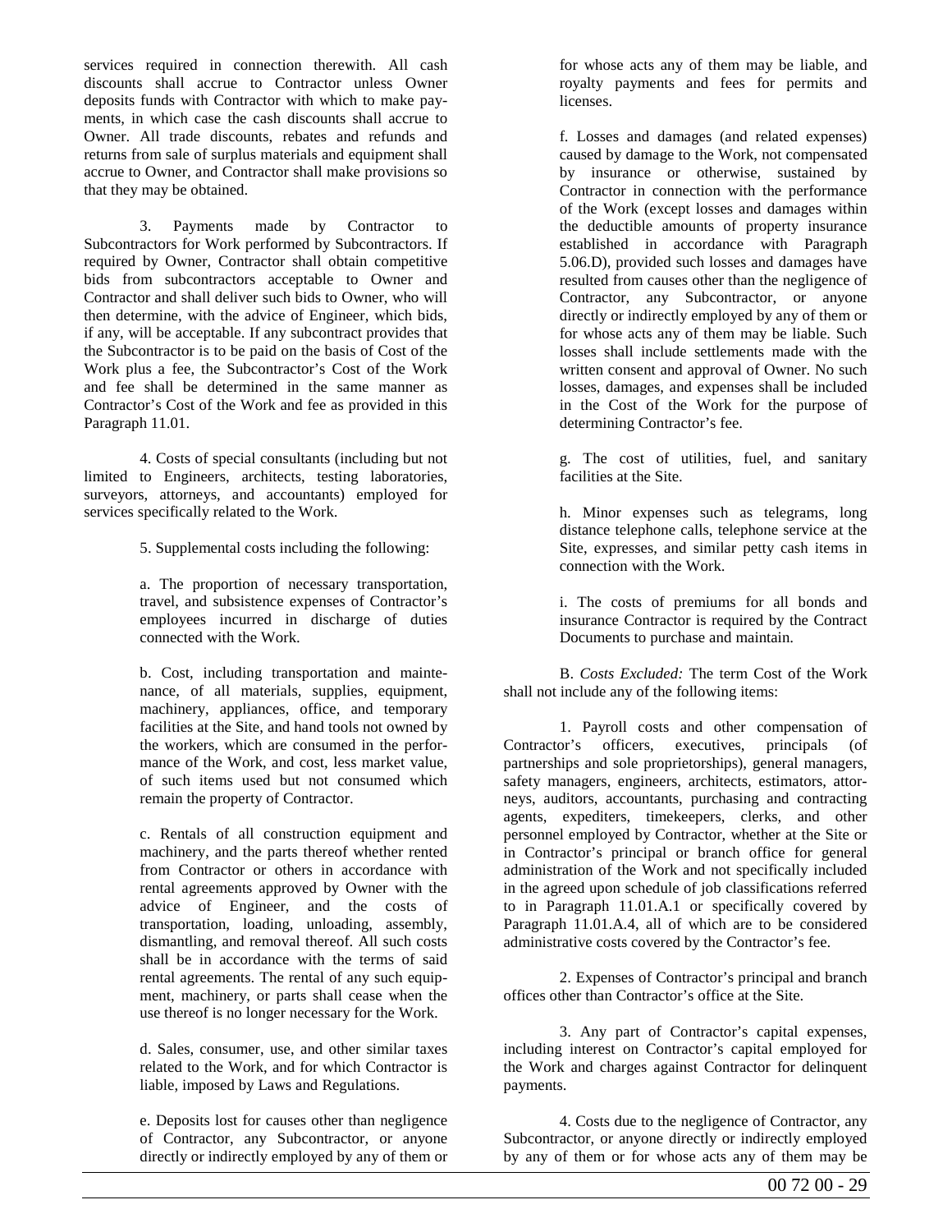services required in connection therewith. All cash discounts shall accrue to Contractor unless Owner deposits funds with Contractor with which to make payments, in which case the cash discounts shall accrue to Owner. All trade discounts, rebates and refunds and returns from sale of surplus materials and equipment shall accrue to Owner, and Contractor shall make provisions so that they may be obtained.

3. Payments made by Contractor to Subcontractors for Work performed by Subcontractors. If required by Owner, Contractor shall obtain competitive bids from subcontractors acceptable to Owner and Contractor and shall deliver such bids to Owner, who will then determine, with the advice of Engineer, which bids, if any, will be acceptable. If any subcontract provides that the Subcontractor is to be paid on the basis of Cost of the Work plus a fee, the Subcontractor's Cost of the Work and fee shall be determined in the same manner as Contractor's Cost of the Work and fee as provided in this Paragraph 11.01.

4. Costs of special consultants (including but not limited to Engineers, architects, testing laboratories, surveyors, attorneys, and accountants) employed for services specifically related to the Work.

5. Supplemental costs including the following:

a. The proportion of necessary transportation, travel, and subsistence expenses of Contractor's employees incurred in discharge of duties connected with the Work.

b. Cost, including transportation and maintenance, of all materials, supplies, equipment, machinery, appliances, office, and temporary facilities at the Site, and hand tools not owned by the workers, which are consumed in the performance of the Work, and cost, less market value, of such items used but not consumed which remain the property of Contractor.

c. Rentals of all construction equipment and machinery, and the parts thereof whether rented from Contractor or others in accordance with rental agreements approved by Owner with the advice of Engineer, and the costs of transportation, loading, unloading, assembly, dismantling, and removal thereof. All such costs shall be in accordance with the terms of said rental agreements. The rental of any such equipment, machinery, or parts shall cease when the use thereof is no longer necessary for the Work.

d. Sales, consumer, use, and other similar taxes related to the Work, and for which Contractor is liable, imposed by Laws and Regulations.

e. Deposits lost for causes other than negligence of Contractor, any Subcontractor, or anyone directly or indirectly employed by any of them or for whose acts any of them may be liable, and royalty payments and fees for permits and licenses.

f. Losses and damages (and related expenses) caused by damage to the Work, not compensated by insurance or otherwise, sustained by Contractor in connection with the performance of the Work (except losses and damages within the deductible amounts of property insurance established in accordance with Paragraph 5.06.D), provided such losses and damages have resulted from causes other than the negligence of Contractor, any Subcontractor, or anyone directly or indirectly employed by any of them or for whose acts any of them may be liable. Such losses shall include settlements made with the written consent and approval of Owner. No such losses, damages, and expenses shall be included in the Cost of the Work for the purpose of determining Contractor's fee.

g. The cost of utilities, fuel, and sanitary facilities at the Site.

h. Minor expenses such as telegrams, long distance telephone calls, telephone service at the Site, expresses, and similar petty cash items in connection with the Work.

i. The costs of premiums for all bonds and insurance Contractor is required by the Contract Documents to purchase and maintain.

B. *Costs Excluded:* The term Cost of the Work shall not include any of the following items:

1. Payroll costs and other compensation of Contractor's officers, executives, principals (of partnerships and sole proprietorships), general managers, safety managers, engineers, architects, estimators, attorneys, auditors, accountants, purchasing and contracting agents, expediters, timekeepers, clerks, and other personnel employed by Contractor, whether at the Site or in Contractor's principal or branch office for general administration of the Work and not specifically included in the agreed upon schedule of job classifications referred to in Paragraph 11.01.A.1 or specifically covered by Paragraph 11.01.A.4, all of which are to be considered administrative costs covered by the Contractor's fee.

2. Expenses of Contractor's principal and branch offices other than Contractor's office at the Site.

3. Any part of Contractor's capital expenses, including interest on Contractor's capital employed for the Work and charges against Contractor for delinquent payments.

4. Costs due to the negligence of Contractor, any Subcontractor, or anyone directly or indirectly employed by any of them or for whose acts any of them may be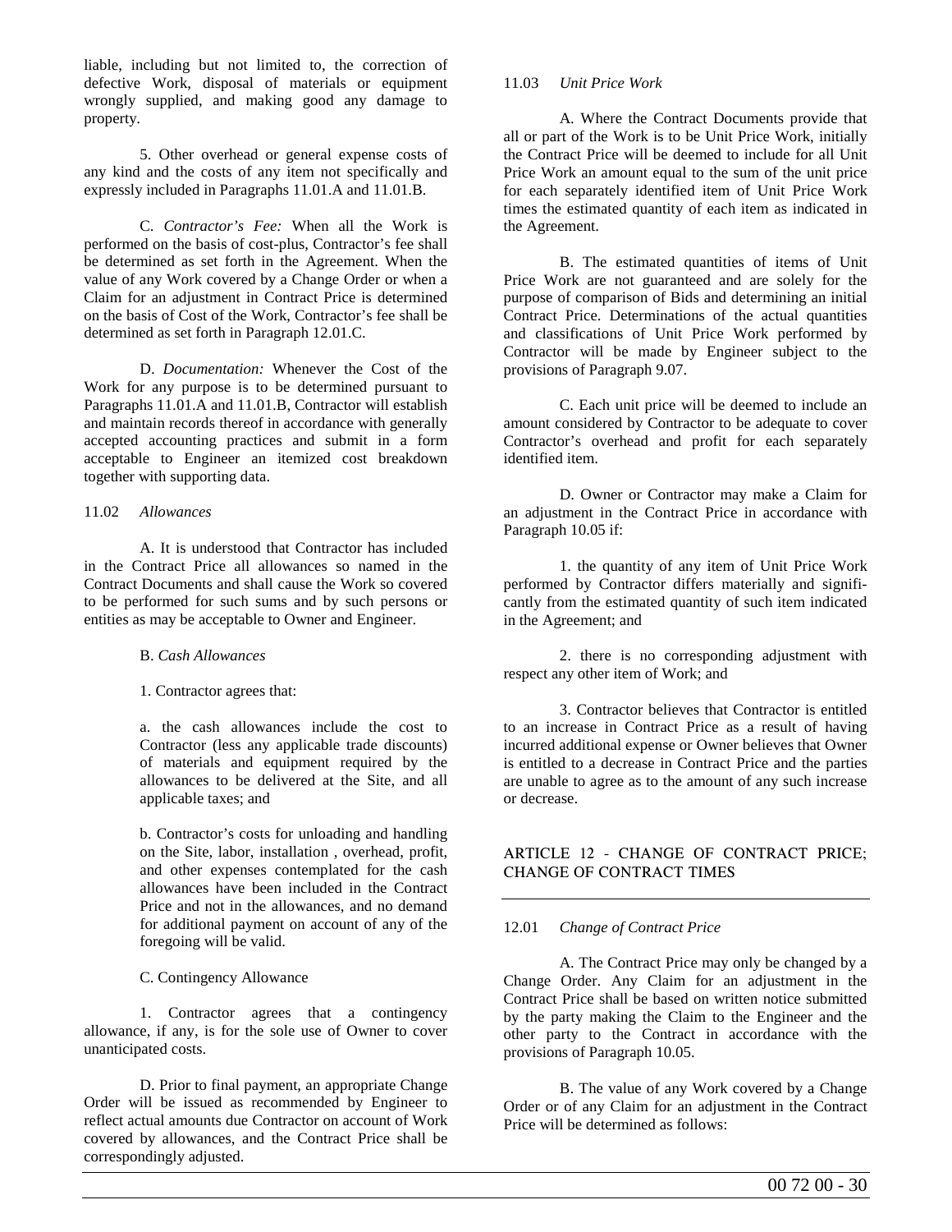liable, including but not limited to, the correction of defective Work, disposal of materials or equipment wrongly supplied, and making good any damage to property.

5. Other overhead or general expense costs of any kind and the costs of any item not specifically and expressly included in Paragraphs 11.01.A and 11.01.B.

C. *Contractor's Fee:* When all the Work is performed on the basis of cost-plus, Contractor's fee shall be determined as set forth in the Agreement. When the value of any Work covered by a Change Order or when a Claim for an adjustment in Contract Price is determined on the basis of Cost of the Work, Contractor's fee shall be determined as set forth in Paragraph 12.01.C.

D. *Documentation:* Whenever the Cost of the Work for any purpose is to be determined pursuant to Paragraphs 11.01.A and 11.01.B, Contractor will establish and maintain records thereof in accordance with generally accepted accounting practices and submit in a form acceptable to Engineer an itemized cost breakdown together with supporting data.

11.02 *Allowances*

A. It is understood that Contractor has included in the Contract Price all allowances so named in the Contract Documents and shall cause the Work so covered to be performed for such sums and by such persons or entities as may be acceptable to Owner and Engineer.

B. *Cash Allowances*

1. Contractor agrees that:

a. the cash allowances include the cost to Contractor (less any applicable trade discounts) of materials and equipment required by the allowances to be delivered at the Site, and all applicable taxes; and

b. Contractor's costs for unloading and handling on the Site, labor, installation , overhead, profit, and other expenses contemplated for the cash allowances have been included in the Contract Price and not in the allowances, and no demand for additional payment on account of any of the foregoing will be valid.

C. Contingency Allowance

1. Contractor agrees that a contingency allowance, if any, is for the sole use of Owner to cover unanticipated costs.

D. Prior to final payment, an appropriate Change Order will be issued as recommended by Engineer to reflect actual amounts due Contractor on account of Work covered by allowances, and the Contract Price shall be correspondingly adjusted.

11.03 *Unit Price Work*

A. Where the Contract Documents provide that all or part of the Work is to be Unit Price Work, initially the Contract Price will be deemed to include for all Unit Price Work an amount equal to the sum of the unit price for each separately identified item of Unit Price Work times the estimated quantity of each item as indicated in the Agreement.

B. The estimated quantities of items of Unit Price Work are not guaranteed and are solely for the purpose of comparison of Bids and determining an initial Contract Price. Determinations of the actual quantities and classifications of Unit Price Work performed by Contractor will be made by Engineer subject to the provisions of Paragraph 9.07.

C. Each unit price will be deemed to include an amount considered by Contractor to be adequate to cover Contractor's overhead and profit for each separately identified item.

D. Owner or Contractor may make a Claim for an adjustment in the Contract Price in accordance with Paragraph 10.05 if:

1. the quantity of any item of Unit Price Work performed by Contractor differs materially and significantly from the estimated quantity of such item indicated in the Agreement; and

2. there is no corresponding adjustment with respect any other item of Work; and

3. Contractor believes that Contractor is entitled to an increase in Contract Price as a result of having incurred additional expense or Owner believes that Owner is entitled to a decrease in Contract Price and the parties are unable to agree as to the amount of any such increase or decrease.

## ARTICLE 12 - CHANGE OF CONTRACT PRICE; CHANGE OF CONTRACT TIMES

12.01 *Change of Contract Price*

A. The Contract Price may only be changed by a Change Order. Any Claim for an adjustment in the Contract Price shall be based on written notice submitted by the party making the Claim to the Engineer and the other party to the Contract in accordance with the provisions of Paragraph 10.05.

B. The value of any Work covered by a Change Order or of any Claim for an adjustment in the Contract Price will be determined as follows: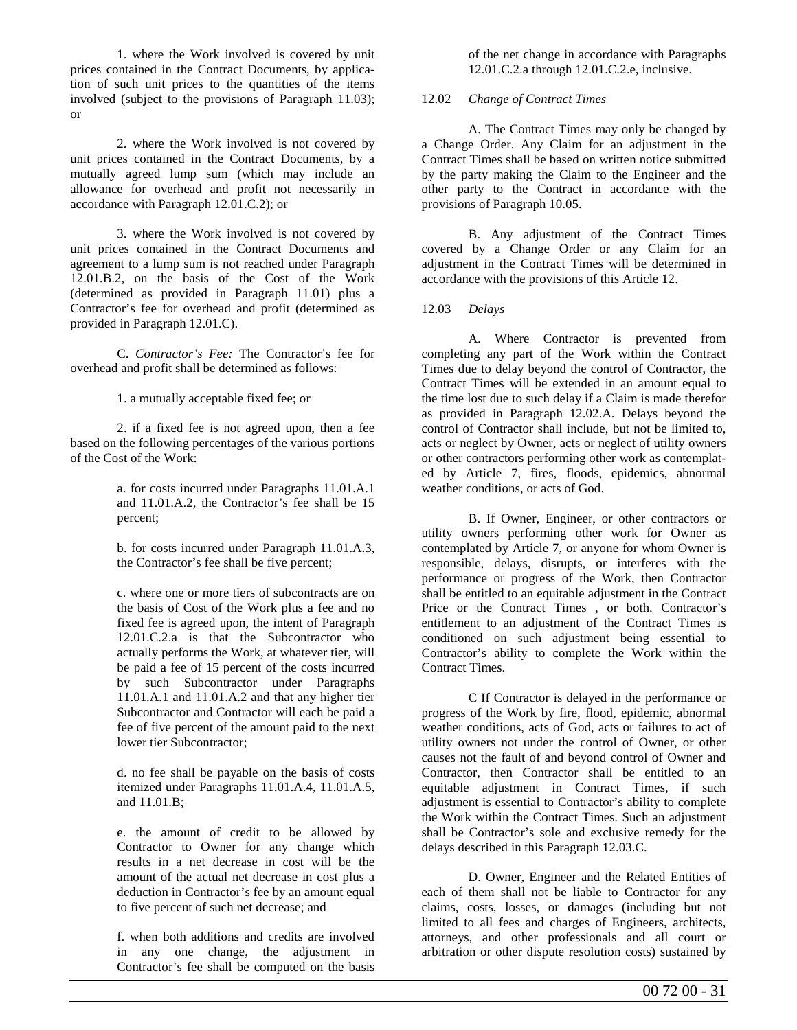1. where the Work involved is covered by unit prices contained in the Contract Documents, by application of such unit prices to the quantities of the items involved (subject to the provisions of Paragraph 11.03); or

2. where the Work involved is not covered by unit prices contained in the Contract Documents, by a mutually agreed lump sum (which may include an allowance for overhead and profit not necessarily in accordance with Paragraph 12.01.C.2); or

3. where the Work involved is not covered by unit prices contained in the Contract Documents and agreement to a lump sum is not reached under Paragraph 12.01.B.2, on the basis of the Cost of the Work (determined as provided in Paragraph 11.01) plus a Contractor's fee for overhead and profit (determined as provided in Paragraph 12.01.C).

C. *Contractor's Fee:* The Contractor's fee for overhead and profit shall be determined as follows:

1. a mutually acceptable fixed fee; or

2. if a fixed fee is not agreed upon, then a fee based on the following percentages of the various portions of the Cost of the Work:

a. for costs incurred under Paragraphs 11.01.A.1 and 11.01.A.2, the Contractor's fee shall be 15 percent;

b. for costs incurred under Paragraph 11.01.A.3, the Contractor's fee shall be five percent;

c. where one or more tiers of subcontracts are on the basis of Cost of the Work plus a fee and no fixed fee is agreed upon, the intent of Paragraph 12.01.C.2.a is that the Subcontractor who actually performs the Work, at whatever tier, will be paid a fee of 15 percent of the costs incurred by such Subcontractor under Paragraphs 11.01.A.1 and 11.01.A.2 and that any higher tier Subcontractor and Contractor will each be paid a fee of five percent of the amount paid to the next lower tier Subcontractor;

d. no fee shall be payable on the basis of costs itemized under Paragraphs 11.01.A.4, 11.01.A.5, and 11.01.B;

e. the amount of credit to be allowed by Contractor to Owner for any change which results in a net decrease in cost will be the amount of the actual net decrease in cost plus a deduction in Contractor's fee by an amount equal to five percent of such net decrease; and

f. when both additions and credits are involved in any one change, the adjustment in Contractor's fee shall be computed on the basis of the net change in accordance with Paragraphs 12.01.C.2.a through 12.01.C.2.e, inclusive.

12.02 *Change of Contract Times*

A. The Contract Times may only be changed by a Change Order. Any Claim for an adjustment in the Contract Times shall be based on written notice submitted by the party making the Claim to the Engineer and the other party to the Contract in accordance with the provisions of Paragraph 10.05.

B. Any adjustment of the Contract Times covered by a Change Order or any Claim for an adjustment in the Contract Times will be determined in accordance with the provisions of this Article 12.

12.03 *Delays*

A. Where Contractor is prevented from completing any part of the Work within the Contract Times due to delay beyond the control of Contractor, the Contract Times will be extended in an amount equal to the time lost due to such delay if a Claim is made therefor as provided in Paragraph 12.02.A. Delays beyond the control of Contractor shall include, but not be limited to, acts or neglect by Owner, acts or neglect of utility owners or other contractors performing other work as contemplated by Article 7, fires, floods, epidemics, abnormal weather conditions, or acts of God.

B. If Owner, Engineer, or other contractors or utility owners performing other work for Owner as contemplated by Article 7, or anyone for whom Owner is responsible, delays, disrupts, or interferes with the performance or progress of the Work, then Contractor shall be entitled to an equitable adjustment in the Contract Price or the Contract Times , or both. Contractor's entitlement to an adjustment of the Contract Times is conditioned on such adjustment being essential to Contractor's ability to complete the Work within the Contract Times.

C If Contractor is delayed in the performance or progress of the Work by fire, flood, epidemic, abnormal weather conditions, acts of God, acts or failures to act of utility owners not under the control of Owner, or other causes not the fault of and beyond control of Owner and Contractor, then Contractor shall be entitled to an equitable adjustment in Contract Times, if such adjustment is essential to Contractor's ability to complete the Work within the Contract Times. Such an adjustment shall be Contractor's sole and exclusive remedy for the delays described in this Paragraph 12.03.C.

D. Owner, Engineer and the Related Entities of each of them shall not be liable to Contractor for any claims, costs, losses, or damages (including but not limited to all fees and charges of Engineers, architects, attorneys, and other professionals and all court or arbitration or other dispute resolution costs) sustained by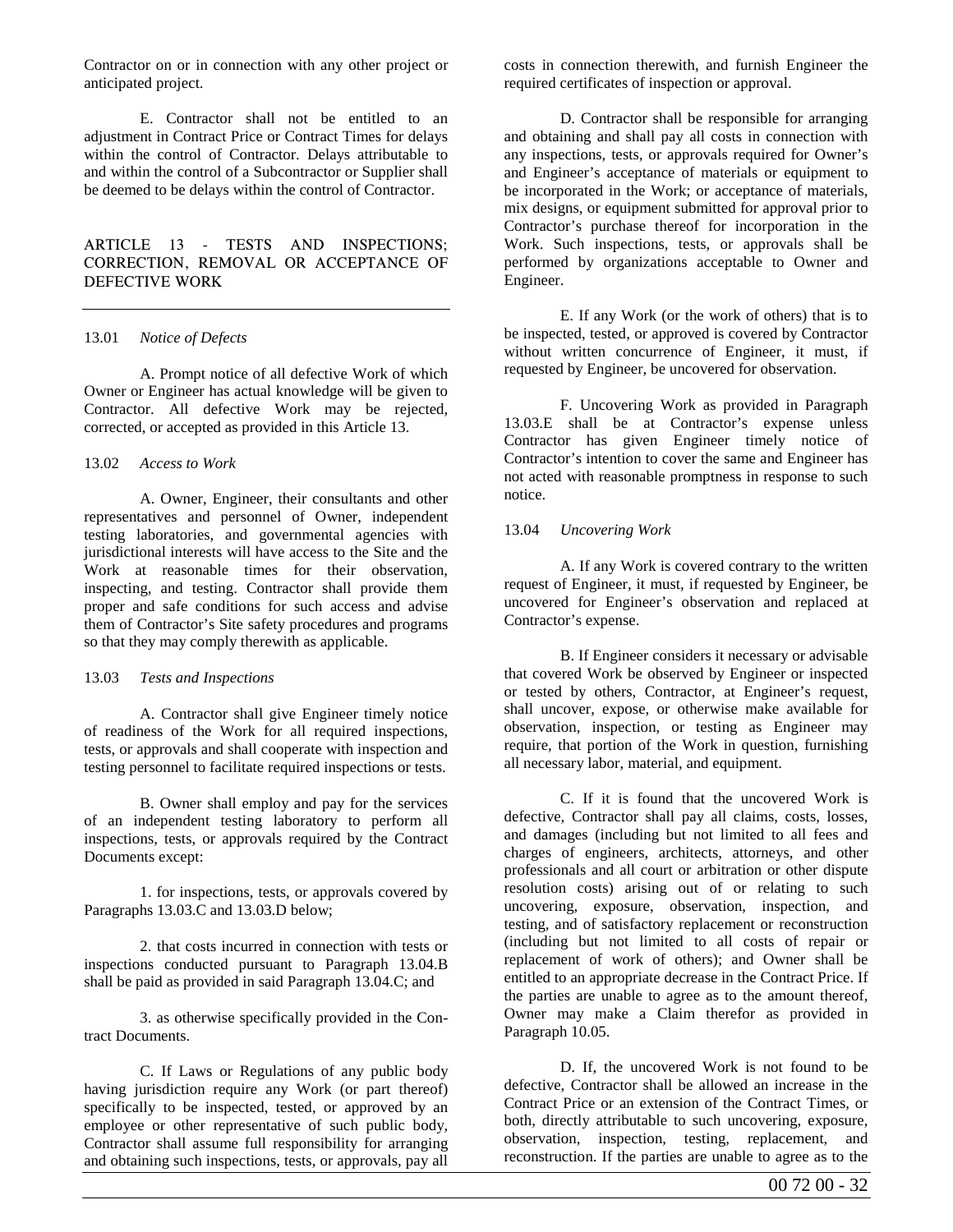Contractor on or in connection with any other project or anticipated project.

E. Contractor shall not be entitled to an adjustment in Contract Price or Contract Times for delays within the control of Contractor. Delays attributable to and within the control of a Subcontractor or Supplier shall be deemed to be delays within the control of Contractor.

## ARTICLE 13 - TESTS AND INSPECTIONS; CORRECTION, REMOVAL OR ACCEPTANCE OF DEFECTIVE WORK

13.01 *Notice of Defects*

A. Prompt notice of all defective Work of which Owner or Engineer has actual knowledge will be given to Contractor. All defective Work may be rejected, corrected, or accepted as provided in this Article 13.

13.02 *Access to Work*

A. Owner, Engineer, their consultants and other representatives and personnel of Owner, independent testing laboratories, and governmental agencies with jurisdictional interests will have access to the Site and the Work at reasonable times for their observation, inspecting, and testing. Contractor shall provide them proper and safe conditions for such access and advise them of Contractor's Site safety procedures and programs so that they may comply therewith as applicable.

13.03 *Tests and Inspections*

A. Contractor shall give Engineer timely notice of readiness of the Work for all required inspections, tests, or approvals and shall cooperate with inspection and testing personnel to facilitate required inspections or tests.

B. Owner shall employ and pay for the services of an independent testing laboratory to perform all inspections, tests, or approvals required by the Contract Documents except:

1. for inspections, tests, or approvals covered by Paragraphs 13.03.C and 13.03.D below;

2. that costs incurred in connection with tests or inspections conducted pursuant to Paragraph 13.04.B shall be paid as provided in said Paragraph 13.04.C; and

3. as otherwise specifically provided in the Contract Documents.

C. If Laws or Regulations of any public body having jurisdiction require any Work (or part thereof) specifically to be inspected, tested, or approved by an employee or other representative of such public body, Contractor shall assume full responsibility for arranging and obtaining such inspections, tests, or approvals, pay all costs in connection therewith, and furnish Engineer the required certificates of inspection or approval.

D. Contractor shall be responsible for arranging and obtaining and shall pay all costs in connection with any inspections, tests, or approvals required for Owner's and Engineer's acceptance of materials or equipment to be incorporated in the Work; or acceptance of materials, mix designs, or equipment submitted for approval prior to Contractor's purchase thereof for incorporation in the Work. Such inspections, tests, or approvals shall be performed by organizations acceptable to Owner and Engineer.

E. If any Work (or the work of others) that is to be inspected, tested, or approved is covered by Contractor without written concurrence of Engineer, it must, if requested by Engineer, be uncovered for observation.

F. Uncovering Work as provided in Paragraph 13.03.E shall be at Contractor's expense unless Contractor has given Engineer timely notice of Contractor's intention to cover the same and Engineer has not acted with reasonable promptness in response to such notice.

13.04 *Uncovering Work*

A. If any Work is covered contrary to the written request of Engineer, it must, if requested by Engineer, be uncovered for Engineer's observation and replaced at Contractor's expense.

B. If Engineer considers it necessary or advisable that covered Work be observed by Engineer or inspected or tested by others, Contractor, at Engineer's request, shall uncover, expose, or otherwise make available for observation, inspection, or testing as Engineer may require, that portion of the Work in question, furnishing all necessary labor, material, and equipment.

C. If it is found that the uncovered Work is defective, Contractor shall pay all claims, costs, losses, and damages (including but not limited to all fees and charges of engineers, architects, attorneys, and other professionals and all court or arbitration or other dispute resolution costs) arising out of or relating to such uncovering, exposure, observation, inspection, and testing, and of satisfactory replacement or reconstruction (including but not limited to all costs of repair or replacement of work of others); and Owner shall be entitled to an appropriate decrease in the Contract Price. If the parties are unable to agree as to the amount thereof, Owner may make a Claim therefor as provided in Paragraph 10.05.

D. If, the uncovered Work is not found to be defective, Contractor shall be allowed an increase in the Contract Price or an extension of the Contract Times, or both, directly attributable to such uncovering, exposure, observation, inspection, testing, replacement, and reconstruction. If the parties are unable to agree as to the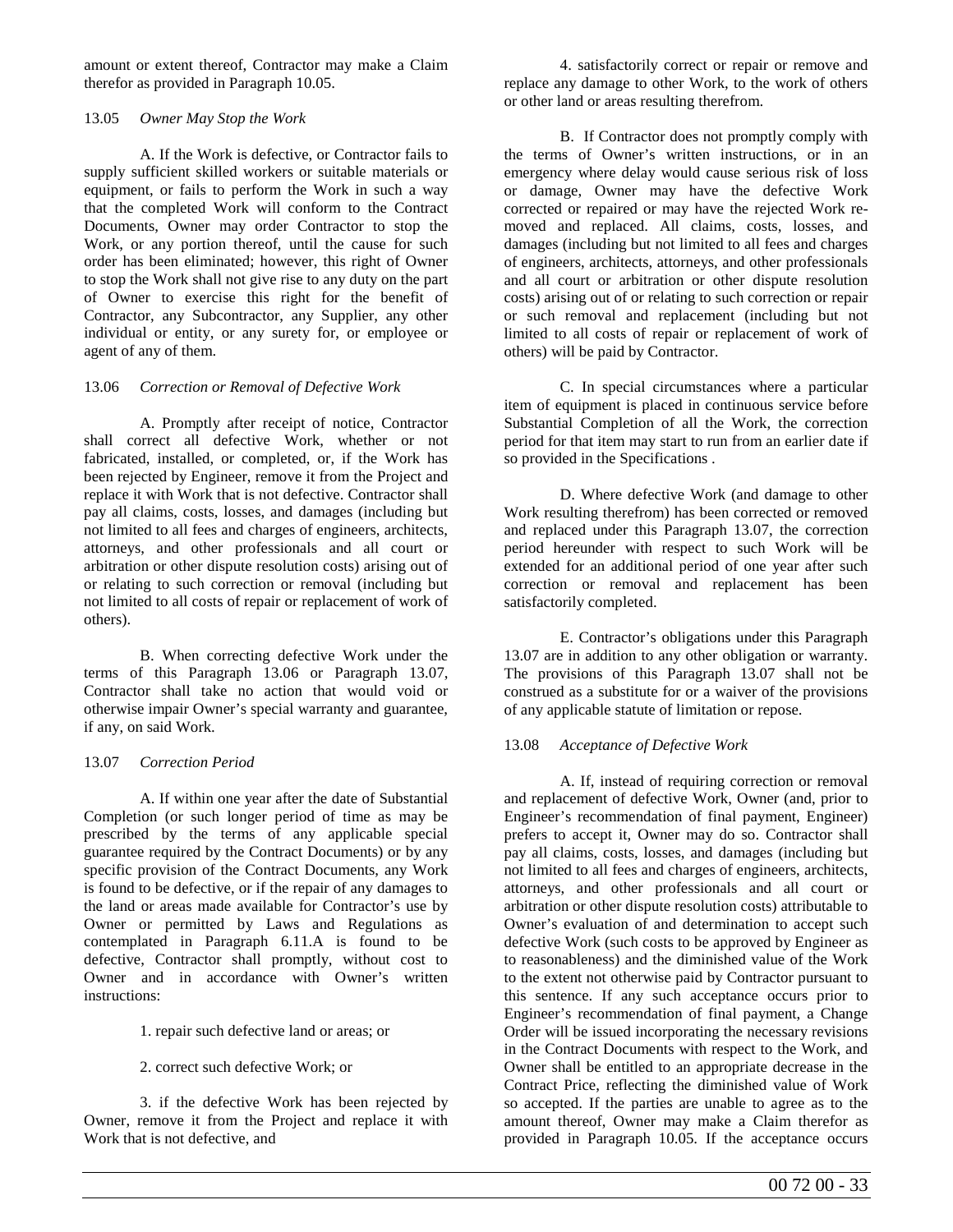amount or extent thereof, Contractor may make a Claim therefor as provided in Paragraph 10.05.

13.05 *Owner May Stop the Work*

A. If the Work is defective, or Contractor fails to supply sufficient skilled workers or suitable materials or equipment, or fails to perform the Work in such a way that the completed Work will conform to the Contract Documents, Owner may order Contractor to stop the Work, or any portion thereof, until the cause for such order has been eliminated; however, this right of Owner to stop the Work shall not give rise to any duty on the part of Owner to exercise this right for the benefit of Contractor, any Subcontractor, any Supplier, any other individual or entity, or any surety for, or employee or agent of any of them.

13.06 *Correction or Removal of Defective Work*

A. Promptly after receipt of notice, Contractor shall correct all defective Work, whether or not fabricated, installed, or completed, or, if the Work has been rejected by Engineer, remove it from the Project and replace it with Work that is not defective. Contractor shall pay all claims, costs, losses, and damages (including but not limited to all fees and charges of engineers, architects, attorneys, and other professionals and all court or arbitration or other dispute resolution costs) arising out of or relating to such correction or removal (including but not limited to all costs of repair or replacement of work of others).

B. When correcting defective Work under the terms of this Paragraph 13.06 or Paragraph 13.07, Contractor shall take no action that would void or otherwise impair Owner's special warranty and guarantee, if any, on said Work.

13.07 *Correction Period*

A. If within one year after the date of Substantial Completion (or such longer period of time as may be prescribed by the terms of any applicable special guarantee required by the Contract Documents) or by any specific provision of the Contract Documents, any Work is found to be defective, or if the repair of any damages to the land or areas made available for Contractor's use by Owner or permitted by Laws and Regulations as contemplated in Paragraph 6.11.A is found to be defective, Contractor shall promptly, without cost to Owner and in accordance with Owner's written instructions:

1. repair such defective land or areas; or

2. correct such defective Work; or

3. if the defective Work has been rejected by Owner, remove it from the Project and replace it with Work that is not defective, and

4. satisfactorily correct or repair or remove and replace any damage to other Work, to the work of others or other land or areas resulting therefrom.

B. If Contractor does not promptly comply with the terms of Owner's written instructions, or in an emergency where delay would cause serious risk of loss or damage, Owner may have the defective Work corrected or repaired or may have the rejected Work removed and replaced. All claims, costs, losses, and damages (including but not limited to all fees and charges of engineers, architects, attorneys, and other professionals and all court or arbitration or other dispute resolution costs) arising out of or relating to such correction or repair or such removal and replacement (including but not limited to all costs of repair or replacement of work of others) will be paid by Contractor.

C. In special circumstances where a particular item of equipment is placed in continuous service before Substantial Completion of all the Work, the correction period for that item may start to run from an earlier date if so provided in the Specifications .

D. Where defective Work (and damage to other Work resulting therefrom) has been corrected or removed and replaced under this Paragraph 13.07, the correction period hereunder with respect to such Work will be extended for an additional period of one year after such correction or removal and replacement has been satisfactorily completed.

E. Contractor's obligations under this Paragraph 13.07 are in addition to any other obligation or warranty. The provisions of this Paragraph 13.07 shall not be construed as a substitute for or a waiver of the provisions of any applicable statute of limitation or repose.

13.08 *Acceptance of Defective Work*

A. If, instead of requiring correction or removal and replacement of defective Work, Owner (and, prior to Engineer's recommendation of final payment, Engineer) prefers to accept it, Owner may do so. Contractor shall pay all claims, costs, losses, and damages (including but not limited to all fees and charges of engineers, architects, attorneys, and other professionals and all court or arbitration or other dispute resolution costs) attributable to Owner's evaluation of and determination to accept such defective Work (such costs to be approved by Engineer as to reasonableness) and the diminished value of the Work to the extent not otherwise paid by Contractor pursuant to this sentence. If any such acceptance occurs prior to Engineer's recommendation of final payment, a Change Order will be issued incorporating the necessary revisions in the Contract Documents with respect to the Work, and Owner shall be entitled to an appropriate decrease in the Contract Price, reflecting the diminished value of Work so accepted. If the parties are unable to agree as to the amount thereof, Owner may make a Claim therefor as provided in Paragraph 10.05. If the acceptance occurs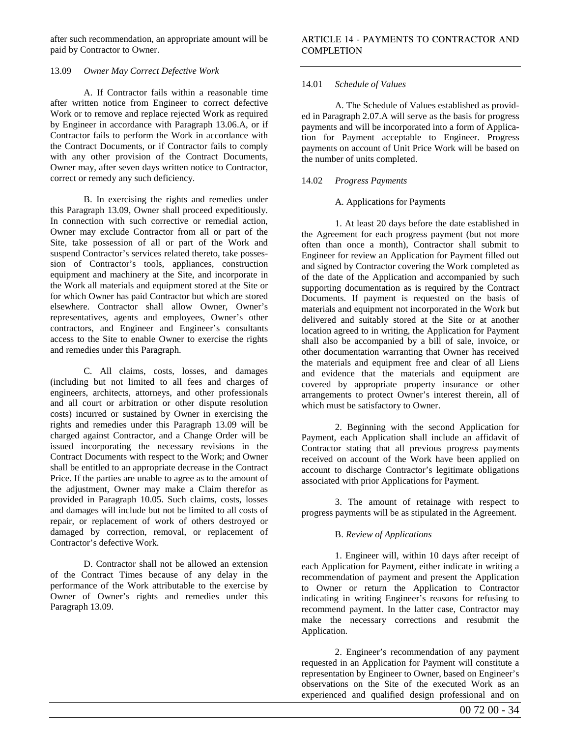after such recommendation, an appropriate amount will be paid by Contractor to Owner.

13.09 *Owner May Correct Defective Work*

A. If Contractor fails within a reasonable time after written notice from Engineer to correct defective Work or to remove and replace rejected Work as required by Engineer in accordance with Paragraph 13.06.A, or if Contractor fails to perform the Work in accordance with the Contract Documents, or if Contractor fails to comply with any other provision of the Contract Documents, Owner may, after seven days written notice to Contractor, correct or remedy any such deficiency.

B. In exercising the rights and remedies under this Paragraph 13.09, Owner shall proceed expeditiously. In connection with such corrective or remedial action, Owner may exclude Contractor from all or part of the Site, take possession of all or part of the Work and suspend Contractor's services related thereto, take possession of Contractor's tools, appliances, construction equipment and machinery at the Site, and incorporate in the Work all materials and equipment stored at the Site or for which Owner has paid Contractor but which are stored elsewhere. Contractor shall allow Owner, Owner's representatives, agents and employees, Owner's other contractors, and Engineer and Engineer's consultants access to the Site to enable Owner to exercise the rights and remedies under this Paragraph.

C. All claims, costs, losses, and damages (including but not limited to all fees and charges of engineers, architects, attorneys, and other professionals and all court or arbitration or other dispute resolution costs) incurred or sustained by Owner in exercising the rights and remedies under this Paragraph 13.09 will be charged against Contractor, and a Change Order will be issued incorporating the necessary revisions in the Contract Documents with respect to the Work; and Owner shall be entitled to an appropriate decrease in the Contract Price. If the parties are unable to agree as to the amount of the adjustment, Owner may make a Claim therefor as provided in Paragraph 10.05. Such claims, costs, losses and damages will include but not be limited to all costs of repair, or replacement of work of others destroyed or damaged by correction, removal, or replacement of Contractor's defective Work.

D. Contractor shall not be allowed an extension of the Contract Times because of any delay in the performance of the Work attributable to the exercise by Owner of Owner's rights and remedies under this Paragraph 13.09.

## ARTICLE 14 - PAYMENTS TO CONTRACTOR AND COMPLETION

14.01 *Schedule of Values*

A. The Schedule of Values established as provided in Paragraph 2.07.A will serve as the basis for progress payments and will be incorporated into a form of Application for Payment acceptable to Engineer. Progress payments on account of Unit Price Work will be based on the number of units completed.

14.02 *Progress Payments*

A. Applications for Payments

1. At least 20 days before the date established in the Agreement for each progress payment (but not more often than once a month), Contractor shall submit to Engineer for review an Application for Payment filled out and signed by Contractor covering the Work completed as of the date of the Application and accompanied by such supporting documentation as is required by the Contract Documents. If payment is requested on the basis of materials and equipment not incorporated in the Work but delivered and suitably stored at the Site or at another location agreed to in writing, the Application for Payment shall also be accompanied by a bill of sale, invoice, or other documentation warranting that Owner has received the materials and equipment free and clear of all Liens and evidence that the materials and equipment are covered by appropriate property insurance or other arrangements to protect Owner's interest therein, all of which must be satisfactory to Owner.

2. Beginning with the second Application for Payment, each Application shall include an affidavit of Contractor stating that all previous progress payments received on account of the Work have been applied on account to discharge Contractor's legitimate obligations associated with prior Applications for Payment.

3. The amount of retainage with respect to progress payments will be as stipulated in the Agreement.

B. *Review of Applications*

1. Engineer will, within 10 days after receipt of each Application for Payment, either indicate in writing a recommendation of payment and present the Application to Owner or return the Application to Contractor indicating in writing Engineer's reasons for refusing to recommend payment. In the latter case, Contractor may make the necessary corrections and resubmit the Application.

2. Engineer's recommendation of any payment requested in an Application for Payment will constitute a representation by Engineer to Owner, based on Engineer's observations on the Site of the executed Work as an experienced and qualified design professional and on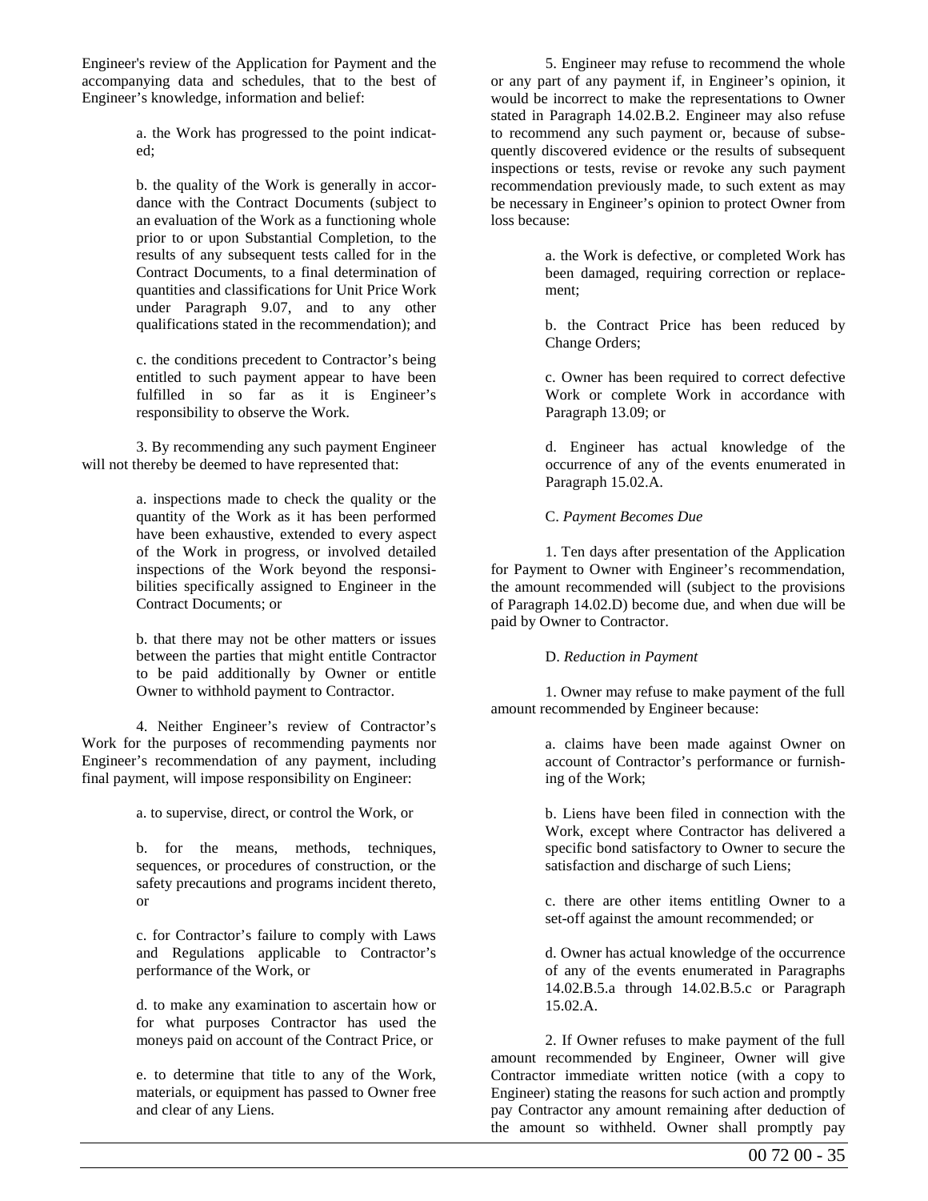Engineer's review of the Application for Payment and the accompanying data and schedules, that to the best of Engineer's knowledge, information and belief:

a. the Work has progressed to the point indicated;

b. the quality of the Work is generally in accordance with the Contract Documents (subject to an evaluation of the Work as a functioning whole prior to or upon Substantial Completion, to the results of any subsequent tests called for in the Contract Documents, to a final determination of quantities and classifications for Unit Price Work under Paragraph 9.07, and to any other qualifications stated in the recommendation); and

c. the conditions precedent to Contractor's being entitled to such payment appear to have been fulfilled in so far as it is Engineer's responsibility to observe the Work.

3. By recommending any such payment Engineer will not thereby be deemed to have represented that:

a. inspections made to check the quality or the quantity of the Work as it has been performed have been exhaustive, extended to every aspect of the Work in progress, or involved detailed inspections of the Work beyond the responsibilities specifically assigned to Engineer in the Contract Documents; or

b. that there may not be other matters or issues between the parties that might entitle Contractor to be paid additionally by Owner or entitle Owner to withhold payment to Contractor.

4. Neither Engineer's review of Contractor's Work for the purposes of recommending payments nor Engineer's recommendation of any payment, including final payment, will impose responsibility on Engineer:

a. to supervise, direct, or control the Work, or

b. for the means, methods, techniques, sequences, or procedures of construction, or the safety precautions and programs incident thereto, or

c. for Contractor's failure to comply with Laws and Regulations applicable to Contractor's performance of the Work, or

d. to make any examination to ascertain how or for what purposes Contractor has used the moneys paid on account of the Contract Price, or

e. to determine that title to any of the Work, materials, or equipment has passed to Owner free and clear of any Liens.

5. Engineer may refuse to recommend the whole or any part of any payment if, in Engineer's opinion, it would be incorrect to make the representations to Owner stated in Paragraph 14.02.B.2. Engineer may also refuse to recommend any such payment or, because of subsequently discovered evidence or the results of subsequent inspections or tests, revise or revoke any such payment recommendation previously made, to such extent as may be necessary in Engineer's opinion to protect Owner from loss because:

a. the Work is defective, or completed Work has been damaged, requiring correction or replacement;

b. the Contract Price has been reduced by Change Orders;

c. Owner has been required to correct defective Work or complete Work in accordance with Paragraph 13.09; or

d. Engineer has actual knowledge of the occurrence of any of the events enumerated in Paragraph 15.02.A.

C. *Payment Becomes Due*

1. Ten days after presentation of the Application for Payment to Owner with Engineer's recommendation, the amount recommended will (subject to the provisions of Paragraph 14.02.D) become due, and when due will be paid by Owner to Contractor.

D. *Reduction in Payment*

1. Owner may refuse to make payment of the full amount recommended by Engineer because:

a. claims have been made against Owner on account of Contractor's performance or furnishing of the Work;

b. Liens have been filed in connection with the Work, except where Contractor has delivered a specific bond satisfactory to Owner to secure the satisfaction and discharge of such Liens;

c. there are other items entitling Owner to a set-off against the amount recommended; or

d. Owner has actual knowledge of the occurrence of any of the events enumerated in Paragraphs 14.02.B.5.a through 14.02.B.5.c or Paragraph 15.02.A.

2. If Owner refuses to make payment of the full amount recommended by Engineer, Owner will give Contractor immediate written notice (with a copy to Engineer) stating the reasons for such action and promptly pay Contractor any amount remaining after deduction of the amount so withheld. Owner shall promptly pay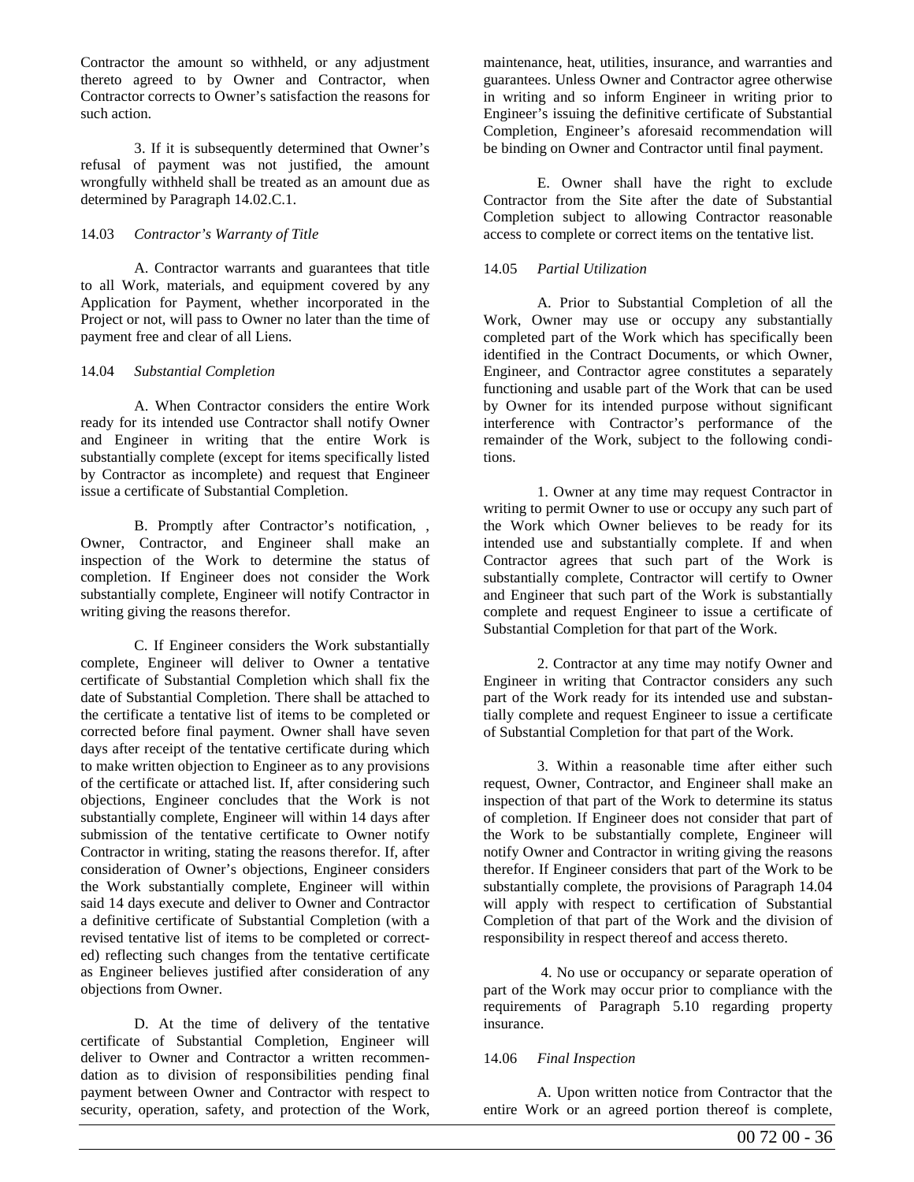Contractor the amount so withheld, or any adjustment thereto agreed to by Owner and Contractor, when Contractor corrects to Owner's satisfaction the reasons for such action.

3. If it is subsequently determined that Owner's refusal of payment was not justified, the amount wrongfully withheld shall be treated as an amount due as determined by Paragraph 14.02.C.1.

14.03 *Contractor's Warranty of Title*

A. Contractor warrants and guarantees that title to all Work, materials, and equipment covered by any Application for Payment, whether incorporated in the Project or not, will pass to Owner no later than the time of payment free and clear of all Liens.

14.04 *Substantial Completion*

A. When Contractor considers the entire Work ready for its intended use Contractor shall notify Owner and Engineer in writing that the entire Work is substantially complete (except for items specifically listed by Contractor as incomplete) and request that Engineer issue a certificate of Substantial Completion.

B. Promptly after Contractor's notification, , Owner, Contractor, and Engineer shall make an inspection of the Work to determine the status of completion. If Engineer does not consider the Work substantially complete, Engineer will notify Contractor in writing giving the reasons therefor.

C. If Engineer considers the Work substantially complete, Engineer will deliver to Owner a tentative certificate of Substantial Completion which shall fix the date of Substantial Completion. There shall be attached to the certificate a tentative list of items to be completed or corrected before final payment. Owner shall have seven days after receipt of the tentative certificate during which to make written objection to Engineer as to any provisions of the certificate or attached list. If, after considering such objections, Engineer concludes that the Work is not substantially complete, Engineer will within 14 days after submission of the tentative certificate to Owner notify Contractor in writing, stating the reasons therefor. If, after consideration of Owner's objections, Engineer considers the Work substantially complete, Engineer will within said 14 days execute and deliver to Owner and Contractor a definitive certificate of Substantial Completion (with a revised tentative list of items to be completed or corrected) reflecting such changes from the tentative certificate as Engineer believes justified after consideration of any objections from Owner.

D. At the time of delivery of the tentative certificate of Substantial Completion, Engineer will deliver to Owner and Contractor a written recommendation as to division of responsibilities pending final payment between Owner and Contractor with respect to security, operation, safety, and protection of the Work, maintenance, heat, utilities, insurance, and warranties and guarantees. Unless Owner and Contractor agree otherwise in writing and so inform Engineer in writing prior to Engineer's issuing the definitive certificate of Substantial Completion, Engineer's aforesaid recommendation will be binding on Owner and Contractor until final payment.

E. Owner shall have the right to exclude Contractor from the Site after the date of Substantial Completion subject to allowing Contractor reasonable access to complete or correct items on the tentative list.

14.05 *Partial Utilization*

A. Prior to Substantial Completion of all the Work, Owner may use or occupy any substantially completed part of the Work which has specifically been identified in the Contract Documents, or which Owner, Engineer, and Contractor agree constitutes a separately functioning and usable part of the Work that can be used by Owner for its intended purpose without significant interference with Contractor's performance of the remainder of the Work, subject to the following conditions.

1. Owner at any time may request Contractor in writing to permit Owner to use or occupy any such part of the Work which Owner believes to be ready for its intended use and substantially complete. If and when Contractor agrees that such part of the Work is substantially complete, Contractor will certify to Owner and Engineer that such part of the Work is substantially complete and request Engineer to issue a certificate of Substantial Completion for that part of the Work.

2. Contractor at any time may notify Owner and Engineer in writing that Contractor considers any such part of the Work ready for its intended use and substantially complete and request Engineer to issue a certificate of Substantial Completion for that part of the Work.

3. Within a reasonable time after either such request, Owner, Contractor, and Engineer shall make an inspection of that part of the Work to determine its status of completion. If Engineer does not consider that part of the Work to be substantially complete, Engineer will notify Owner and Contractor in writing giving the reasons therefor. If Engineer considers that part of the Work to be substantially complete, the provisions of Paragraph 14.04 will apply with respect to certification of Substantial Completion of that part of the Work and the division of responsibility in respect thereof and access thereto.

4. No use or occupancy or separate operation of part of the Work may occur prior to compliance with the requirements of Paragraph 5.10 regarding property insurance.

14.06 *Final Inspection*

A. Upon written notice from Contractor that the entire Work or an agreed portion thereof is complete,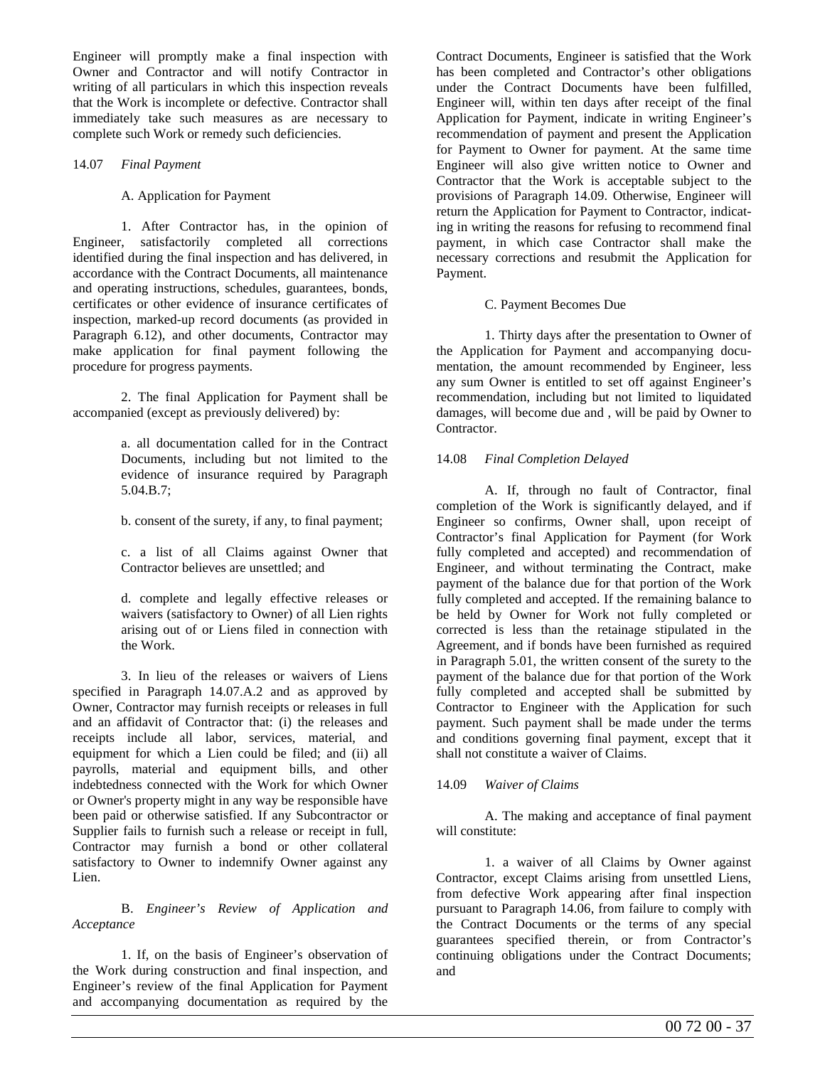Engineer will promptly make a final inspection with Owner and Contractor and will notify Contractor in writing of all particulars in which this inspection reveals that the Work is incomplete or defective. Contractor shall immediately take such measures as are necessary to complete such Work or remedy such deficiencies.

14.07 *Final Payment*

A. Application for Payment

1. After Contractor has, in the opinion of Engineer, satisfactorily completed all corrections identified during the final inspection and has delivered, in accordance with the Contract Documents, all maintenance and operating instructions, schedules, guarantees, bonds, certificates or other evidence of insurance certificates of inspection, marked-up record documents (as provided in Paragraph 6.12), and other documents, Contractor may make application for final payment following the procedure for progress payments.

2. The final Application for Payment shall be accompanied (except as previously delivered) by:

a. all documentation called for in the Contract Documents, including but not limited to the evidence of insurance required by Paragraph 5.04.B.7;

b. consent of the surety, if any, to final payment;

c. a list of all Claims against Owner that Contractor believes are unsettled; and

d. complete and legally effective releases or waivers (satisfactory to Owner) of all Lien rights arising out of or Liens filed in connection with the Work.

3. In lieu of the releases or waivers of Liens specified in Paragraph 14.07.A.2 and as approved by Owner, Contractor may furnish receipts or releases in full and an affidavit of Contractor that: (i) the releases and receipts include all labor, services, material, and equipment for which a Lien could be filed; and (ii) all payrolls, material and equipment bills, and other indebtedness connected with the Work for which Owner or Owner's property might in any way be responsible have been paid or otherwise satisfied. If any Subcontractor or Supplier fails to furnish such a release or receipt in full, Contractor may furnish a bond or other collateral satisfactory to Owner to indemnify Owner against any Lien.

B. *Engineer's Review of Application and Acceptance*

1. If, on the basis of Engineer's observation of the Work during construction and final inspection, and Engineer's review of the final Application for Payment and accompanying documentation as required by the Contract Documents, Engineer is satisfied that the Work has been completed and Contractor's other obligations under the Contract Documents have been fulfilled, Engineer will, within ten days after receipt of the final Application for Payment, indicate in writing Engineer's recommendation of payment and present the Application for Payment to Owner for payment. At the same time Engineer will also give written notice to Owner and Contractor that the Work is acceptable subject to the provisions of Paragraph 14.09. Otherwise, Engineer will return the Application for Payment to Contractor, indicating in writing the reasons for refusing to recommend final payment, in which case Contractor shall make the necessary corrections and resubmit the Application for Payment.

C. Payment Becomes Due

1. Thirty days after the presentation to Owner of the Application for Payment and accompanying documentation, the amount recommended by Engineer, less any sum Owner is entitled to set off against Engineer's recommendation, including but not limited to liquidated damages, will become due and , will be paid by Owner to Contractor.

14.08 *Final Completion Delayed*

A. If, through no fault of Contractor, final completion of the Work is significantly delayed, and if Engineer so confirms, Owner shall, upon receipt of Contractor's final Application for Payment (for Work fully completed and accepted) and recommendation of Engineer, and without terminating the Contract, make payment of the balance due for that portion of the Work fully completed and accepted. If the remaining balance to be held by Owner for Work not fully completed or corrected is less than the retainage stipulated in the Agreement, and if bonds have been furnished as required in Paragraph 5.01, the written consent of the surety to the payment of the balance due for that portion of the Work fully completed and accepted shall be submitted by Contractor to Engineer with the Application for such payment. Such payment shall be made under the terms and conditions governing final payment, except that it shall not constitute a waiver of Claims.

14.09 *Waiver of Claims*

A. The making and acceptance of final payment will constitute:

1. a waiver of all Claims by Owner against Contractor, except Claims arising from unsettled Liens, from defective Work appearing after final inspection pursuant to Paragraph 14.06, from failure to comply with the Contract Documents or the terms of any special guarantees specified therein, or from Contractor's continuing obligations under the Contract Documents; and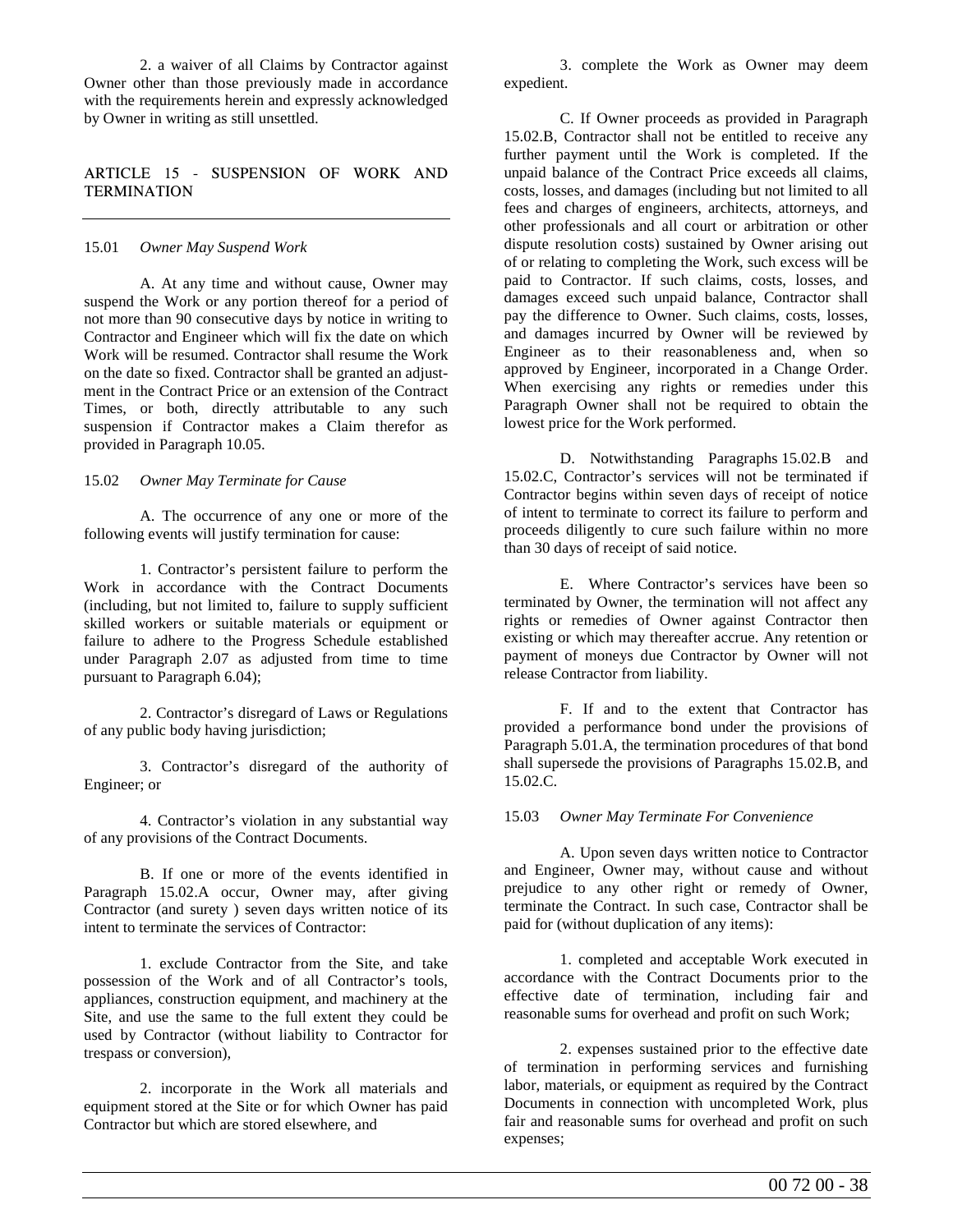2. a waiver of all Claims by Contractor against Owner other than those previously made in accordance with the requirements herein and expressly acknowledged by Owner in writing as still unsettled.

## ARTICLE 15 - SUSPENSION OF WORK AND TERMINATION

15.01 *Owner May Suspend Work*

A. At any time and without cause, Owner may suspend the Work or any portion thereof for a period of not more than 90 consecutive days by notice in writing to Contractor and Engineer which will fix the date on which Work will be resumed. Contractor shall resume the Work on the date so fixed. Contractor shall be granted an adjustment in the Contract Price or an extension of the Contract Times, or both, directly attributable to any such suspension if Contractor makes a Claim therefor as provided in Paragraph 10.05.

15.02 *Owner May Terminate for Cause*

A. The occurrence of any one or more of the following events will justify termination for cause:

1. Contractor's persistent failure to perform the Work in accordance with the Contract Documents (including, but not limited to, failure to supply sufficient skilled workers or suitable materials or equipment or failure to adhere to the Progress Schedule established under Paragraph 2.07 as adjusted from time to time pursuant to Paragraph 6.04);

2. Contractor's disregard of Laws or Regulations of any public body having jurisdiction;

3. Contractor's disregard of the authority of Engineer; or

4. Contractor's violation in any substantial way of any provisions of the Contract Documents.

B. If one or more of the events identified in Paragraph 15.02.A occur, Owner may, after giving Contractor (and surety ) seven days written notice of its intent to terminate the services of Contractor:

1. exclude Contractor from the Site, and take possession of the Work and of all Contractor's tools, appliances, construction equipment, and machinery at the Site, and use the same to the full extent they could be used by Contractor (without liability to Contractor for trespass or conversion),

2. incorporate in the Work all materials and equipment stored at the Site or for which Owner has paid Contractor but which are stored elsewhere, and

3. complete the Work as Owner may deem expedient.

C. If Owner proceeds as provided in Paragraph 15.02.B, Contractor shall not be entitled to receive any further payment until the Work is completed. If the unpaid balance of the Contract Price exceeds all claims, costs, losses, and damages (including but not limited to all fees and charges of engineers, architects, attorneys, and other professionals and all court or arbitration or other dispute resolution costs) sustained by Owner arising out of or relating to completing the Work, such excess will be paid to Contractor. If such claims, costs, losses, and damages exceed such unpaid balance, Contractor shall pay the difference to Owner. Such claims, costs, losses, and damages incurred by Owner will be reviewed by Engineer as to their reasonableness and, when so approved by Engineer, incorporated in a Change Order. When exercising any rights or remedies under this Paragraph Owner shall not be required to obtain the lowest price for the Work performed.

D. Notwithstanding Paragraphs 15.02.B and 15.02.C, Contractor's services will not be terminated if Contractor begins within seven days of receipt of notice of intent to terminate to correct its failure to perform and proceeds diligently to cure such failure within no more than 30 days of receipt of said notice.

E. Where Contractor's services have been so terminated by Owner, the termination will not affect any rights or remedies of Owner against Contractor then existing or which may thereafter accrue. Any retention or payment of moneys due Contractor by Owner will not release Contractor from liability.

F. If and to the extent that Contractor has provided a performance bond under the provisions of Paragraph 5.01.A, the termination procedures of that bond shall supersede the provisions of Paragraphs 15.02.B, and 15.02.C.

15.03 *Owner May Terminate For Convenience*

A. Upon seven days written notice to Contractor and Engineer, Owner may, without cause and without prejudice to any other right or remedy of Owner, terminate the Contract. In such case, Contractor shall be paid for (without duplication of any items):

1. completed and acceptable Work executed in accordance with the Contract Documents prior to the effective date of termination, including fair and reasonable sums for overhead and profit on such Work;

2. expenses sustained prior to the effective date of termination in performing services and furnishing labor, materials, or equipment as required by the Contract Documents in connection with uncompleted Work, plus fair and reasonable sums for overhead and profit on such expenses;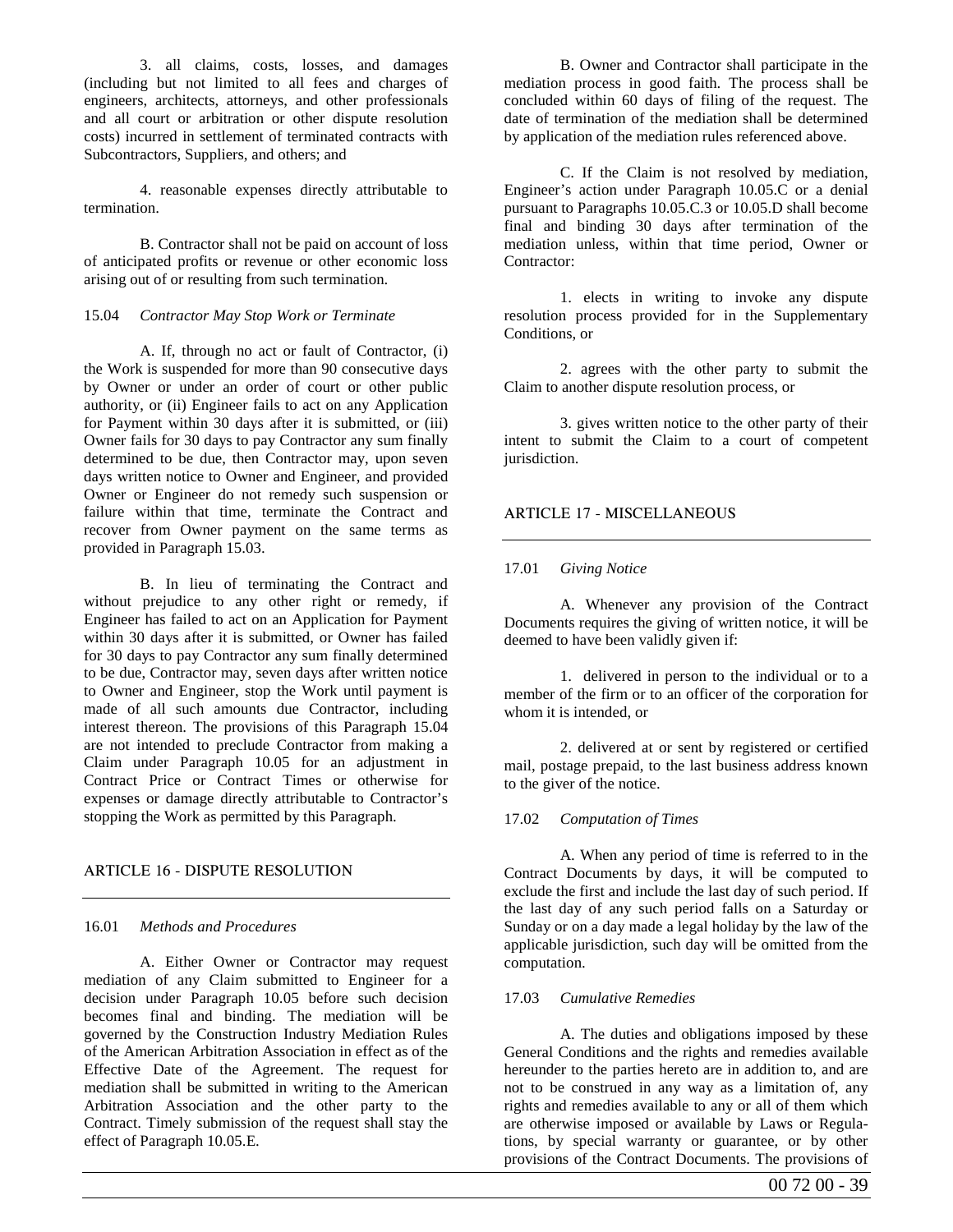3. all claims, costs, losses, and damages (including but not limited to all fees and charges of engineers, architects, attorneys, and other professionals and all court or arbitration or other dispute resolution costs) incurred in settlement of terminated contracts with Subcontractors, Suppliers, and others; and

4. reasonable expenses directly attributable to termination.

B. Contractor shall not be paid on account of loss of anticipated profits or revenue or other economic loss arising out of or resulting from such termination.

15.04 *Contractor May Stop Work or Terminate*

A. If, through no act or fault of Contractor, (i) the Work is suspended for more than 90 consecutive days by Owner or under an order of court or other public authority, or (ii) Engineer fails to act on any Application for Payment within 30 days after it is submitted, or (iii) Owner fails for 30 days to pay Contractor any sum finally determined to be due, then Contractor may, upon seven days written notice to Owner and Engineer, and provided Owner or Engineer do not remedy such suspension or failure within that time, terminate the Contract and recover from Owner payment on the same terms as provided in Paragraph 15.03.

B. In lieu of terminating the Contract and without prejudice to any other right or remedy, if Engineer has failed to act on an Application for Payment within 30 days after it is submitted, or Owner has failed for 30 days to pay Contractor any sum finally determined to be due, Contractor may, seven days after written notice to Owner and Engineer, stop the Work until payment is made of all such amounts due Contractor, including interest thereon. The provisions of this Paragraph 15.04 are not intended to preclude Contractor from making a Claim under Paragraph 10.05 for an adjustment in Contract Price or Contract Times or otherwise for expenses or damage directly attributable to Contractor's stopping the Work as permitted by this Paragraph.

## ARTICLE 16 - DISPUTE RESOLUTION

16.01 *Methods and Procedures*

A. Either Owner or Contractor may request mediation of any Claim submitted to Engineer for a decision under Paragraph 10.05 before such decision becomes final and binding. The mediation will be governed by the Construction Industry Mediation Rules of the American Arbitration Association in effect as of the Effective Date of the Agreement. The request for mediation shall be submitted in writing to the American Arbitration Association and the other party to the Contract. Timely submission of the request shall stay the effect of Paragraph 10.05.E.

B. Owner and Contractor shall participate in the mediation process in good faith. The process shall be concluded within 60 days of filing of the request. The date of termination of the mediation shall be determined by application of the mediation rules referenced above.

C. If the Claim is not resolved by mediation, Engineer's action under Paragraph 10.05.C or a denial pursuant to Paragraphs 10.05.C.3 or 10.05.D shall become final and binding 30 days after termination of the mediation unless, within that time period, Owner or Contractor:

1. elects in writing to invoke any dispute resolution process provided for in the Supplementary Conditions, or

2. agrees with the other party to submit the Claim to another dispute resolution process, or

3. gives written notice to the other party of their intent to submit the Claim to a court of competent jurisdiction.

## ARTICLE 17 - MISCELLANEOUS

17.01 *Giving Notice*

A. Whenever any provision of the Contract Documents requires the giving of written notice, it will be deemed to have been validly given if:

1. delivered in person to the individual or to a member of the firm or to an officer of the corporation for whom it is intended, or

2. delivered at or sent by registered or certified mail, postage prepaid, to the last business address known to the giver of the notice.

17.02 *Computation of Times*

A. When any period of time is referred to in the Contract Documents by days, it will be computed to exclude the first and include the last day of such period. If the last day of any such period falls on a Saturday or Sunday or on a day made a legal holiday by the law of the applicable jurisdiction, such day will be omitted from the computation.

17.03 *Cumulative Remedies*

A. The duties and obligations imposed by these General Conditions and the rights and remedies available hereunder to the parties hereto are in addition to, and are not to be construed in any way as a limitation of, any rights and remedies available to any or all of them which are otherwise imposed or available by Laws or Regulations, by special warranty or guarantee, or by other provisions of the Contract Documents. The provisions of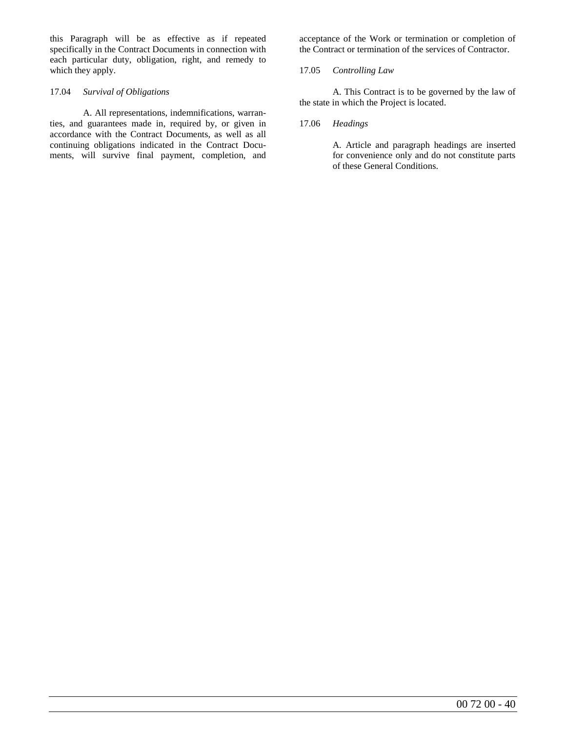this Paragraph will be as effective as if repeated specifically in the Contract Documents in connection with each particular duty, obligation, right, and remedy to which they apply.

17.04 *Survival of Obligations*

A. All representations, indemnifications, warranties, and guarantees made in, required by, or given in accordance with the Contract Documents, as well as all continuing obligations indicated in the Contract Documents, will survive final payment, completion, and acceptance of the Work or termination or completion of the Contract or termination of the services of Contractor.

17.05 *Controlling Law*

A. This Contract is to be governed by the law of the state in which the Project is located.

17.06 *Headings*

A. Article and paragraph headings are inserted for convenience only and do not constitute parts of these General Conditions.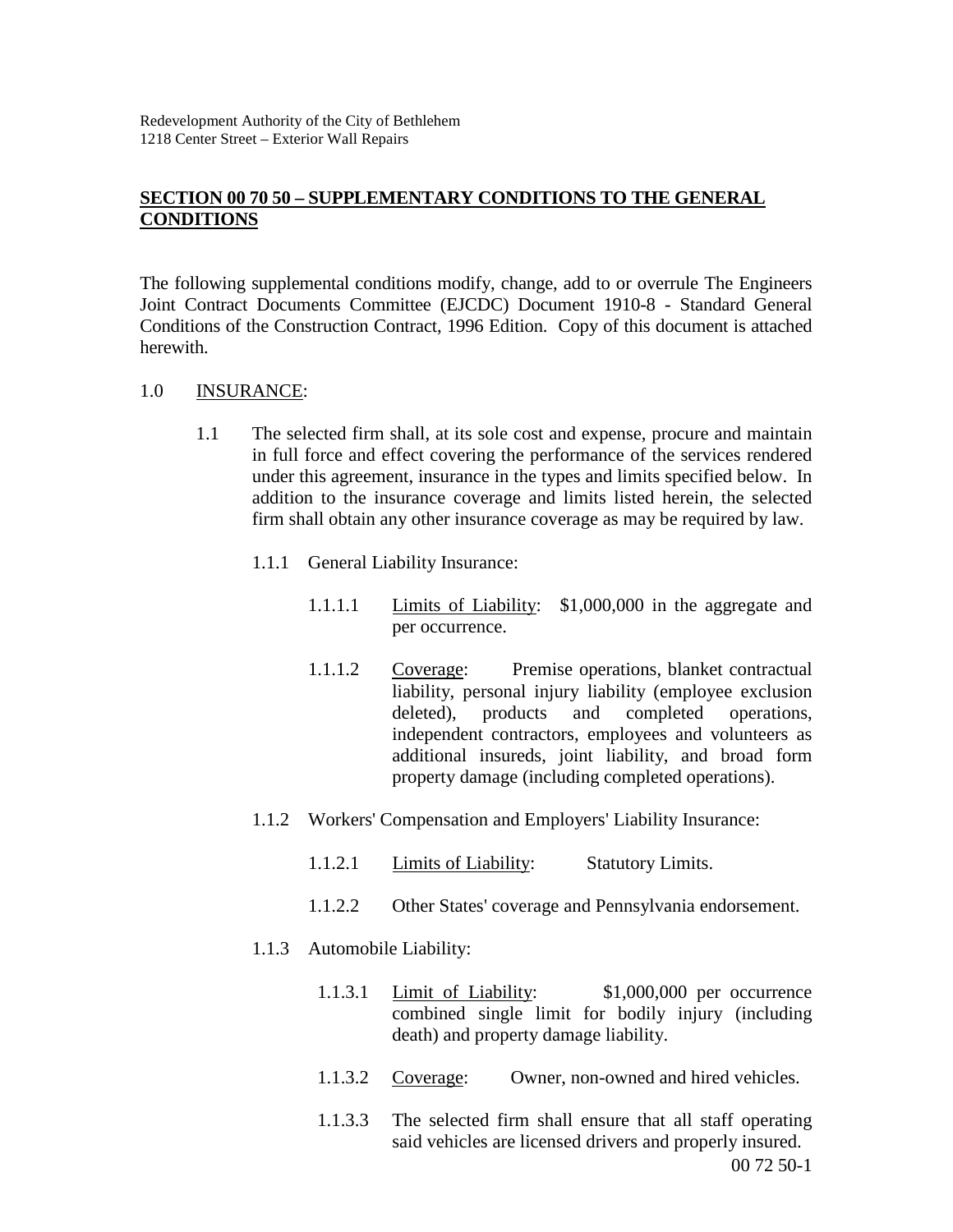## SECTION 00 70 50 – SUPPLEMENTARY CONDITIONS TO THE GENERAL CONDITIONS

The following supplemental conditions modify, change, add to or overrule The Engineers Joint Contract Documents Committee (EJCDC) Document 1910-8 - Standard General Conditions of the Construction Contract, 1996 Edition. Copy of this document is attached herewith.

1.0 INSURANCE:

1.1 The selected firm shall, at its sole cost and expense, procure and maintain in full force and effect covering the performance of the services rendered under this agreement, insurance in the types and limits specified below. In addition to the insurance coverage and limits listed herein, the selected firm shall obtain any other insurance coverage as may be required by law.

1.1.1 General Liability Insurance:

1.1.1.1 Limits of Liability: $1,000,000 in the aggregate and per occurrence.

1.1.1.2 Coverage: Premise operations, blanket contractual liability, personal injury liability (employee exclusion deleted), products and completed operations, independent contractors, employees and volunteers as additional insureds, joint liability, and broad form property damage (including completed operations).

1.1.2 Workers' Compensation and Employers' Liability Insurance:

1.1.2.1 Limits of Liability: Statutory Limits.

1.1.2.2 Other States' coverage and Pennsylvania endorsement.

1.1.3 Automobile Liability:

1.1.3.1 Limit of Liability: $1,000,000 per occurrence combined single limit for bodily injury (including death) and property damage liability.

1.1.3.2 Coverage: Owner, non-owned and hired vehicles.

1.1.3.3 The selected firm shall ensure that all staff operating said vehicles are licensed drivers and properly insured.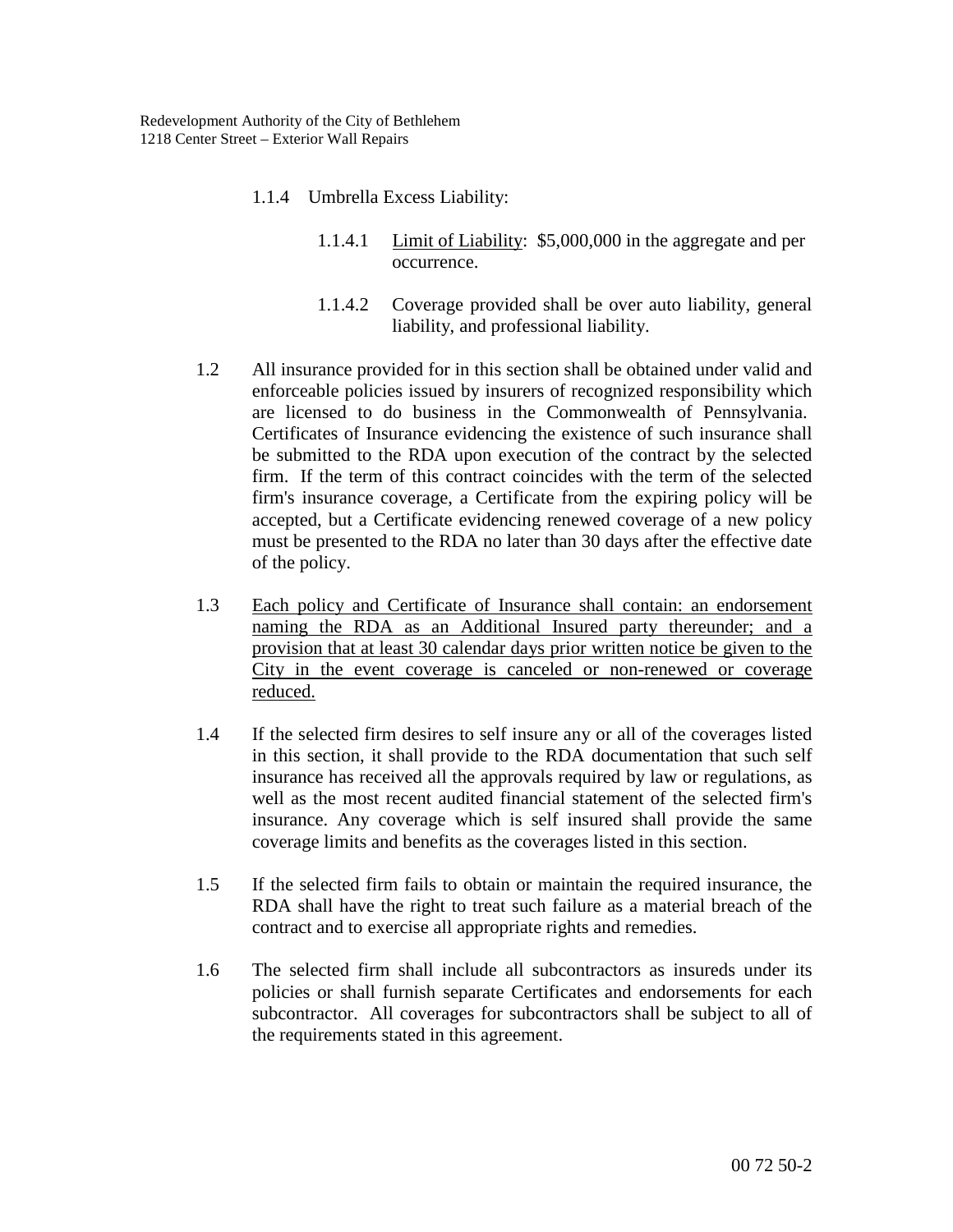1.1.4 Umbrella Excess Liability:

1.1.4.1 <u>Limit of Liability</u>: $5,000,000 in the aggregate and per occurrence.

1.1.4.2 Coverage provided shall be over auto liability, general liability, and professional liability.

1.2 All insurance provided for in this section shall be obtained under valid and enforceable policies issued by insurers of recognized responsibility which are licensed to do business in the Commonwealth of Pennsylvania. Certificates of Insurance evidencing the existence of such insurance shall be submitted to the RDA upon execution of the contract by the selected firm. If the term of this contract coincides with the term of the selected firm's insurance coverage, a Certificate from the expiring policy will be accepted, but a Certificate evidencing renewed coverage of a new policy must be presented to the RDA no later than 30 days after the effective date of the policy.

1.3 <u>Each policy and Certificate of Insurance shall contain: an endorsement naming the RDA as an Additional Insured party thereunder; and a provision that at least 30 calendar days prior written notice be given to the City in the event coverage is canceled or non-renewed or coverage reduced.</u>

1.4 If the selected firm desires to self insure any or all of the coverages listed in this section, it shall provide to the RDA documentation that such self insurance has received all the approvals required by law or regulations, as well as the most recent audited financial statement of the selected firm's insurance. Any coverage which is self insured shall provide the same coverage limits and benefits as the coverages listed in this section.

1.5 If the selected firm fails to obtain or maintain the required insurance, the RDA shall have the right to treat such failure as a material breach of the contract and to exercise all appropriate rights and remedies.

1.6 The selected firm shall include all subcontractors as insureds under its policies or shall furnish separate Certificates and endorsements for each subcontractor. All coverages for subcontractors shall be subject to all of the requirements stated in this agreement.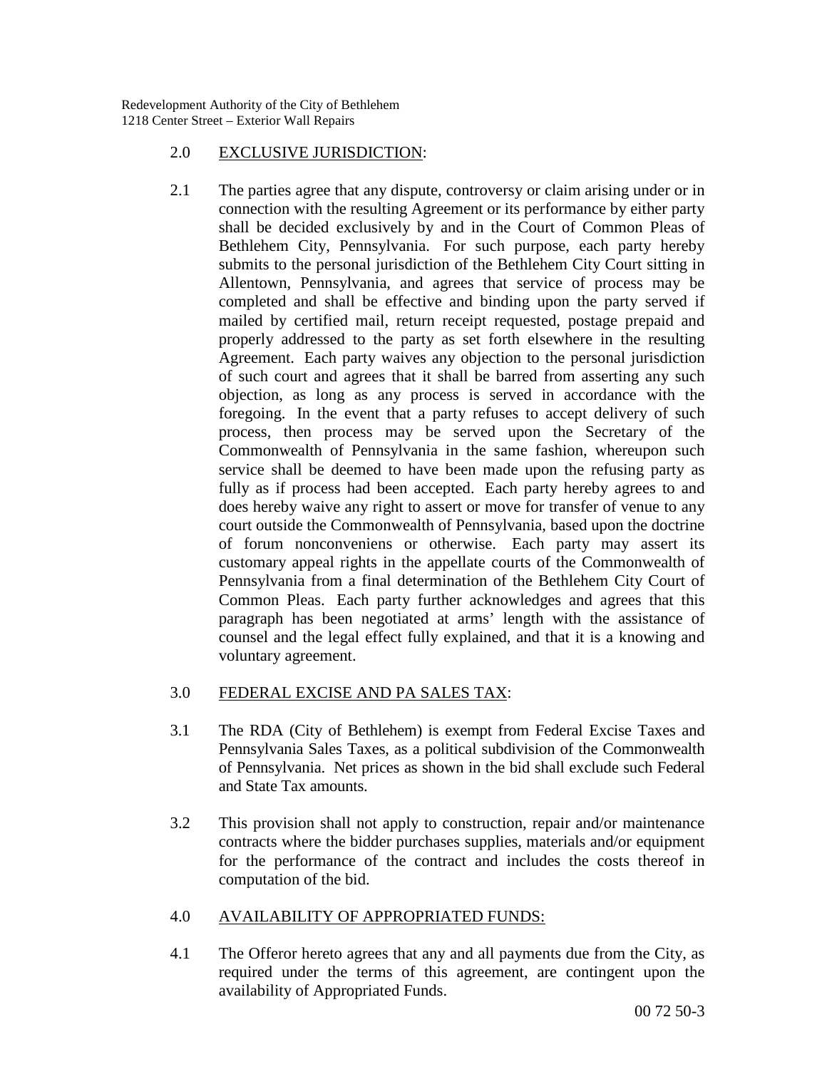2.0 EXCLUSIVE JURISDICTION:

2.1 The parties agree that any dispute, controversy or claim arising under or in connection with the resulting Agreement or its performance by either party shall be decided exclusively by and in the Court of Common Pleas of Bethlehem City, Pennsylvania. For such purpose, each party hereby submits to the personal jurisdiction of the Bethlehem City Court sitting in Allentown, Pennsylvania, and agrees that service of process may be completed and shall be effective and binding upon the party served if mailed by certified mail, return receipt requested, postage prepaid and properly addressed to the party as set forth elsewhere in the resulting Agreement. Each party waives any objection to the personal jurisdiction of such court and agrees that it shall be barred from asserting any such objection, as long as any process is served in accordance with the foregoing. In the event that a party refuses to accept delivery of such process, then process may be served upon the Secretary of the Commonwealth of Pennsylvania in the same fashion, whereupon such service shall be deemed to have been made upon the refusing party as fully as if process had been accepted. Each party hereby agrees to and does hereby waive any right to assert or move for transfer of venue to any court outside the Commonwealth of Pennsylvania, based upon the doctrine of forum nonconveniens or otherwise. Each party may assert its customary appeal rights in the appellate courts of the Commonwealth of Pennsylvania from a final determination of the Bethlehem City Court of Common Pleas. Each party further acknowledges and agrees that this paragraph has been negotiated at arms' length with the assistance of counsel and the legal effect fully explained, and that it is a knowing and voluntary agreement.

3.0 FEDERAL EXCISE AND PA SALES TAX:

3.1 The RDA (City of Bethlehem) is exempt from Federal Excise Taxes and Pennsylvania Sales Taxes, as a political subdivision of the Commonwealth of Pennsylvania. Net prices as shown in the bid shall exclude such Federal and State Tax amounts.

3.2 This provision shall not apply to construction, repair and/or maintenance contracts where the bidder purchases supplies, materials and/or equipment for the performance of the contract and includes the costs thereof in computation of the bid.

4.0 AVAILABILITY OF APPROPRIATED FUNDS:

4.1 The Offeror hereto agrees that any and all payments due from the City, as required under the terms of this agreement, are contingent upon the availability of Appropriated Funds.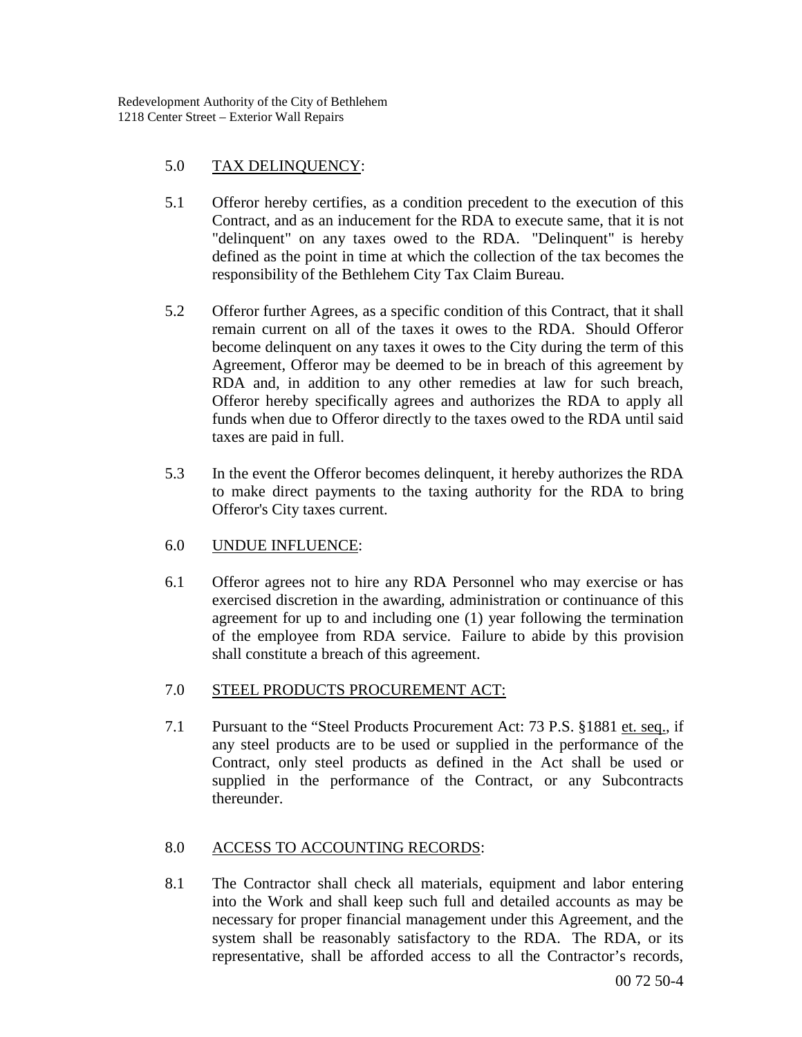## 5.0 <u>TAX DELINQUENCY</u>:

5.1 Offeror hereby certifies, as a condition precedent to the execution of this Contract, and as an inducement for the RDA to execute same, that it is not "delinquent" on any taxes owed to the RDA. "Delinquent" is hereby defined as the point in time at which the collection of the tax becomes the responsibility of the Bethlehem City Tax Claim Bureau.

5.2 Offeror further Agrees, as a specific condition of this Contract, that it shall remain current on all of the taxes it owes to the RDA. Should Offeror become delinquent on any taxes it owes to the City during the term of this Agreement, Offeror may be deemed to be in breach of this agreement by RDA and, in addition to any other remedies at law for such breach, Offeror hereby specifically agrees and authorizes the RDA to apply all funds when due to Offeror directly to the taxes owed to the RDA until said taxes are paid in full.

5.3 In the event the Offeror becomes delinquent, it hereby authorizes the RDA to make direct payments to the taxing authority for the RDA to bring Offeror's City taxes current.

## 6.0 <u>UNDUE INFLUENCE</u>:

6.1 Offeror agrees not to hire any RDA Personnel who may exercise or has exercised discretion in the awarding, administration or continuance of this agreement for up to and including one (1) year following the termination of the employee from RDA service. Failure to abide by this provision shall constitute a breach of this agreement.

## 7.0 <u>STEEL PRODUCTS PROCUREMENT ACT:</u>

7.1 Pursuant to the "Steel Products Procurement Act: 73 P.S. §1881 <u>et. seq.</u>, if any steel products are to be used or supplied in the performance of the Contract, only steel products as defined in the Act shall be used or supplied in the performance of the Contract, or any Subcontracts thereunder.

## 8.0 <u>ACCESS TO ACCOUNTING RECORDS</u>:

8.1 The Contractor shall check all materials, equipment and labor entering into the Work and shall keep such full and detailed accounts as may be necessary for proper financial management under this Agreement, and the system shall be reasonably satisfactory to the RDA. The RDA, or its representative, shall be afforded access to all the Contractor's records,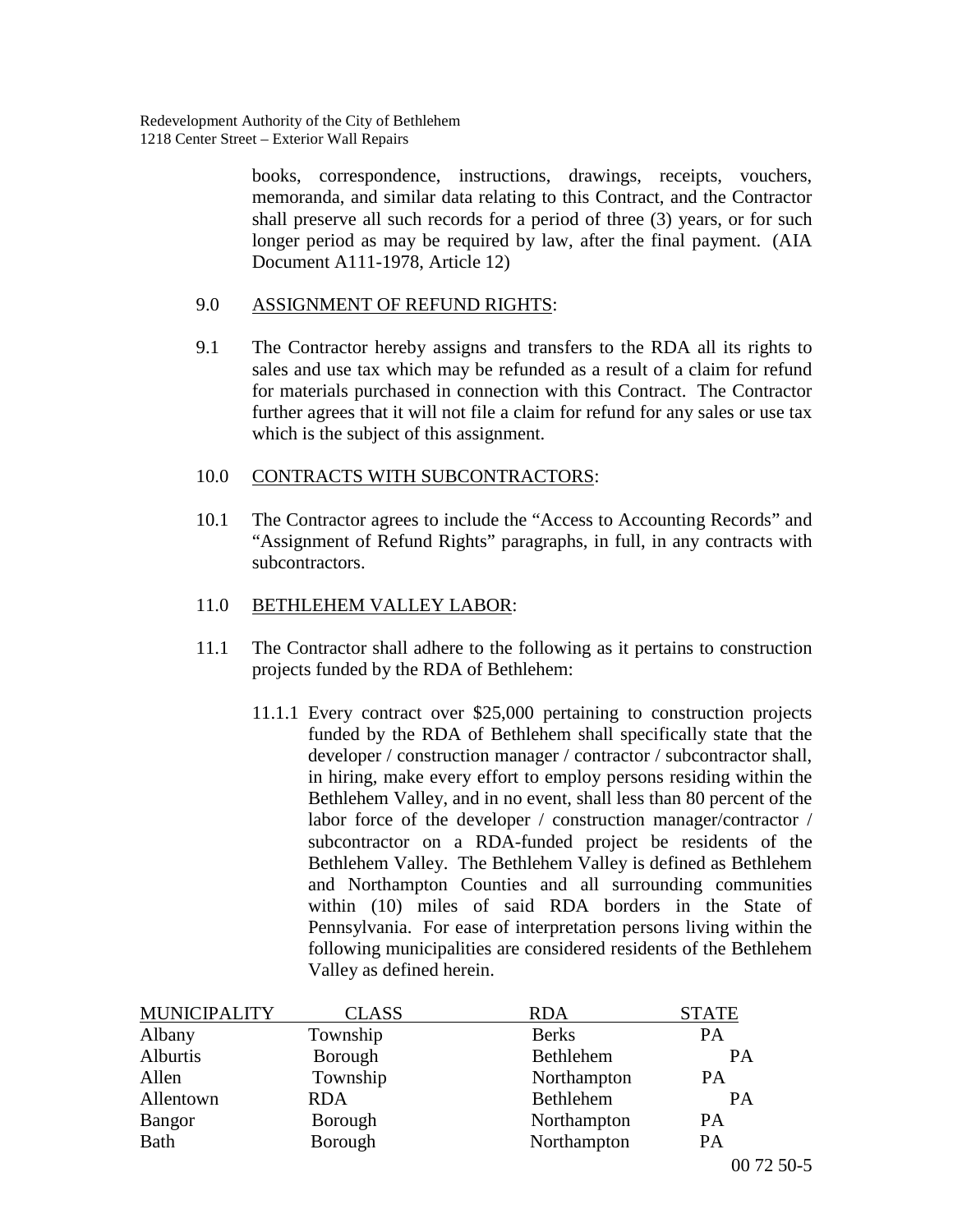books, correspondence, instructions, drawings, receipts, vouchers, memoranda, and similar data relating to this Contract, and the Contractor shall preserve all such records for a period of three (3) years, or for such longer period as may be required by law, after the final payment. (AIA Document A111-1978, Article 12)

9.0 ASSIGNMENT OF REFUND RIGHTS:

9.1 The Contractor hereby assigns and transfers to the RDA all its rights to sales and use tax which may be refunded as a result of a claim for refund for materials purchased in connection with this Contract. The Contractor further agrees that it will not file a claim for refund for any sales or use tax which is the subject of this assignment.

10.0 CONTRACTS WITH SUBCONTRACTORS:

10.1 The Contractor agrees to include the "Access to Accounting Records" and "Assignment of Refund Rights" paragraphs, in full, in any contracts with subcontractors.

11.0 BETHLEHEM VALLEY LABOR:

11.1 The Contractor shall adhere to the following as it pertains to construction projects funded by the RDA of Bethlehem:

11.1.1 Every contract over $25,000 pertaining to construction projects funded by the RDA of Bethlehem shall specifically state that the developer / construction manager / contractor / subcontractor shall, in hiring, make every effort to employ persons residing within the Bethlehem Valley, and in no event, shall less than 80 percent of the labor force of the developer / construction manager/contractor / subcontractor on a RDA-funded project be residents of the Bethlehem Valley. The Bethlehem Valley is defined as Bethlehem and Northampton Counties and all surrounding communities within (10) miles of said RDA borders in the State of Pennsylvania. For ease of interpretation persons living within the following municipalities are considered residents of the Bethlehem Valley as defined herein.

| MUNICIPALITY | CLASS | RDA | STATE |
|---|---|---|---|
| Albany | Township | Berks | PA |
| Alburtis | Borough | Bethlehem | PA |
| Allen | Township | Northampton | PA |
| Allentown | RDA | Bethlehem | PA |
| Bangor | Borough | Northampton | PA |
| Bath | Borough | Northampton | PA |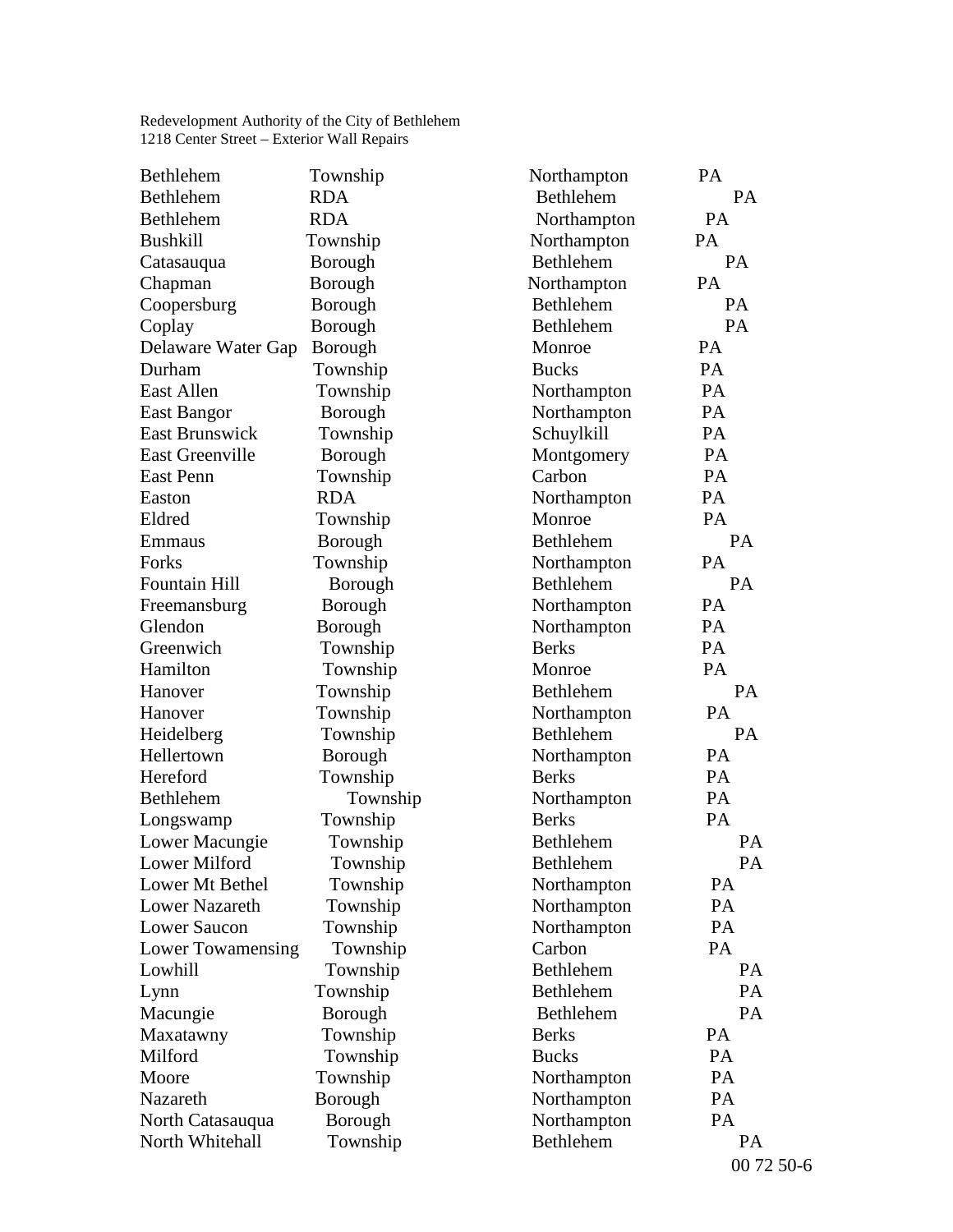Redevelopment Authority of the City of Bethlehem
1218 Center Street – Exterior Wall Repairs

| | | | |
|---|---|---|---|
| Bethlehem | Township | Northampton | PA |
| Bethlehem | RDA | Bethlehem | PA |
| Bethlehem | RDA | Northampton | PA |
| Bushkill | Township | Northampton | PA |
| Catasauqua | Borough | Bethlehem | PA |
| Chapman | Borough | Northampton | PA |
| Coopersburg | Borough | Bethlehem | PA |
| Coplay | Borough | Bethlehem | PA |
| Delaware Water Gap | Borough | Monroe | PA |
| Durham | Township | Bucks | PA |
| East Allen | Township | Northampton | PA |
| East Bangor | Borough | Northampton | PA |
| East Brunswick | Township | Schuylkill | PA |
| East Greenville | Borough | Montgomery | PA |
| East Penn | Township | Carbon | PA |
| Easton | RDA | Northampton | PA |
| Eldred | Township | Monroe | PA |
| Emmaus | Borough | Bethlehem | PA |
| Forks | Township | Northampton | PA |
| Fountain Hill | Borough | Bethlehem | PA |
| Freemansburg | Borough | Northampton | PA |
| Glendon | Borough | Northampton | PA |
| Greenwich | Township | Berks | PA |
| Hamilton | Township | Monroe | PA |
| Hanover | Township | Bethlehem | PA |
| Hanover | Township | Northampton | PA |
| Heidelberg | Township | Bethlehem | PA |
| Hellertown | Borough | Northampton | PA |
| Hereford | Township | Berks | PA |
| Bethlehem | Township | Northampton | PA |
| Longswamp | Township | Berks | PA |
| Lower Macungie | Township | Bethlehem | PA |
| Lower Milford | Township | Bethlehem | PA |
| Lower Mt Bethel | Township | Northampton | PA |
| Lower Nazareth | Township | Northampton | PA |
| Lower Saucon | Township | Northampton | PA |
| Lower Towamensing | Township | Carbon | PA |
| Lowhill | Township | Bethlehem | PA |
| Lynn | Township | Bethlehem | PA |
| Macungie | Borough | Bethlehem | PA |
| Maxatawny | Township | Berks | PA |
| Milford | Township | Bucks | PA |
| Moore | Township | Northampton | PA |
| Nazareth | Borough | Northampton | PA |
| North Catasauqua | Borough | Northampton | PA |
| North Whitehall | Township | Bethlehem | PA |

00 72 50-6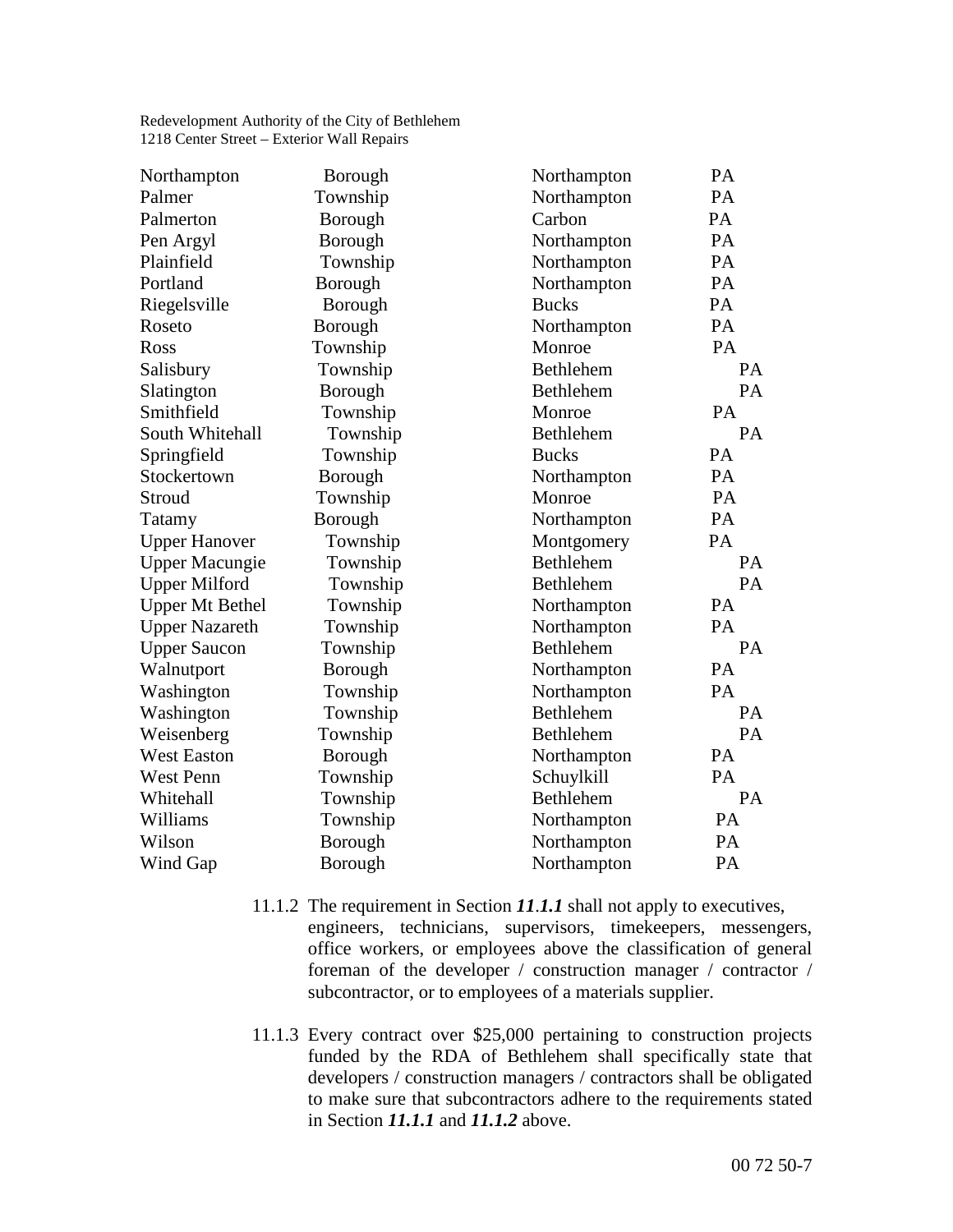| | | | |
|---|---|---|---|
| Northampton | Borough | Northampton | PA |
| Palmer | Township | Northampton | PA |
| Palmerton | Borough | Carbon | PA |
| Pen Argyl | Borough | Northampton | PA |
| Plainfield | Township | Northampton | PA |
| Portland | Borough | Northampton | PA |
| Riegelsville | Borough | Bucks | PA |
| Roseto | Borough | Northampton | PA |
| Ross | Township | Monroe | PA |
| Salisbury | Township | Bethlehem | PA |
| Slatington | Borough | Bethlehem | PA |
| Smithfield | Township | Monroe | PA |
| South Whitehall | Township | Bethlehem | PA |
| Springfield | Township | Bucks | PA |
| Stockertown | Borough | Northampton | PA |
| Stroud | Township | Monroe | PA |
| Tatamy | Borough | Northampton | PA |
| Upper Hanover | Township | Montgomery | PA |
| Upper Macungie | Township | Bethlehem | PA |
| Upper Milford | Township | Bethlehem | PA |
| Upper Mt Bethel | Township | Northampton | PA |
| Upper Nazareth | Township | Northampton | PA |
| Upper Saucon | Township | Bethlehem | PA |
| Walnutport | Borough | Northampton | PA |
| Washington | Township | Northampton | PA |
| Washington | Township | Bethlehem | PA |
| Weisenberg | Township | Bethlehem | PA |
| West Easton | Borough | Northampton | PA |
| West Penn | Township | Schuylkill | PA |
| Whitehall | Township | Bethlehem | PA |
| Williams | Township | Northampton | PA |
| Wilson | Borough | Northampton | PA |
| Wind Gap | Borough | Northampton | PA |

11.1.2 The requirement in Section ***11.1.1*** shall not apply to executives, engineers, technicians, supervisors, timekeepers, messengers, office workers, or employees above the classification of general foreman of the developer / construction manager / contractor / subcontractor, or to employees of a materials supplier.

11.1.3 Every contract over $25,000 pertaining to construction projects funded by the RDA of Bethlehem shall specifically state that developers / construction managers / contractors shall be obligated to make sure that subcontractors adhere to the requirements stated in Section ***11.1.1*** and ***11.1.2*** above.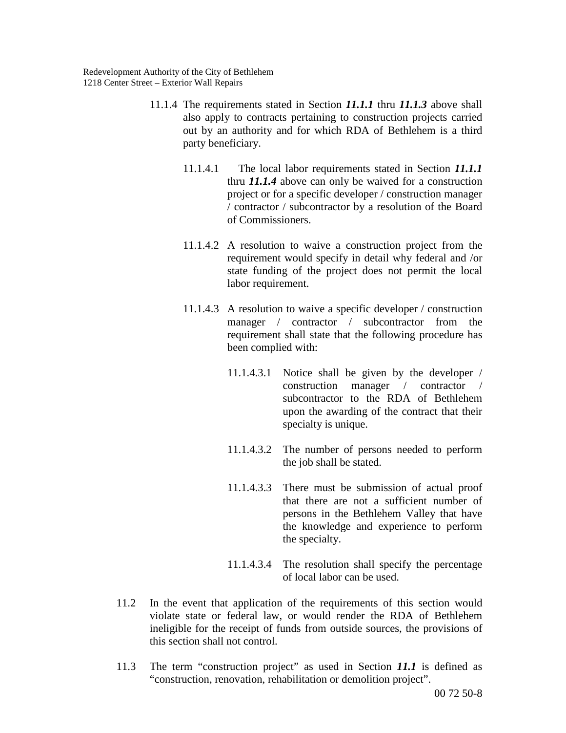11.1.4 The requirements stated in Section ***11.1.1*** thru ***11.1.3*** above shall also apply to contracts pertaining to construction projects carried out by an authority and for which RDA of Bethlehem is a third party beneficiary.

11.1.4.1 The local labor requirements stated in Section ***11.1.1*** thru ***11.1.4*** above can only be waived for a construction project or for a specific developer / construction manager / contractor / subcontractor by a resolution of the Board of Commissioners.

11.1.4.2 A resolution to waive a construction project from the requirement would specify in detail why federal and /or state funding of the project does not permit the local labor requirement.

11.1.4.3 A resolution to waive a specific developer / construction manager / contractor / subcontractor from the requirement shall state that the following procedure has been complied with:

11.1.4.3.1 Notice shall be given by the developer / construction manager / contractor / subcontractor to the RDA of Bethlehem upon the awarding of the contract that their specialty is unique.

11.1.4.3.2 The number of persons needed to perform the job shall be stated.

11.1.4.3.3 There must be submission of actual proof that there are not a sufficient number of persons in the Bethlehem Valley that have the knowledge and experience to perform the specialty.

11.1.4.3.4 The resolution shall specify the percentage of local labor can be used.

11.2 In the event that application of the requirements of this section would violate state or federal law, or would render the RDA of Bethlehem ineligible for the receipt of funds from outside sources, the provisions of this section shall not control.

11.3 The term “construction project” as used in Section ***11.1*** is defined as “construction, renovation, rehabilitation or demolition project”.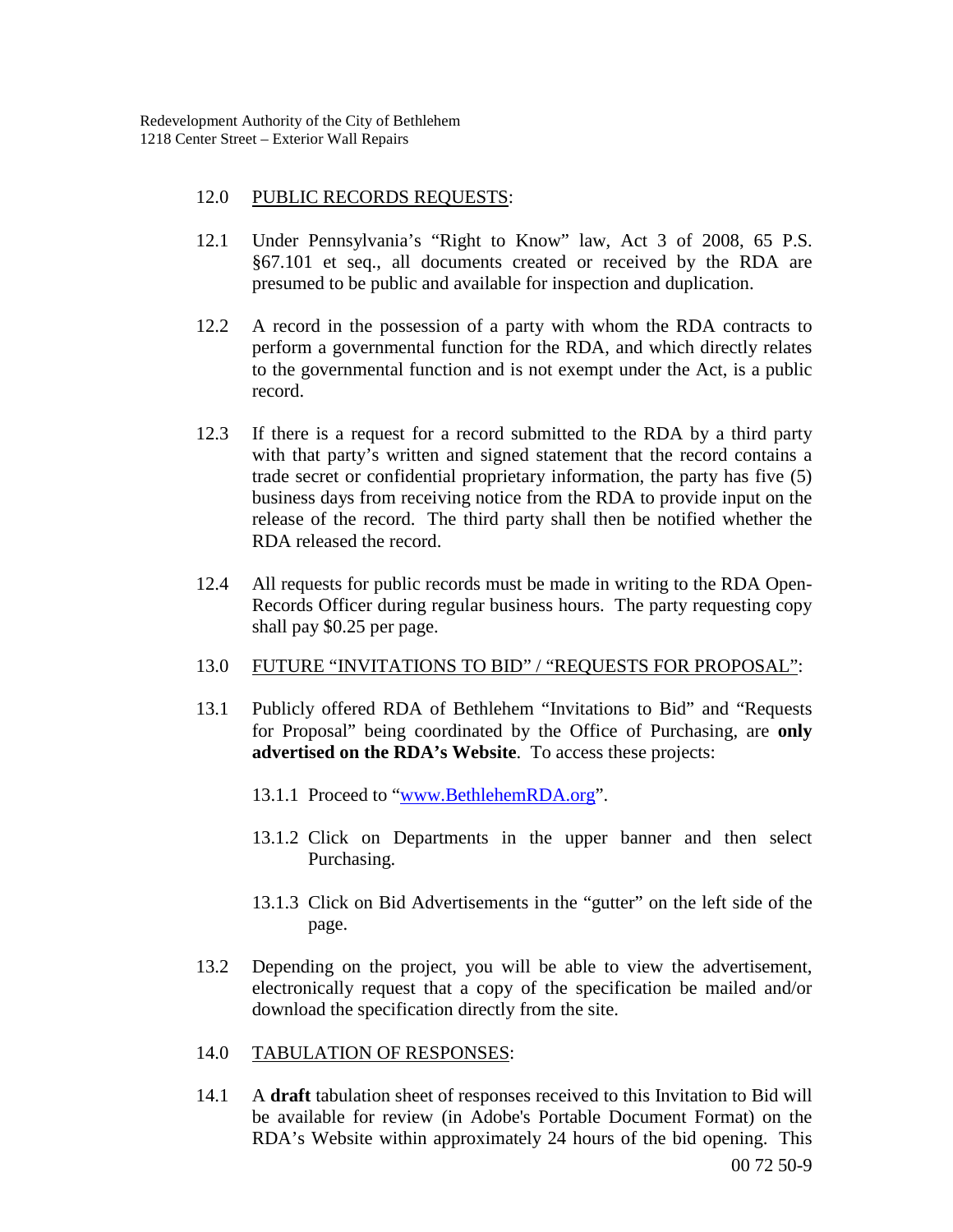12.0 PUBLIC RECORDS REQUESTS:

12.1 Under Pennsylvania's "Right to Know" law, Act 3 of 2008, 65 P.S. §67.101 et seq., all documents created or received by the RDA are presumed to be public and available for inspection and duplication.

12.2 A record in the possession of a party with whom the RDA contracts to perform a governmental function for the RDA, and which directly relates to the governmental function and is not exempt under the Act, is a public record.

12.3 If there is a request for a record submitted to the RDA by a third party with that party's written and signed statement that the record contains a trade secret or confidential proprietary information, the party has five (5) business days from receiving notice from the RDA to provide input on the release of the record. The third party shall then be notified whether the RDA released the record.

12.4 All requests for public records must be made in writing to the RDA Open-Records Officer during regular business hours. The party requesting copy shall pay $0.25 per page.

13.0 FUTURE "INVITATIONS TO BID" / "REQUESTS FOR PROPOSAL":

13.1 Publicly offered RDA of Bethlehem "Invitations to Bid" and "Requests for Proposal" being coordinated by the Office of Purchasing, are **only advertised on the RDA's Website**. To access these projects:

13.1.1 Proceed to "[www.BethlehemRDA.org](www.BethlehemRDA.org)".

13.1.2 Click on Departments in the upper banner and then select Purchasing.

13.1.3 Click on Bid Advertisements in the "gutter" on the left side of the page.

13.2 Depending on the project, you will be able to view the advertisement, electronically request that a copy of the specification be mailed and/or download the specification directly from the site.

14.0 TABULATION OF RESPONSES:

14.1 A **draft** tabulation sheet of responses received to this Invitation to Bid will be available for review (in Adobe's Portable Document Format) on the RDA's Website within approximately 24 hours of the bid opening. This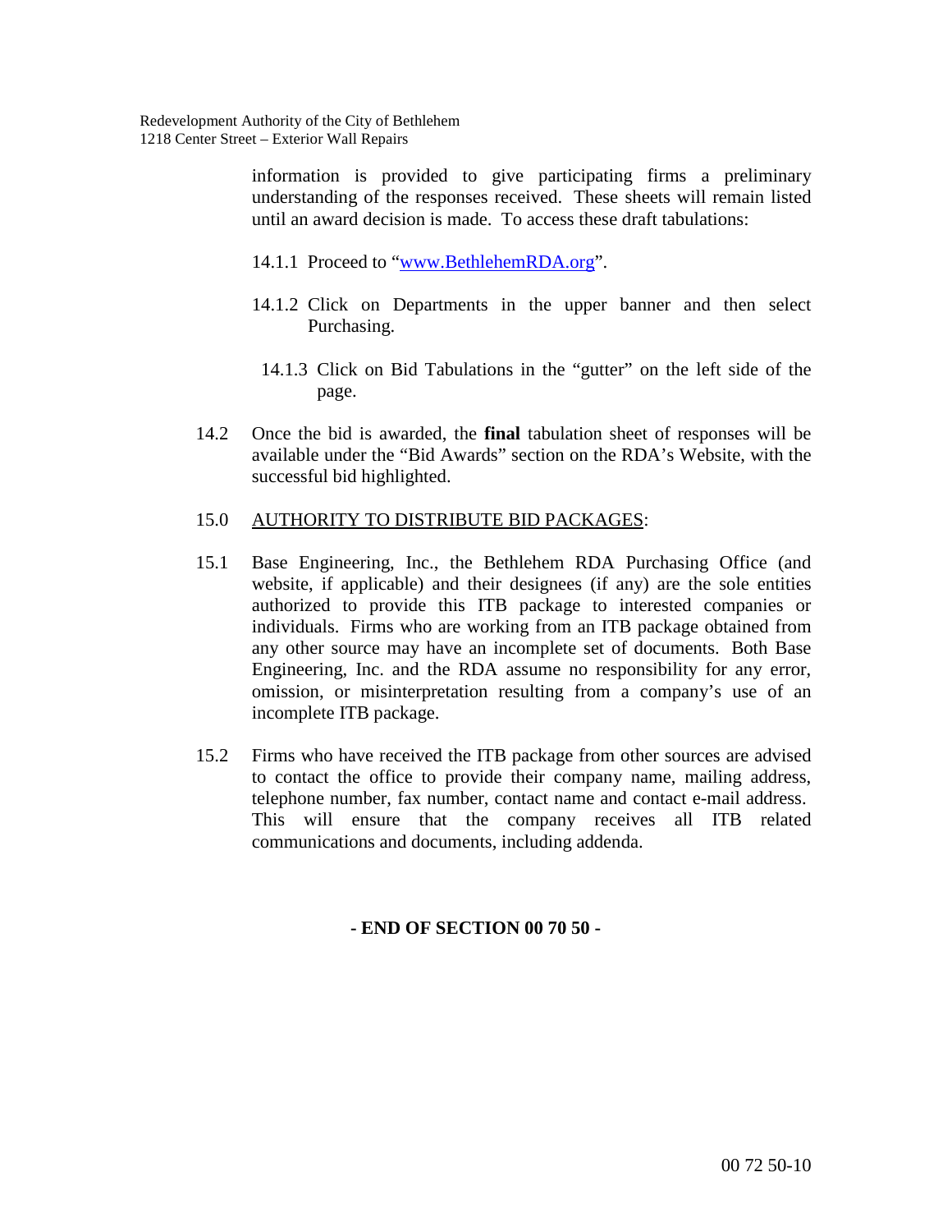information is provided to give participating firms a preliminary understanding of the responses received. These sheets will remain listed until an award decision is made. To access these draft tabulations:

14.1.1 Proceed to "[www.BethlehemRDA.org](http://www.BethlehemRDA.org)".

14.1.2 Click on Departments in the upper banner and then select Purchasing.

14.1.3 Click on Bid Tabulations in the "gutter" on the left side of the page.

14.2 Once the bid is awarded, the **final** tabulation sheet of responses will be available under the "Bid Awards" section on the RDA's Website, with the successful bid highlighted.

15.0 <u>AUTHORITY TO DISTRIBUTE BID PACKAGES</u>:

15.1 Base Engineering, Inc., the Bethlehem RDA Purchasing Office (and website, if applicable) and their designees (if any) are the sole entities authorized to provide this ITB package to interested companies or individuals. Firms who are working from an ITB package obtained from any other source may have an incomplete set of documents. Both Base Engineering, Inc. and the RDA assume no responsibility for any error, omission, or misinterpretation resulting from a company's use of an incomplete ITB package.

15.2 Firms who have received the ITB package from other sources are advised to contact the office to provide their company name, mailing address, telephone number, fax number, contact name and contact e-mail address. This will ensure that the company receives all ITB related communications and documents, including addenda.

**- END OF SECTION 00 70 50 -**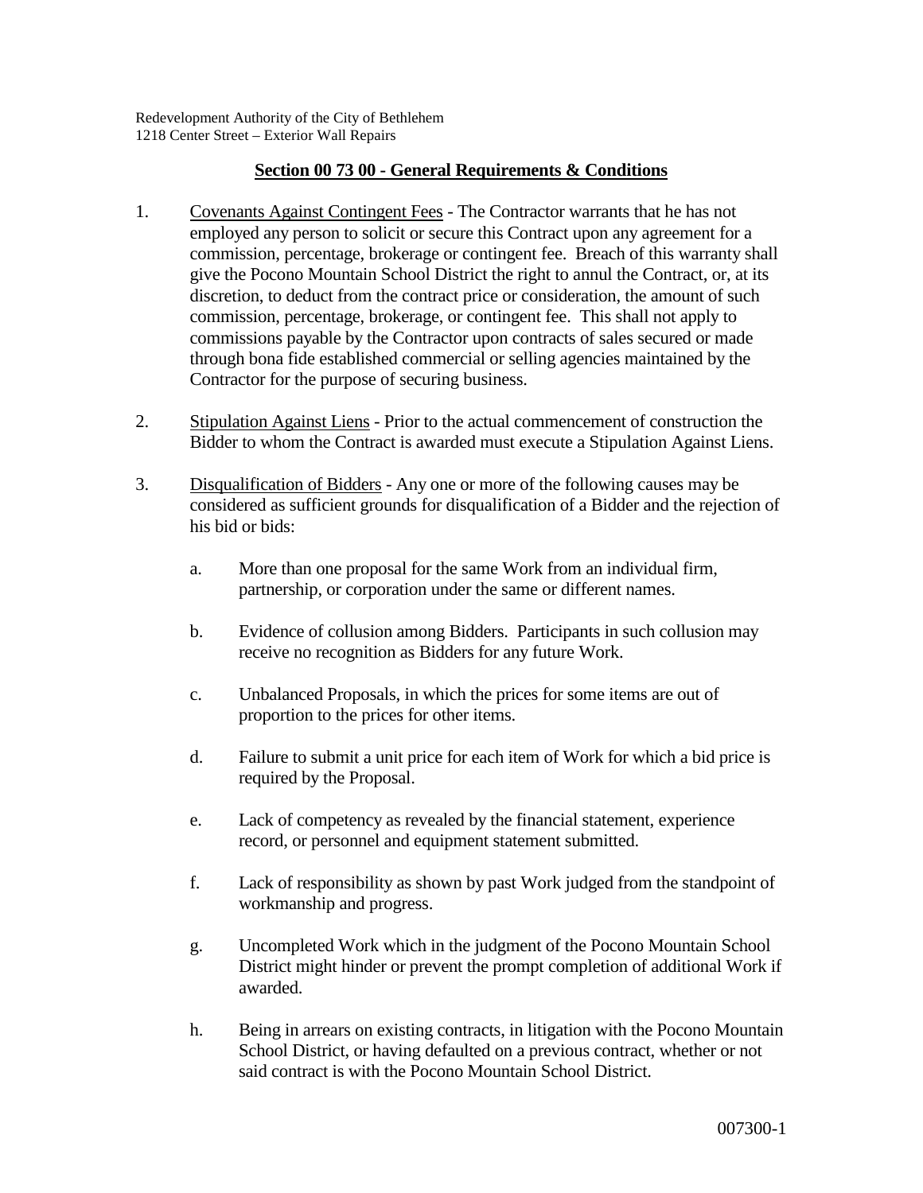Redevelopment Authority of the City of Bethlehem
1218 Center Street – Exterior Wall Repairs

## Section 00 73 00 - General Requirements & Conditions

1. Covenants Against Contingent Fees - The Contractor warrants that he has not employed any person to solicit or secure this Contract upon any agreement for a commission, percentage, brokerage or contingent fee. Breach of this warranty shall give the Pocono Mountain School District the right to annul the Contract, or, at its discretion, to deduct from the contract price or consideration, the amount of such commission, percentage, brokerage, or contingent fee. This shall not apply to commissions payable by the Contractor upon contracts of sales secured or made through bona fide established commercial or selling agencies maintained by the Contractor for the purpose of securing business.

2. Stipulation Against Liens - Prior to the actual commencement of construction the Bidder to whom the Contract is awarded must execute a Stipulation Against Liens.

3. Disqualification of Bidders - Any one or more of the following causes may be considered as sufficient grounds for disqualification of a Bidder and the rejection of his bid or bids:

   a. More than one proposal for the same Work from an individual firm, partnership, or corporation under the same or different names.

   b. Evidence of collusion among Bidders. Participants in such collusion may receive no recognition as Bidders for any future Work.

   c. Unbalanced Proposals, in which the prices for some items are out of proportion to the prices for other items.

   d. Failure to submit a unit price for each item of Work for which a bid price is required by the Proposal.

   e. Lack of competency as revealed by the financial statement, experience record, or personnel and equipment statement submitted.

   f. Lack of responsibility as shown by past Work judged from the standpoint of workmanship and progress.

   g. Uncompleted Work which in the judgment of the Pocono Mountain School District might hinder or prevent the prompt completion of additional Work if awarded.

   h. Being in arrears on existing contracts, in litigation with the Pocono Mountain School District, or having defaulted on a previous contract, whether or not said contract is with the Pocono Mountain School District.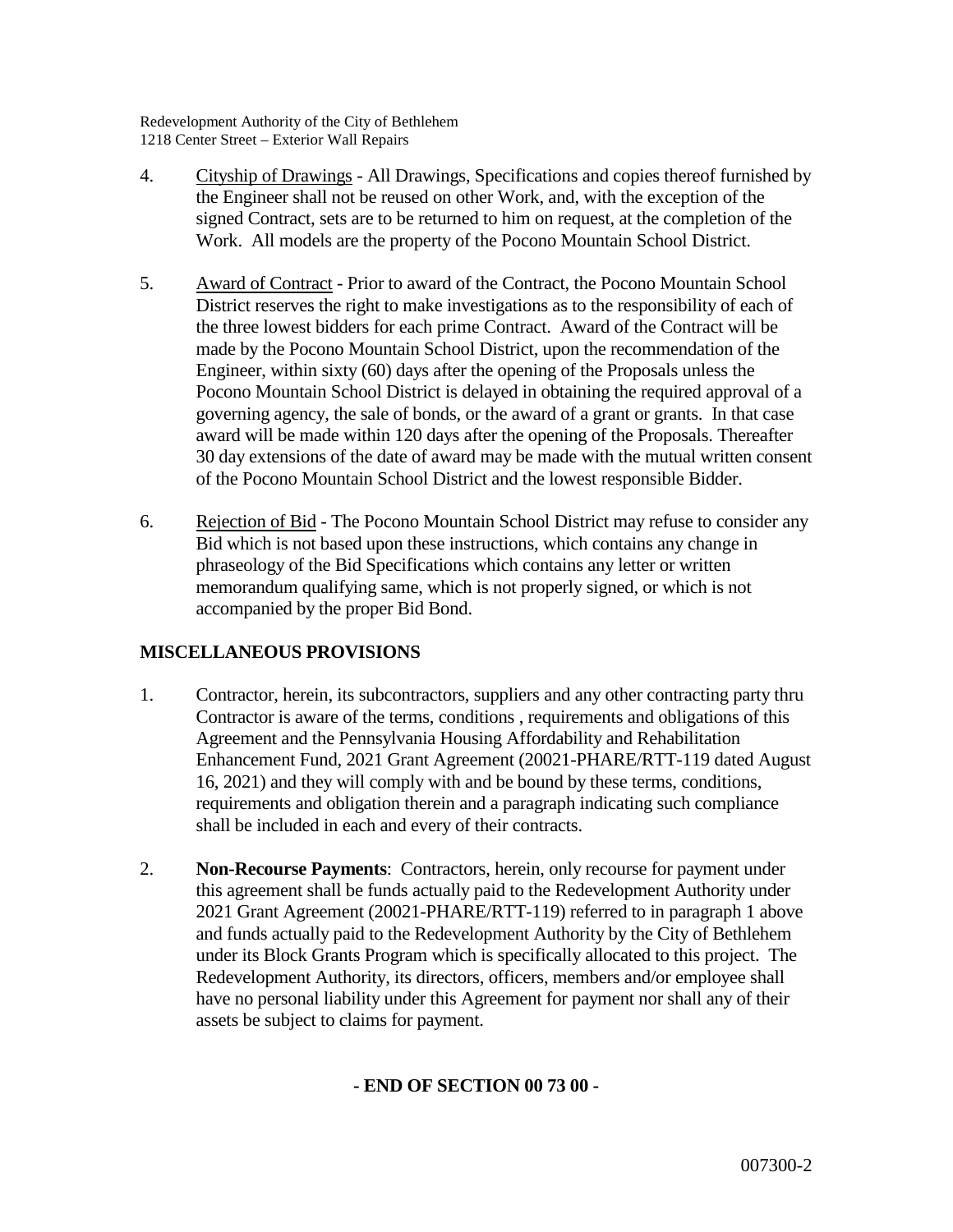4. <u>Cityship of Drawings</u> - All Drawings, Specifications and copies thereof furnished by the Engineer shall not be reused on other Work, and, with the exception of the signed Contract, sets are to be returned to him on request, at the completion of the Work. All models are the property of the Pocono Mountain School District.

5. <u>Award of Contract</u> - Prior to award of the Contract, the Pocono Mountain School District reserves the right to make investigations as to the responsibility of each of the three lowest bidders for each prime Contract. Award of the Contract will be made by the Pocono Mountain School District, upon the recommendation of the Engineer, within sixty (60) days after the opening of the Proposals unless the Pocono Mountain School District is delayed in obtaining the required approval of a governing agency, the sale of bonds, or the award of a grant or grants. In that case award will be made within 120 days after the opening of the Proposals. Thereafter 30 day extensions of the date of award may be made with the mutual written consent of the Pocono Mountain School District and the lowest responsible Bidder.

6. <u>Rejection of Bid</u> - The Pocono Mountain School District may refuse to consider any Bid which is not based upon these instructions, which contains any change in phraseology of the Bid Specifications which contains any letter or written memorandum qualifying same, which is not properly signed, or which is not accompanied by the proper Bid Bond.

## MISCELLANEOUS PROVISIONS

1. Contractor, herein, its subcontractors, suppliers and any other contracting party thru Contractor is aware of the terms, conditions , requirements and obligations of this Agreement and the Pennsylvania Housing Affordability and Rehabilitation Enhancement Fund, 2021 Grant Agreement (20021-PHARE/RTT-119 dated August 16, 2021) and they will comply with and be bound by these terms, conditions, requirements and obligation therein and a paragraph indicating such compliance shall be included in each and every of their contracts.

2. **Non-Recourse Payments**: Contractors, herein, only recourse for payment under this agreement shall be funds actually paid to the Redevelopment Authority under 2021 Grant Agreement (20021-PHARE/RTT-119) referred to in paragraph 1 above and funds actually paid to the Redevelopment Authority by the City of Bethlehem under its Block Grants Program which is specifically allocated to this project. The Redevelopment Authority, its directors, officers, members and/or employee shall have no personal liability under this Agreement for payment nor shall any of their assets be subject to claims for payment.

**- END OF SECTION 00 73 00 -**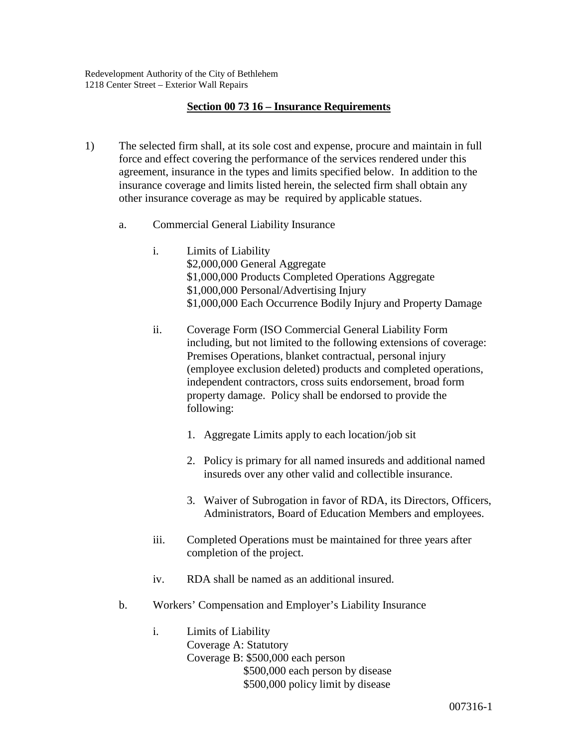Redevelopment Authority of the City of Bethlehem
1218 Center Street – Exterior Wall Repairs

## Section 00 73 16 – Insurance Requirements

1) The selected firm shall, at its sole cost and expense, procure and maintain in full force and effect covering the performance of the services rendered under this agreement, insurance in the types and limits specified below. In addition to the insurance coverage and limits listed herein, the selected firm shall obtain any other insurance coverage as may be required by applicable statues.

   a. Commercial General Liability Insurance

      i. Limits of Liability
         $2,000,000 General Aggregate
         $1,000,000 Products Completed Operations Aggregate
         $1,000,000 Personal/Advertising Injury
         $1,000,000 Each Occurrence Bodily Injury and Property Damage

      ii. Coverage Form (ISO Commercial General Liability Form including, but not limited to the following extensions of coverage: Premises Operations, blanket contractual, personal injury (employee exclusion deleted) products and completed operations, independent contractors, cross suits endorsement, broad form property damage. Policy shall be endorsed to provide the following:

         1. Aggregate Limits apply to each location/job sit

         2. Policy is primary for all named insureds and additional named insureds over any other valid and collectible insurance.

         3. Waiver of Subrogation in favor of RDA, its Directors, Officers, Administrators, Board of Education Members and employees.

      iii. Completed Operations must be maintained for three years after completion of the project.

      iv. RDA shall be named as an additional insured.

   b. Workers' Compensation and Employer's Liability Insurance

      i. Limits of Liability
         Coverage A: Statutory
         Coverage B: $500,000 each person
         $500,000 each person by disease
         $500,000 policy limit by disease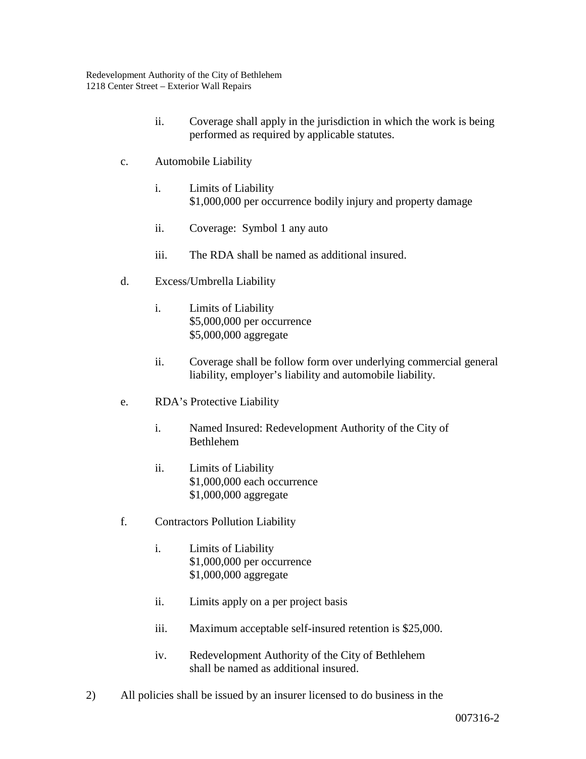ii. Coverage shall apply in the jurisdiction in which the work is being performed as required by applicable statutes.

c. Automobile Liability

i. Limits of Liability
$1,000,000 per occurrence bodily injury and property damage

ii. Coverage: Symbol 1 any auto

iii. The RDA shall be named as additional insured.

d. Excess/Umbrella Liability

i. Limits of Liability
$5,000,000 per occurrence
$5,000,000 aggregate

ii. Coverage shall be follow form over underlying commercial general liability, employer's liability and automobile liability.

e. RDA's Protective Liability

i. Named Insured: Redevelopment Authority of the City of Bethlehem

ii. Limits of Liability
$1,000,000 each occurrence
$1,000,000 aggregate

f. Contractors Pollution Liability

i. Limits of Liability
$1,000,000 per occurrence
$1,000,000 aggregate

ii. Limits apply on a per project basis

iii. Maximum acceptable self-insured retention is $25,000.

iv. Redevelopment Authority of the City of Bethlehem shall be named as additional insured.

2) All policies shall be issued by an insurer licensed to do business in the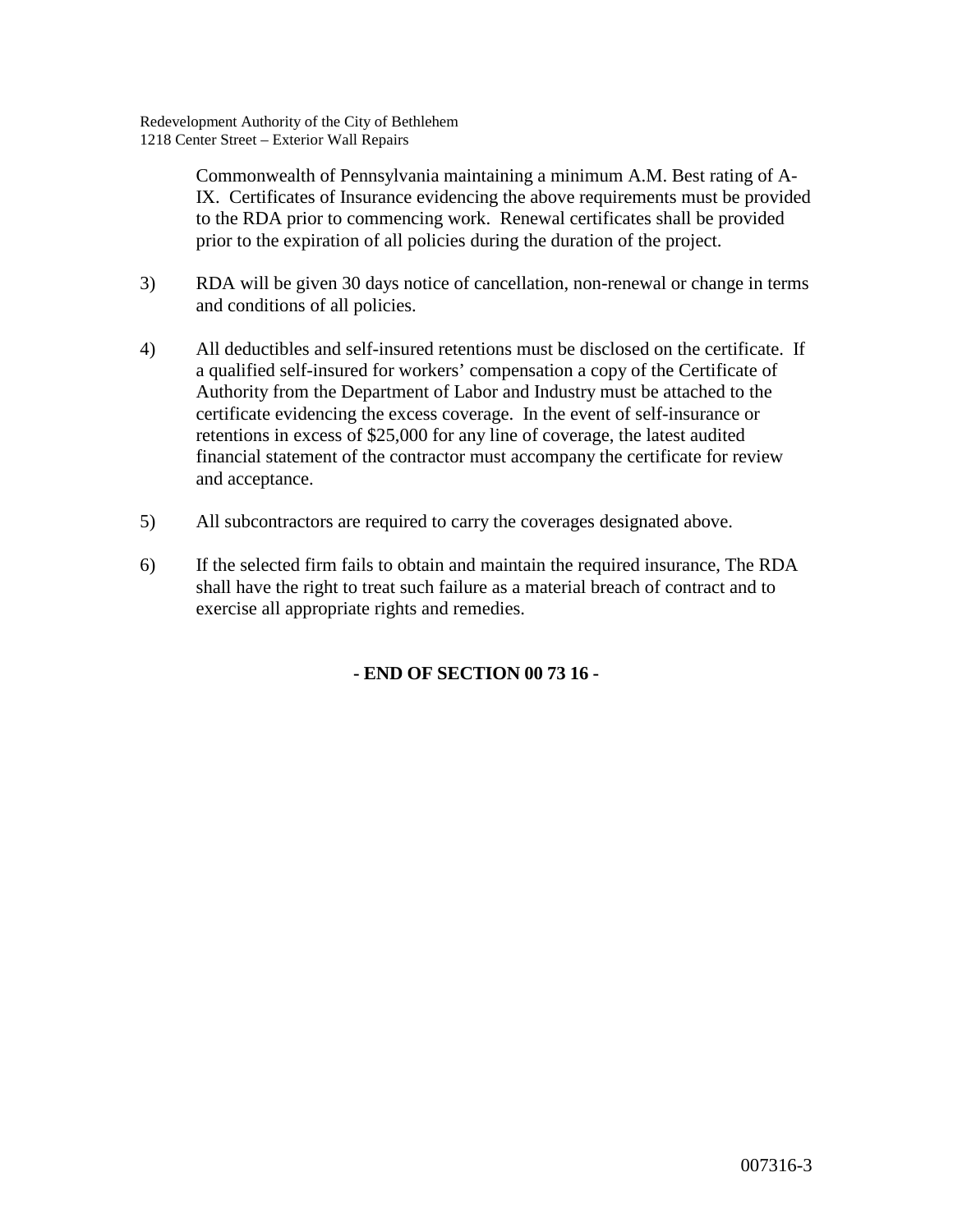Commonwealth of Pennsylvania maintaining a minimum A.M. Best rating of A-IX. Certificates of Insurance evidencing the above requirements must be provided to the RDA prior to commencing work. Renewal certificates shall be provided prior to the expiration of all policies during the duration of the project.

3) RDA will be given 30 days notice of cancellation, non-renewal or change in terms and conditions of all policies.

4) All deductibles and self-insured retentions must be disclosed on the certificate. If a qualified self-insured for workers' compensation a copy of the Certificate of Authority from the Department of Labor and Industry must be attached to the certificate evidencing the excess coverage. In the event of self-insurance or retentions in excess of $25,000 for any line of coverage, the latest audited financial statement of the contractor must accompany the certificate for review and acceptance.

5) All subcontractors are required to carry the coverages designated above.

6) If the selected firm fails to obtain and maintain the required insurance, The RDA shall have the right to treat such failure as a material breach of contract and to exercise all appropriate rights and remedies.

**- END OF SECTION 00 73 16 -**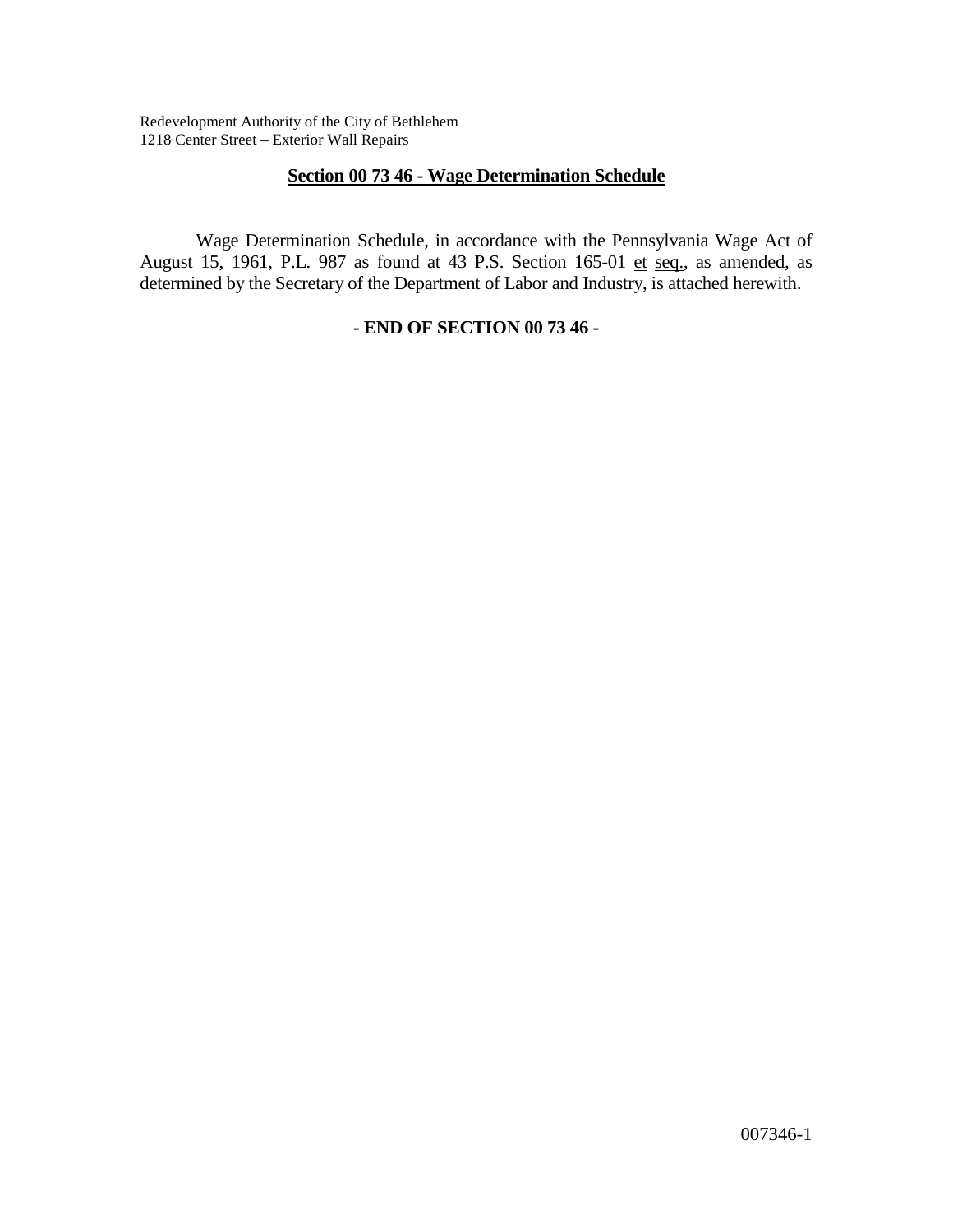## Section 00 73 46 - Wage Determination Schedule

Wage Determination Schedule, in accordance with the Pennsylvania Wage Act of August 15, 1961, P.L. 987 as found at 43 P.S. Section 165-01 et seq., as amended, as determined by the Secretary of the Department of Labor and Industry, is attached herewith.

**- END OF SECTION 00 73 46 -**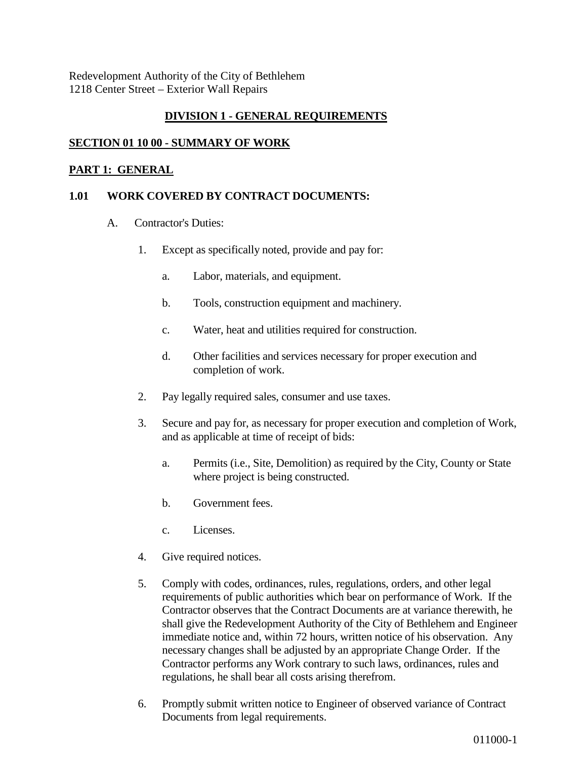Redevelopment Authority of the City of Bethlehem
1218 Center Street – Exterior Wall Repairs

# DIVISION 1 - GENERAL REQUIREMENTS

## SECTION 01 10 00 - SUMMARY OF WORK

## PART 1: GENERAL

### 1.01 WORK COVERED BY CONTRACT DOCUMENTS:

A. Contractor's Duties:

1. Except as specifically noted, provide and pay for:

   a. Labor, materials, and equipment.

   b. Tools, construction equipment and machinery.

   c. Water, heat and utilities required for construction.

   d. Other facilities and services necessary for proper execution and completion of work.

2. Pay legally required sales, consumer and use taxes.

3. Secure and pay for, as necessary for proper execution and completion of Work, and as applicable at time of receipt of bids:

   a. Permits (i.e., Site, Demolition) as required by the City, County or State where project is being constructed.

   b. Government fees.

   c. Licenses.

4. Give required notices.

5. Comply with codes, ordinances, rules, regulations, orders, and other legal requirements of public authorities which bear on performance of Work. If the Contractor observes that the Contract Documents are at variance therewith, he shall give the Redevelopment Authority of the City of Bethlehem and Engineer immediate notice and, within 72 hours, written notice of his observation. Any necessary changes shall be adjusted by an appropriate Change Order. If the Contractor performs any Work contrary to such laws, ordinances, rules and regulations, he shall bear all costs arising therefrom.

6. Promptly submit written notice to Engineer of observed variance of Contract Documents from legal requirements.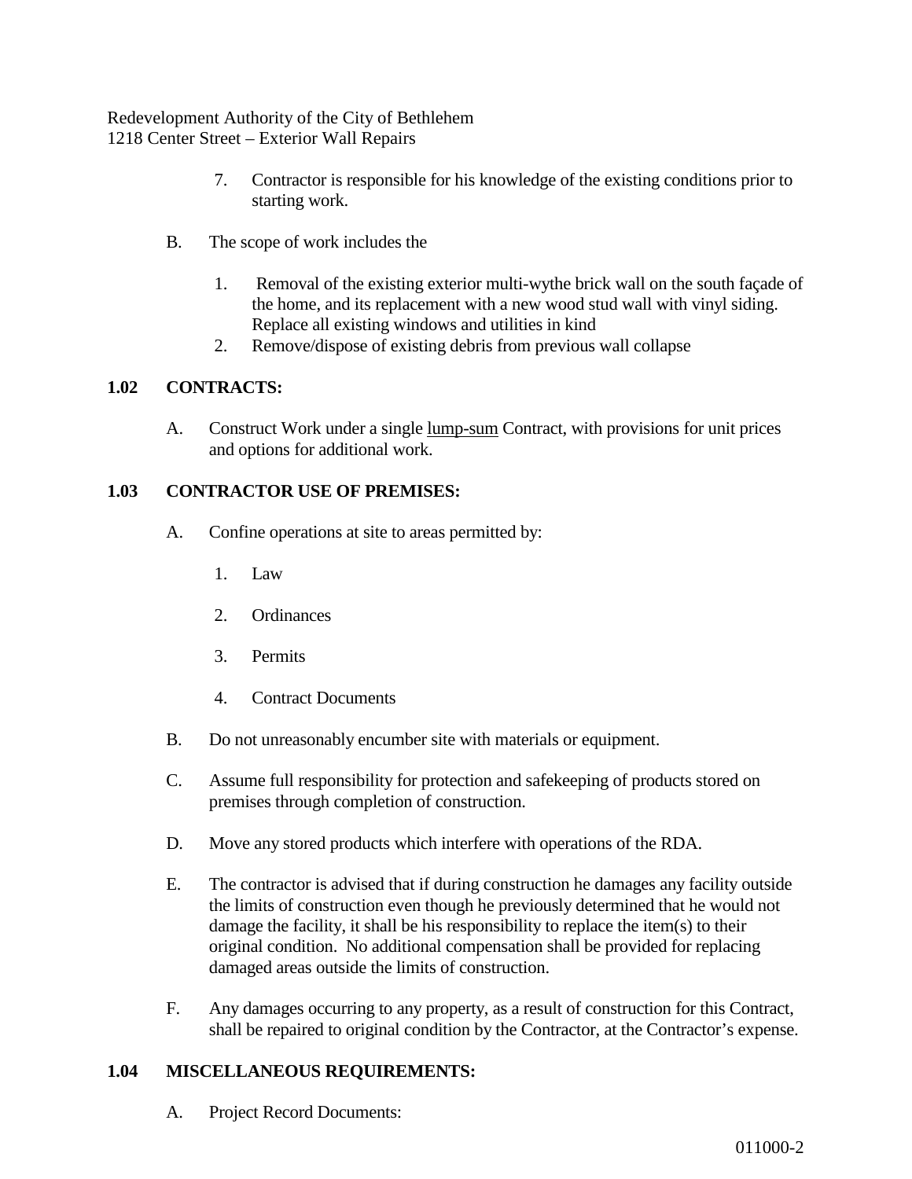7. Contractor is responsible for his knowledge of the existing conditions prior to starting work.

B. The scope of work includes the

1. Removal of the existing exterior multi-wythe brick wall on the south façade of the home, and its replacement with a new wood stud wall with vinyl siding. Replace all existing windows and utilities in kind
2. Remove/dispose of existing debris from previous wall collapse

## 1.02 CONTRACTS:

A. Construct Work under a single lump-sum Contract, with provisions for unit prices and options for additional work.

## 1.03 CONTRACTOR USE OF PREMISES:

A. Confine operations at site to areas permitted by:

1. Law
2. Ordinances
3. Permits
4. Contract Documents

B. Do not unreasonably encumber site with materials or equipment.

C. Assume full responsibility for protection and safekeeping of products stored on premises through completion of construction.

D. Move any stored products which interfere with operations of the RDA.

E. The contractor is advised that if during construction he damages any facility outside the limits of construction even though he previously determined that he would not damage the facility, it shall be his responsibility to replace the item(s) to their original condition. No additional compensation shall be provided for replacing damaged areas outside the limits of construction.

F. Any damages occurring to any property, as a result of construction for this Contract, shall be repaired to original condition by the Contractor, at the Contractor's expense.

## 1.04 MISCELLANEOUS REQUIREMENTS:

A. Project Record Documents: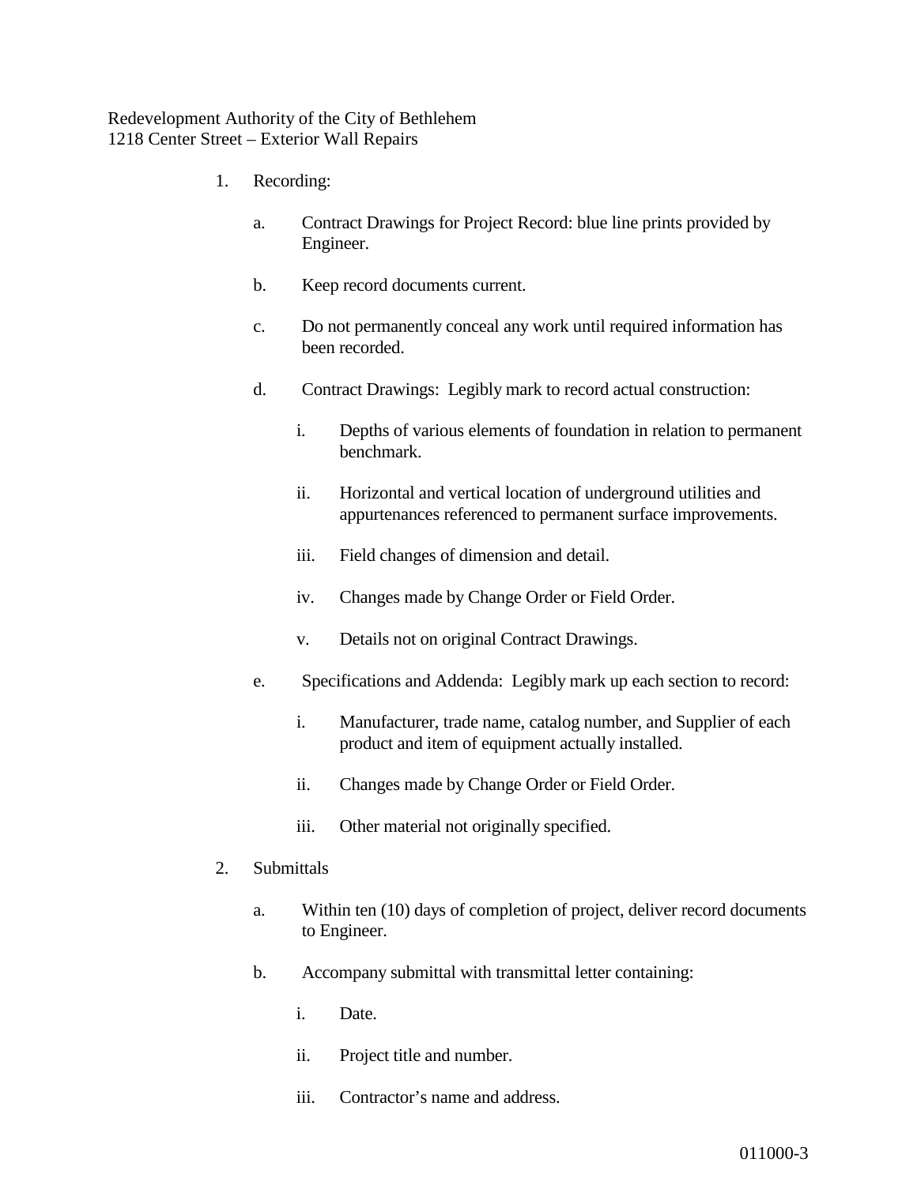1. Recording:

   a. Contract Drawings for Project Record: blue line prints provided by Engineer.

   b. Keep record documents current.

   c. Do not permanently conceal any work until required information has been recorded.

   d. Contract Drawings: Legibly mark to record actual construction:

      i. Depths of various elements of foundation in relation to permanent benchmark.

      ii. Horizontal and vertical location of underground utilities and appurtenances referenced to permanent surface improvements.

      iii. Field changes of dimension and detail.

      iv. Changes made by Change Order or Field Order.

      v. Details not on original Contract Drawings.

   e. Specifications and Addenda: Legibly mark up each section to record:

      i. Manufacturer, trade name, catalog number, and Supplier of each product and item of equipment actually installed.

      ii. Changes made by Change Order or Field Order.

      iii. Other material not originally specified.

2. Submittals

   a. Within ten (10) days of completion of project, deliver record documents to Engineer.

   b. Accompany submittal with transmittal letter containing:

      i. Date.

      ii. Project title and number.

      iii. Contractor's name and address.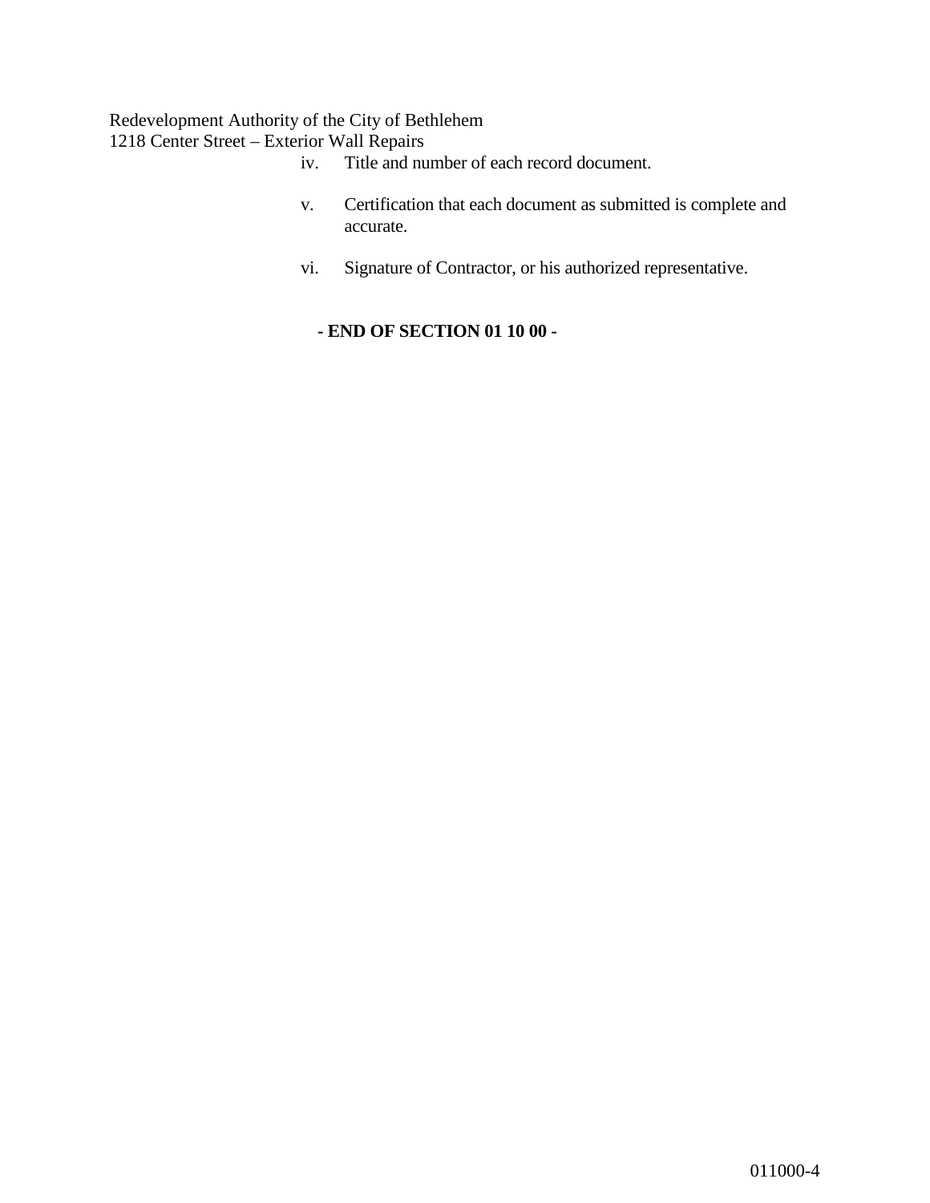iv. Title and number of each record document.

v. Certification that each document as submitted is complete and accurate.

vi. Signature of Contractor, or his authorized representative.

**- END OF SECTION 01 10 00 -**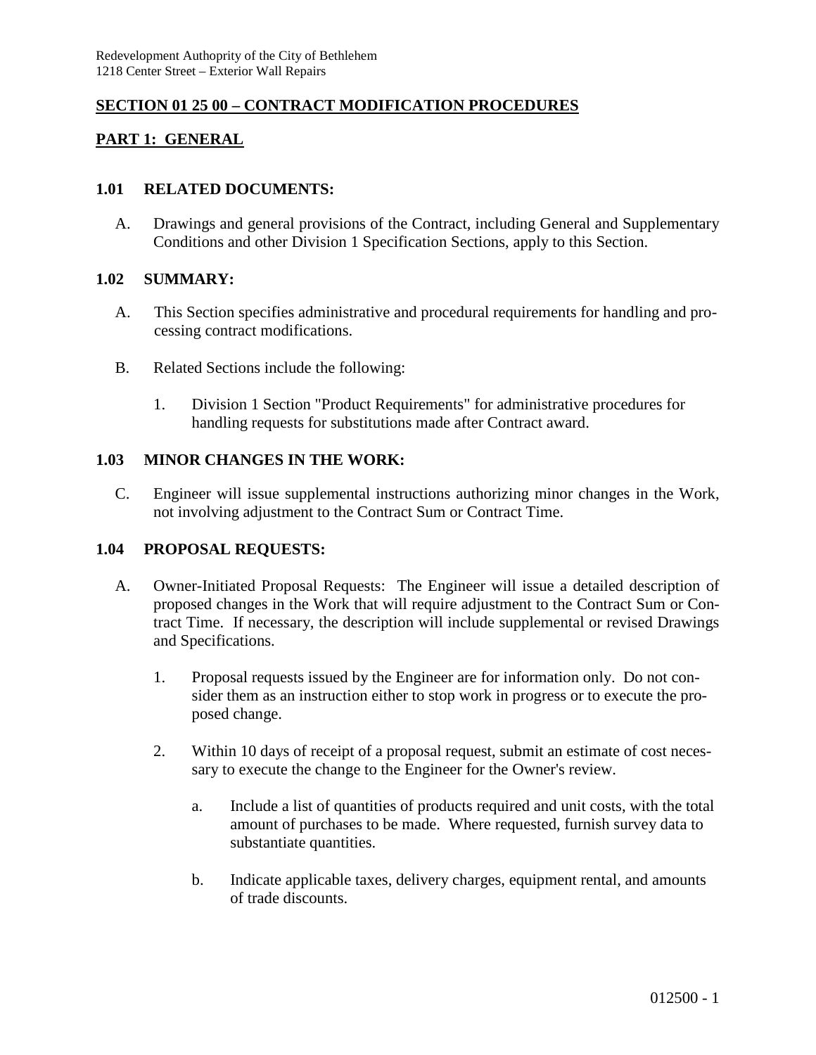## SECTION 01 25 00 – CONTRACT MODIFICATION PROCEDURES

## PART 1: GENERAL

### 1.01 RELATED DOCUMENTS:

A. Drawings and general provisions of the Contract, including General and Supplementary Conditions and other Division 1 Specification Sections, apply to this Section.

### 1.02 SUMMARY:

A. This Section specifies administrative and procedural requirements for handling and processing contract modifications.

B. Related Sections include the following:

1. Division 1 Section "Product Requirements" for administrative procedures for handling requests for substitutions made after Contract award.

### 1.03 MINOR CHANGES IN THE WORK:

C. Engineer will issue supplemental instructions authorizing minor changes in the Work, not involving adjustment to the Contract Sum or Contract Time.

### 1.04 PROPOSAL REQUESTS:

A. Owner-Initiated Proposal Requests: The Engineer will issue a detailed description of proposed changes in the Work that will require adjustment to the Contract Sum or Contract Time. If necessary, the description will include supplemental or revised Drawings and Specifications.

1. Proposal requests issued by the Engineer are for information only. Do not consider them as an instruction either to stop work in progress or to execute the proposed change.

2. Within 10 days of receipt of a proposal request, submit an estimate of cost necessary to execute the change to the Engineer for the Owner's review.

   a. Include a list of quantities of products required and unit costs, with the total amount of purchases to be made. Where requested, furnish survey data to substantiate quantities.

   b. Indicate applicable taxes, delivery charges, equipment rental, and amounts of trade discounts.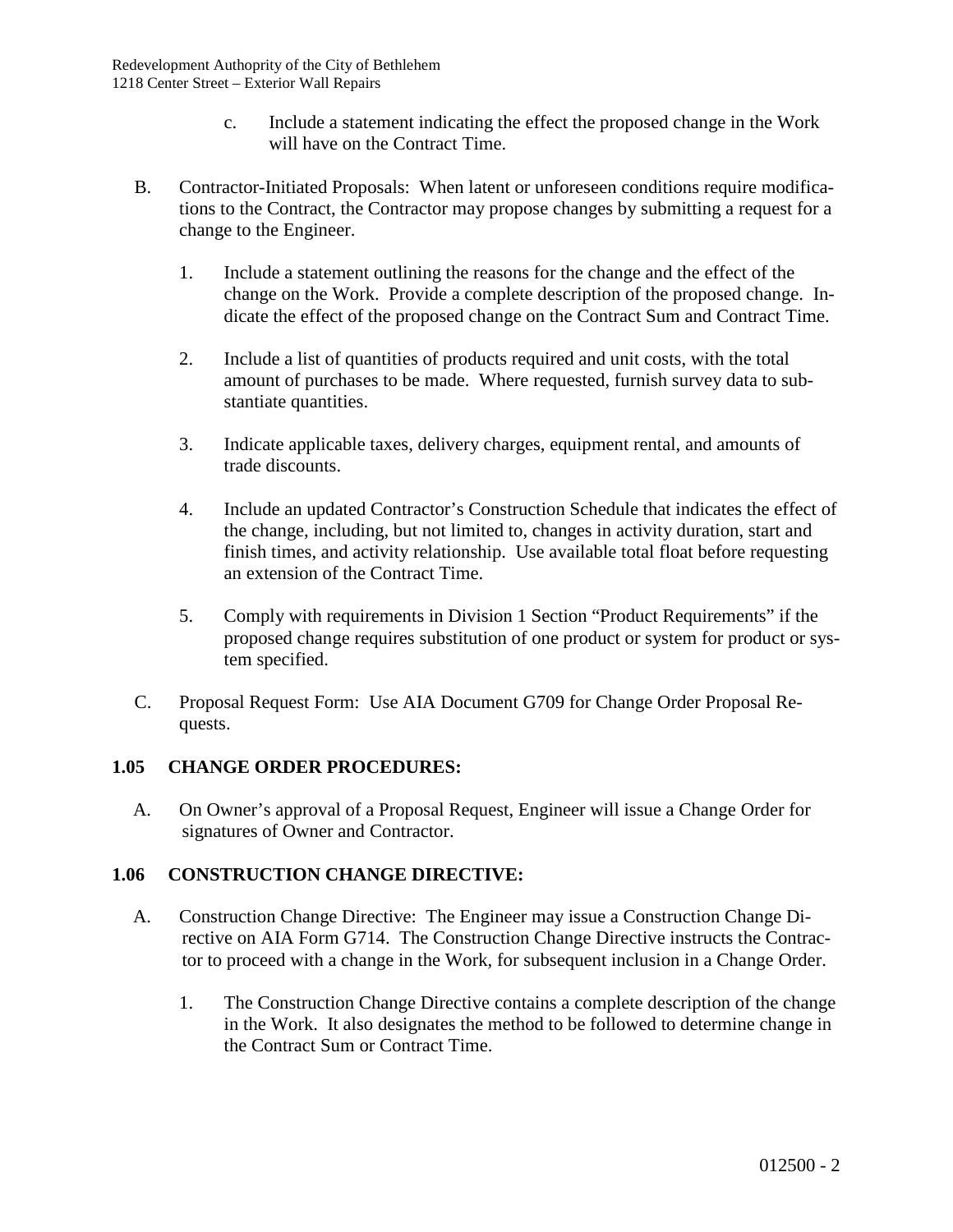c. Include a statement indicating the effect the proposed change in the Work will have on the Contract Time.

B. Contractor-Initiated Proposals: When latent or unforeseen conditions require modifications to the Contract, the Contractor may propose changes by submitting a request for a change to the Engineer.

1. Include a statement outlining the reasons for the change and the effect of the change on the Work. Provide a complete description of the proposed change. Indicate the effect of the proposed change on the Contract Sum and Contract Time.

2. Include a list of quantities of products required and unit costs, with the total amount of purchases to be made. Where requested, furnish survey data to substantiate quantities.

3. Indicate applicable taxes, delivery charges, equipment rental, and amounts of trade discounts.

4. Include an updated Contractor's Construction Schedule that indicates the effect of the change, including, but not limited to, changes in activity duration, start and finish times, and activity relationship. Use available total float before requesting an extension of the Contract Time.

5. Comply with requirements in Division 1 Section "Product Requirements" if the proposed change requires substitution of one product or system for product or system specified.

C. Proposal Request Form: Use AIA Document G709 for Change Order Proposal Requests.

## 1.05 CHANGE ORDER PROCEDURES:

A. On Owner's approval of a Proposal Request, Engineer will issue a Change Order for signatures of Owner and Contractor.

## 1.06 CONSTRUCTION CHANGE DIRECTIVE:

A. Construction Change Directive: The Engineer may issue a Construction Change Directive on AIA Form G714. The Construction Change Directive instructs the Contractor to proceed with a change in the Work, for subsequent inclusion in a Change Order.

1. The Construction Change Directive contains a complete description of the change in the Work. It also designates the method to be followed to determine change in the Contract Sum or Contract Time.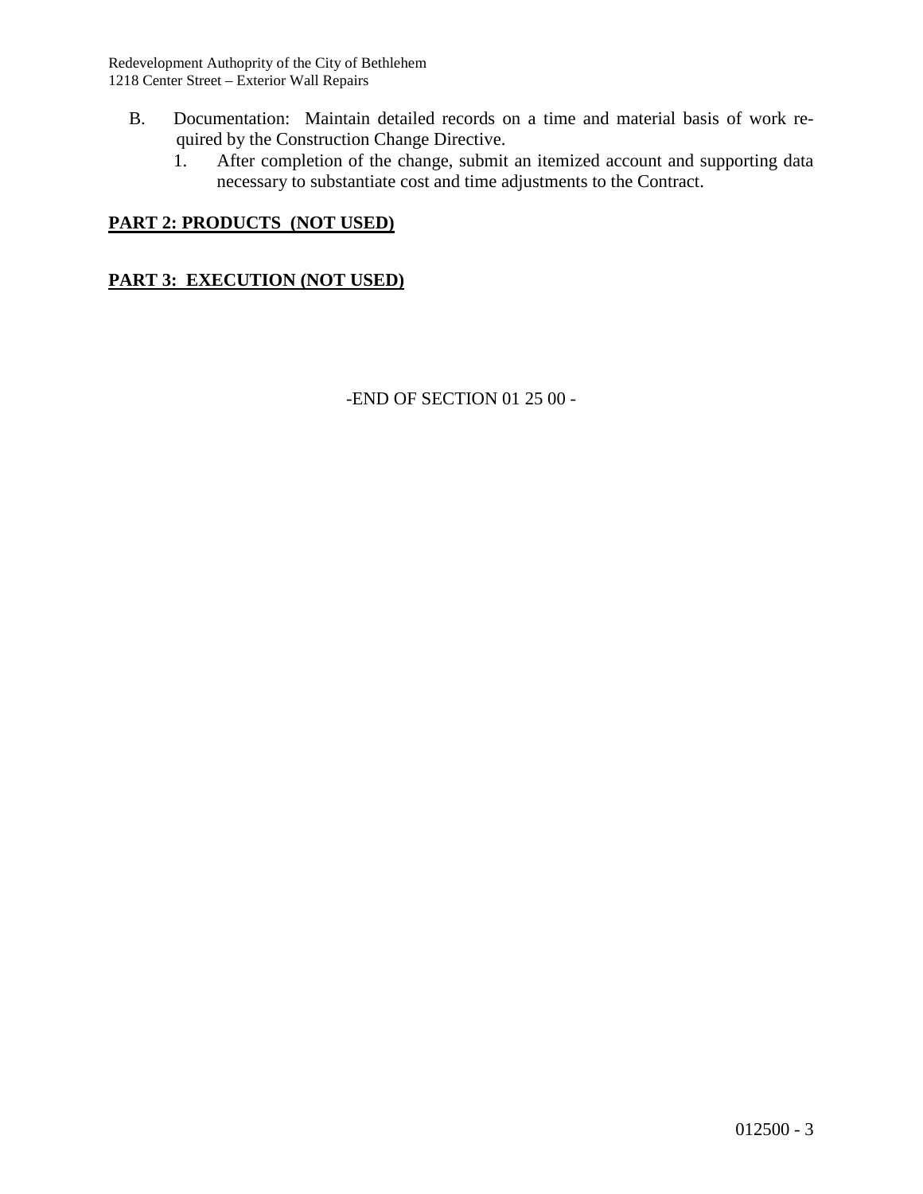B. Documentation: Maintain detailed records on a time and material basis of work required by the Construction Change Directive.

   1. After completion of the change, submit an itemized account and supporting data necessary to substantiate cost and time adjustments to the Contract.

## PART 2: PRODUCTS (NOT USED)

## PART 3: EXECUTION (NOT USED)

-END OF SECTION 01 25 00 -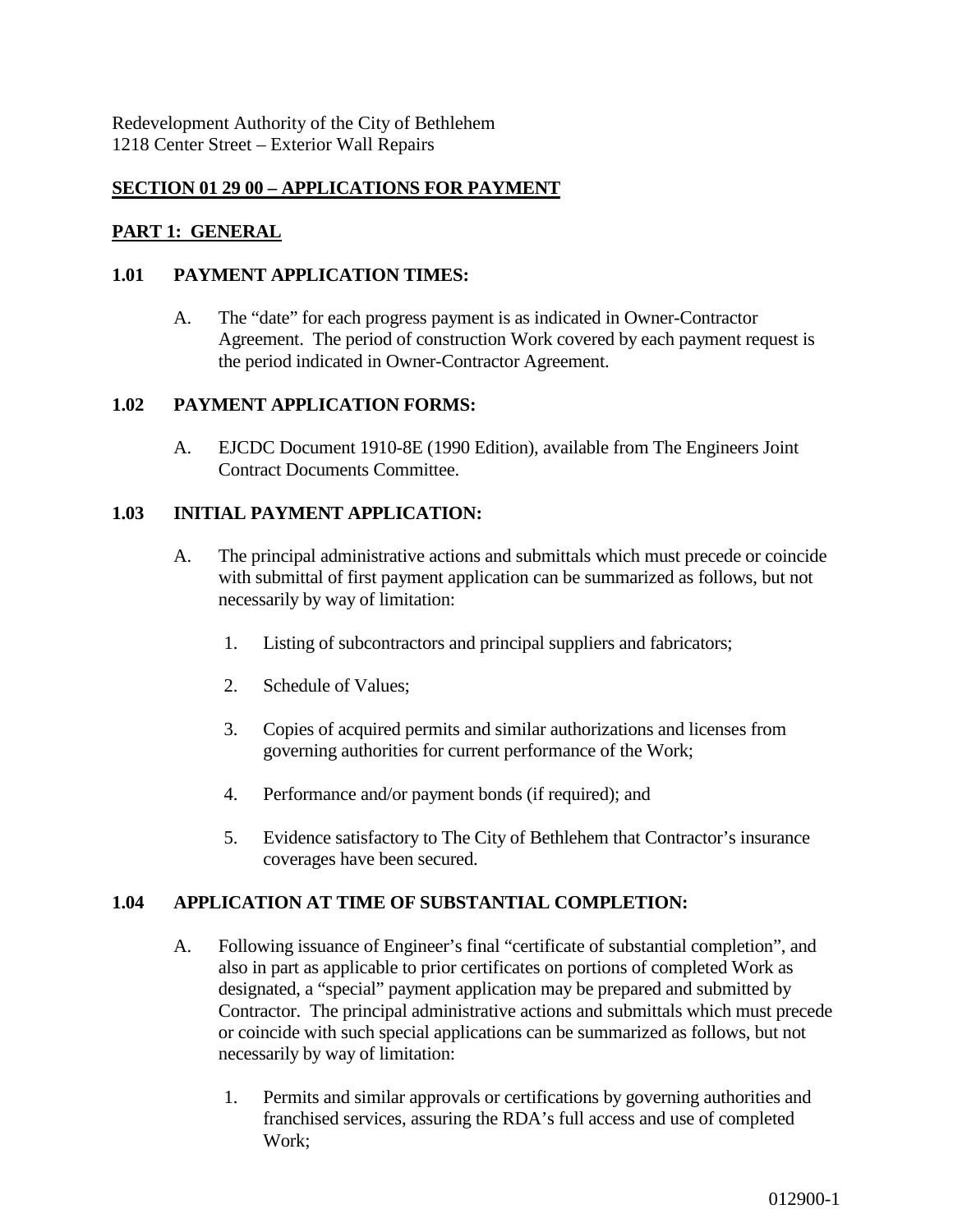Redevelopment Authority of the City of Bethlehem
1218 Center Street – Exterior Wall Repairs

## SECTION 01 29 00 – APPLICATIONS FOR PAYMENT

## PART 1: GENERAL

### 1.01 PAYMENT APPLICATION TIMES:

A. The "date" for each progress payment is as indicated in Owner-Contractor Agreement. The period of construction Work covered by each payment request is the period indicated in Owner-Contractor Agreement.

### 1.02 PAYMENT APPLICATION FORMS:

A. EJCDC Document 1910-8E (1990 Edition), available from The Engineers Joint Contract Documents Committee.

### 1.03 INITIAL PAYMENT APPLICATION:

A. The principal administrative actions and submittals which must precede or coincide with submittal of first payment application can be summarized as follows, but not necessarily by way of limitation:

1. Listing of subcontractors and principal suppliers and fabricators;
2. Schedule of Values;
3. Copies of acquired permits and similar authorizations and licenses from governing authorities for current performance of the Work;
4. Performance and/or payment bonds (if required); and
5. Evidence satisfactory to The City of Bethlehem that Contractor's insurance coverages have been secured.

### 1.04 APPLICATION AT TIME OF SUBSTANTIAL COMPLETION:

A. Following issuance of Engineer's final "certificate of substantial completion", and also in part as applicable to prior certificates on portions of completed Work as designated, a "special" payment application may be prepared and submitted by Contractor. The principal administrative actions and submittals which must precede or coincide with such special applications can be summarized as follows, but not necessarily by way of limitation:

1. Permits and similar approvals or certifications by governing authorities and franchised services, assuring the RDA's full access and use of completed Work;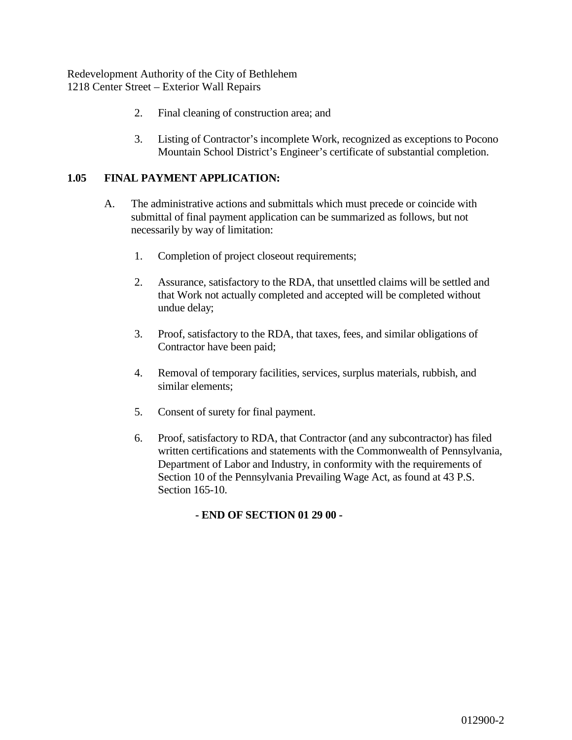2. Final cleaning of construction area; and

3. Listing of Contractor's incomplete Work, recognized as exceptions to Pocono Mountain School District's Engineer's certificate of substantial completion.

## 1.05 FINAL PAYMENT APPLICATION:

A. The administrative actions and submittals which must precede or coincide with submittal of final payment application can be summarized as follows, but not necessarily by way of limitation:

1. Completion of project closeout requirements;

2. Assurance, satisfactory to the RDA, that unsettled claims will be settled and that Work not actually completed and accepted will be completed without undue delay;

3. Proof, satisfactory to the RDA, that taxes, fees, and similar obligations of Contractor have been paid;

4. Removal of temporary facilities, services, surplus materials, rubbish, and similar elements;

5. Consent of surety for final payment.

6. Proof, satisfactory to RDA, that Contractor (and any subcontractor) has filed written certifications and statements with the Commonwealth of Pennsylvania, Department of Labor and Industry, in conformity with the requirements of Section 10 of the Pennsylvania Prevailing Wage Act, as found at 43 P.S. Section 165-10.

**- END OF SECTION 01 29 00 -**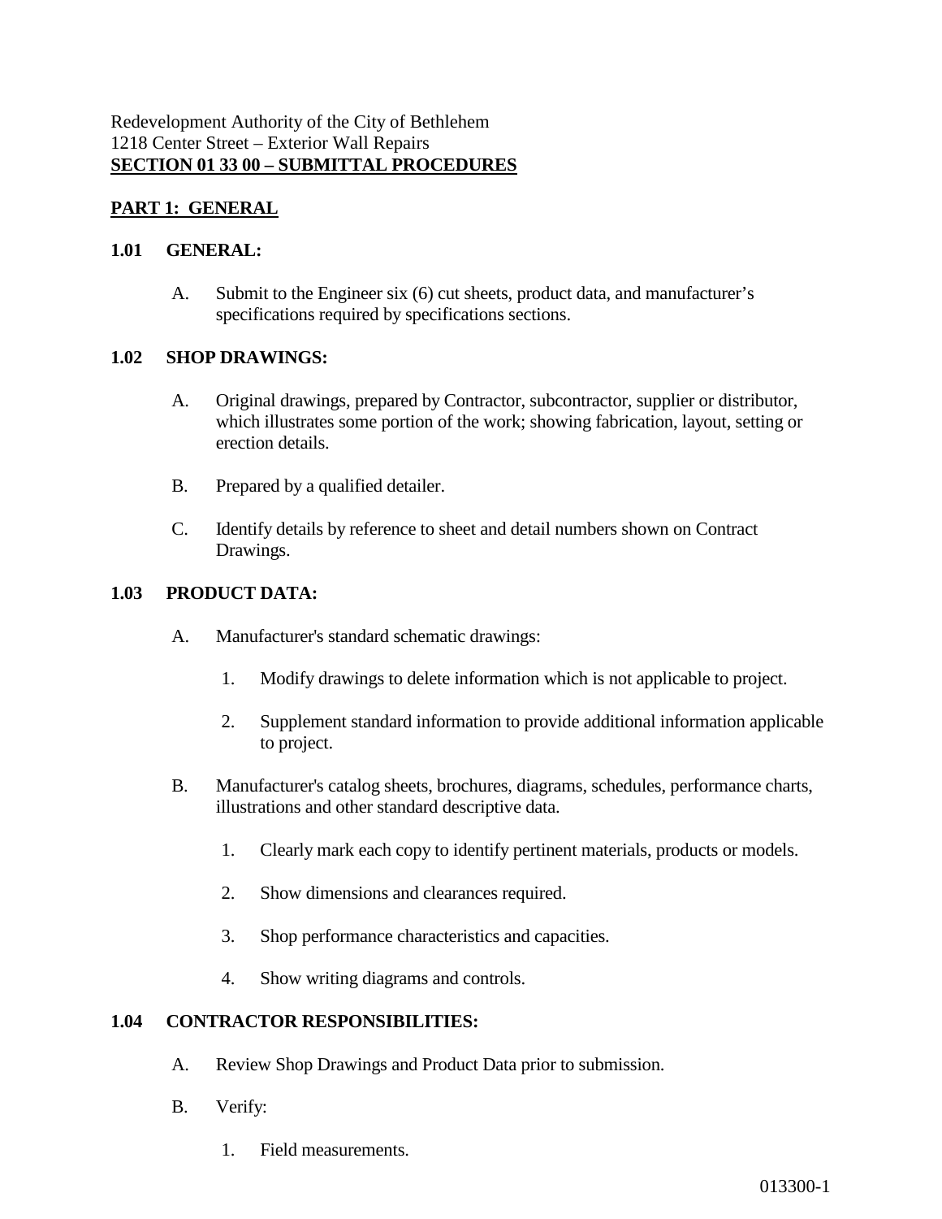Redevelopment Authority of the City of Bethlehem
1218 Center Street – Exterior Wall Repairs
**SECTION 01 33 00 – SUBMITTAL PROCEDURES**

## PART 1: GENERAL

### 1.01 GENERAL:

A. Submit to the Engineer six (6) cut sheets, product data, and manufacturer's specifications required by specifications sections.

### 1.02 SHOP DRAWINGS:

A. Original drawings, prepared by Contractor, subcontractor, supplier or distributor, which illustrates some portion of the work; showing fabrication, layout, setting or erection details.

B. Prepared by a qualified detailer.

C. Identify details by reference to sheet and detail numbers shown on Contract Drawings.

### 1.03 PRODUCT DATA:

A. Manufacturer's standard schematic drawings:

1. Modify drawings to delete information which is not applicable to project.
2. Supplement standard information to provide additional information applicable to project.

B. Manufacturer's catalog sheets, brochures, diagrams, schedules, performance charts, illustrations and other standard descriptive data.

1. Clearly mark each copy to identify pertinent materials, products or models.
2. Show dimensions and clearances required.
3. Shop performance characteristics and capacities.
4. Show writing diagrams and controls.

### 1.04 CONTRACTOR RESPONSIBILITIES:

A. Review Shop Drawings and Product Data prior to submission.

B. Verify:

1. Field measurements.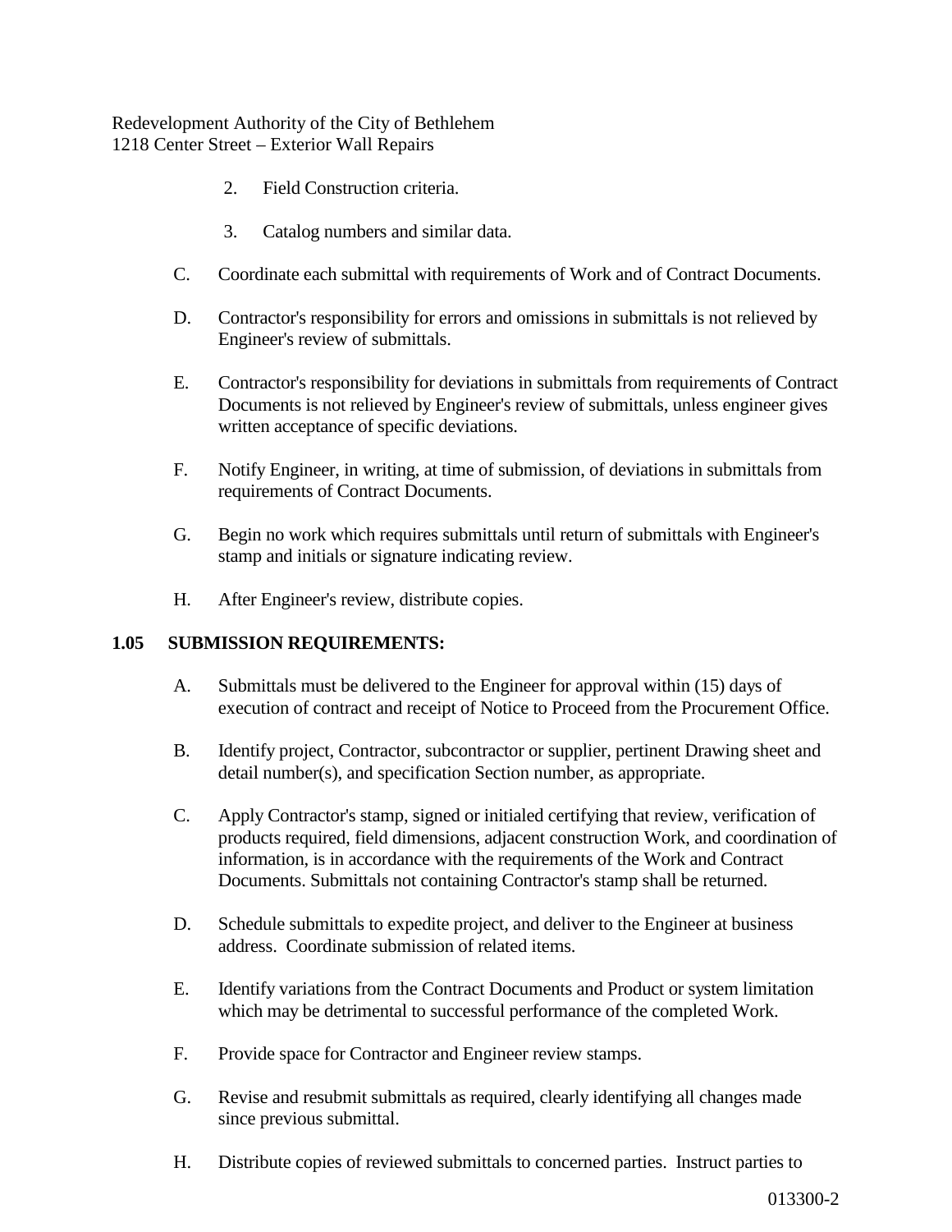2. Field Construction criteria.

3. Catalog numbers and similar data.

C. Coordinate each submittal with requirements of Work and of Contract Documents.

D. Contractor's responsibility for errors and omissions in submittals is not relieved by Engineer's review of submittals.

E. Contractor's responsibility for deviations in submittals from requirements of Contract Documents is not relieved by Engineer's review of submittals, unless engineer gives written acceptance of specific deviations.

F. Notify Engineer, in writing, at time of submission, of deviations in submittals from requirements of Contract Documents.

G. Begin no work which requires submittals until return of submittals with Engineer's stamp and initials or signature indicating review.

H. After Engineer's review, distribute copies.

**1.05 SUBMISSION REQUIREMENTS:**

A. Submittals must be delivered to the Engineer for approval within (15) days of execution of contract and receipt of Notice to Proceed from the Procurement Office.

B. Identify project, Contractor, subcontractor or supplier, pertinent Drawing sheet and detail number(s), and specification Section number, as appropriate.

C. Apply Contractor's stamp, signed or initialed certifying that review, verification of products required, field dimensions, adjacent construction Work, and coordination of information, is in accordance with the requirements of the Work and Contract Documents. Submittals not containing Contractor's stamp shall be returned.

D. Schedule submittals to expedite project, and deliver to the Engineer at business address. Coordinate submission of related items.

E. Identify variations from the Contract Documents and Product or system limitation which may be detrimental to successful performance of the completed Work.

F. Provide space for Contractor and Engineer review stamps.

G. Revise and resubmit submittals as required, clearly identifying all changes made since previous submittal.

H. Distribute copies of reviewed submittals to concerned parties. Instruct parties to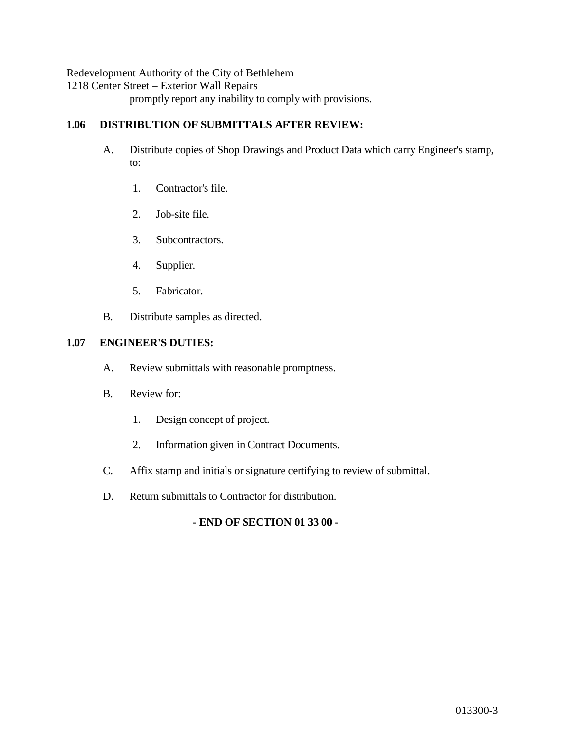promptly report any inability to comply with provisions.

**1.06 DISTRIBUTION OF SUBMITTALS AFTER REVIEW:**

A. Distribute copies of Shop Drawings and Product Data which carry Engineer's stamp, to:

1. Contractor's file.

2. Job-site file.

3. Subcontractors.

4. Supplier.

5. Fabricator.

B. Distribute samples as directed.

**1.07 ENGINEER'S DUTIES:**

A. Review submittals with reasonable promptness.

B. Review for:

1. Design concept of project.

2. Information given in Contract Documents.

C. Affix stamp and initials or signature certifying to review of submittal.

D. Return submittals to Contractor for distribution.

**- END OF SECTION 01 33 00 -**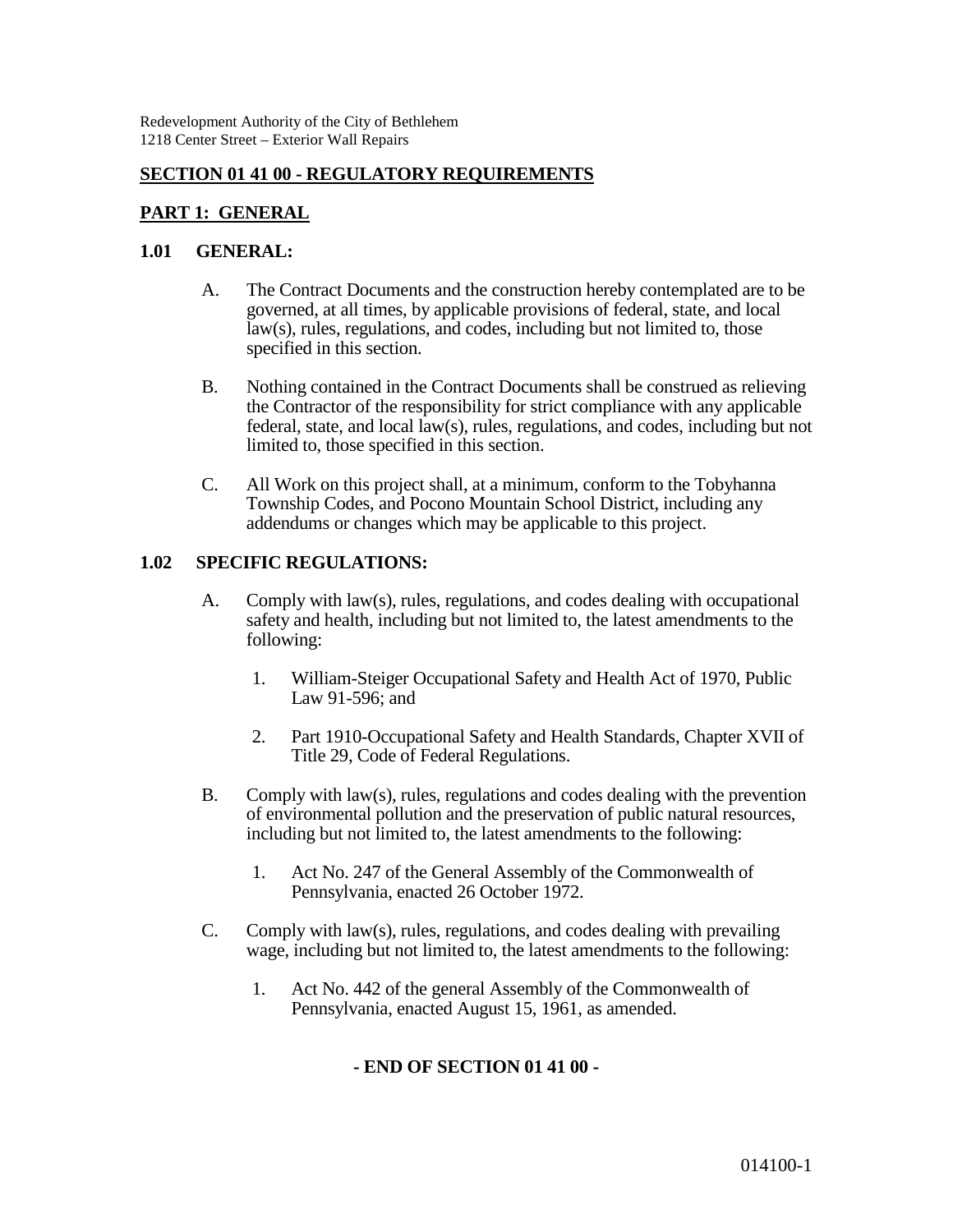Redevelopment Authority of the City of Bethlehem
1218 Center Street – Exterior Wall Repairs

## SECTION 01 41 00 - REGULATORY REQUIREMENTS

### PART 1: GENERAL

**1.01 GENERAL:**

A. The Contract Documents and the construction hereby contemplated are to be governed, at all times, by applicable provisions of federal, state, and local law(s), rules, regulations, and codes, including but not limited to, those specified in this section.

B. Nothing contained in the Contract Documents shall be construed as relieving the Contractor of the responsibility for strict compliance with any applicable federal, state, and local law(s), rules, regulations, and codes, including but not limited to, those specified in this section.

C. All Work on this project shall, at a minimum, conform to the Tobyhanna Township Codes, and Pocono Mountain School District, including any addendums or changes which may be applicable to this project.

**1.02 SPECIFIC REGULATIONS:**

A. Comply with law(s), rules, regulations, and codes dealing with occupational safety and health, including but not limited to, the latest amendments to the following:

1. William-Steiger Occupational Safety and Health Act of 1970, Public Law 91-596; and
2. Part 1910-Occupational Safety and Health Standards, Chapter XVII of Title 29, Code of Federal Regulations.

B. Comply with law(s), rules, regulations and codes dealing with the prevention of environmental pollution and the preservation of public natural resources, including but not limited to, the latest amendments to the following:

1. Act No. 247 of the General Assembly of the Commonwealth of Pennsylvania, enacted 26 October 1972.

C. Comply with law(s), rules, regulations, and codes dealing with prevailing wage, including but not limited to, the latest amendments to the following:

1. Act No. 442 of the general Assembly of the Commonwealth of Pennsylvania, enacted August 15, 1961, as amended.

**- END OF SECTION 01 41 00 -**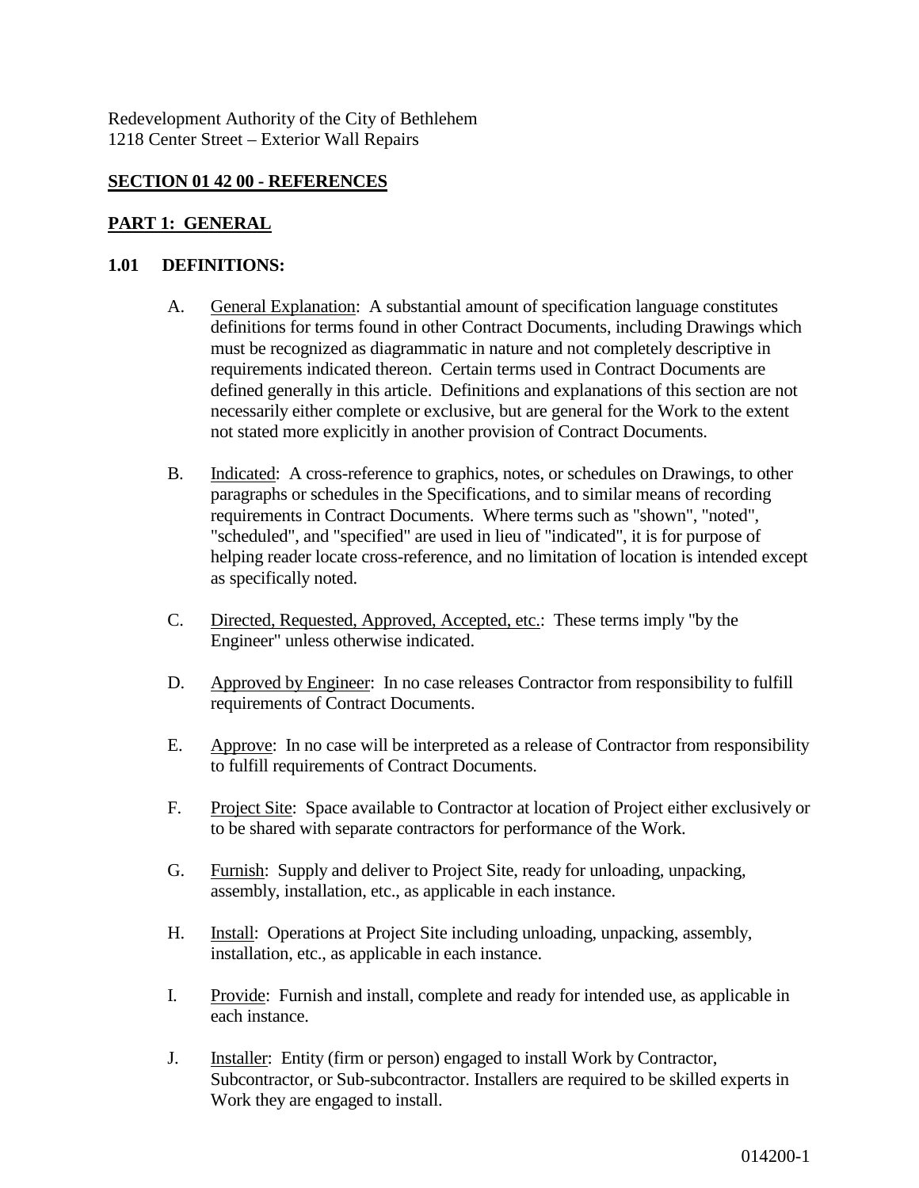Redevelopment Authority of the City of Bethlehem
1218 Center Street – Exterior Wall Repairs

## SECTION 01 42 00 - REFERENCES

## PART 1: GENERAL

### 1.01 DEFINITIONS:

A. General Explanation: A substantial amount of specification language constitutes definitions for terms found in other Contract Documents, including Drawings which must be recognized as diagrammatic in nature and not completely descriptive in requirements indicated thereon. Certain terms used in Contract Documents are defined generally in this article. Definitions and explanations of this section are not necessarily either complete or exclusive, but are general for the Work to the extent not stated more explicitly in another provision of Contract Documents.

B. Indicated: A cross-reference to graphics, notes, or schedules on Drawings, to other paragraphs or schedules in the Specifications, and to similar means of recording requirements in Contract Documents. Where terms such as "shown", "noted", "scheduled", and "specified" are used in lieu of "indicated", it is for purpose of helping reader locate cross-reference, and no limitation of location is intended except as specifically noted.

C. Directed, Requested, Approved, Accepted, etc.: These terms imply "by the Engineer" unless otherwise indicated.

D. Approved by Engineer: In no case releases Contractor from responsibility to fulfill requirements of Contract Documents.

E. Approve: In no case will be interpreted as a release of Contractor from responsibility to fulfill requirements of Contract Documents.

F. Project Site: Space available to Contractor at location of Project either exclusively or to be shared with separate contractors for performance of the Work.

G. Furnish: Supply and deliver to Project Site, ready for unloading, unpacking, assembly, installation, etc., as applicable in each instance.

H. Install: Operations at Project Site including unloading, unpacking, assembly, installation, etc., as applicable in each instance.

I. Provide: Furnish and install, complete and ready for intended use, as applicable in each instance.

J. Installer: Entity (firm or person) engaged to install Work by Contractor, Subcontractor, or Sub-subcontractor. Installers are required to be skilled experts in Work they are engaged to install.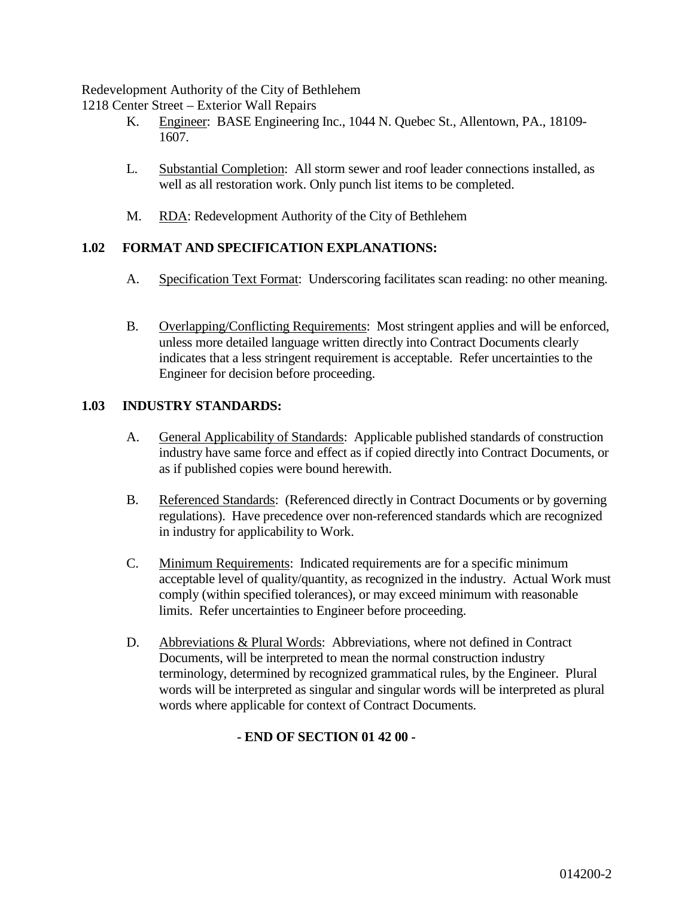K. Engineer: BASE Engineering Inc., 1044 N. Quebec St., Allentown, PA., 18109-1607.

L. Substantial Completion: All storm sewer and roof leader connections installed, as well as all restoration work. Only punch list items to be completed.

M. RDA: Redevelopment Authority of the City of Bethlehem

## 1.02 FORMAT AND SPECIFICATION EXPLANATIONS:

A. Specification Text Format: Underscoring facilitates scan reading: no other meaning.

B. Overlapping/Conflicting Requirements: Most stringent applies and will be enforced, unless more detailed language written directly into Contract Documents clearly indicates that a less stringent requirement is acceptable. Refer uncertainties to the Engineer for decision before proceeding.

## 1.03 INDUSTRY STANDARDS:

A. General Applicability of Standards: Applicable published standards of construction industry have same force and effect as if copied directly into Contract Documents, or as if published copies were bound herewith.

B. Referenced Standards: (Referenced directly in Contract Documents or by governing regulations). Have precedence over non-referenced standards which are recognized in industry for applicability to Work.

C. Minimum Requirements: Indicated requirements are for a specific minimum acceptable level of quality/quantity, as recognized in the industry. Actual Work must comply (within specified tolerances), or may exceed minimum with reasonable limits. Refer uncertainties to Engineer before proceeding.

D. Abbreviations & Plural Words: Abbreviations, where not defined in Contract Documents, will be interpreted to mean the normal construction industry terminology, determined by recognized grammatical rules, by the Engineer. Plural words will be interpreted as singular and singular words will be interpreted as plural words where applicable for context of Contract Documents.

**- END OF SECTION 01 42 00 -**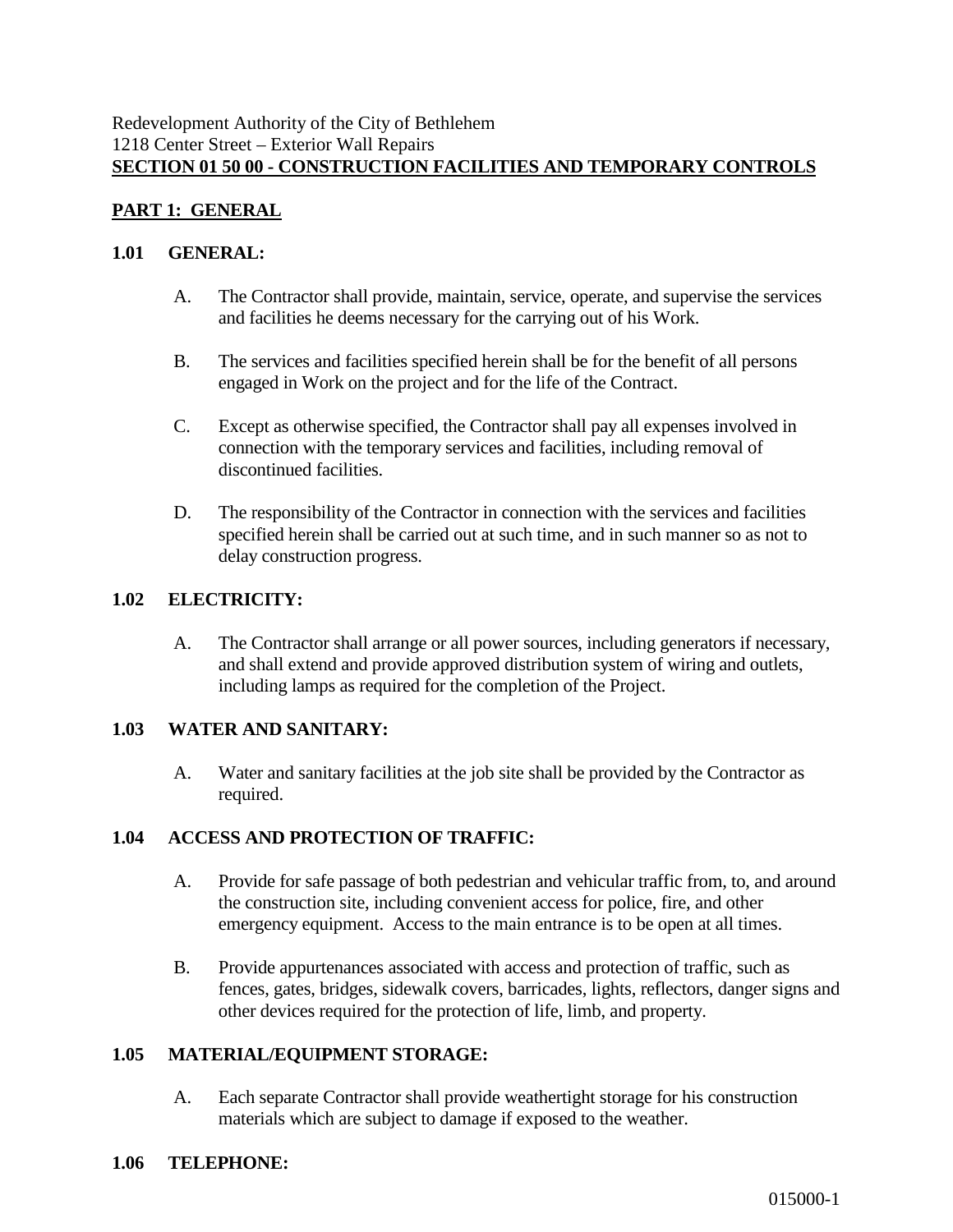Redevelopment Authority of the City of Bethlehem
1218 Center Street – Exterior Wall Repairs
**SECTION 01 50 00 - CONSTRUCTION FACILITIES AND TEMPORARY CONTROLS**

## PART 1: GENERAL

### 1.01 GENERAL:

A. The Contractor shall provide, maintain, service, operate, and supervise the services and facilities he deems necessary for the carrying out of his Work.

B. The services and facilities specified herein shall be for the benefit of all persons engaged in Work on the project and for the life of the Contract.

C. Except as otherwise specified, the Contractor shall pay all expenses involved in connection with the temporary services and facilities, including removal of discontinued facilities.

D. The responsibility of the Contractor in connection with the services and facilities specified herein shall be carried out at such time, and in such manner so as not to delay construction progress.

### 1.02 ELECTRICITY:

A. The Contractor shall arrange or all power sources, including generators if necessary, and shall extend and provide approved distribution system of wiring and outlets, including lamps as required for the completion of the Project.

### 1.03 WATER AND SANITARY:

A. Water and sanitary facilities at the job site shall be provided by the Contractor as required.

### 1.04 ACCESS AND PROTECTION OF TRAFFIC:

A. Provide for safe passage of both pedestrian and vehicular traffic from, to, and around the construction site, including convenient access for police, fire, and other emergency equipment. Access to the main entrance is to be open at all times.

B. Provide appurtenances associated with access and protection of traffic, such as fences, gates, bridges, sidewalk covers, barricades, lights, reflectors, danger signs and other devices required for the protection of life, limb, and property.

### 1.05 MATERIAL/EQUIPMENT STORAGE:

A. Each separate Contractor shall provide weathertight storage for his construction materials which are subject to damage if exposed to the weather.

### 1.06 TELEPHONE: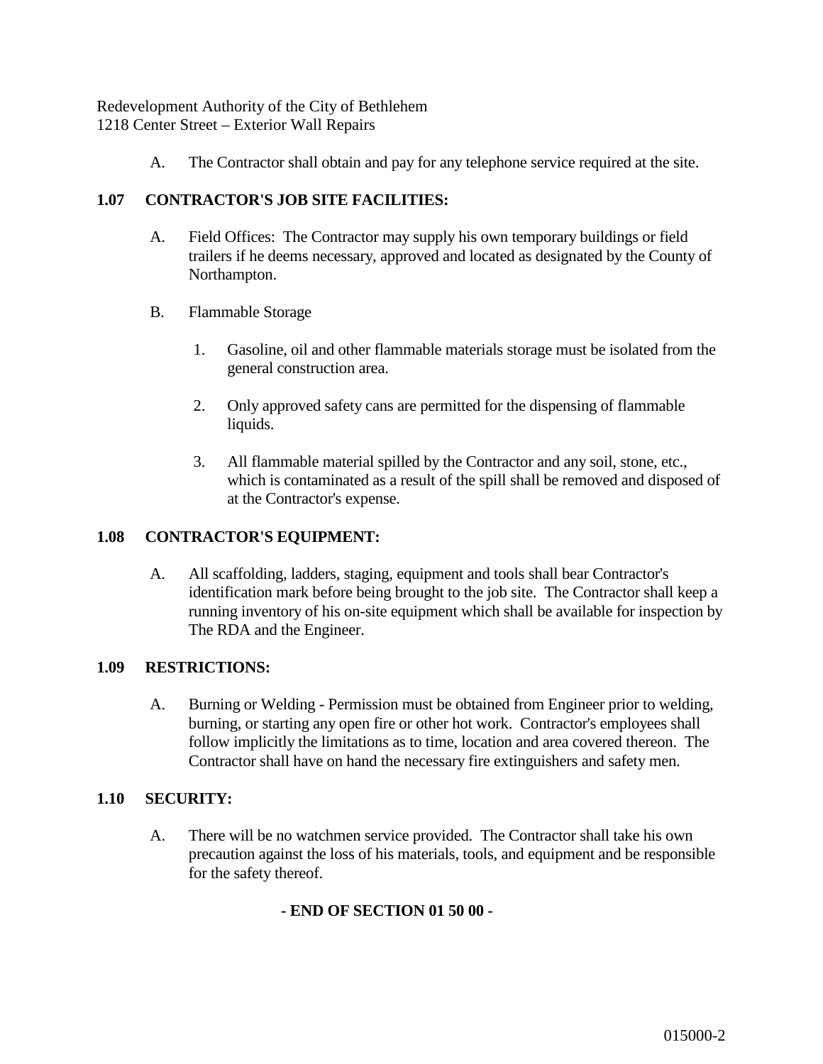A. The Contractor shall obtain and pay for any telephone service required at the site.

## 1.07 CONTRACTOR'S JOB SITE FACILITIES:

A. Field Offices: The Contractor may supply his own temporary buildings or field trailers if he deems necessary, approved and located as designated by the County of Northampton.

B. Flammable Storage

1. Gasoline, oil and other flammable materials storage must be isolated from the general construction area.

2. Only approved safety cans are permitted for the dispensing of flammable liquids.

3. All flammable material spilled by the Contractor and any soil, stone, etc., which is contaminated as a result of the spill shall be removed and disposed of at the Contractor's expense.

## 1.08 CONTRACTOR'S EQUIPMENT:

A. All scaffolding, ladders, staging, equipment and tools shall bear Contractor's identification mark before being brought to the job site. The Contractor shall keep a running inventory of his on-site equipment which shall be available for inspection by The RDA and the Engineer.

## 1.09 RESTRICTIONS:

A. Burning or Welding - Permission must be obtained from Engineer prior to welding, burning, or starting any open fire or other hot work. Contractor's employees shall follow implicitly the limitations as to time, location and area covered thereon. The Contractor shall have on hand the necessary fire extinguishers and safety men.

## 1.10 SECURITY:

A. There will be no watchmen service provided. The Contractor shall take his own precaution against the loss of his materials, tools, and equipment and be responsible for the safety thereof.

**- END OF SECTION 01 50 00 -**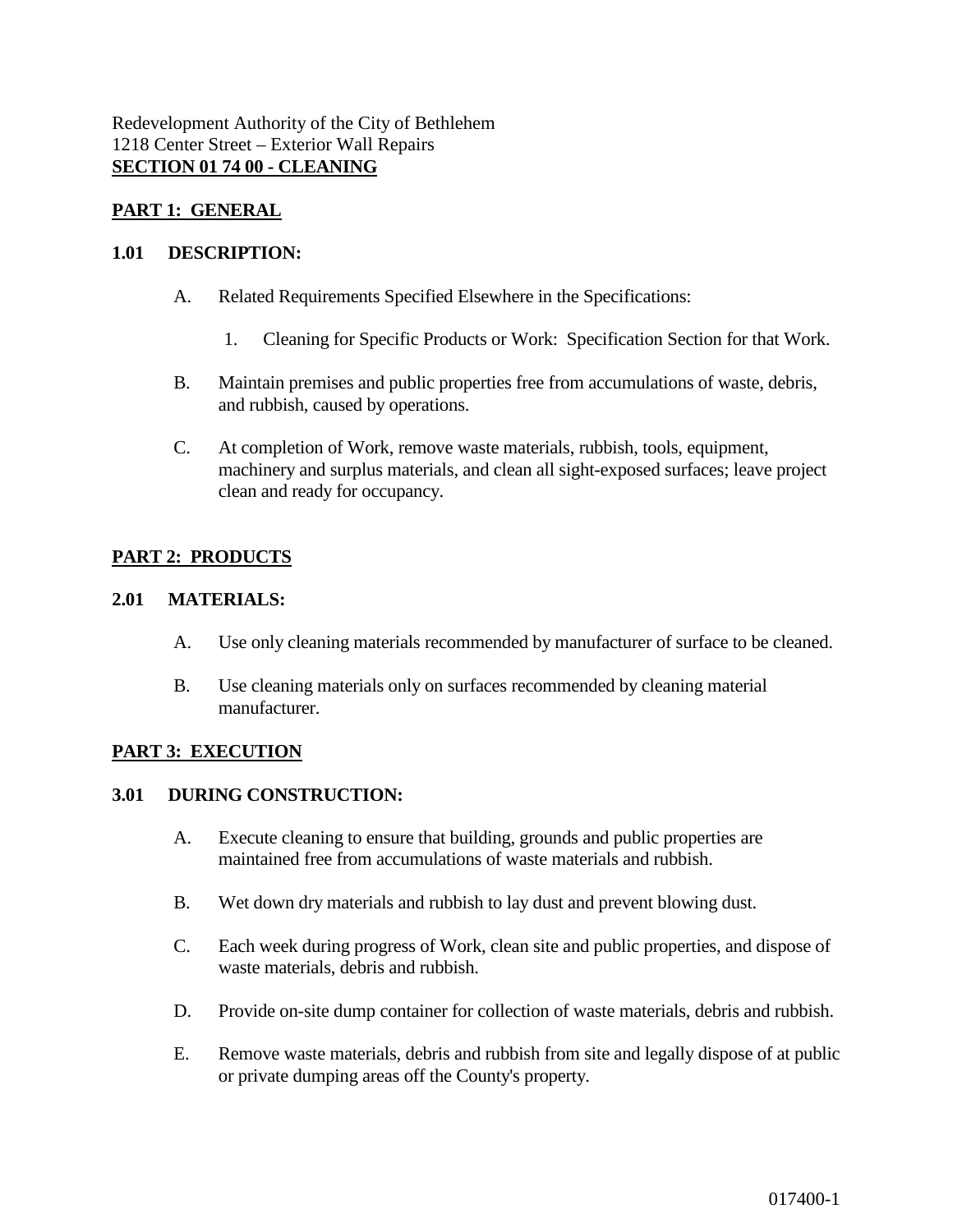Redevelopment Authority of the City of Bethlehem
1218 Center Street – Exterior Wall Repairs

## SECTION 01 74 00 - CLEANING

### PART 1: GENERAL

#### 1.01 DESCRIPTION:

A. Related Requirements Specified Elsewhere in the Specifications:

1. Cleaning for Specific Products or Work: Specification Section for that Work.

B. Maintain premises and public properties free from accumulations of waste, debris, and rubbish, caused by operations.

C. At completion of Work, remove waste materials, rubbish, tools, equipment, machinery and surplus materials, and clean all sight-exposed surfaces; leave project clean and ready for occupancy.

### PART 2: PRODUCTS

#### 2.01 MATERIALS:

A. Use only cleaning materials recommended by manufacturer of surface to be cleaned.

B. Use cleaning materials only on surfaces recommended by cleaning material manufacturer.

### PART 3: EXECUTION

#### 3.01 DURING CONSTRUCTION:

A. Execute cleaning to ensure that building, grounds and public properties are maintained free from accumulations of waste materials and rubbish.

B. Wet down dry materials and rubbish to lay dust and prevent blowing dust.

C. Each week during progress of Work, clean site and public properties, and dispose of waste materials, debris and rubbish.

D. Provide on-site dump container for collection of waste materials, debris and rubbish.

E. Remove waste materials, debris and rubbish from site and legally dispose of at public or private dumping areas off the County's property.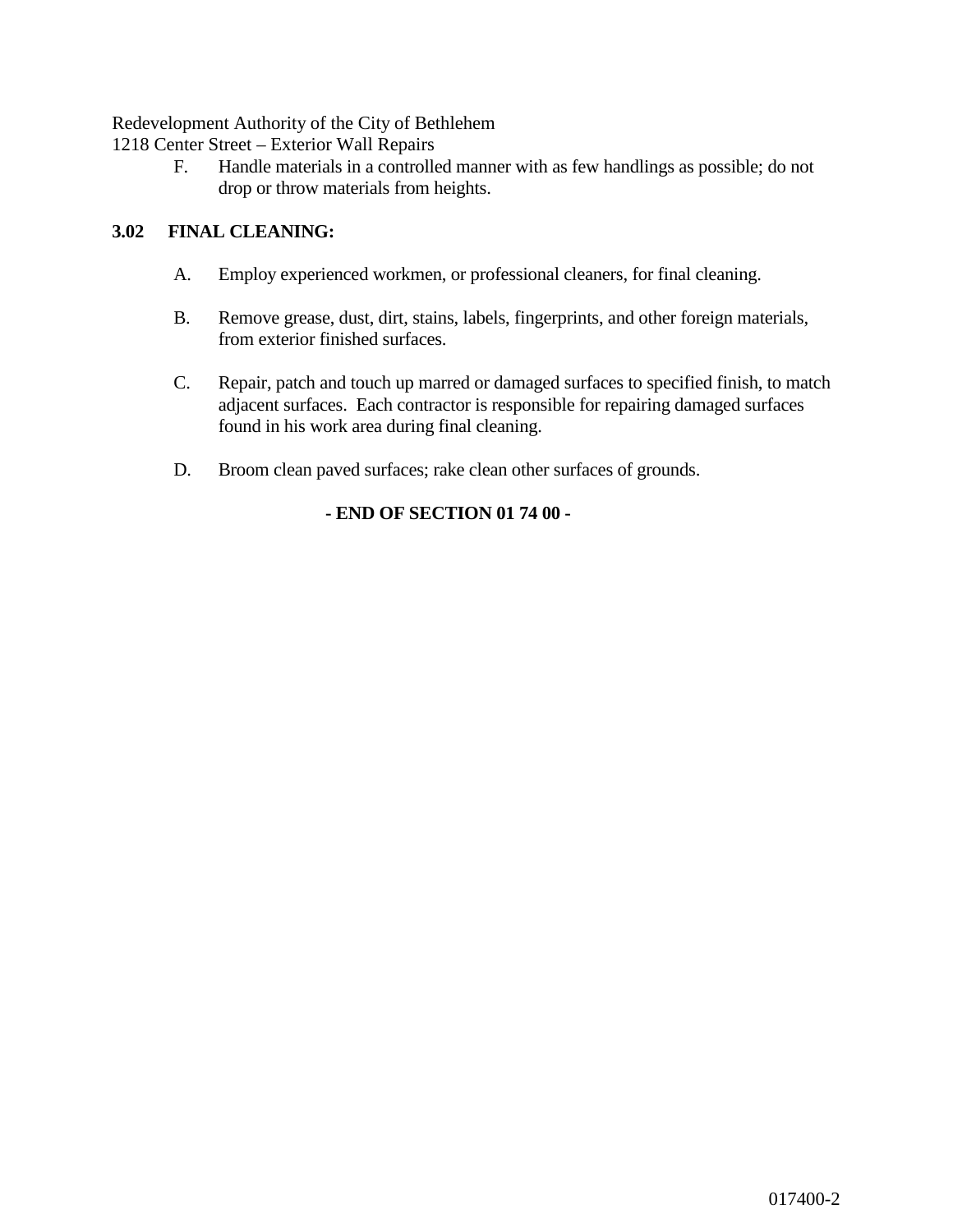F. Handle materials in a controlled manner with as few handlings as possible; do not drop or throw materials from heights.

## 3.02 FINAL CLEANING:

A. Employ experienced workmen, or professional cleaners, for final cleaning.

B. Remove grease, dust, dirt, stains, labels, fingerprints, and other foreign materials, from exterior finished surfaces.

C. Repair, patch and touch up marred or damaged surfaces to specified finish, to match adjacent surfaces. Each contractor is responsible for repairing damaged surfaces found in his work area during final cleaning.

D. Broom clean paved surfaces; rake clean other surfaces of grounds.

**- END OF SECTION 01 74 00 -**